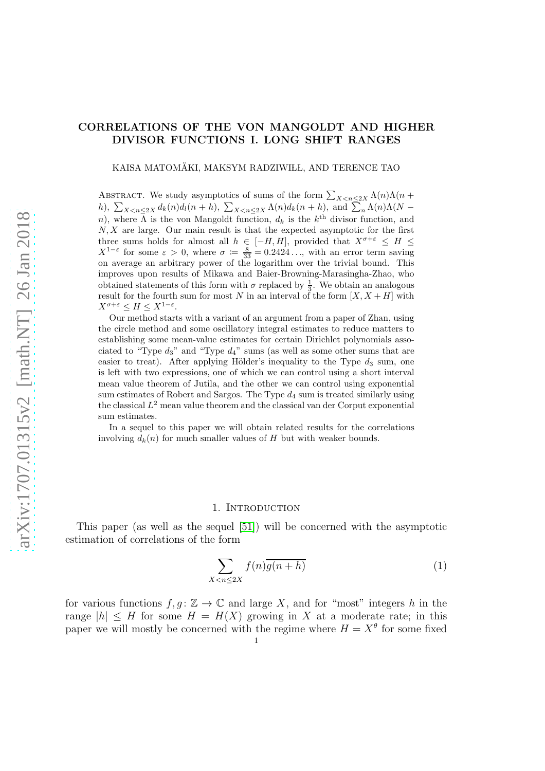# CORRELATIONS OF THE VON MANGOLDT AND HIGHER DIVISOR FUNCTIONS I. LONG SHIFT RANGES

KAISA MATOMÄKI, MAKSYM RADZIWIŁŁ, AND TERENCE TAO

Abstract. We study asymptotics of sums of the form $\sum_{X<n\leq 2X} \Lambda(n)\Lambda(n+h)$, $\sum_{X<n\leq 2X} d_k(n)d_l(n+h)$, $\sum_{X<n\leq 2X} \Lambda(n)d_k(n+h)$, and $\sum_n \Lambda(n)\Lambda(N-n)$, where $\Lambda$ is the von Mangoldt function, $d_k$ is the $k^{\text{th}}$ divisor function, and $N, X$ are large. Our main result is that the expected asymptotic for the first three sums holds for almost all $h \in [-H, H]$, provided that $X^{\sigma+\varepsilon} \leq H \leq X^{1-\varepsilon}$ for some $\varepsilon > 0$, where $\sigma := \frac{8}{33} = 0.2424\ldots$, with an error term saving on average an arbitrary power of the logarithm over the trivial bound. This improves upon results of Mikawa and Baier-Browning-Marasingha-Zhao, who obtained statements of this form with $\sigma$ replaced by $\frac{1}{3}$. We obtain an analogous result for the fourth sum for most $N$ in an interval of the form $[X, X+H]$ with $X^{\sigma+\varepsilon} \leq H \leq X^{1-\varepsilon}$.

Our method starts with a variant of an argument from a paper of Zhan, using the circle method and some oscillatory integral estimates to reduce matters to establishing some mean-value estimates for certain Dirichlet polynomials associated to "Type $d_3$" and "Type $d_4$" sums (as well as some other sums that are easier to treat). After applying Hölder's inequality to the Type $d_3$ sum, one is left with two expressions, one of which we can control using a short interval mean value theorem of Jutila, and the other we can control using exponential sum estimates of Robert and Sargos. The Type $d_4$ sum is treated similarly using the classical $L^2$ mean value theorem and the classical van der Corput exponential sum estimates.

In a sequel to this paper we will obtain related results for the correlations involving $d_k(n)$ for much smaller values of $H$ but with weaker bounds.

## 1. Introduction

This paper (as well as the sequel [51]) will be concerned with the asymptotic estimation of correlations of the form

$$\sum_{X<n\leq 2X} f(n)\overline{g(n+h)} \tag{1}$$

for various functions $f, g\colon \mathbb{Z} \to \mathbb{C}$ and large $X$, and for "most" integers $h$ in the range $|h| \leq H$ for some $H = H(X)$ growing in $X$ at a moderate rate; in this paper we will mostly be concerned with the regime where $H = X^\theta$ for some fixed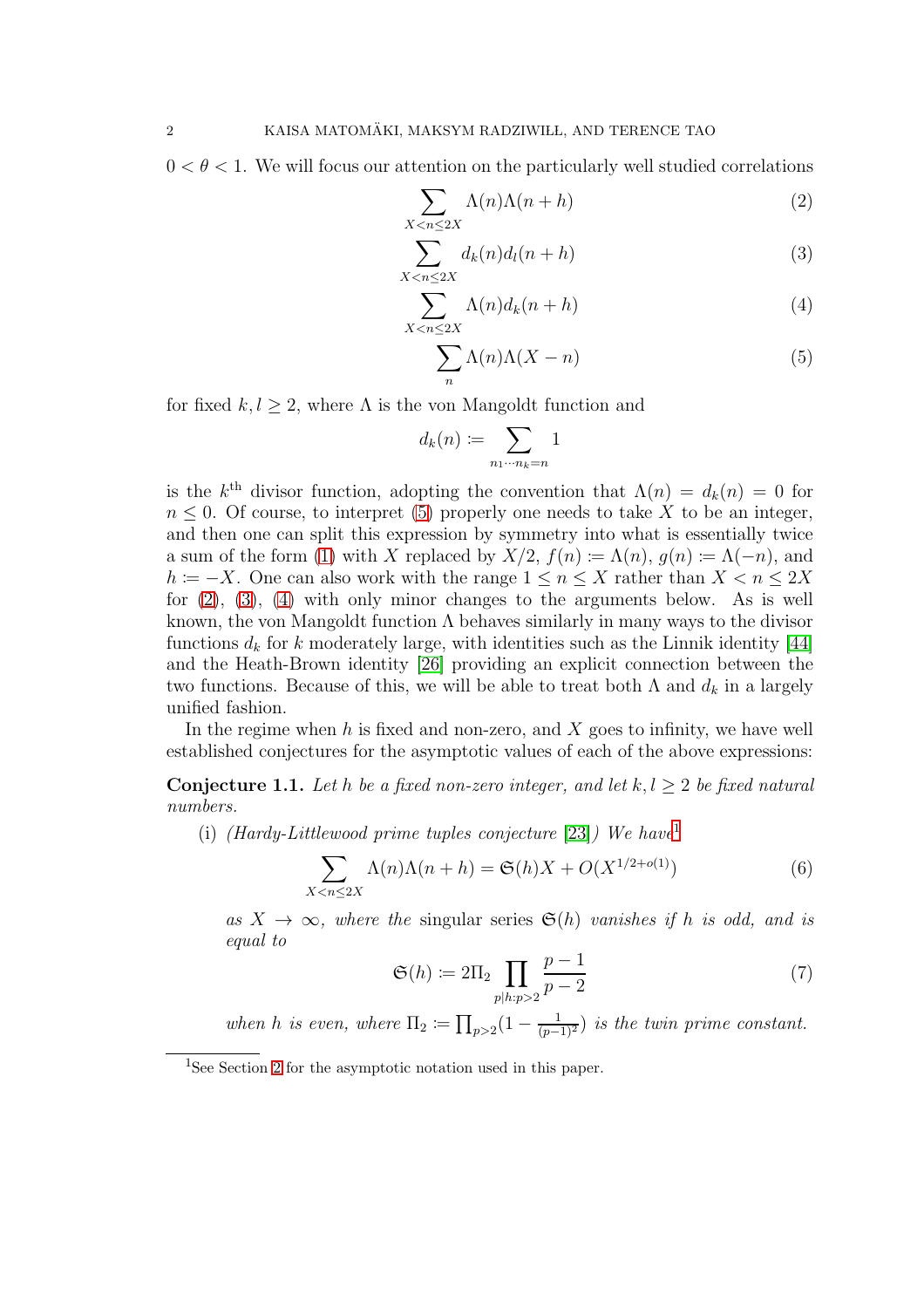$0 < \theta < 1$. We will focus our attention on the particularly well studied correlations

$$\sum_{X < n \leq 2X} \Lambda(n)\Lambda(n+h) \tag{2}$$

$$\sum_{X < n \leq 2X} d_k(n) d_l(n+h) \tag{3}$$

$$\sum_{X < n \leq 2X} \Lambda(n) d_k(n+h) \tag{4}$$

$$\sum_{n} \Lambda(n)\Lambda(X-n) \tag{5}$$

for fixed $k, l \geq 2$, where $\Lambda$ is the von Mangoldt function and

$$d_k(n) := \sum_{n_1 \cdots n_k = n} 1$$

is the $k^{\text{th}}$ divisor function, adopting the convention that $\Lambda(n) = d_k(n) = 0$ for $n \leq 0$. Of course, to interpret (5) properly one needs to take $X$ to be an integer, and then one can split this expression by symmetry into what is essentially twice a sum of the form (1) with $X$ replaced by $X/2$, $f(n) := \Lambda(n)$, $g(n) := \Lambda(-n)$, and $h := -X$. One can also work with the range $1 \leq n \leq X$ rather than $X < n \leq 2X$ for (2), (3), (4) with only minor changes to the arguments below. As is well known, the von Mangoldt function $\Lambda$ behaves similarly in many ways to the divisor functions $d_k$ for $k$ moderately large, with identities such as the Linnik identity [44] and the Heath-Brown identity [26] providing an explicit connection between the two functions. Because of this, we will be able to treat both $\Lambda$ and $d_k$ in a largely unified fashion.

In the regime when $h$ is fixed and non-zero, and $X$ goes to infinity, we have well established conjectures for the asymptotic values of each of the above expressions:

**Conjecture 1.1.** *Let $h$ be a fixed non-zero integer, and let $k, l \geq 2$ be fixed natural numbers.*

(i) *(Hardy-Littlewood prime tuples conjecture [23]) We have*[1]

$$\sum_{X < n \leq 2X} \Lambda(n)\Lambda(n+h) = \mathfrak{S}(h)X + O(X^{1/2+o(1)}) \tag{6}$$

*as $X \to \infty$, where the* singular series *$\mathfrak{S}(h)$ vanishes if $h$ is odd, and is equal to*

$$\mathfrak{S}(h) := 2\Pi_2 \prod_{p|h: p>2} \frac{p-1}{p-2} \tag{7}$$

*when $h$ is even, where $\Pi_2 := \prod_{p>2}(1 - \frac{1}{(p-1)^2})$ is the twin prime constant.*

[1] See Section 2 for the asymptotic notation used in this paper.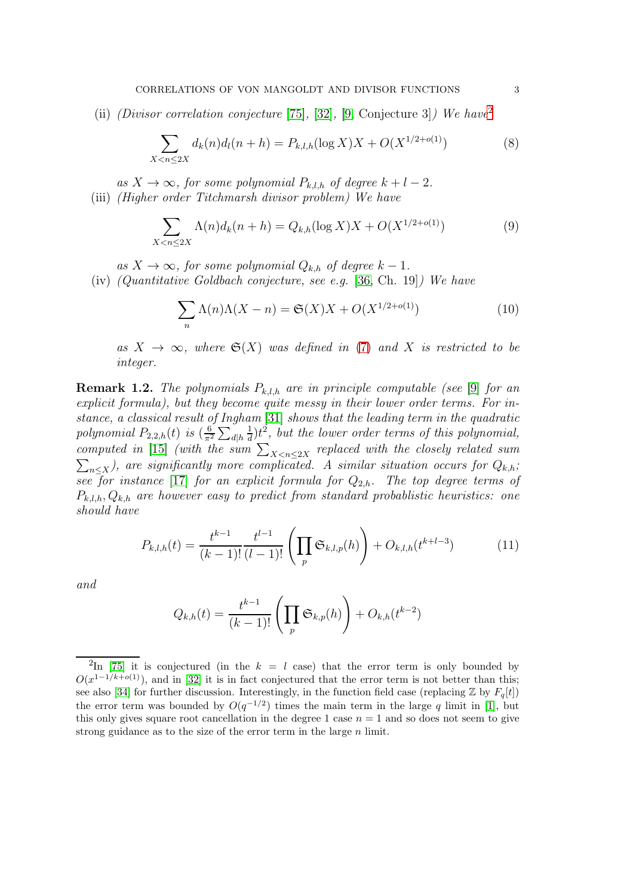(ii) *(Divisor correlation conjecture* [75], [32], [9, Conjecture 3]*) We have*[2]

$$\sum_{X<n\leq 2X} d_k(n)d_l(n+h) = P_{k,l,h}(\log X)X + O(X^{1/2+o(1)}) \tag{8}$$

*as $X \to \infty$, for some polynomial $P_{k,l,h}$ of degree $k+l-2$.*

(iii) *(Higher order Titchmarsh divisor problem) We have*

$$\sum_{X<n\leq 2X} \Lambda(n)d_k(n+h) = Q_{k,h}(\log X)X + O(X^{1/2+o(1)}) \tag{9}$$

*as $X \to \infty$, for some polynomial $Q_{k,h}$ of degree $k-1$.*

(iv) *(Quantitative Goldbach conjecture, see e.g.* [36, Ch. 19]*) We have*

$$\sum_n \Lambda(n)\Lambda(X-n) = \mathfrak{S}(X)X + O(X^{1/2+o(1)}) \tag{10}$$

*as $X \to \infty$, where $\mathfrak{S}(X)$ was defined in* (7) *and $X$ is restricted to be integer.*

**Remark 1.2.** *The polynomials $P_{k,l,h}$ are in principle computable (see* [9] *for an explicit formula), but they become quite messy in their lower order terms. For instance, a classical result of Ingham* [31] *shows that the leading term in the quadratic polynomial $P_{2,2,h}(t)$ is $(\frac{6}{\pi^2}\sum_{d|h}\frac{1}{d})t^2$, but the lower order terms of this polynomial, computed in* [15] *(with the sum $\sum_{X<n\leq 2X}$ replaced with the closely related sum $\sum_{n\leq X}$), are significantly more complicated. A similar situation occurs for $Q_{k,h}$; see for instance* [17] *for an explicit formula for $Q_{2,h}$. The top degree terms of $P_{k,l,h}, Q_{k,h}$ are however easy to predict from standard probablistic heuristics: one should have*

$$P_{k,l,h}(t) = \frac{t^{k-1}}{(k-1)!}\frac{t^{l-1}}{(l-1)!}\left(\prod_p \mathfrak{S}_{k,l,p}(h)\right) + O_{k,l,h}(t^{k+l-3}) \tag{11}$$

*and*

$$Q_{k,h}(t) = \frac{t^{k-1}}{(k-1)!}\left(\prod_p \mathfrak{S}_{k,p}(h)\right) + O_{k,h}(t^{k-2})$$

---

[2] In [75] it is conjectured (in the $k = l$ case) that the error term is only bounded by $O(x^{1-1/k+o(1)})$, and in [32] it is in fact conjectured that the error term is not better than this; see also [34] for further discussion. Interestingly, in the function field case (replacing $\mathbb{Z}$ by $F_q[t]$) the error term was bounded by $O(q^{-1/2})$ times the main term in the large $q$ limit in [1], but this only gives square root cancellation in the degree 1 case $n = 1$ and so does not seem to give strong guidance as to the size of the error term in the large $n$ limit.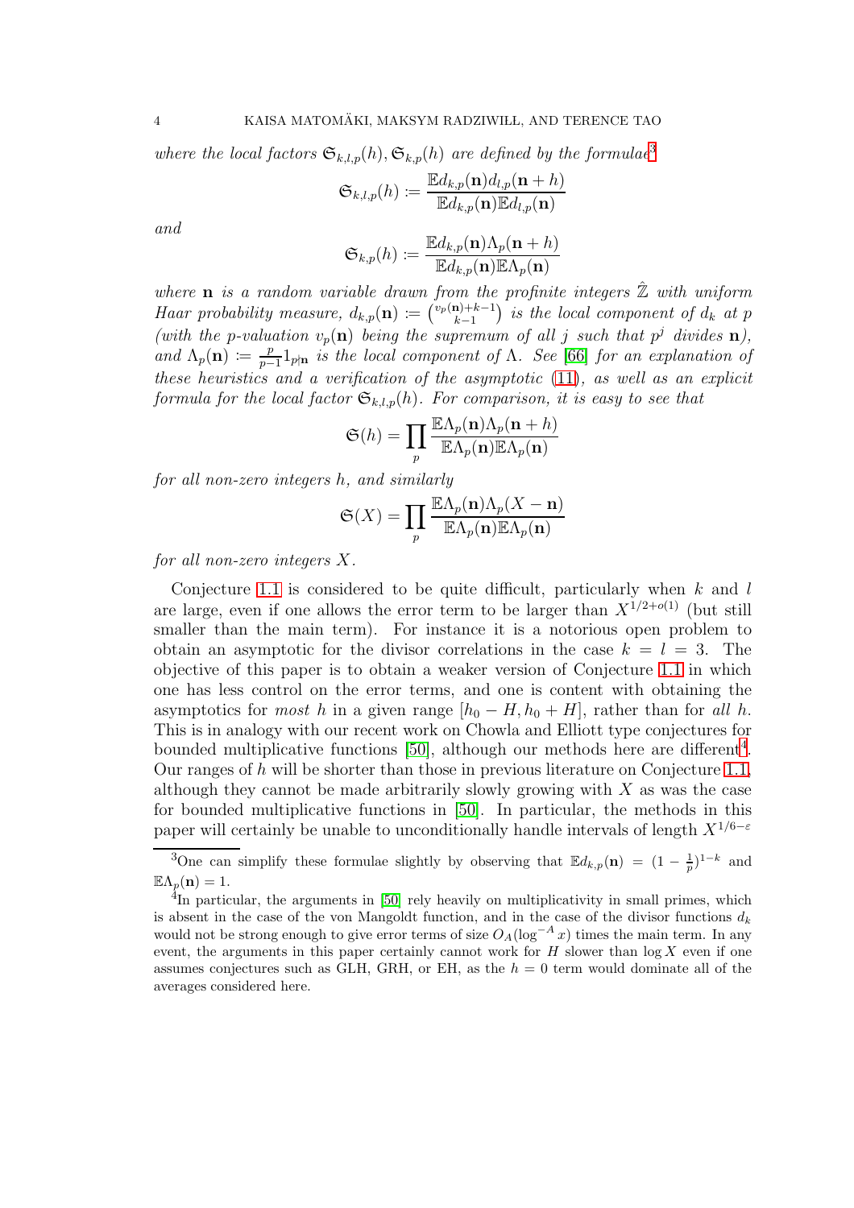*where the local factors $\mathfrak{S}_{k,l,p}(h), \mathfrak{S}_{k,p}(h)$ are defined by the formulae*[3]

$$\mathfrak{S}_{k,l,p}(h) := \frac{\mathbb{E} d_{k,p}(\mathbf{n}) d_{l,p}(\mathbf{n}+h)}{\mathbb{E} d_{k,p}(\mathbf{n}) \mathbb{E} d_{l,p}(\mathbf{n})}$$

*and*

$$\mathfrak{S}_{k,p}(h) := \frac{\mathbb{E} d_{k,p}(\mathbf{n}) \Lambda_p(\mathbf{n}+h)}{\mathbb{E} d_{k,p}(\mathbf{n}) \mathbb{E} \Lambda_p(\mathbf{n})}$$

*where $\mathbf{n}$ is a random variable drawn from the profinite integers $\hat{\mathbb{Z}}$ with uniform Haar probability measure, $d_{k,p}(\mathbf{n}) := \binom{v_p(\mathbf{n})+k-1}{k-1}$ is the local component of $d_k$ at $p$ (with the $p$-valuation $v_p(\mathbf{n})$ being the supremum of all $j$ such that $p^j$ divides $\mathbf{n}$), and $\Lambda_p(\mathbf{n}) := \frac{p}{p-1} 1_{p \nmid \mathbf{n}}$ is the local component of $\Lambda$. See [66] for an explanation of these heuristics and a verification of the asymptotic (11), as well as an explicit formula for the local factor $\mathfrak{S}_{k,l,p}(h)$. For comparison, it is easy to see that*

$$\mathfrak{S}(h) = \prod_p \frac{\mathbb{E} \Lambda_p(\mathbf{n}) \Lambda_p(\mathbf{n}+h)}{\mathbb{E} \Lambda_p(\mathbf{n}) \mathbb{E} \Lambda_p(\mathbf{n})}$$

*for all non-zero integers $h$, and similarly*

$$\mathfrak{S}(X) = \prod_p \frac{\mathbb{E} \Lambda_p(\mathbf{n}) \Lambda_p(X-\mathbf{n})}{\mathbb{E} \Lambda_p(\mathbf{n}) \mathbb{E} \Lambda_p(\mathbf{n})}$$

*for all non-zero integers $X$.*

Conjecture 1.1 is considered to be quite difficult, particularly when $k$ and $l$ are large, even if one allows the error term to be larger than $X^{1/2+o(1)}$ (but still smaller than the main term). For instance it is a notorious open problem to obtain an asymptotic for the divisor correlations in the case $k = l = 3$. The objective of this paper is to obtain a weaker version of Conjecture 1.1 in which one has less control on the error terms, and one is content with obtaining the asymptotics for *most* $h$ in a given range $[h_0 - H, h_0 + H]$, rather than for *all* $h$. This is in analogy with our recent work on Chowla and Elliott type conjectures for bounded multiplicative functions [50], although our methods here are different[4]. Our ranges of $h$ will be shorter than those in previous literature on Conjecture 1.1, although they cannot be made arbitrarily slowly growing with $X$ as was the case for bounded multiplicative functions in [50]. In particular, the methods in this paper will certainly be unable to unconditionally handle intervals of length $X^{1/6-\varepsilon}$

---

[3] One can simplify these formulae slightly by observing that $\mathbb{E} d_{k,p}(\mathbf{n}) = (1 - \frac{1}{p})^{1-k}$ and $\mathbb{E}\Lambda_p(\mathbf{n}) = 1$.

[4] In particular, the arguments in [50] rely heavily on multiplicativity in small primes, which is absent in the case of the von Mangoldt function, and in the case of the divisor functions $d_k$ would not be strong enough to give error terms of size $O_A(\log^{-A} x)$ times the main term. In any event, the arguments in this paper certainly cannot work for $H$ slower than $\log X$ even if one assumes conjectures such as GLH, GRH, or EH, as the $h = 0$ term would dominate all of the averages considered here.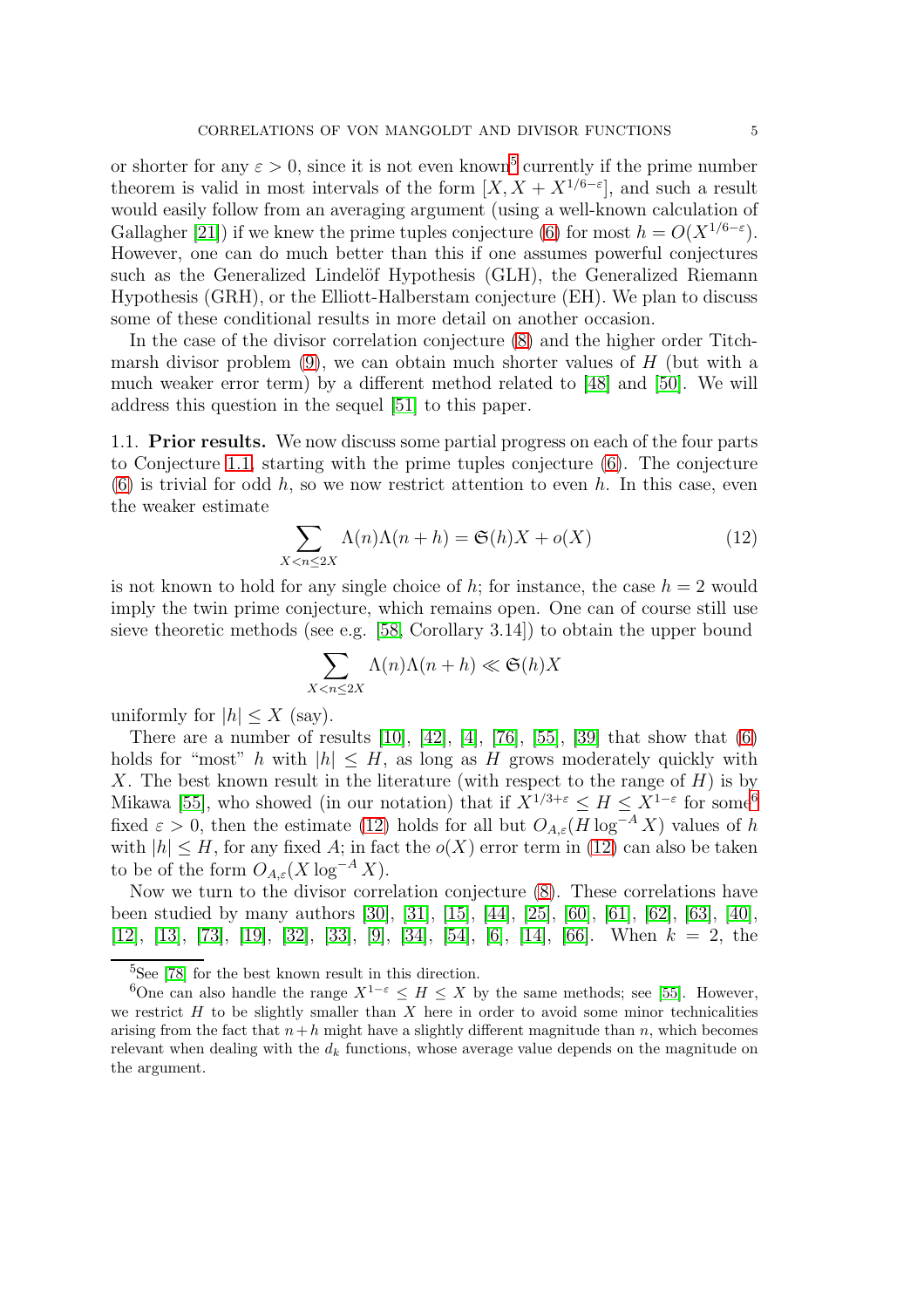or shorter for any $\varepsilon > 0$, since it is not even known[5] currently if the prime number theorem is valid in most intervals of the form $[X, X + X^{1/6-\varepsilon}]$, and such a result would easily follow from an averaging argument (using a well-known calculation of Gallagher [21]) if we knew the prime tuples conjecture (6) for most $h = O(X^{1/6-\varepsilon})$. However, one can do much better than this if one assumes powerful conjectures such as the Generalized Lindelöf Hypothesis (GLH), the Generalized Riemann Hypothesis (GRH), or the Elliott-Halberstam conjecture (EH). We plan to discuss some of these conditional results in more detail on another occasion.

In the case of the divisor correlation conjecture (8) and the higher order Titchmarsh divisor problem (9), we can obtain much shorter values of $H$ (but with a much weaker error term) by a different method related to [48] and [50]. We will address this question in the sequel [51] to this paper.

**1.1. Prior results.** We now discuss some partial progress on each of the four parts to Conjecture 1.1, starting with the prime tuples conjecture (6). The conjecture (6) is trivial for odd $h$, so we now restrict attention to even $h$. In this case, even the weaker estimate

$$\sum_{X<n\leq 2X} \Lambda(n)\Lambda(n+h) = \mathfrak{S}(h)X + o(X) \tag{12}$$

is not known to hold for any single choice of $h$; for instance, the case $h = 2$ would imply the twin prime conjecture, which remains open. One can of course still use sieve theoretic methods (see e.g. [58, Corollary 3.14]) to obtain the upper bound

$$\sum_{X<n\leq 2X} \Lambda(n)\Lambda(n+h) \ll \mathfrak{S}(h)X$$

uniformly for $|h| \leq X$ (say).

There are a number of results [10], [42], [4], [76], [55], [39] that show that (6) holds for "most" $h$ with $|h| \leq H$, as long as $H$ grows moderately quickly with $X$. The best known result in the literature (with respect to the range of $H$) is by Mikawa [55], who showed (in our notation) that if $X^{1/3+\varepsilon} \leq H \leq X^{1-\varepsilon}$ for some[6] fixed $\varepsilon > 0$, then the estimate (12) holds for all but $O_{A,\varepsilon}(H \log^{-A} X)$ values of $h$ with $|h| \leq H$, for any fixed $A$; in fact the $o(X)$ error term in (12) can also be taken to be of the form $O_{A,\varepsilon}(X \log^{-A} X)$.

Now we turn to the divisor correlation conjecture (8). These correlations have been studied by many authors [30], [31], [15], [44], [25], [60], [61], [62], [63], [40], [12], [13], [73], [19], [32], [33], [9], [34], [54], [6], [14], [66]. When $k = 2$, the

---

[5] See [78] for the best known result in this direction.

[6] One can also handle the range $X^{1-\varepsilon} \leq H \leq X$ by the same methods; see [55]. However, we restrict $H$ to be slightly smaller than $X$ here in order to avoid some minor technicalities arising from the fact that $n+h$ might have a slightly different magnitude than $n$, which becomes relevant when dealing with the $d_k$ functions, whose average value depends on the magnitude on the argument.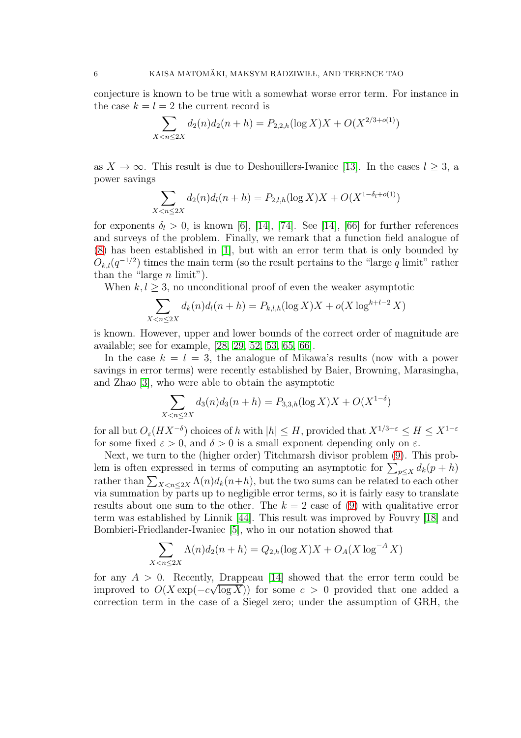conjecture is known to be true with a somewhat worse error term. For instance in the case $k = l = 2$ the current record is

$$\sum_{X<n\leq 2X} d_2(n)d_2(n+h) = P_{2,2,h}(\log X)X + O(X^{2/3+o(1)})$$

as $X \to \infty$. This result is due to Deshouillers-Iwaniec [13]. In the cases $l \geq 3$, a power savings

$$\sum_{X<n\leq 2X} d_2(n)d_l(n+h) = P_{2,l,h}(\log X)X + O(X^{1-\delta_l+o(1)})$$

for exponents $\delta_l > 0$, is known [6], [14], [74]. See [14], [66] for further references and surveys of the problem. Finally, we remark that a function field analogue of (8) has been established in [1], but with an error term that is only bounded by $O_{k,l}(q^{-1/2})$ times the main term (so the result pertains to the "large $q$ limit" rather than the "large $n$ limit").

When $k, l \geq 3$, no unconditional proof of even the weaker asymptotic

$$\sum_{X<n\leq 2X} d_k(n)d_l(n+h) = P_{k,l,h}(\log X)X + o(X\log^{k+l-2} X)$$

is known. However, upper and lower bounds of the correct order of magnitude are available; see for example, [28, 29, 52, 53, 65, 66].

In the case $k = l = 3$, the analogue of Mikawa's results (now with a power savings in error terms) were recently established by Baier, Browning, Marasingha, and Zhao [3], who were able to obtain the asymptotic

$$\sum_{X<n\leq 2X} d_3(n)d_3(n+h) = P_{3,3,h}(\log X)X + O(X^{1-\delta})$$

for all but $O_\varepsilon(HX^{-\delta})$ choices of $h$ with $|h| \leq H$, provided that $X^{1/3+\varepsilon} \leq H \leq X^{1-\varepsilon}$ for some fixed $\varepsilon > 0$, and $\delta > 0$ is a small exponent depending only on $\varepsilon$.

Next, we turn to the (higher order) Titchmarsh divisor problem (9). This problem is often expressed in terms of computing an asymptotic for $\sum_{p\leq X} d_k(p+h)$ rather than $\sum_{X<n\leq 2X} \Lambda(n)d_k(n+h)$, but the two sums can be related to each other via summation by parts up to negligible error terms, so it is fairly easy to translate results about one sum to the other. The $k = 2$ case of (9) with qualitative error term was established by Linnik [44]. This result was improved by Fouvry [18] and Bombieri-Friedlander-Iwaniec [5], who in our notation showed that

$$\sum_{X<n\leq 2X} \Lambda(n)d_2(n+h) = Q_{2,h}(\log X)X + O_A(X\log^{-A} X)$$

for any $A > 0$. Recently, Drappeau [14] showed that the error term could be improved to $O(X\exp(-c\sqrt{\log X}))$ for some $c > 0$ provided that one added a correction term in the case of a Siegel zero; under the assumption of GRH, the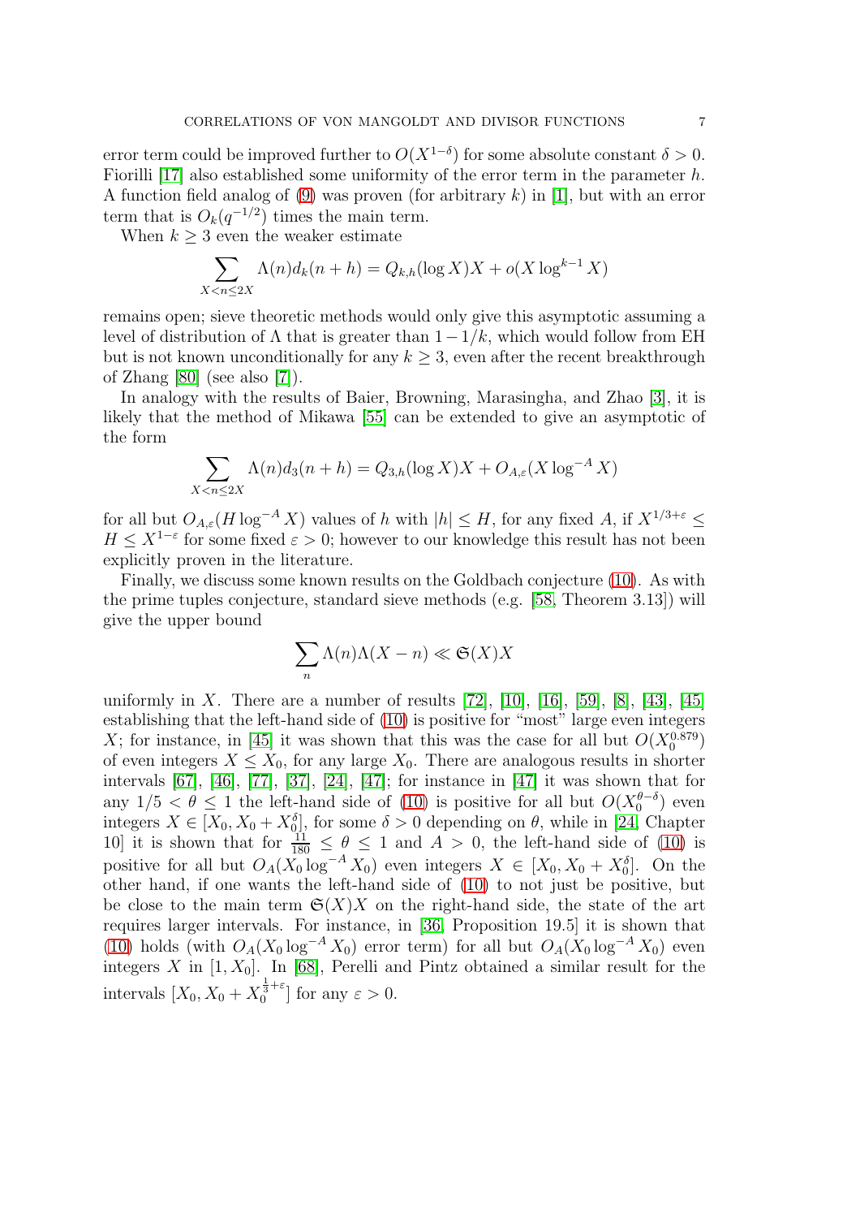error term could be improved further to $O(X^{1-\delta})$ for some absolute constant $\delta > 0$. Fiorilli [17] also established some uniformity of the error term in the parameter $h$. A function field analog of (9) was proven (for arbitrary $k$) in [1], but with an error term that is $O_k(q^{-1/2})$ times the main term.

When $k \geq 3$ even the weaker estimate

$$\sum_{X<n\leq 2X} \Lambda(n) d_k(n+h) = Q_{k,h}(\log X)X + o(X \log^{k-1} X)$$

remains open; sieve theoretic methods would only give this asymptotic assuming a level of distribution of $\Lambda$ that is greater than $1-1/k$, which would follow from EH but is not known unconditionally for any $k \geq 3$, even after the recent breakthrough of Zhang [80] (see also [7]).

In analogy with the results of Baier, Browning, Marasingha, and Zhao [3], it is likely that the method of Mikawa [55] can be extended to give an asymptotic of the form

$$\sum_{X<n\leq 2X} \Lambda(n) d_3(n+h) = Q_{3,h}(\log X)X + O_{A,\varepsilon}(X \log^{-A} X)$$

for all but $O_{A,\varepsilon}(H \log^{-A} X)$ values of $h$ with $|h| \leq H$, for any fixed $A$, if $X^{1/3+\varepsilon} \leq H \leq X^{1-\varepsilon}$ for some fixed $\varepsilon > 0$; however to our knowledge this result has not been explicitly proven in the literature.

Finally, we discuss some known results on the Goldbach conjecture (10). As with the prime tuples conjecture, standard sieve methods (e.g. [58, Theorem 3.13]) will give the upper bound

$$\sum_n \Lambda(n)\Lambda(X-n) \ll \mathfrak{S}(X)X$$

uniformly in $X$. There are a number of results [72], [10], [16], [59], [8], [43], [45] establishing that the left-hand side of (10) is positive for "most" large even integers $X$; for instance, in [45] it was shown that this was the case for all but $O(X_0^{0.879})$ of even integers $X \leq X_0$, for any large $X_0$. There are analogous results in shorter intervals [67], [46], [77], [37], [24], [47]; for instance in [47] it was shown that for any $1/5 < \theta \leq 1$ the left-hand side of (10) is positive for all but $O(X_0^{\theta-\delta})$ even integers $X \in [X_0, X_0 + X_0^{\delta}]$, for some $\delta > 0$ depending on $\theta$, while in [24, Chapter 10] it is shown that for $\frac{11}{180} \leq \theta \leq 1$ and $A > 0$, the left-hand side of (10) is positive for all but $O_A(X_0 \log^{-A} X_0)$ even integers $X \in [X_0, X_0 + X_0^{\delta}]$. On the other hand, if one wants the left-hand side of (10) to not just be positive, but be close to the main term $\mathfrak{S}(X)X$ on the right-hand side, the state of the art requires larger intervals. For instance, in [36, Proposition 19.5] it is shown that (10) holds (with $O_A(X_0 \log^{-A} X_0)$ error term) for all but $O_A(X_0 \log^{-A} X_0)$ even integers $X$ in $[1, X_0]$. In [68], Perelli and Pintz obtained a similar result for the intervals $[X_0, X_0 + X_0^{\frac{1}{3}+\varepsilon}]$ for any $\varepsilon > 0$.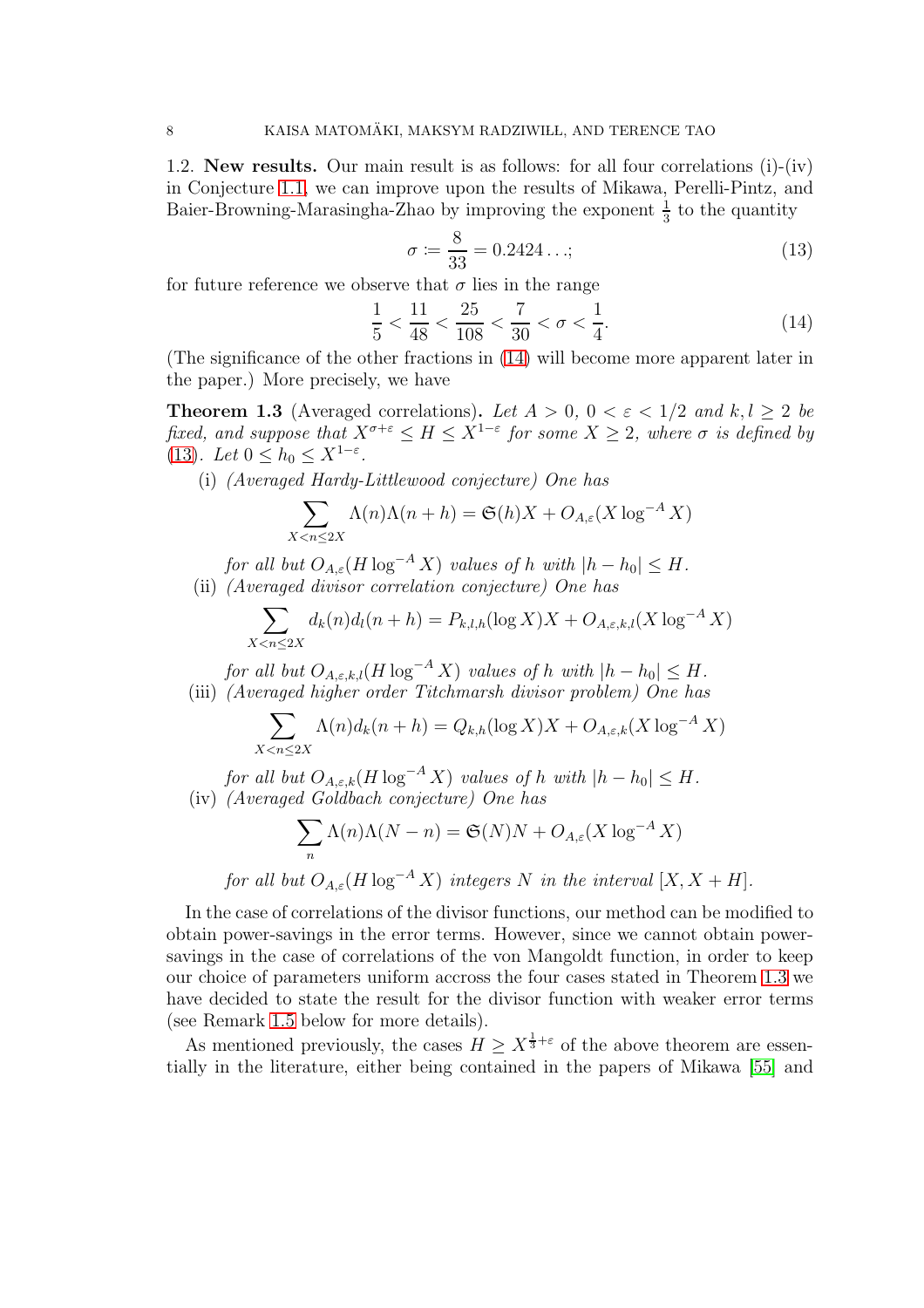### 1.2. New results.

Our main result is as follows: for all four correlations (i)-(iv) in Conjecture 1.1, we can improve upon the results of Mikawa, Perelli-Pintz, and Baier-Browning-Marasingha-Zhao by improving the exponent $\frac{1}{3}$ to the quantity

$$\sigma := \frac{8}{33} = 0.2424\ldots; \tag{13}$$

for future reference we observe that $\sigma$ lies in the range

$$\frac{1}{5} < \frac{11}{48} < \frac{25}{108} < \frac{7}{30} < \sigma < \frac{1}{4}. \tag{14}$$

(The significance of the other fractions in (14) will become more apparent later in the paper.) More precisely, we have

**Theorem 1.3** (Averaged correlations)**.** *Let $A > 0$, $0 < \varepsilon < 1/2$ and $k, l \geq 2$ be fixed, and suppose that $X^{\sigma+\varepsilon} \leq H \leq X^{1-\varepsilon}$ for some $X \geq 2$, where $\sigma$ is defined by (13). Let $0 \leq h_0 \leq X^{1-\varepsilon}$.*

(i) *(Averaged Hardy-Littlewood conjecture) One has*

$$\sum_{X<n\leq 2X} \Lambda(n)\Lambda(n+h) = \mathfrak{S}(h)X + O_{A,\varepsilon}(X\log^{-A} X)$$

*for all but $O_{A,\varepsilon}(H\log^{-A} X)$ values of $h$ with $|h - h_0| \leq H$.*

(ii) *(Averaged divisor correlation conjecture) One has*

$$\sum_{X<n\leq 2X} d_k(n)d_l(n+h) = P_{k,l,h}(\log X)X + O_{A,\varepsilon,k,l}(X\log^{-A} X)$$

*for all but $O_{A,\varepsilon,k,l}(H\log^{-A} X)$ values of $h$ with $|h - h_0| \leq H$.*

(iii) *(Averaged higher order Titchmarsh divisor problem) One has*

$$\sum_{X<n\leq 2X} \Lambda(n)d_k(n+h) = Q_{k,h}(\log X)X + O_{A,\varepsilon,k}(X\log^{-A} X)$$

*for all but $O_{A,\varepsilon,k}(H\log^{-A} X)$ values of $h$ with $|h - h_0| \leq H$.*

(iv) *(Averaged Goldbach conjecture) One has*

$$\sum_{n} \Lambda(n)\Lambda(N-n) = \mathfrak{S}(N)N + O_{A,\varepsilon}(X\log^{-A} X)$$

*for all but $O_{A,\varepsilon}(H\log^{-A} X)$ integers $N$ in the interval $[X, X+H]$.*

In the case of correlations of the divisor functions, our method can be modified to obtain power-savings in the error terms. However, since we cannot obtain power-savings in the case of correlations of the von Mangoldt function, in order to keep our choice of parameters uniform accross the four cases stated in Theorem 1.3 we have decided to state the result for the divisor function with weaker error terms (see Remark 1.5 below for more details).

As mentioned previously, the cases $H \geq X^{\frac{1}{3}+\varepsilon}$ of the above theorem are essentially in the literature, either being contained in the papers of Mikawa [55] and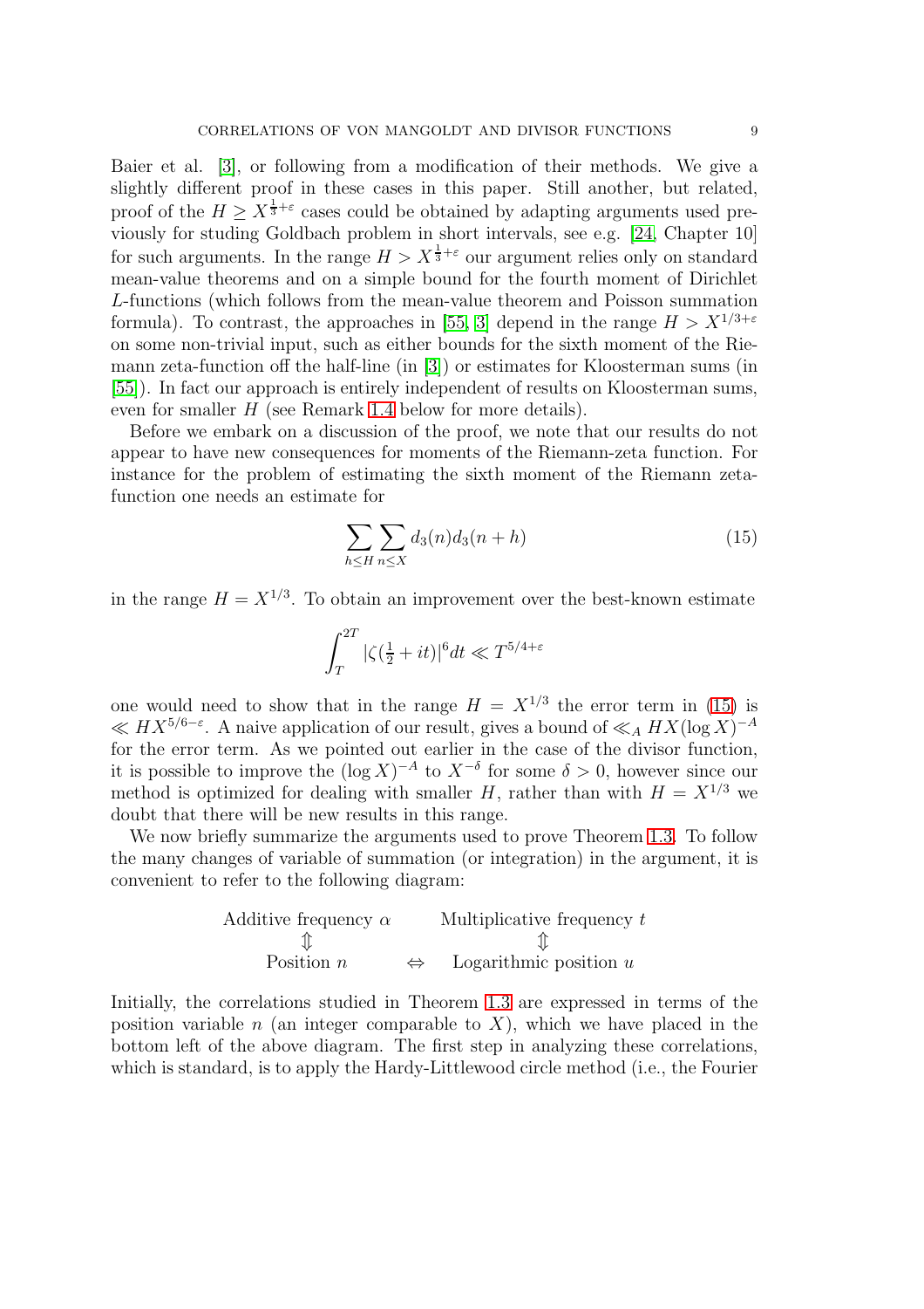Baier et al. [3], or following from a modification of their methods. We give a slightly different proof in these cases in this paper. Still another, but related, proof of the $H \geq X^{\frac{1}{3}+\varepsilon}$ cases could be obtained by adapting arguments used previously for studing Goldbach problem in short intervals, see e.g. [24, Chapter 10] for such arguments. In the range $H > X^{\frac{1}{3}+\varepsilon}$ our argument relies only on standard mean-value theorems and on a simple bound for the fourth moment of Dirichlet $L$-functions (which follows from the mean-value theorem and Poisson summation formula). To contrast, the approaches in [55, 3] depend in the range $H > X^{1/3+\varepsilon}$ on some non-trivial input, such as either bounds for the sixth moment of the Riemann zeta-function off the half-line (in [3]) or estimates for Kloosterman sums (in [55]). In fact our approach is entirely independent of results on Kloosterman sums, even for smaller $H$ (see Remark 1.4 below for more details).

Before we embark on a discussion of the proof, we note that our results do not appear to have new consequences for moments of the Riemann-zeta function. For instance for the problem of estimating the sixth moment of the Riemann zeta-function one needs an estimate for

$$\sum_{h \leq H} \sum_{n \leq X} d_3(n) d_3(n+h) \tag{15}$$

in the range $H = X^{1/3}$. To obtain an improvement over the best-known estimate

$$\int_T^{2T} |\zeta(\tfrac{1}{2}+it)|^6 dt \ll T^{5/4+\varepsilon}$$

one would need to show that in the range $H = X^{1/3}$ the error term in (15) is $\ll HX^{5/6-\varepsilon}$. A naive application of our result, gives a bound of $\ll_A HX(\log X)^{-A}$ for the error term. As we pointed out earlier in the case of the divisor function, it is possible to improve the $(\log X)^{-A}$ to $X^{-\delta}$ for some $\delta > 0$, however since our method is optimized for dealing with smaller $H$, rather than with $H = X^{1/3}$ we doubt that there will be new results in this range.

We now briefly summarize the arguments used to prove Theorem 1.3. To follow the many changes of variable of summation (or integration) in the argument, it is convenient to refer to the following diagram:

$$\begin{array}{ccc} \text{Additive frequency } \alpha & & \text{Multiplicative frequency } t \\ \Updownarrow & & \Updownarrow \\ \text{Position } n & \Leftrightarrow & \text{Logarithmic position } u \end{array}$$

Initially, the correlations studied in Theorem 1.3 are expressed in terms of the position variable $n$ (an integer comparable to $X$), which we have placed in the bottom left of the above diagram. The first step in analyzing these correlations, which is standard, is to apply the Hardy-Littlewood circle method (i.e., the Fourier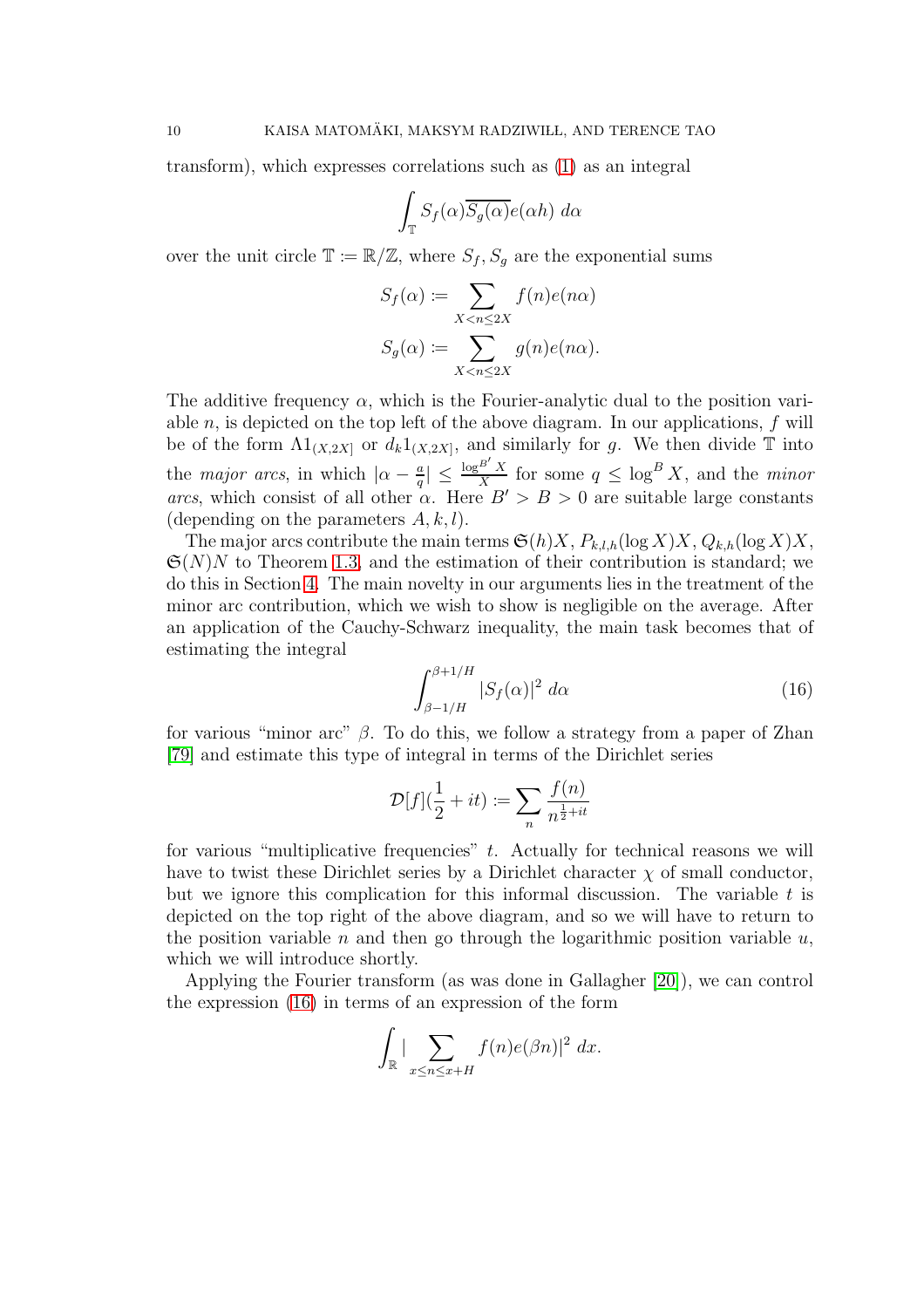transform), which expresses correlations such as (1) as an integral

$$\int_{\mathbb{T}} S_f(\alpha)\overline{S_g(\alpha)}e(\alpha h)\ d\alpha$$

over the unit circle $\mathbb{T} := \mathbb{R}/\mathbb{Z}$, where $S_f, S_g$ are the exponential sums

$$S_f(\alpha) := \sum_{X < n \leq 2X} f(n)e(n\alpha)$$
$$S_g(\alpha) := \sum_{X < n \leq 2X} g(n)e(n\alpha).$$

The additive frequency $\alpha$, which is the Fourier-analytic dual to the position variable $n$, is depicted on the top left of the above diagram. In our applications, $f$ will be of the form $\Lambda 1_{(X,2X]}$ or $d_k 1_{(X,2X]}$, and similarly for $g$. We then divide $\mathbb{T}$ into the *major arcs*, in which $|\alpha - \frac{a}{q}| \leq \frac{\log^{B'} X}{X}$ for some $q \leq \log^B X$, and the *minor arcs*, which consist of all other $\alpha$. Here $B' > B > 0$ are suitable large constants (depending on the parameters $A, k, l$).

The major arcs contribute the main terms $\mathfrak{S}(h)X$, $P_{k,l,h}(\log X)X$, $Q_{k,h}(\log X)X$, $\mathfrak{S}(N)N$ to Theorem 1.3, and the estimation of their contribution is standard; we do this in Section 4. The main novelty in our arguments lies in the treatment of the minor arc contribution, which we wish to show is negligible on the average. After an application of the Cauchy-Schwarz inequality, the main task becomes that of estimating the integral

$$\int_{\beta-1/H}^{\beta+1/H} |S_f(\alpha)|^2\ d\alpha \tag{16}$$

for various "minor arc" $\beta$. To do this, we follow a strategy from a paper of Zhan [79] and estimate this type of integral in terms of the Dirichlet series

$$\mathcal{D}[f](\frac{1}{2}+it) := \sum_n \frac{f(n)}{n^{\frac{1}{2}+it}}$$

for various "multiplicative frequencies" $t$. Actually for technical reasons we will have to twist these Dirichlet series by a Dirichlet character $\chi$ of small conductor, but we ignore this complication for this informal discussion. The variable $t$ is depicted on the top right of the above diagram, and so we will have to return to the position variable $n$ and then go through the logarithmic position variable $u$, which we will introduce shortly.

Applying the Fourier transform (as was done in Gallagher [20]), we can control the expression (16) in terms of an expression of the form

$$\int_{\mathbb{R}} |\sum_{x \leq n \leq x+H} f(n)e(\beta n)|^2\ dx.$$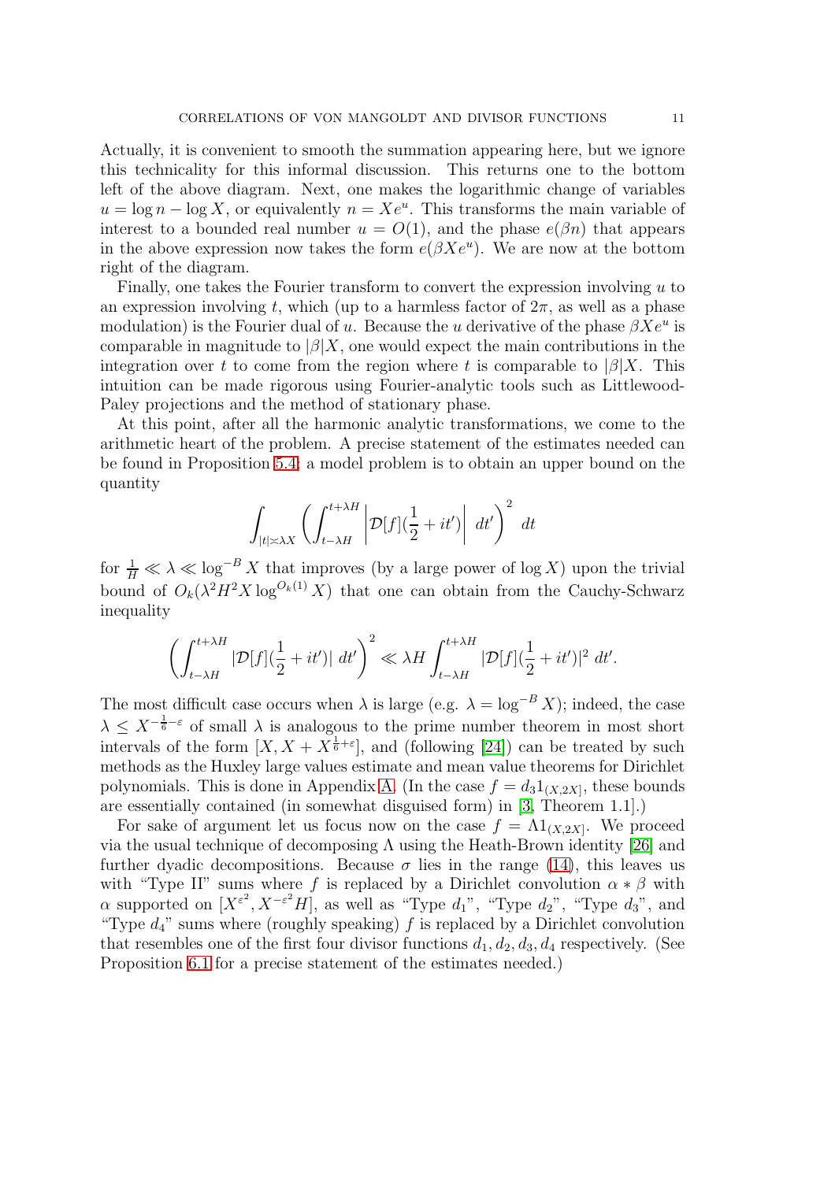Actually, it is convenient to smooth the summation appearing here, but we ignore this technicality for this informal discussion. This returns one to the bottom left of the above diagram. Next, one makes the logarithmic change of variables $u = \log n - \log X$, or equivalently $n = Xe^u$. This transforms the main variable of interest to a bounded real number $u = O(1)$, and the phase $e(\beta n)$ that appears in the above expression now takes the form $e(\beta X e^u)$. We are now at the bottom right of the diagram.

Finally, one takes the Fourier transform to convert the expression involving $u$ to an expression involving $t$, which (up to a harmless factor of $2\pi$, as well as a phase modulation) is the Fourier dual of $u$. Because the $u$ derivative of the phase $\beta X e^u$ is comparable in magnitude to $|\beta|X$, one would expect the main contributions in the integration over $t$ to come from the region where $t$ is comparable to $|\beta|X$. This intuition can be made rigorous using Fourier-analytic tools such as Littlewood-Paley projections and the method of stationary phase.

At this point, after all the harmonic analytic transformations, we come to the arithmetic heart of the problem. A precise statement of the estimates needed can be found in Proposition 5.4; a model problem is to obtain an upper bound on the quantity

$$\int_{|t| \asymp \lambda X} \left( \int_{t-\lambda H}^{t+\lambda H} \left| \mathcal{D}[f](\frac{1}{2}+it') \right| \, dt' \right)^2 \, dt$$

for $\frac{1}{H} \ll \lambda \ll \log^{-B} X$ that improves (by a large power of $\log X$) upon the trivial bound of $O_k(\lambda^2 H^2 X \log^{O_k(1)} X)$ that one can obtain from the Cauchy-Schwarz inequality

$$\left( \int_{t-\lambda H}^{t+\lambda H} |\mathcal{D}[f](\frac{1}{2}+it')| \, dt' \right)^2 \ll \lambda H \int_{t-\lambda H}^{t+\lambda H} |\mathcal{D}[f](\frac{1}{2}+it')|^2 \, dt'.$$

The most difficult case occurs when $\lambda$ is large (e.g. $\lambda = \log^{-B} X$); indeed, the case $\lambda \leq X^{-\frac{1}{6}-\varepsilon}$ of small $\lambda$ is analogous to the prime number theorem in most short intervals of the form $[X, X + X^{\frac{1}{6}+\varepsilon}]$, and (following [24]) can be treated by such methods as the Huxley large values estimate and mean value theorems for Dirichlet polynomials. This is done in Appendix A. (In the case $f = d_3 1_{(X,2X]}$, these bounds are essentially contained (in somewhat disguised form) in [3, Theorem 1.1].)

For sake of argument let us focus now on the case $f = \Lambda 1_{(X,2X]}$. We proceed via the usual technique of decomposing $\Lambda$ using the Heath-Brown identity [26] and further dyadic decompositions. Because $\sigma$ lies in the range (14), this leaves us with "Type II" sums where $f$ is replaced by a Dirichlet convolution $\alpha * \beta$ with $\alpha$ supported on $[X^{\varepsilon^2}, X^{-\varepsilon^2} H]$, as well as "Type $d_1$", "Type $d_2$", "Type $d_3$", and "Type $d_4$" sums where (roughly speaking) $f$ is replaced by a Dirichlet convolution that resembles one of the first four divisor functions $d_1, d_2, d_3, d_4$ respectively. (See Proposition 6.1 for a precise statement of the estimates needed.)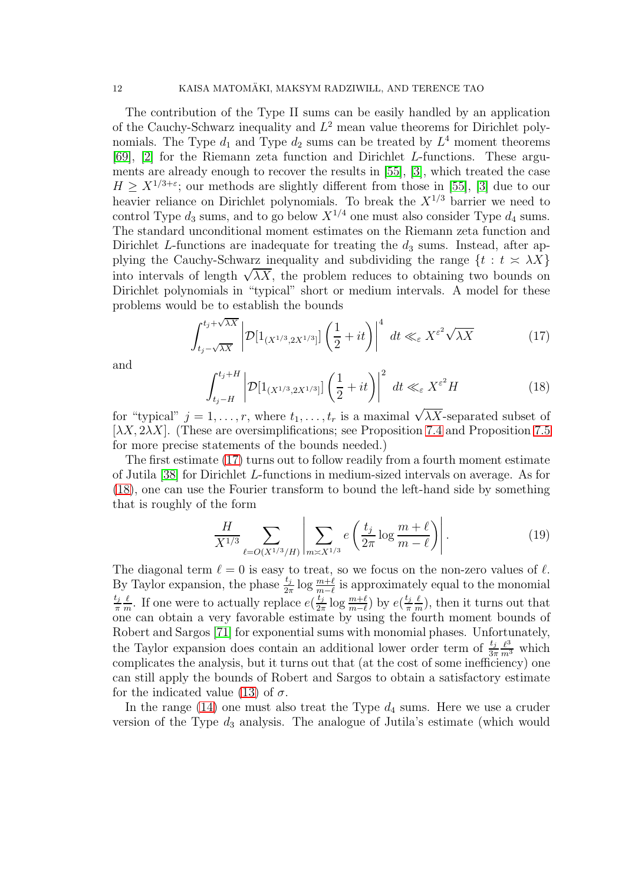The contribution of the Type II sums can be easily handled by an application of the Cauchy-Schwarz inequality and $L^2$ mean value theorems for Dirichlet polynomials. The Type $d_1$ and Type $d_2$ sums can be treated by $L^4$ moment theorems [69], [2] for the Riemann zeta function and Dirichlet $L$-functions. These arguments are already enough to recover the results in [55], [3], which treated the case $H \geq X^{1/3+\varepsilon}$; our methods are slightly different from those in [55], [3] due to our heavier reliance on Dirichlet polynomials. To break the $X^{1/3}$ barrier we need to control Type $d_3$ sums, and to go below $X^{1/4}$ one must also consider Type $d_4$ sums. The standard unconditional moment estimates on the Riemann zeta function and Dirichlet $L$-functions are inadequate for treating the $d_3$ sums. Instead, after applying the Cauchy-Schwarz inequality and subdividing the range $\{t : t \asymp \lambda X\}$ into intervals of length $\sqrt{\lambda X}$, the problem reduces to obtaining two bounds on Dirichlet polynomials in "typical" short or medium intervals. A model for these problems would be to establish the bounds

$$\int_{t_j-\sqrt{\lambda X}}^{t_j+\sqrt{\lambda X}} \left|\mathcal{D}[1_{(X^{1/3},2X^{1/3}]}]\left(\frac{1}{2}+it\right)\right|^4 \, dt \ll_\varepsilon X^{\varepsilon^2}\sqrt{\lambda X} \tag{17}$$

and

$$\int_{t_j-H}^{t_j+H} \left|\mathcal{D}[1_{(X^{1/3},2X^{1/3}]}]\left(\frac{1}{2}+it\right)\right|^2 \, dt \ll_\varepsilon X^{\varepsilon^2} H \tag{18}$$

for "typical" $j = 1, \dots, r$, where $t_1, \dots, t_r$ is a maximal $\sqrt{\lambda X}$-separated subset of $[\lambda X, 2\lambda X]$. (These are oversimplifications; see Proposition 7.4 and Proposition 7.5 for more precise statements of the bounds needed.)

The first estimate (17) turns out to follow readily from a fourth moment estimate of Jutila [38] for Dirichlet $L$-functions in medium-sized intervals on average. As for (18), one can use the Fourier transform to bound the left-hand side by something that is roughly of the form

$$\frac{H}{X^{1/3}} \sum_{\ell=O(X^{1/3}/H)} \left| \sum_{m \asymp X^{1/3}} e\left(\frac{t_j}{2\pi}\log\frac{m+\ell}{m-\ell}\right)\right|. \tag{19}$$

The diagonal term $\ell = 0$ is easy to treat, so we focus on the non-zero values of $\ell$. By Taylor expansion, the phase $\frac{t_j}{2\pi}\log\frac{m+\ell}{m-\ell}$ is approximately equal to the monomial $\frac{t_j}{\pi}\frac{\ell}{m}$. If one were to actually replace $e(\frac{t_j}{2\pi}\log\frac{m+\ell}{m-\ell})$ by $e(\frac{t_j}{\pi}\frac{\ell}{m})$, then it turns out that one can obtain a very favorable estimate by using the fourth moment bounds of Robert and Sargos [71] for exponential sums with monomial phases. Unfortunately, the Taylor expansion does contain an additional lower order term of $\frac{t_j}{3\pi}\frac{\ell^3}{m^3}$ which complicates the analysis, but it turns out that (at the cost of some inefficiency) one can still apply the bounds of Robert and Sargos to obtain a satisfactory estimate for the indicated value (13) of $\sigma$.

In the range (14) one must also treat the Type $d_4$ sums. Here we use a cruder version of the Type $d_3$ analysis. The analogue of Jutila's estimate (which would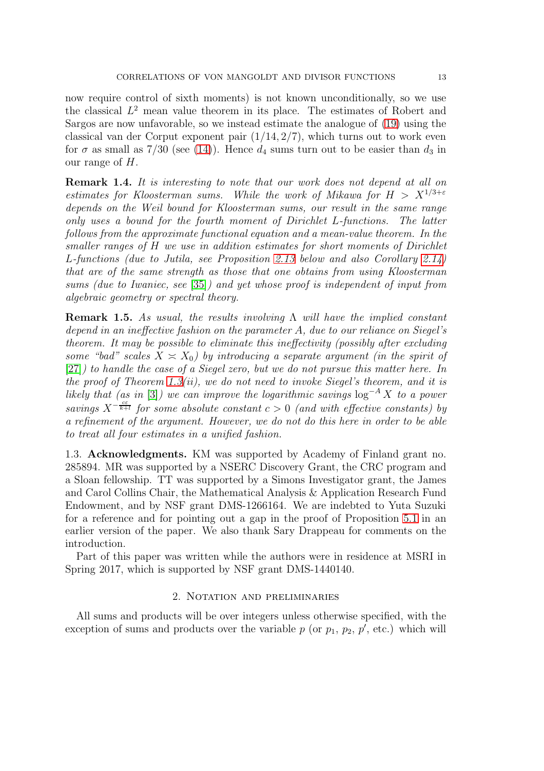now require control of sixth moments) is not known unconditionally, so we use the classical $L^2$ mean value theorem in its place. The estimates of Robert and Sargos are now unfavorable, so we instead estimate the analogue of (19) using the classical van der Corput exponent pair $(1/14, 2/7)$, which turns out to work even for $\sigma$ as small as $7/30$ (see (14)). Hence $d_4$ sums turn out to be easier than $d_3$ in our range of $H$.

**Remark 1.4.** *It is interesting to note that our work does not depend at all on estimates for Kloosterman sums. While the work of Mikawa for $H > X^{1/3+\varepsilon}$ depends on the Weil bound for Kloosterman sums, our result in the same range only uses a bound for the fourth moment of Dirichlet L-functions. The latter follows from the approximate functional equation and a mean-value theorem. In the smaller ranges of $H$ we use in addition estimates for short moments of Dirichlet L-functions (due to Jutila, see Proposition 2.13 below and also Corollary 2.14) that are of the same strength as those that one obtains from using Kloosterman sums (due to Iwaniec, see [35]) and yet whose proof is independent of input from algebraic geometry or spectral theory.*

**Remark 1.5.** *As usual, the results involving $\Lambda$ will have the implied constant depend in an ineffective fashion on the parameter $A$, due to our reliance on Siegel's theorem. It may be possible to eliminate this ineffectivity (possibly after excluding some "bad" scales $X \asymp X_0$) by introducing a separate argument (in the spirit of [27]) to handle the case of a Siegel zero, but we do not pursue this matter here. In the proof of Theorem 1.3(ii), we do not need to invoke Siegel's theorem, and it is likely that (as in [3]) we can improve the logarithmic savings $\log^{-A} X$ to a power savings $X^{-\frac{c\varepsilon}{k+l}}$ for some absolute constant $c > 0$ (and with effective constants) by a refinement of the argument. However, we do not do this here in order to be able to treat all four estimates in a unified fashion.*

1.3. **Acknowledgments.** KM was supported by Academy of Finland grant no. 285894. MR was supported by a NSERC Discovery Grant, the CRC program and a Sloan fellowship. TT was supported by a Simons Investigator grant, the James and Carol Collins Chair, the Mathematical Analysis & Application Research Fund Endowment, and by NSF grant DMS-1266164. We are indebted to Yuta Suzuki for a reference and for pointing out a gap in the proof of Proposition 5.1 in an earlier version of the paper. We also thank Sary Drappeau for comments on the introduction.

Part of this paper was written while the authors were in residence at MSRI in Spring 2017, which is supported by NSF grant DMS-1440140.

## 2. Notation and preliminaries

All sums and products will be over integers unless otherwise specified, with the exception of sums and products over the variable $p$ (or $p_1$, $p_2$, $p'$, etc.) which will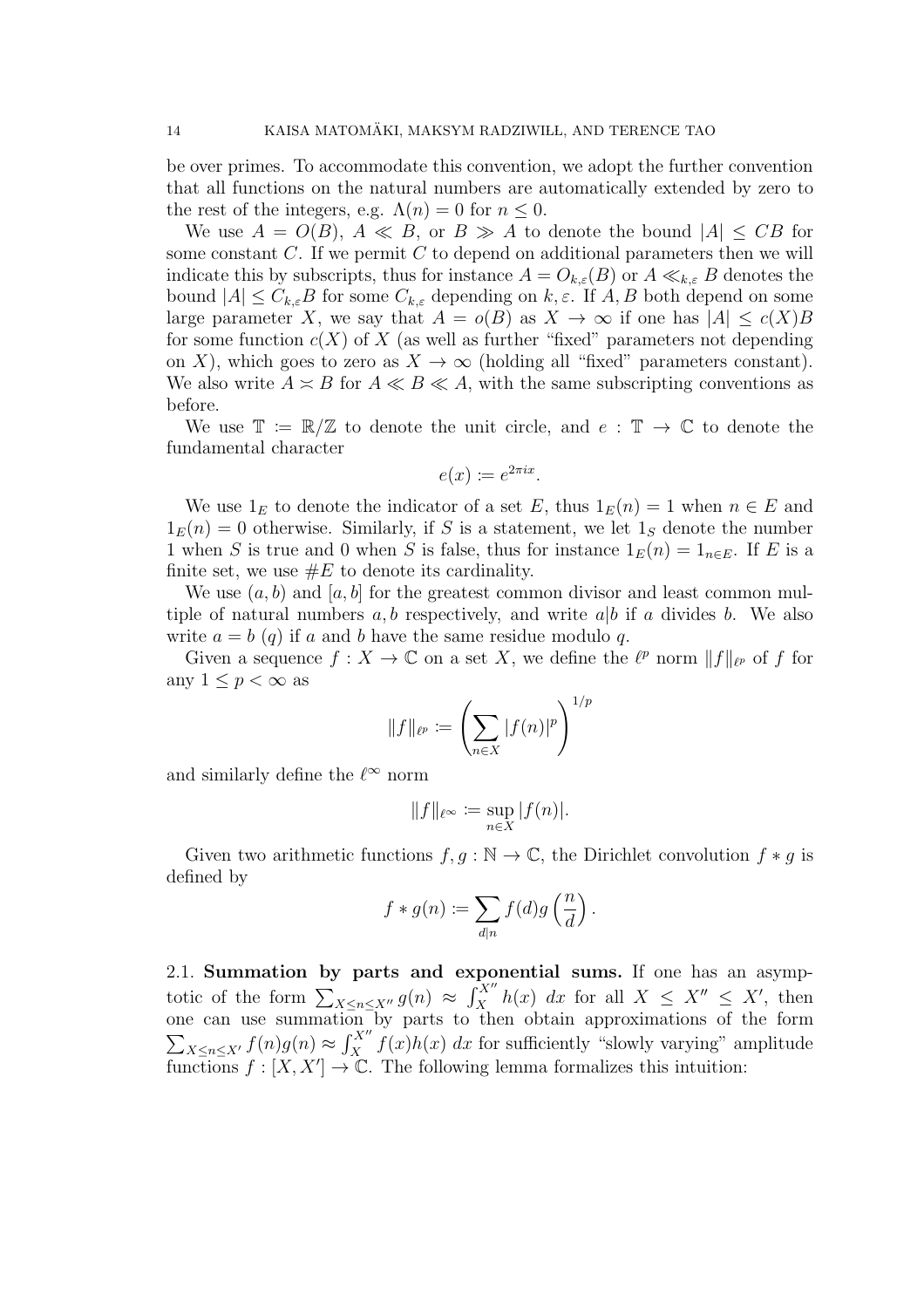be over primes. To accommodate this convention, we adopt the further convention that all functions on the natural numbers are automatically extended by zero to the rest of the integers, e.g. $\Lambda(n) = 0$ for $n \leq 0$.

We use $A = O(B)$, $A \ll B$, or $B \gg A$ to denote the bound $|A| \leq CB$ for some constant $C$. If we permit $C$ to depend on additional parameters then we will indicate this by subscripts, thus for instance $A = O_{k,\varepsilon}(B)$ or $A \ll_{k,\varepsilon} B$ denotes the bound $|A| \leq C_{k,\varepsilon} B$ for some $C_{k,\varepsilon}$ depending on $k, \varepsilon$. If $A, B$ both depend on some large parameter $X$, we say that $A = o(B)$ as $X \to \infty$ if one has $|A| \leq c(X)B$ for some function $c(X)$ of $X$ (as well as further "fixed" parameters not depending on $X$), which goes to zero as $X \to \infty$ (holding all "fixed" parameters constant). We also write $A \asymp B$ for $A \ll B \ll A$, with the same subscripting conventions as before.

We use $\mathbb{T} := \mathbb{R}/\mathbb{Z}$ to denote the unit circle, and $e : \mathbb{T} \to \mathbb{C}$ to denote the fundamental character

$$e(x) := e^{2\pi i x}.$$

We use $1_E$ to denote the indicator of a set $E$, thus $1_E(n) = 1$ when $n \in E$ and $1_E(n) = 0$ otherwise. Similarly, if $S$ is a statement, we let $1_S$ denote the number 1 when $S$ is true and 0 when $S$ is false, thus for instance $1_E(n) = 1_{n \in E}$. If $E$ is a finite set, we use $\#E$ to denote its cardinality.

We use $(a, b)$ and $[a, b]$ for the greatest common divisor and least common multiple of natural numbers $a, b$ respectively, and write $a|b$ if $a$ divides $b$. We also write $a = b\ (q)$ if $a$ and $b$ have the same residue modulo $q$.

Given a sequence $f : X \to \mathbb{C}$ on a set $X$, we define the $\ell^p$ norm $\|f\|_{\ell^p}$ of $f$ for any $1 \leq p < \infty$ as

$$\|f\|_{\ell^p} := \left( \sum_{n \in X} |f(n)|^p \right)^{1/p}$$

and similarly define the $\ell^\infty$ norm

$$\|f\|_{\ell^\infty} := \sup_{n \in X} |f(n)|.$$

Given two arithmetic functions $f, g : \mathbb{N} \to \mathbb{C}$, the Dirichlet convolution $f * g$ is defined by

$$f * g(n) := \sum_{d|n} f(d) g\left(\frac{n}{d}\right).$$

## 2.1. Summation by parts and exponential sums.

If one has an asymptotic of the form $\sum_{X \leq n \leq X''} g(n) \approx \int_X^{X''} h(x)\ dx$ for all $X \leq X'' \leq X'$, then one can use summation by parts to then obtain approximations of the form $\sum_{X \leq n \leq X'} f(n) g(n) \approx \int_X^{X''} f(x) h(x)\ dx$ for sufficiently "slowly varying" amplitude functions $f : [X, X'] \to \mathbb{C}$. The following lemma formalizes this intuition: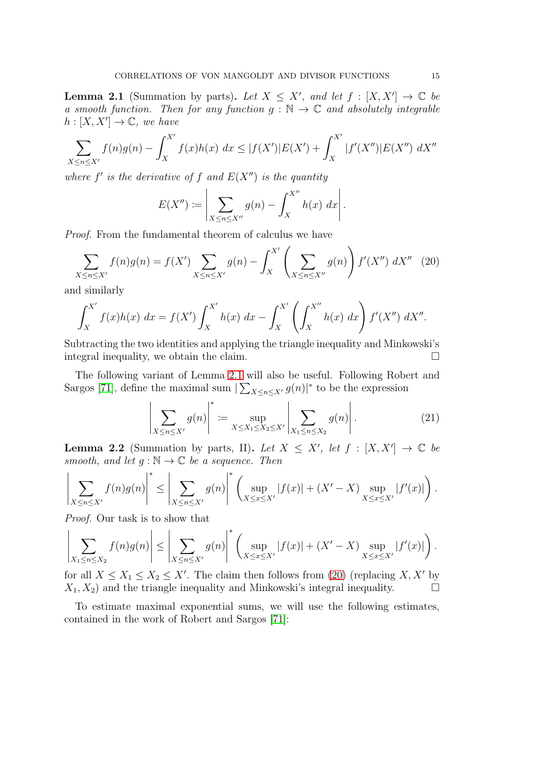**Lemma 2.1** (Summation by parts)**.** *Let $X \leq X'$, and let $f : [X, X'] \to \mathbb{C}$ be a smooth function. Then for any function $g : \mathbb{N} \to \mathbb{C}$ and absolutely integrable $h : [X, X'] \to \mathbb{C}$, we have*

$$\sum_{X \leq n \leq X'} f(n)g(n) - \int_X^{X'} f(x)h(x)\ dx \leq |f(X')|E(X') + \int_X^{X'} |f'(X'')|E(X'')\ dX''$$

*where $f'$ is the derivative of $f$ and $E(X'')$ is the quantity*

$$E(X'') := \left| \sum_{X \leq n \leq X''} g(n) - \int_X^{X''} h(x)\ dx \right|.$$

*Proof.* From the fundamental theorem of calculus we have

$$\sum_{X \leq n \leq X'} f(n)g(n) = f(X') \sum_{X \leq n \leq X'} g(n) - \int_X^{X'} \left( \sum_{X \leq n \leq X''} g(n) \right) f'(X'')\ dX'' \quad (20)$$

and similarly

$$\int_X^{X'} f(x)h(x)\ dx = f(X') \int_X^{X'} h(x)\ dx - \int_X^{X'} \left( \int_X^{X''} h(x)\ dx \right) f'(X'')\ dX''.$$

Subtracting the two identities and applying the triangle inequality and Minkowski's integral inequality, we obtain the claim. $\square$

The following variant of Lemma 2.1 will also be useful. Following Robert and Sargos [71], define the maximal sum $|\sum_{X \leq n \leq X'} g(n)|^*$ to be the expression

$$\left| \sum_{X \leq n \leq X'} g(n) \right|^* := \sup_{X \leq X_1 \leq X_2 \leq X'} \left| \sum_{X_1 \leq n \leq X_2} g(n) \right|. \quad (21)$$

**Lemma 2.2** (Summation by parts, II)**.** *Let $X \leq X'$, let $f : [X, X'] \to \mathbb{C}$ be smooth, and let $g : \mathbb{N} \to \mathbb{C}$ be a sequence. Then*

$$\left| \sum_{X \leq n \leq X'} f(n)g(n) \right|^* \leq \left| \sum_{X \leq n \leq X'} g(n) \right|^* \left( \sup_{X \leq x \leq X'} |f(x)| + (X' - X) \sup_{X \leq x \leq X'} |f'(x)| \right).$$

*Proof.* Our task is to show that

$$\left| \sum_{X_1 \leq n \leq X_2} f(n)g(n) \right| \leq \left| \sum_{X \leq n \leq X'} g(n) \right|^* \left( \sup_{X \leq x \leq X'} |f(x)| + (X' - X) \sup_{X \leq x \leq X'} |f'(x)| \right).$$

for all $X \leq X_1 \leq X_2 \leq X'$. The claim then follows from (20) (replacing $X, X'$ by $X_1, X_2$) and the triangle inequality and Minkowski's integral inequality. $\square$

To estimate maximal exponential sums, we will use the following estimates, contained in the work of Robert and Sargos [71]: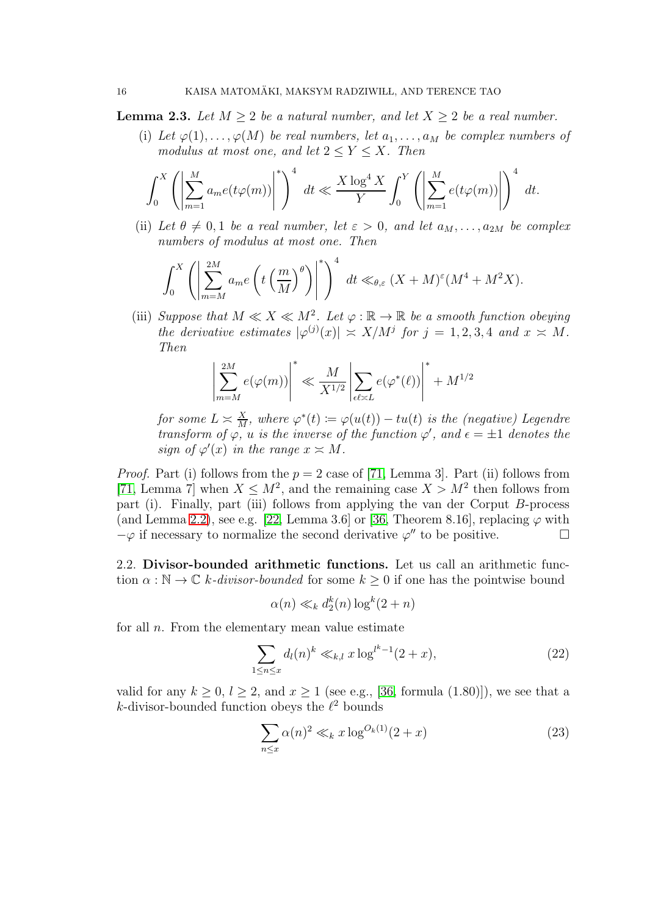**Lemma 2.3.** *Let $M \geq 2$ be a natural number, and let $X \geq 2$ be a real number.*

(i) *Let $\varphi(1), \dots, \varphi(M)$ be real numbers, let $a_1, \dots, a_M$ be complex numbers of modulus at most one, and let $2 \leq Y \leq X$. Then*

$$\int_0^X \left( \left| \sum_{m=1}^M a_m e(t\varphi(m)) \right|^* \right)^4 \, dt \ll \frac{X \log^4 X}{Y} \int_0^Y \left( \left| \sum_{m=1}^M e(t\varphi(m)) \right| \right)^4 \, dt.$$

(ii) *Let $\theta \neq 0, 1$ be a real number, let $\varepsilon > 0$, and let $a_M, \dots, a_{2M}$ be complex numbers of modulus at most one. Then*

$$\int_0^X \left( \left| \sum_{m=M}^{2M} a_m e\left( t \left( \frac{m}{M} \right)^\theta \right) \right|^* \right)^4 \, dt \ll_{\theta,\varepsilon} (X+M)^\varepsilon (M^4 + M^2 X).$$

(iii) *Suppose that $M \ll X \ll M^2$. Let $\varphi : \mathbb{R} \to \mathbb{R}$ be a smooth function obeying the derivative estimates $|\varphi^{(j)}(x)| \asymp X/M^j$ for $j = 1, 2, 3, 4$ and $x \asymp M$. Then*

$$\left| \sum_{m=M}^{2M} e(\varphi(m)) \right|^* \ll \frac{M}{X^{1/2}} \left| \sum_{\epsilon \ell \asymp L} e(\varphi^*(\ell)) \right|^* + M^{1/2}$$

*for some $L \asymp \frac{X}{M}$, where $\varphi^*(t) := \varphi(u(t)) - tu(t)$ is the (negative) Legendre transform of $\varphi$, $u$ is the inverse of the function $\varphi'$, and $\epsilon = \pm 1$ denotes the sign of $\varphi'(x)$ in the range $x \asymp M$.*

*Proof.* Part (i) follows from the $p = 2$ case of [71, Lemma 3]. Part (ii) follows from [71, Lemma 7] when $X \leq M^2$, and the remaining case $X > M^2$ then follows from part (i). Finally, part (iii) follows from applying the van der Corput $B$-process (and Lemma 2.2), see e.g. [22, Lemma 3.6] or [36, Theorem 8.16], replacing $\varphi$ with $-\varphi$ if necessary to normalize the second derivative $\varphi''$ to be positive. $\square$

## 2.2. Divisor-bounded arithmetic functions.

Let us call an arithmetic function $\alpha : \mathbb{N} \to \mathbb{C}$ *$k$-divisor-bounded* for some $k \geq 0$ if one has the pointwise bound

$$\alpha(n) \ll_k d_2^k(n) \log^k(2+n)$$

for all $n$. From the elementary mean value estimate

$$\sum_{1 \leq n \leq x} d_l(n)^k \ll_{k,l} x \log^{l^k - 1}(2+x), \tag{22}$$

valid for any $k \geq 0$, $l \geq 2$, and $x \geq 1$ (see e.g., [36, formula (1.80)]), we see that a $k$-divisor-bounded function obeys the $\ell^2$ bounds

$$\sum_{n \leq x} \alpha(n)^2 \ll_k x \log^{O_k(1)}(2+x) \tag{23}$$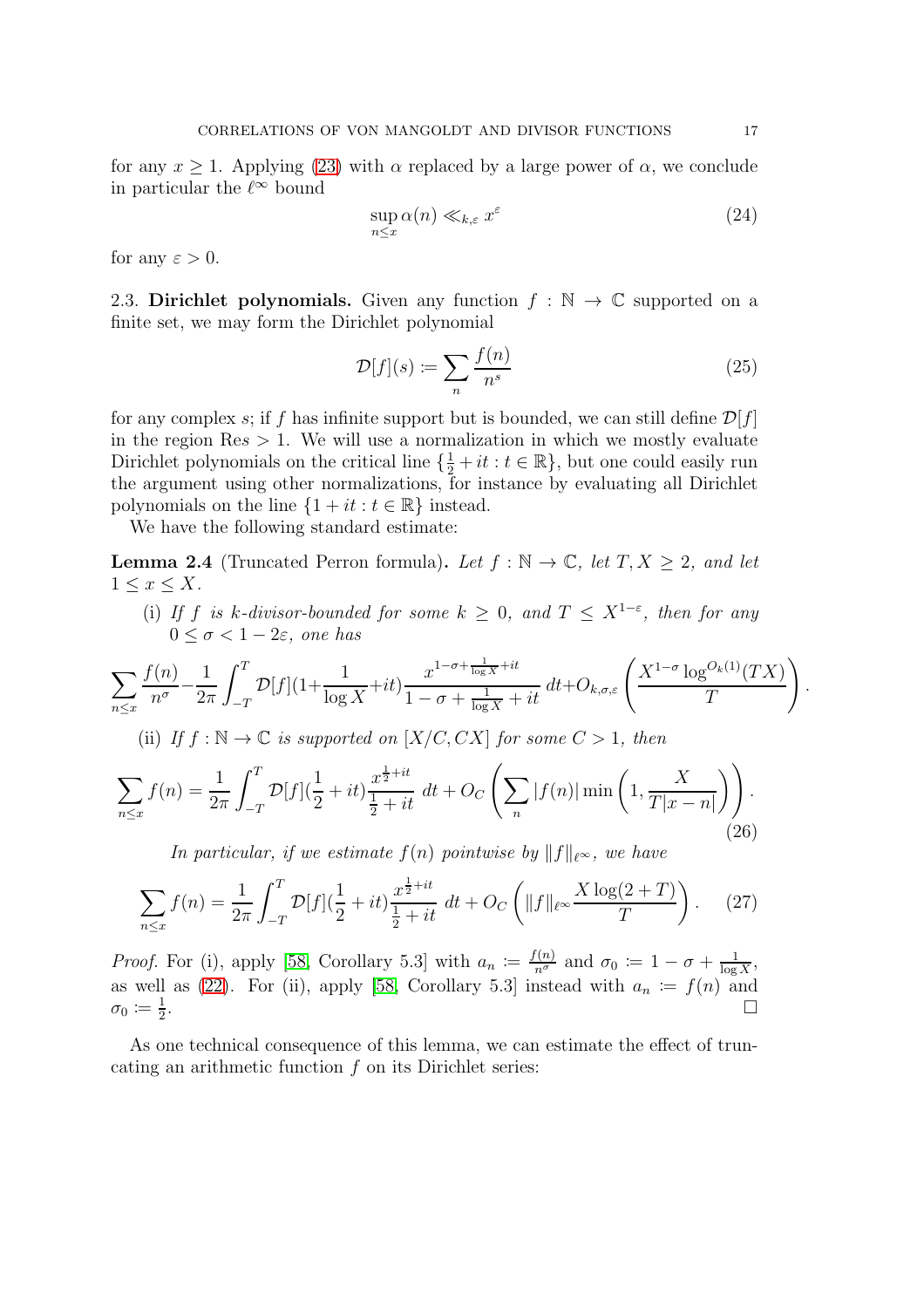for any $x \geq 1$. Applying (23) with $\alpha$ replaced by a large power of $\alpha$, we conclude in particular the $\ell^\infty$ bound

$$\sup_{n \leq x} \alpha(n) \ll_{k,\varepsilon} x^\varepsilon \tag{24}$$

for any $\varepsilon > 0$.

## 2.3. Dirichlet polynomials.

Given any function $f : \mathbb{N} \to \mathbb{C}$ supported on a finite set, we may form the Dirichlet polynomial

$$\mathcal{D}[f](s) := \sum_n \frac{f(n)}{n^s} \tag{25}$$

for any complex $s$; if $f$ has infinite support but is bounded, we can still define $\mathcal{D}[f]$ in the region $\mathrm{Re} s > 1$. We will use a normalization in which we mostly evaluate Dirichlet polynomials on the critical line $\{\frac{1}{2} + it : t \in \mathbb{R}\}$, but one could easily run the argument using other normalizations, for instance by evaluating all Dirichlet polynomials on the line $\{1 + it : t \in \mathbb{R}\}$ instead.

We have the following standard estimate:

**Lemma 2.4** (Truncated Perron formula). *Let $f : \mathbb{N} \to \mathbb{C}$, let $T, X \geq 2$, and let $1 \leq x \leq X$.*

(i) *If $f$ is $k$-divisor-bounded for some $k \geq 0$, and $T \leq X^{1-\varepsilon}$, then for any $0 \leq \sigma < 1 - 2\varepsilon$, one has*

$$\sum_{n \leq x} \frac{f(n)}{n^\sigma} - \frac{1}{2\pi} \int_{-T}^{T} \mathcal{D}[f](1 + \frac{1}{\log X} + it) \frac{x^{1-\sigma+\frac{1}{\log X}+it}}{1 - \sigma + \frac{1}{\log X} + it} \, dt + O_{k,\sigma,\varepsilon}\left( \frac{X^{1-\sigma} \log^{O_k(1)}(TX)}{T} \right).$$

(ii) *If $f : \mathbb{N} \to \mathbb{C}$ is supported on $[X/C, CX]$ for some $C > 1$, then*

$$\sum_{n \leq x} f(n) = \frac{1}{2\pi} \int_{-T}^{T} \mathcal{D}[f](\frac{1}{2} + it) \frac{x^{\frac{1}{2}+it}}{\frac{1}{2} + it} \, dt + O_C\left( \sum_n |f(n)| \min\left(1, \frac{X}{T|x-n|}\right) \right). \tag{26}$$

*In particular, if we estimate $f(n)$ pointwise by $\|f\|_{\ell^\infty}$, we have*

$$\sum_{n \leq x} f(n) = \frac{1}{2\pi} \int_{-T}^{T} \mathcal{D}[f](\frac{1}{2} + it) \frac{x^{\frac{1}{2}+it}}{\frac{1}{2} + it} \, dt + O_C\left( \|f\|_{\ell^\infty} \frac{X \log(2+T)}{T} \right). \tag{27}$$

*Proof.* For (i), apply [58, Corollary 5.3] with $a_n := \frac{f(n)}{n^\sigma}$ and $\sigma_0 := 1 - \sigma + \frac{1}{\log X}$, as well as (22). For (ii), apply [58, Corollary 5.3] instead with $a_n := f(n)$ and $\sigma_0 := \frac{1}{2}$. $\square$

As one technical consequence of this lemma, we can estimate the effect of truncating an arithmetic function $f$ on its Dirichlet series: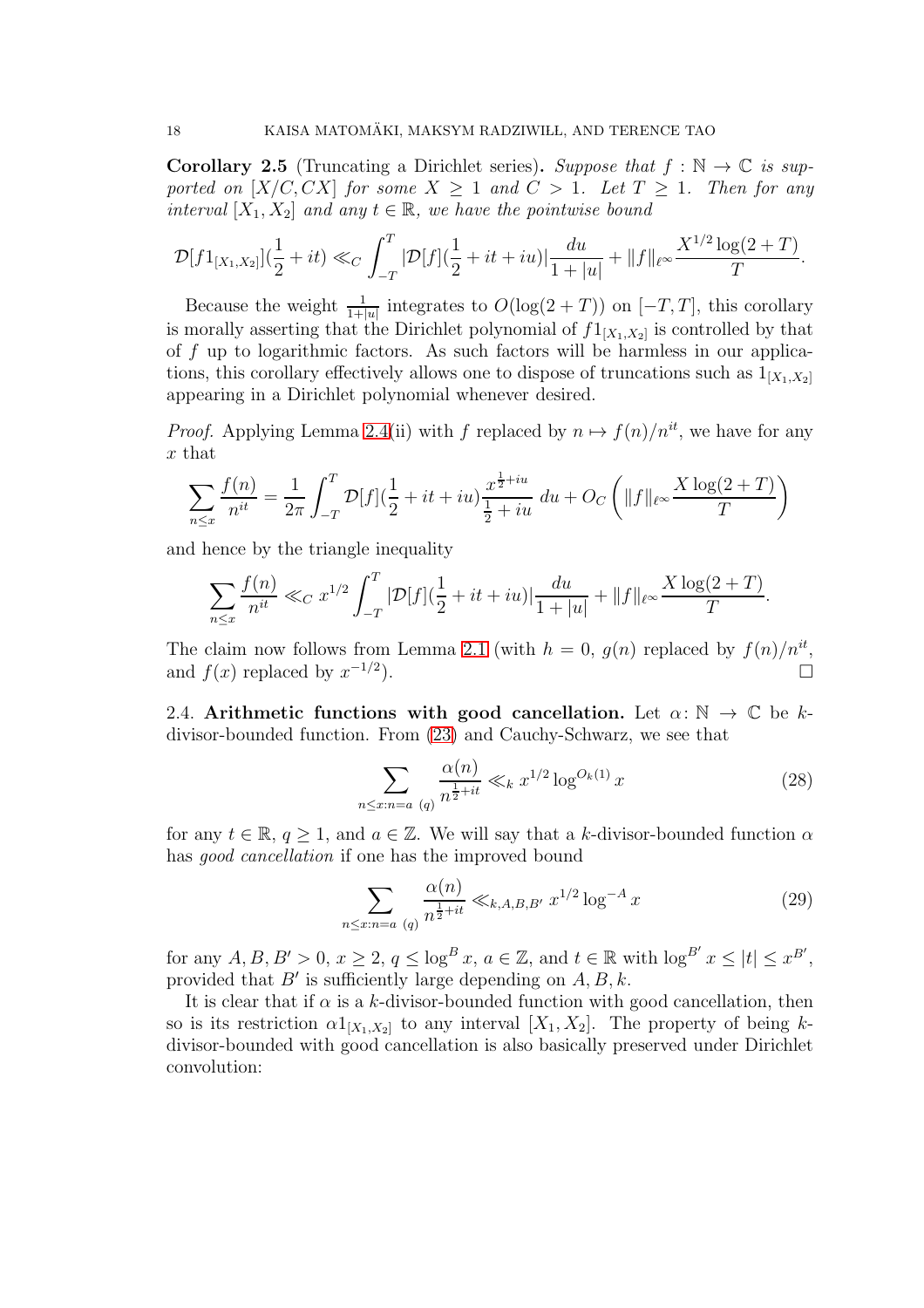**Corollary 2.5** (Truncating a Dirichlet series)**.** *Suppose that $f : \mathbb{N} \to \mathbb{C}$ is supported on $[X/C, CX]$ for some $X \geq 1$ and $C > 1$. Let $T \geq 1$. Then for any interval $[X_1, X_2]$ and any $t \in \mathbb{R}$, we have the pointwise bound*

$$\mathcal{D}[f1_{[X_1,X_2]}](\frac{1}{2}+it) \ll_C \int_{-T}^{T} |\mathcal{D}[f](\frac{1}{2}+it+iu)| \frac{du}{1+|u|} + \|f\|_{\ell^\infty} \frac{X^{1/2}\log(2+T)}{T}.$$

Because the weight $\frac{1}{1+|u|}$ integrates to $O(\log(2+T))$ on $[-T,T]$, this corollary is morally asserting that the Dirichlet polynomial of $f1_{[X_1,X_2]}$ is controlled by that of $f$ up to logarithmic factors. As such factors will be harmless in our applications, this corollary effectively allows one to dispose of truncations such as $1_{[X_1,X_2]}$ appearing in a Dirichlet polynomial whenever desired.

*Proof.* Applying Lemma 2.4(ii) with $f$ replaced by $n \mapsto f(n)/n^{it}$, we have for any $x$ that

$$\sum_{n \leq x} \frac{f(n)}{n^{it}} = \frac{1}{2\pi} \int_{-T}^{T} \mathcal{D}[f](\frac{1}{2}+it+iu) \frac{x^{\frac{1}{2}+iu}}{\frac{1}{2}+iu}\, du + O_C\left( \|f\|_{\ell^\infty} \frac{X \log(2+T)}{T} \right)$$

and hence by the triangle inequality

$$\sum_{n \leq x} \frac{f(n)}{n^{it}} \ll_C x^{1/2} \int_{-T}^{T} |\mathcal{D}[f](\frac{1}{2}+it+iu)| \frac{du}{1+|u|} + \|f\|_{\ell^\infty} \frac{X \log(2+T)}{T}.$$

The claim now follows from Lemma 2.1 (with $h=0$, $g(n)$ replaced by $f(n)/n^{it}$, and $f(x)$ replaced by $x^{-1/2}$). $\square$

2.4. **Arithmetic functions with good cancellation.** Let $\alpha \colon \mathbb{N} \to \mathbb{C}$ be $k$-divisor-bounded function. From (23) and Cauchy-Schwarz, we see that

$$\sum_{n \leq x : n = a\ (q)} \frac{\alpha(n)}{n^{\frac{1}{2}+it}} \ll_k x^{1/2} \log^{O_k(1)} x \tag{28}$$

for any $t \in \mathbb{R}$, $q \geq 1$, and $a \in \mathbb{Z}$. We will say that a $k$-divisor-bounded function $\alpha$ has *good cancellation* if one has the improved bound

$$\sum_{n \leq x : n = a\ (q)} \frac{\alpha(n)}{n^{\frac{1}{2}+it}} \ll_{k,A,B,B'} x^{1/2} \log^{-A} x \tag{29}$$

for any $A, B, B' > 0$, $x \geq 2$, $q \leq \log^B x$, $a \in \mathbb{Z}$, and $t \in \mathbb{R}$ with $\log^{B'} x \leq |t| \leq x^{B'}$, provided that $B'$ is sufficiently large depending on $A, B, k$.

It is clear that if $\alpha$ is a $k$-divisor-bounded function with good cancellation, then so is its restriction $\alpha 1_{[X_1,X_2]}$ to any interval $[X_1, X_2]$. The property of being $k$-divisor-bounded with good cancellation is also basically preserved under Dirichlet convolution: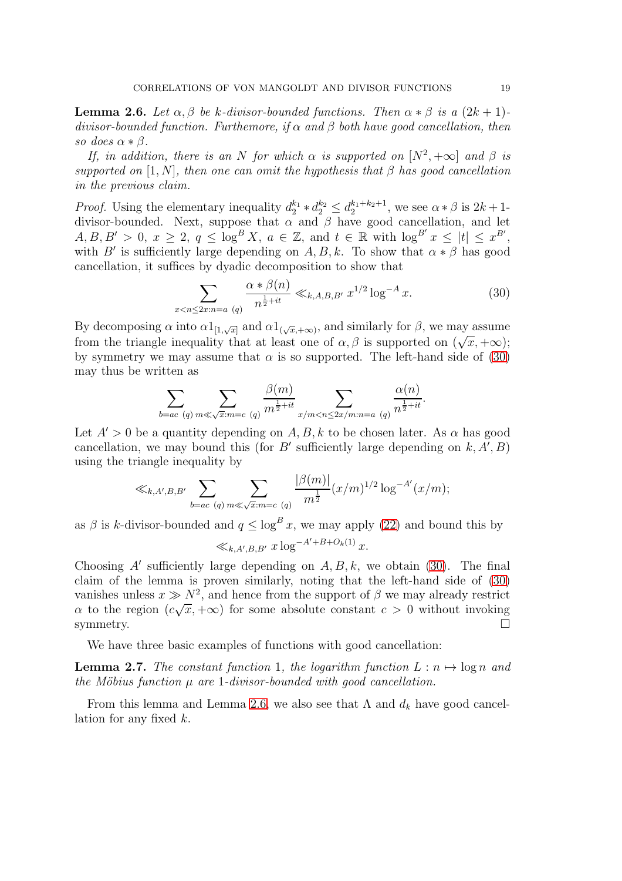**Lemma 2.6.** *Let $\alpha, \beta$ be $k$-divisor-bounded functions. Then $\alpha * \beta$ is a $(2k+1)$-divisor-bounded function. Furthemore, if $\alpha$ and $\beta$ both have good cancellation, then so does $\alpha * \beta$.*

*If, in addition, there is an $N$ for which $\alpha$ is supported on $[N^2, +\infty]$ and $\beta$ is supported on $[1, N]$, then one can omit the hypothesis that $\beta$ has good cancellation in the previous claim.*

*Proof.* Using the elementary inequality $d_2^{k_1} * d_2^{k_2} \leq d_2^{k_1+k_2+1}$, we see $\alpha * \beta$ is $2k+1$-divisor-bounded. Next, suppose that $\alpha$ and $\beta$ have good cancellation, and let $A, B, B' > 0$, $x \geq 2$, $q \leq \log^B X$, $a \in \mathbb{Z}$, and $t \in \mathbb{R}$ with $\log^{B'} x \leq |t| \leq x^{B'}$, with $B'$ is sufficiently large depending on $A, B, k$. To show that $\alpha * \beta$ has good cancellation, it suffices by dyadic decomposition to show that

$$\sum_{x < n \leq 2x : n = a\ (q)} \frac{\alpha * \beta(n)}{n^{\frac{1}{2}+it}} \ll_{k,A,B,B'} x^{1/2} \log^{-A} x. \tag{30}$$

By decomposing $\alpha$ into $\alpha 1_{[1,\sqrt{x}]}$ and $\alpha 1_{(\sqrt{x},+\infty)}$, and similarly for $\beta$, we may assume from the triangle inequality that at least one of $\alpha, \beta$ is supported on $(\sqrt{x}, +\infty)$; by symmetry we may assume that $\alpha$ is so supported. The left-hand side of (30) may thus be written as

$$\sum_{b = ac\ (q)} \sum_{m \ll \sqrt{x} : m = c\ (q)} \frac{\beta(m)}{m^{\frac{1}{2}+it}} \sum_{x/m < n \leq 2x/m : n = a\ (q)} \frac{\alpha(n)}{n^{\frac{1}{2}+it}}.$$

Let $A' > 0$ be a quantity depending on $A, B, k$ to be chosen later. As $\alpha$ has good cancellation, we may bound this (for $B'$ sufficiently large depending on $k, A', B$) using the triangle inequality by

$$\ll_{k,A',B,B'} \sum_{b = ac\ (q)} \sum_{m \ll \sqrt{x} : m = c\ (q)} \frac{|\beta(m)|}{m^{\frac{1}{2}}} (x/m)^{1/2} \log^{-A'}(x/m);$$

as $\beta$ is $k$-divisor-bounded and $q \leq \log^B x$, we may apply (22) and bound this by

$$\ll_{k,A',B,B'} x \log^{-A'+B+O_k(1)} x.$$

Choosing $A'$ sufficiently large depending on $A, B, k$, we obtain (30). The final claim of the lemma is proven similarly, noting that the left-hand side of (30) vanishes unless $x \gg N^2$, and hence from the support of $\beta$ we may already restrict $\alpha$ to the region $(c\sqrt{x}, +\infty)$ for some absolute constant $c > 0$ without invoking symmetry. $\square$

We have three basic examples of functions with good cancellation:

**Lemma 2.7.** *The constant function $1$, the logarithm function $L : n \mapsto \log n$ and the Möbius function $\mu$ are $1$-divisor-bounded with good cancellation.*

From this lemma and Lemma 2.6, we also see that $\Lambda$ and $d_k$ have good cancellation for any fixed $k$.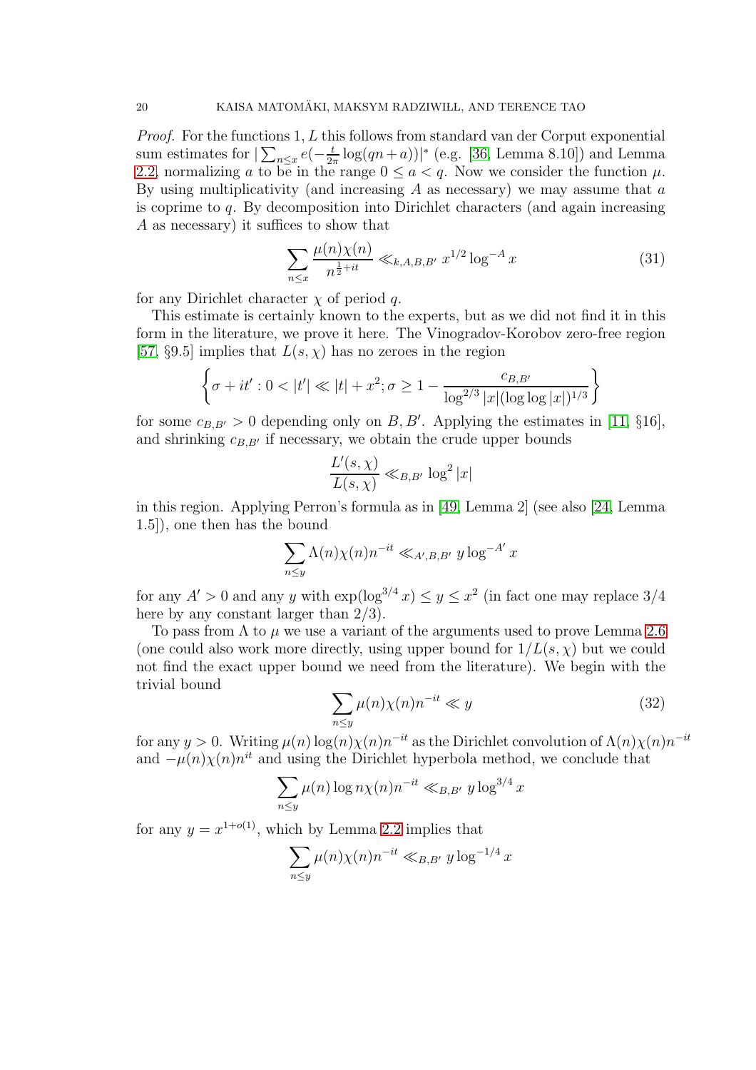*Proof.* For the functions 1, $L$ this follows from standard van der Corput exponential sum estimates for $|\sum_{n \leq x} e(-\frac{t}{2\pi} \log(qn+a))|^*$ (e.g. [36, Lemma 8.10]) and Lemma 2.2, normalizing $a$ to be in the range $0 \leq a < q$. Now we consider the function $\mu$. By using multiplicativity (and increasing $A$ as necessary) we may assume that $a$ is coprime to $q$. By decomposition into Dirichlet characters (and again increasing $A$ as necessary) it suffices to show that

$$\sum_{n \leq x} \frac{\mu(n)\chi(n)}{n^{\frac{1}{2}+it}} \ll_{k,A,B,B'} x^{1/2} \log^{-A} x \tag{31}$$

for any Dirichlet character $\chi$ of period $q$.

This estimate is certainly known to the experts, but as we did not find it in this form in the literature, we prove it here. The Vinogradov-Korobov zero-free region [57, §9.5] implies that $L(s,\chi)$ has no zeroes in the region

$$\left\{ \sigma + it' : 0 < |t'| \ll |t| + x^2; \sigma \geq 1 - \frac{c_{B,B'}}{\log^{2/3}|x|(\log\log|x|)^{1/3}} \right\}$$

for some $c_{B,B'} > 0$ depending only on $B, B'$. Applying the estimates in [11, §16], and shrinking $c_{B,B'}$ if necessary, we obtain the crude upper bounds

$$\frac{L'(s,\chi)}{L(s,\chi)} \ll_{B,B'} \log^2|x|$$

in this region. Applying Perron's formula as in [49, Lemma 2] (see also [24, Lemma 1.5]), one then has the bound

$$\sum_{n \leq y} \Lambda(n)\chi(n)n^{-it} \ll_{A',B,B'} y \log^{-A'} x$$

for any $A' > 0$ and any $y$ with $\exp(\log^{3/4} x) \leq y \leq x^2$ (in fact one may replace $3/4$ here by any constant larger than $2/3$).

To pass from $\Lambda$ to $\mu$ we use a variant of the arguments used to prove Lemma 2.6 (one could also work more directly, using upper bound for $1/L(s,\chi)$ but we could not find the exact upper bound we need from the literature). We begin with the trivial bound

$$\sum_{n \leq y} \mu(n)\chi(n)n^{-it} \ll y \tag{32}$$

for any $y > 0$. Writing $\mu(n)\log(n)\chi(n)n^{-it}$ as the Dirichlet convolution of $\Lambda(n)\chi(n)n^{-it}$ and $-\mu(n)\chi(n)n^{it}$ and using the Dirichlet hyperbola method, we conclude that

$$\sum_{n \leq y} \mu(n)\log n \chi(n)n^{-it} \ll_{B,B'} y \log^{3/4} x$$

for any $y = x^{1+o(1)}$, which by Lemma 2.2 implies that

$$\sum_{n \leq y} \mu(n)\chi(n)n^{-it} \ll_{B,B'} y \log^{-1/4} x$$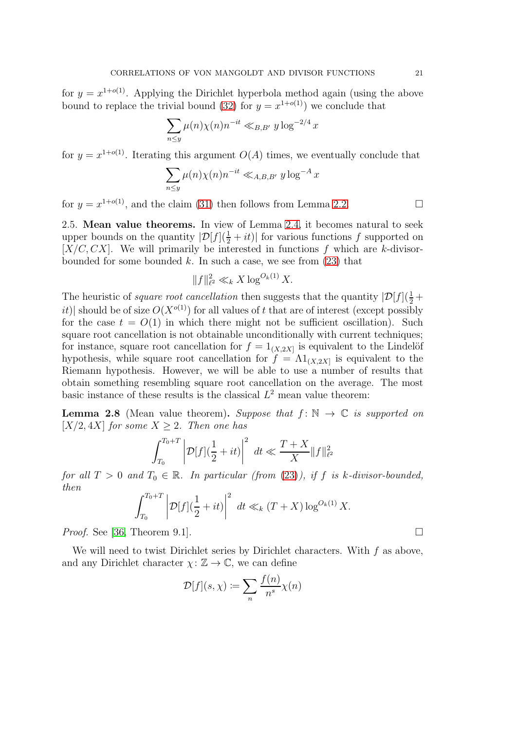for $y = x^{1+o(1)}$. Applying the Dirichlet hyperbola method again (using the above bound to replace the trivial bound (32) for $y = x^{1+o(1)}$) we conclude that

$$\sum_{n \leq y} \mu(n)\chi(n)n^{-it} \ll_{B,B'} y \log^{-2/4} x$$

for $y = x^{1+o(1)}$. Iterating this argument $O(A)$ times, we eventually conclude that

$$\sum_{n \leq y} \mu(n)\chi(n)n^{-it} \ll_{A,B,B'} y \log^{-A} x$$

for $y = x^{1+o(1)}$, and the claim (31) then follows from Lemma 2.2. □

2.5. **Mean value theorems.** In view of Lemma 2.4, it becomes natural to seek upper bounds on the quantity $|\mathcal{D}[f](\frac{1}{2}+it)|$ for various functions $f$ supported on $[X/C, CX]$. We will primarily be interested in functions $f$ which are $k$-divisor-bounded for some bounded $k$. In such a case, we see from (23) that

$$\|f\|_{\ell^2}^2 \ll_k X \log^{O_k(1)} X.$$

The heuristic of *square root cancellation* then suggests that the quantity $|\mathcal{D}[f](\frac{1}{2}+it)|$ should be of size $O(X^{o(1)})$ for all values of $t$ that are of interest (except possibly for the case $t = O(1)$ in which there might not be sufficient oscillation). Such square root cancellation is not obtainable unconditionally with current techniques; for instance, square root cancellation for $f = 1_{(X,2X]}$ is equivalent to the Lindelöf hypothesis, while square root cancellation for $f = \Lambda 1_{(X,2X]}$ is equivalent to the Riemann hypothesis. However, we will be able to use a number of results that obtain something resembling square root cancellation on the average. The most basic instance of these results is the classical $L^2$ mean value theorem:

**Lemma 2.8** (Mean value theorem)**.** *Suppose that $f \colon \mathbb{N} \to \mathbb{C}$ is supported on $[X/2, 4X]$ for some $X \geq 2$. Then one has*

$$\int_{T_0}^{T_0+T} \left|\mathcal{D}[f](\frac{1}{2}+it)\right|^2 \, dt \ll \frac{T+X}{X}\|f\|_{\ell^2}^2$$

*for all $T > 0$ and $T_0 \in \mathbb{R}$. In particular (from (23)), if $f$ is $k$-divisor-bounded, then*

$$\int_{T_0}^{T_0+T} \left|\mathcal{D}[f](\frac{1}{2}+it)\right|^2 \, dt \ll_k (T+X) \log^{O_k(1)} X.$$

*Proof.* See [36, Theorem 9.1]. □

We will need to twist Dirichlet series by Dirichlet characters. With $f$ as above, and any Dirichlet character $\chi \colon \mathbb{Z} \to \mathbb{C}$, we can define

$$\mathcal{D}[f](s, \chi) := \sum_n \frac{f(n)}{n^s}\chi(n)$$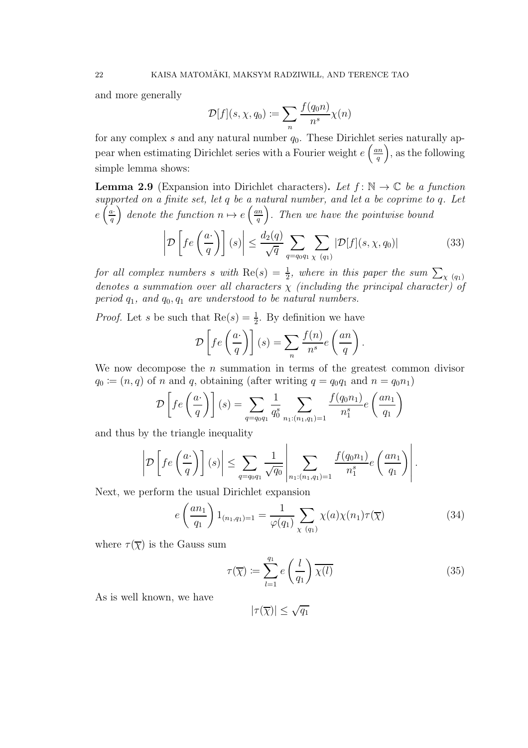and more generally

$$\mathcal{D}[f](s, \chi, q_0) := \sum_n \frac{f(q_0 n)}{n^s} \chi(n)$$

for any complex $s$ and any natural number $q_0$. These Dirichlet series naturally appear when estimating Dirichlet series with a Fourier weight $e\left(\frac{an}{q}\right)$, as the following simple lemma shows:

**Lemma 2.9** (Expansion into Dirichlet characters)**.** *Let $f\colon \mathbb{N} \to \mathbb{C}$ be a function supported on a finite set, let $q$ be a natural number, and let $a$ be coprime to $q$. Let $e\left(\frac{a\cdot}{q}\right)$ denote the function $n \mapsto e\left(\frac{an}{q}\right)$. Then we have the pointwise bound*

$$\left| \mathcal{D}\left[ f e\left(\frac{a\cdot}{q}\right)\right](s) \right| \leq \frac{d_2(q)}{\sqrt{q}} \sum_{q = q_0 q_1} \sum_{\chi\ (q_1)} |\mathcal{D}[f](s, \chi, q_0)| \tag{33}$$

*for all complex numbers $s$ with $\mathrm{Re}(s) = \frac{1}{2}$, where in this paper the sum $\sum_{\chi\ (q_1)}$ denotes a summation over all characters $\chi$ (including the principal character) of period $q_1$, and $q_0, q_1$ are understood to be natural numbers.*

*Proof.* Let $s$ be such that $\mathrm{Re}(s) = \frac{1}{2}$. By definition we have

$$\mathcal{D}\left[ f e\left(\frac{a\cdot}{q}\right)\right](s) = \sum_n \frac{f(n)}{n^s} e\left(\frac{an}{q}\right).$$

We now decompose the $n$ summation in terms of the greatest common divisor $q_0 := (n, q)$ of $n$ and $q$, obtaining (after writing $q = q_0 q_1$ and $n = q_0 n_1$)

$$\mathcal{D}\left[ f e\left(\frac{a\cdot}{q}\right)\right](s) = \sum_{q = q_0 q_1} \frac{1}{q_0^s} \sum_{n_1 : (n_1, q_1) = 1} \frac{f(q_0 n_1)}{n_1^s} e\left(\frac{a n_1}{q_1}\right)$$

and thus by the triangle inequality

$$\left| \mathcal{D}\left[ f e\left(\frac{a\cdot}{q}\right)\right](s) \right| \leq \sum_{q = q_0 q_1} \frac{1}{\sqrt{q_0}} \left| \sum_{n_1 : (n_1, q_1) = 1} \frac{f(q_0 n_1)}{n_1^s} e\left(\frac{a n_1}{q_1}\right) \right|.$$

Next, we perform the usual Dirichlet expansion

$$e\left(\frac{a n_1}{q_1}\right) 1_{(n_1, q_1) = 1} = \frac{1}{\varphi(q_1)} \sum_{\chi\ (q_1)} \chi(a) \chi(n_1) \tau(\overline{\chi}) \tag{34}$$

where $\tau(\overline{\chi})$ is the Gauss sum

$$\tau(\overline{\chi}) := \sum_{l=1}^{q_1} e\left(\frac{l}{q_1}\right) \overline{\chi(l)} \tag{35}$$

As is well known, we have

$$|\tau(\overline{\chi})| \leq \sqrt{q_1}$$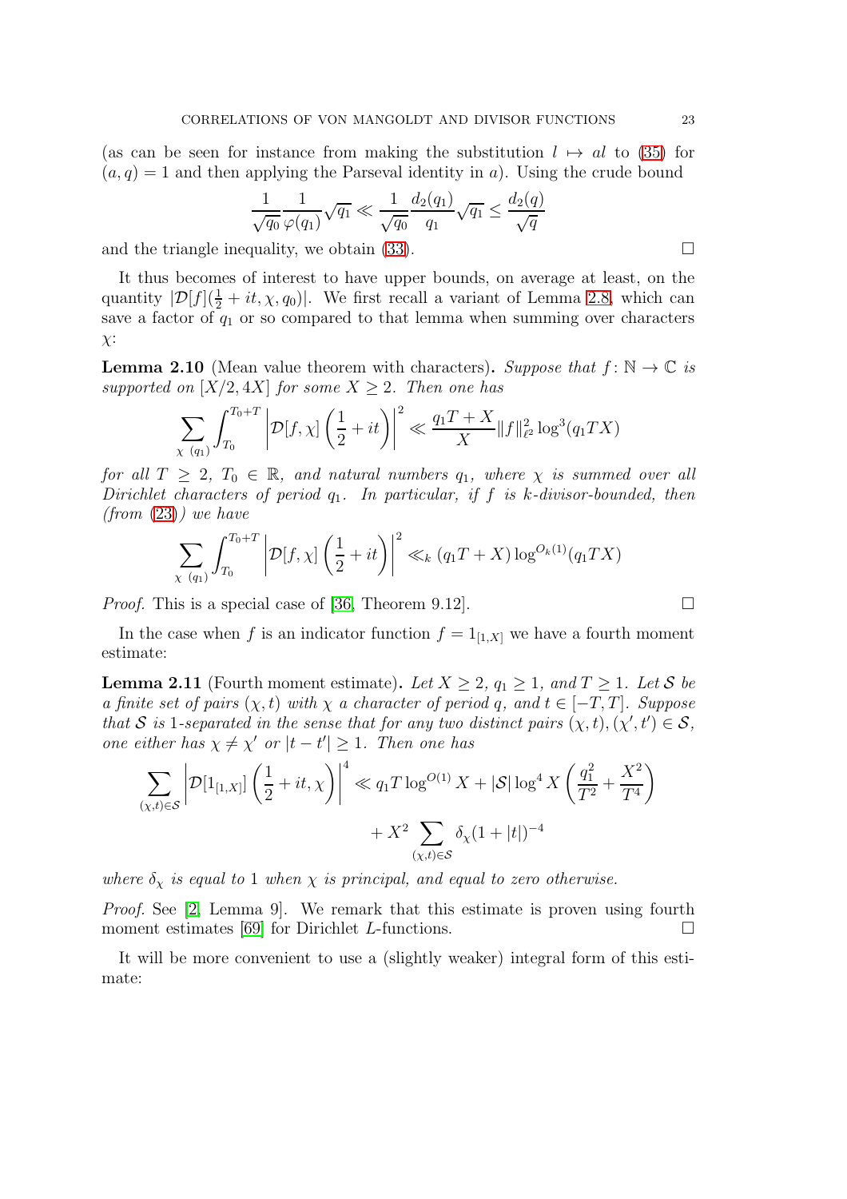(as can be seen for instance from making the substitution $l \mapsto al$ to (35) for $(a,q) = 1$ and then applying the Parseval identity in $a$). Using the crude bound

$$\frac{1}{\sqrt{q_0}} \frac{1}{\varphi(q_1)} \sqrt{q_1} \ll \frac{1}{\sqrt{q_0}} \frac{d_2(q_1)}{q_1} \sqrt{q_1} \le \frac{d_2(q)}{\sqrt{q}}$$

and the triangle inequality, we obtain (33). ∎

It thus becomes of interest to have upper bounds, on average at least, on the quantity $|\mathcal{D}[f](\frac{1}{2} + it, \chi, q_0)|$. We first recall a variant of Lemma 2.8, which can save a factor of $q_1$ or so compared to that lemma when summing over characters $\chi$:

**Lemma 2.10** (Mean value theorem with characters). *Suppose that $f \colon \mathbb{N} \to \mathbb{C}$ is supported on $[X/2, 4X]$ for some $X \ge 2$. Then one has*

$$\sum_{\chi\ (q_1)} \int_{T_0}^{T_0+T} \left| \mathcal{D}[f,\chi]\left(\frac{1}{2} + it\right)\right|^2 \ll \frac{q_1 T + X}{X} \|f\|_{\ell^2}^2 \log^3(q_1 T X)$$

*for all $T \ge 2$, $T_0 \in \mathbb{R}$, and natural numbers $q_1$, where $\chi$ is summed over all Dirichlet characters of period $q_1$. In particular, if $f$ is $k$-divisor-bounded, then (from (23)) we have*

$$\sum_{\chi\ (q_1)} \int_{T_0}^{T_0+T} \left| \mathcal{D}[f,\chi]\left(\frac{1}{2} + it\right)\right|^2 \ll_k (q_1 T + X) \log^{O_k(1)}(q_1 T X)$$

*Proof.* This is a special case of [36, Theorem 9.12]. ∎

In the case when $f$ is an indicator function $f = 1_{[1,X]}$ we have a fourth moment estimate:

**Lemma 2.11** (Fourth moment estimate). *Let $X \ge 2$, $q_1 \ge 1$, and $T \ge 1$. Let $\mathcal{S}$ be a finite set of pairs $(\chi, t)$ with $\chi$ a character of period $q$, and $t \in [-T, T]$. Suppose that $\mathcal{S}$ is 1-separated in the sense that for any two distinct pairs $(\chi, t), (\chi', t') \in \mathcal{S}$, one either has $\chi \ne \chi'$ or $|t - t'| \ge 1$. Then one has*

$$\sum_{(\chi,t)\in\mathcal{S}} \left| \mathcal{D}[1_{[1,X]}]\left(\frac{1}{2} + it, \chi\right)\right|^4 \ll q_1 T \log^{O(1)} X + |\mathcal{S}| \log^4 X \left( \frac{q_1^2}{T^2} + \frac{X^2}{T^4}\right) + X^2 \sum_{(\chi,t)\in\mathcal{S}} \delta_\chi (1 + |t|)^{-4}$$

*where $\delta_\chi$ is equal to 1 when $\chi$ is principal, and equal to zero otherwise.*

*Proof.* See [2, Lemma 9]. We remark that this estimate is proven using fourth moment estimates [69] for Dirichlet $L$-functions. ∎

It will be more convenient to use a (slightly weaker) integral form of this estimate: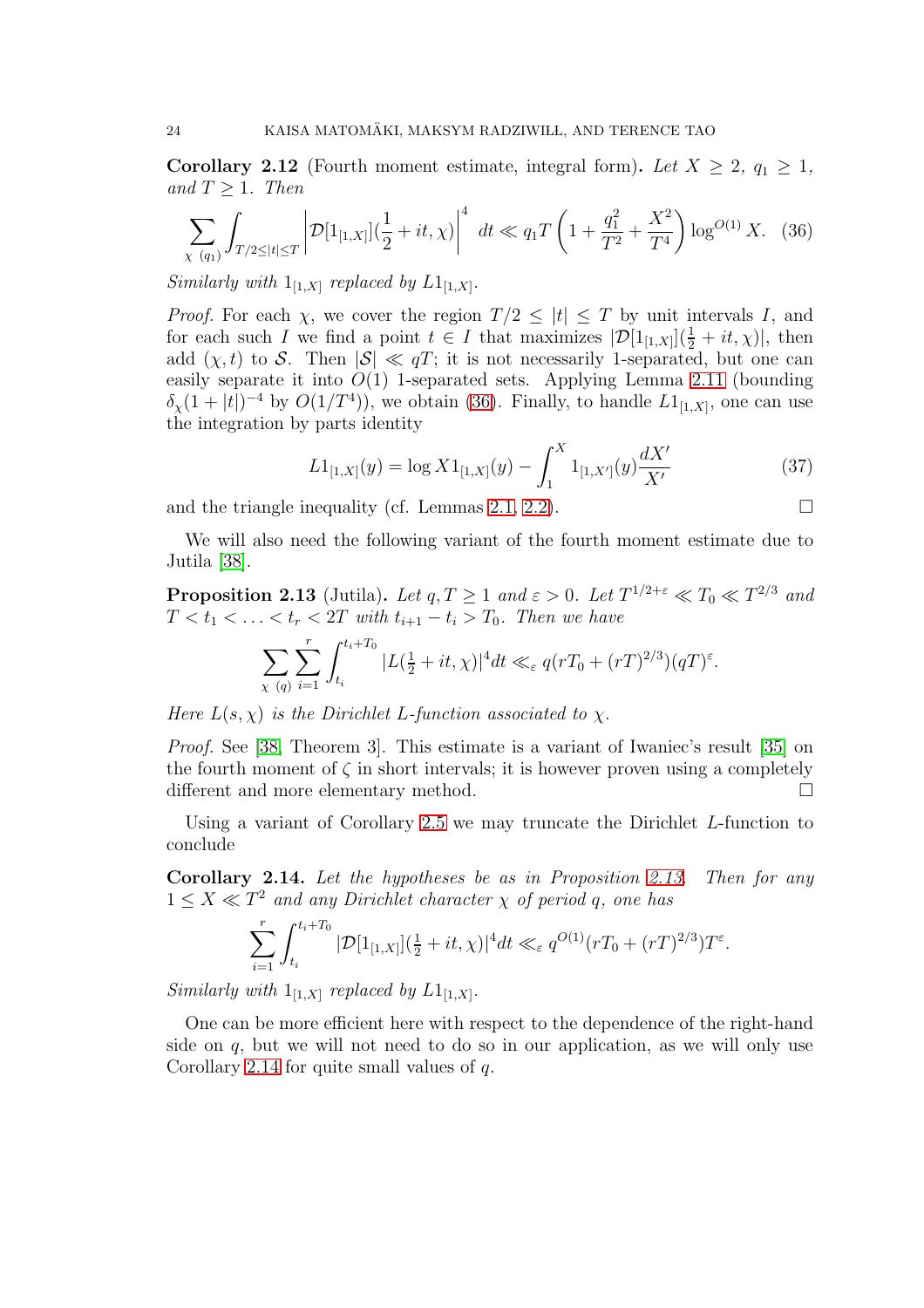**Corollary 2.12** (Fourth moment estimate, integral form)**.** *Let $X \geq 2$, $q_1 \geq 1$, and $T \geq 1$. Then*

$$\sum_{\chi\ (q_1)} \int_{T/2 \leq |t| \leq T} \left| \mathcal{D}[1_{[1,X]}](\frac{1}{2} + it, \chi) \right|^4 \, dt \ll q_1 T \left( 1 + \frac{q_1^2}{T^2} + \frac{X^2}{T^4} \right) \log^{O(1)} X. \quad (36)$$

*Similarly with $1_{[1,X]}$ replaced by $L1_{[1,X]}$.*

*Proof.* For each $\chi$, we cover the region $T/2 \leq |t| \leq T$ by unit intervals $I$, and for each such $I$ we find a point $t \in I$ that maximizes $|\mathcal{D}[1_{[1,X]}](\frac{1}{2} + it, \chi)|$, then add $(\chi, t)$ to $\mathcal{S}$. Then $|\mathcal{S}| \ll qT$; it is not necessarily 1-separated, but one can easily separate it into $O(1)$ 1-separated sets. Applying Lemma 2.11 (bounding $\delta_\chi (1 + |t|)^{-4}$ by $O(1/T^4)$), we obtain (36). Finally, to handle $L1_{[1,X]}$, one can use the integration by parts identity

$$L1_{[1,X]}(y) = \log X 1_{[1,X]}(y) - \int_1^X 1_{[1,X']}(y) \frac{dX'}{X'} \quad (37)$$

and the triangle inequality (cf. Lemmas 2.1, 2.2). $\square$

We will also need the following variant of the fourth moment estimate due to Jutila [38].

**Proposition 2.13** (Jutila)**.** *Let $q, T \geq 1$ and $\varepsilon > 0$. Let $T^{1/2+\varepsilon} \ll T_0 \ll T^{2/3}$ and $T < t_1 < \ldots < t_r < 2T$ with $t_{i+1} - t_i > T_0$. Then we have*

$$\sum_{\chi\ (q)} \sum_{i=1}^r \int_{t_i}^{t_i + T_0} |L(\tfrac{1}{2} + it, \chi)|^4 dt \ll_\varepsilon q(rT_0 + (rT)^{2/3})(qT)^\varepsilon.$$

*Here $L(s, \chi)$ is the Dirichlet L-function associated to $\chi$.*

*Proof.* See [38, Theorem 3]. This estimate is a variant of Iwaniec's result [35] on the fourth moment of $\zeta$ in short intervals; it is however proven using a completely different and more elementary method. $\square$

Using a variant of Corollary 2.5 we may truncate the Dirichlet $L$-function to conclude

**Corollary 2.14.** *Let the hypotheses be as in Proposition 2.13. Then for any $1 \leq X \ll T^2$ and any Dirichlet character $\chi$ of period $q$, one has*

$$\sum_{i=1}^r \int_{t_i}^{t_i + T_0} |\mathcal{D}[1_{[1,X]}](\tfrac{1}{2} + it, \chi)|^4 dt \ll_\varepsilon q^{O(1)} (rT_0 + (rT)^{2/3}) T^\varepsilon.$$

*Similarly with $1_{[1,X]}$ replaced by $L1_{[1,X]}$.*

One can be more efficient here with respect to the dependence of the right-hand side on $q$, but we will not need to do so in our application, as we will only use Corollary 2.14 for quite small values of $q$.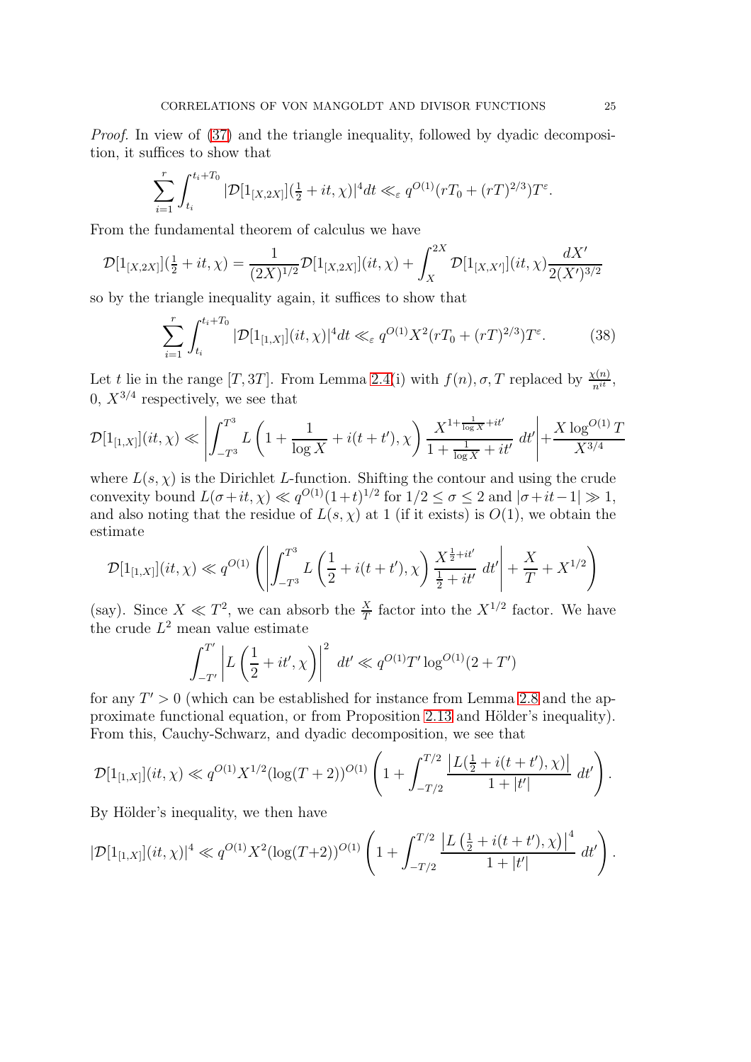*Proof.* In view of (37) and the triangle inequality, followed by dyadic decomposition, it suffices to show that

$$\sum_{i=1}^{r} \int_{t_i}^{t_i+T_0} |\mathcal{D}[1_{[X,2X]}](\tfrac{1}{2}+it,\chi)|^4 dt \ll_\varepsilon q^{O(1)}(rT_0 + (rT)^{2/3})T^\varepsilon.$$

From the fundamental theorem of calculus we have

$$\mathcal{D}[1_{[X,2X]}](\tfrac{1}{2}+it,\chi) = \frac{1}{(2X)^{1/2}}\mathcal{D}[1_{[X,2X]}](it,\chi) + \int_X^{2X} \mathcal{D}[1_{[X,X']}](it,\chi)\frac{dX'}{2(X')^{3/2}}$$

so by the triangle inequality again, it suffices to show that

$$\sum_{i=1}^{r} \int_{t_i}^{t_i+T_0} |\mathcal{D}[1_{[1,X]}](it,\chi)|^4 dt \ll_\varepsilon q^{O(1)}X^2(rT_0 + (rT)^{2/3})T^\varepsilon. \tag{38}$$

Let $t$ lie in the range $[T, 3T]$. From Lemma 2.4(i) with $f(n), \sigma, T$ replaced by $\frac{\chi(n)}{n^{it}}$, $0$, $X^{3/4}$ respectively, we see that

$$\mathcal{D}[1_{[1,X]}](it,\chi) \ll \left| \int_{-T^3}^{T^3} L\left(1+\frac{1}{\log X}+i(t+t'),\chi\right)\frac{X^{1+\frac{1}{\log X}+it'}}{1+\frac{1}{\log X}+it'}\, dt' \right| + \frac{X\log^{O(1)} T}{X^{3/4}}$$

where $L(s,\chi)$ is the Dirichlet $L$-function. Shifting the contour and using the crude convexity bound $L(\sigma+it,\chi) \ll q^{O(1)}(1+t)^{1/2}$ for $1/2 \leq \sigma \leq 2$ and $|\sigma+it-1| \gg 1$, and also noting that the residue of $L(s,\chi)$ at 1 (if it exists) is $O(1)$, we obtain the estimate

$$\mathcal{D}[1_{[1,X]}](it,\chi) \ll q^{O(1)}\left( \left| \int_{-T^3}^{T^3} L\left(\frac{1}{2}+i(t+t'),\chi\right)\frac{X^{\frac{1}{2}+it'}}{\frac{1}{2}+it'}\, dt' \right| + \frac{X}{T} + X^{1/2} \right)$$

(say). Since $X \ll T^2$, we can absorb the $\frac{X}{T}$ factor into the $X^{1/2}$ factor. We have the crude $L^2$ mean value estimate

$$\int_{-T'}^{T'} \left| L\left(\frac{1}{2}+it',\chi\right)\right|^2 dt' \ll q^{O(1)}T'\log^{O(1)}(2+T')$$

for any $T' > 0$ (which can be established for instance from Lemma 2.8 and the approximate functional equation, or from Proposition 2.13 and Hölder's inequality). From this, Cauchy-Schwarz, and dyadic decomposition, we see that

$$\mathcal{D}[1_{[1,X]}](it,\chi) \ll q^{O(1)}X^{1/2}(\log(T+2))^{O(1)}\left(1+\int_{-T/2}^{T/2}\frac{\left|L(\frac{1}{2}+i(t+t'),\chi)\right|}{1+|t'|}\, dt'\right).$$

By Hölder's inequality, we then have

$$|\mathcal{D}[1_{[1,X]}](it,\chi)|^4 \ll q^{O(1)}X^2(\log(T+2))^{O(1)}\left(1+\int_{-T/2}^{T/2}\frac{\left|L\left(\frac{1}{2}+i(t+t'),\chi\right)\right|^4}{1+|t'|}\, dt'\right).$$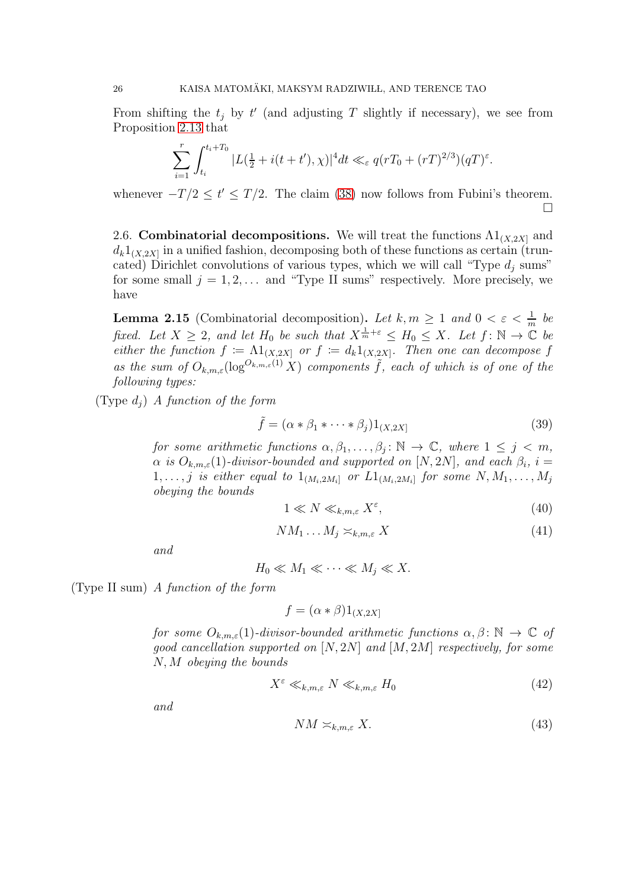From shifting the $t_j$ by $t'$ (and adjusting $T$ slightly if necessary), we see from Proposition 2.13 that

$$\sum_{i=1}^{r} \int_{t_i}^{t_i+T_0} |L(\tfrac{1}{2}+i(t+t'),\chi)|^4 dt \ll_\varepsilon q(rT_0 + (rT)^{2/3})(qT)^\varepsilon.$$

whenever $-T/2 \leq t' \leq T/2$. The claim (38) now follows from Fubini's theorem. □

### 2.6. Combinatorial decompositions.

We will treat the functions $\Lambda 1_{(X,2X]}$ and $d_k 1_{(X,2X]}$ in a unified fashion, decomposing both of these functions as certain (truncated) Dirichlet convolutions of various types, which we will call "Type $d_j$ sums" for some small $j = 1, 2, \dots$ and "Type II sums" respectively. More precisely, we have

**Lemma 2.15** (Combinatorial decomposition)**.** *Let $k, m \geq 1$ and $0 < \varepsilon < \frac{1}{m}$ be fixed. Let $X \geq 2$, and let $H_0$ be such that $X^{\frac{1}{m}+\varepsilon} \leq H_0 \leq X$. Let $f\colon \mathbb{N} \to \mathbb{C}$ be either the function $f \coloneqq \Lambda 1_{(X,2X]}$ or $f \coloneqq d_k 1_{(X,2X]}$. Then one can decompose $f$ as the sum of $O_{k,m,\varepsilon}(\log^{O_{k,m,\varepsilon}(1)} X)$ components $\tilde{f}$, each of which is of one of the following types:*

(Type $d_j$) *A function of the form*

$$\tilde{f} = (\alpha * \beta_1 * \cdots * \beta_j) 1_{(X,2X]} \tag{39}$$

*for some arithmetic functions $\alpha, \beta_1, \dots, \beta_j \colon \mathbb{N} \to \mathbb{C}$, where $1 \leq j < m$, $\alpha$ is $O_{k,m,\varepsilon}(1)$-divisor-bounded and supported on $[N, 2N]$, and each $\beta_i$, $i = 1, \dots, j$ is either equal to $1_{(M_i, 2M_i]}$ or $L 1_{(M_i,2M_i]}$ for some $N, M_1, \dots, M_j$ obeying the bounds*

$$1 \ll N \ll_{k,m,\varepsilon} X^\varepsilon, \tag{40}$$

$$N M_1 \dots M_j \asymp_{k,m,\varepsilon} X \tag{41}$$

*and*

$$H_0 \ll M_1 \ll \cdots \ll M_j \ll X.$$

(Type II sum) *A function of the form*

$$f = (\alpha * \beta) 1_{(X,2X]}$$

*for some $O_{k,m,\varepsilon}(1)$-divisor-bounded arithmetic functions $\alpha, \beta \colon \mathbb{N} \to \mathbb{C}$ of good cancellation supported on $[N, 2N]$ and $[M, 2M]$ respectively, for some $N, M$ obeying the bounds*

$$X^\varepsilon \ll_{k,m,\varepsilon} N \ll_{k,m,\varepsilon} H_0 \tag{42}$$

*and*

$$NM \asymp_{k,m,\varepsilon} X. \tag{43}$$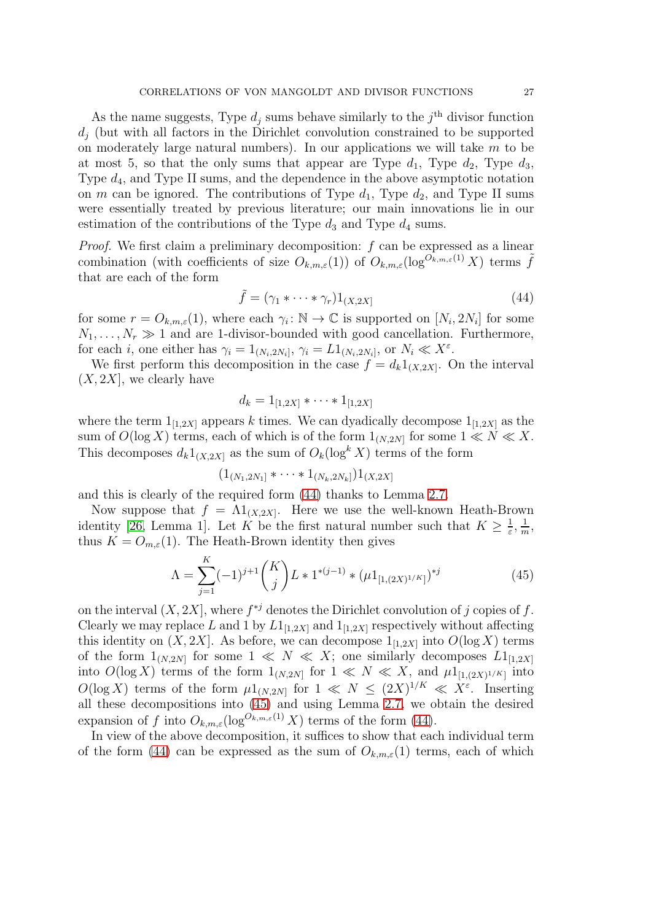As the name suggests, Type $d_j$ sums behave similarly to the $j^{\text{th}}$ divisor function $d_j$ (but with all factors in the Dirichlet convolution constrained to be supported on moderately large natural numbers). In our applications we will take $m$ to be at most 5, so that the only sums that appear are Type $d_1$, Type $d_2$, Type $d_3$, Type $d_4$, and Type II sums, and the dependence in the above asymptotic notation on $m$ can be ignored. The contributions of Type $d_1$, Type $d_2$, and Type II sums were essentially treated by previous literature; our main innovations lie in our estimation of the contributions of the Type $d_3$ and Type $d_4$ sums.

*Proof.* We first claim a preliminary decomposition: $f$ can be expressed as a linear combination (with coefficients of size $O_{k,m,\varepsilon}(1)$) of $O_{k,m,\varepsilon}(\log^{O_{k,m,\varepsilon}(1)} X)$ terms $\tilde{f}$ that are each of the form

$$\tilde{f} = (\gamma_1 * \cdots * \gamma_r)1_{(X,2X]} \tag{44}$$

for some $r = O_{k,m,\varepsilon}(1)$, where each $\gamma_i \colon \mathbb{N} \to \mathbb{C}$ is supported on $[N_i, 2N_i]$ for some $N_1, \dots, N_r \gg 1$ and are 1-divisor-bounded with good cancellation. Furthermore, for each $i$, one either has $\gamma_i = 1_{(N_i,2N_i]}$, $\gamma_i = L1_{(N_i,2N_i]}$, or $N_i \ll X^{\varepsilon}$.

We first perform this decomposition in the case $f = d_k 1_{(X,2X]}$. On the interval $(X, 2X]$, we clearly have

$$d_k = 1_{[1,2X]} * \cdots * 1_{[1,2X]}$$

where the term $1_{[1,2X]}$ appears $k$ times. We can dyadically decompose $1_{[1,2X]}$ as the sum of $O(\log X)$ terms, each of which is of the form $1_{(N,2N]}$ for some $1 \ll N \ll X$. This decomposes $d_k 1_{(X,2X]}$ as the sum of $O_k(\log^k X)$ terms of the form

$$(1_{(N_1,2N_1]} * \cdots * 1_{(N_k,2N_k]})1_{(X,2X]}$$

and this is clearly of the required form (44) thanks to Lemma 2.7.

Now suppose that $f = \Lambda 1_{(X,2X]}$. Here we use the well-known Heath-Brown identity [26, Lemma 1]. Let $K$ be the first natural number such that $K \geq \frac{1}{\varepsilon}, \frac{1}{m}$, thus $K = O_{m,\varepsilon}(1)$. The Heath-Brown identity then gives

$$\Lambda = \sum_{j=1}^{K} (-1)^{j+1} \binom{K}{j} L * 1^{*(j-1)} * (\mu 1_{[1,(2X)^{1/K}]})^{*j} \tag{45}$$

on the interval $(X, 2X]$, where $f^{*j}$ denotes the Dirichlet convolution of $j$ copies of $f$. Clearly we may replace $L$ and $1$ by $L1_{[1,2X]}$ and $1_{[1,2X]}$ respectively without affecting this identity on $(X, 2X]$. As before, we can decompose $1_{[1,2X]}$ into $O(\log X)$ terms of the form $1_{(N,2N]}$ for some $1 \ll N \ll X$; one similarly decomposes $L1_{[1,2X]}$ into $O(\log X)$ terms of the form $1_{(N,2N]}$ for $1 \ll N \ll X$, and $\mu 1_{[1,(2X)^{1/K}]}$ into $O(\log X)$ terms of the form $\mu 1_{(N,2N]}$ for $1 \ll N \leq (2X)^{1/K} \ll X^{\varepsilon}$. Inserting all these decompositions into (45) and using Lemma 2.7, we obtain the desired expansion of $f$ into $O_{k,m,\varepsilon}(\log^{O_{k,m,\varepsilon}(1)} X)$ terms of the form (44).

In view of the above decomposition, it suffices to show that each individual term of the form (44) can be expressed as the sum of $O_{k,m,\varepsilon}(1)$ terms, each of which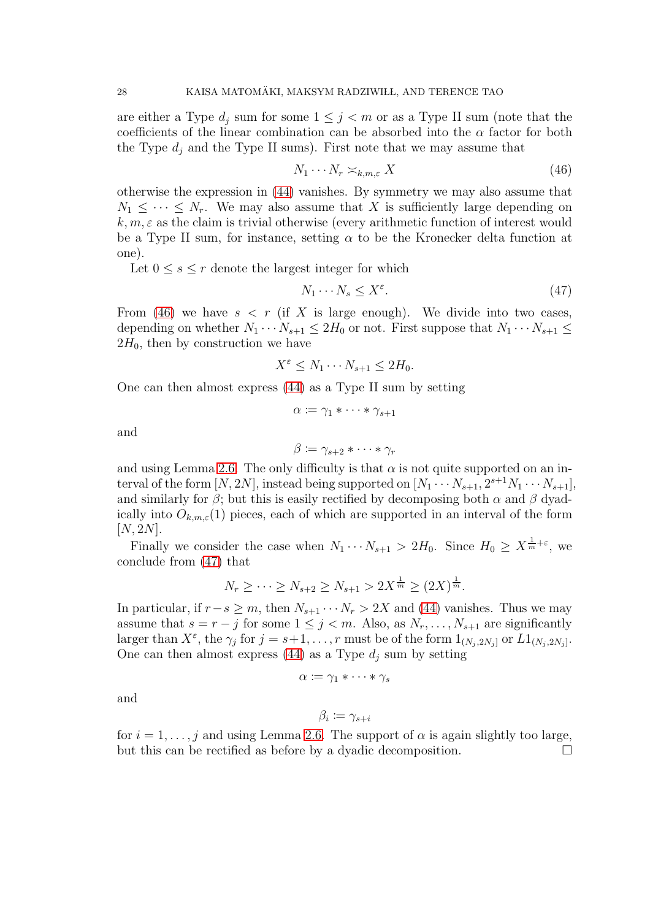are either a Type $d_j$ sum for some $1 \leq j < m$ or as a Type II sum (note that the coefficients of the linear combination can be absorbed into the $\alpha$ factor for both the Type $d_j$ and the Type II sums). First note that we may assume that

$$N_1 \cdots N_r \asymp_{k,m,\varepsilon} X \tag{46}$$

otherwise the expression in (44) vanishes. By symmetry we may also assume that $N_1 \leq \cdots \leq N_r$. We may also assume that $X$ is sufficiently large depending on $k, m, \varepsilon$ as the claim is trivial otherwise (every arithmetic function of interest would be a Type II sum, for instance, setting $\alpha$ to be the Kronecker delta function at one).

Let $0 \leq s \leq r$ denote the largest integer for which

$$N_1 \cdots N_s \leq X^{\varepsilon}. \tag{47}$$

From (46) we have $s < r$ (if $X$ is large enough). We divide into two cases, depending on whether $N_1 \cdots N_{s+1} \leq 2H_0$ or not. First suppose that $N_1 \cdots N_{s+1} \leq 2H_0$, then by construction we have

$$X^{\varepsilon} \leq N_1 \cdots N_{s+1} \leq 2H_0.$$

One can then almost express (44) as a Type II sum by setting

$$\alpha := \gamma_1 * \cdots * \gamma_{s+1}$$

and

$$\beta := \gamma_{s+2} * \cdots * \gamma_r$$

and using Lemma 2.6. The only difficulty is that $\alpha$ is not quite supported on an interval of the form $[N, 2N]$, instead being supported on $[N_1 \cdots N_{s+1}, 2^{s+1} N_1 \cdots N_{s+1}]$, and similarly for $\beta$; but this is easily rectified by decomposing both $\alpha$ and $\beta$ dyadically into $O_{k,m,\varepsilon}(1)$ pieces, each of which are supported in an interval of the form $[N, 2N]$.

Finally we consider the case when $N_1 \cdots N_{s+1} > 2H_0$. Since $H_0 \geq X^{\frac{1}{m}+\varepsilon}$, we conclude from (47) that

$$N_r \geq \cdots \geq N_{s+2} \geq N_{s+1} > 2X^{\frac{1}{m}} \geq (2X)^{\frac{1}{m}}.$$

In particular, if $r - s \geq m$, then $N_{s+1} \cdots N_r > 2X$ and (44) vanishes. Thus we may assume that $s = r - j$ for some $1 \leq j < m$. Also, as $N_r, \ldots, N_{s+1}$ are significantly larger than $X^{\varepsilon}$, the $\gamma_j$ for $j = s+1, \ldots, r$ must be of the form $1_{(N_j, 2N_j]}$ or $L1_{(N_j, 2N_j]}$. One can then almost express (44) as a Type $d_j$ sum by setting

$$\alpha := \gamma_1 * \cdots * \gamma_s$$

and

$$\beta_i := \gamma_{s+i}$$

for $i = 1, \ldots, j$ and using Lemma 2.6. The support of $\alpha$ is again slightly too large, but this can be rectified as before by a dyadic decomposition. $\square$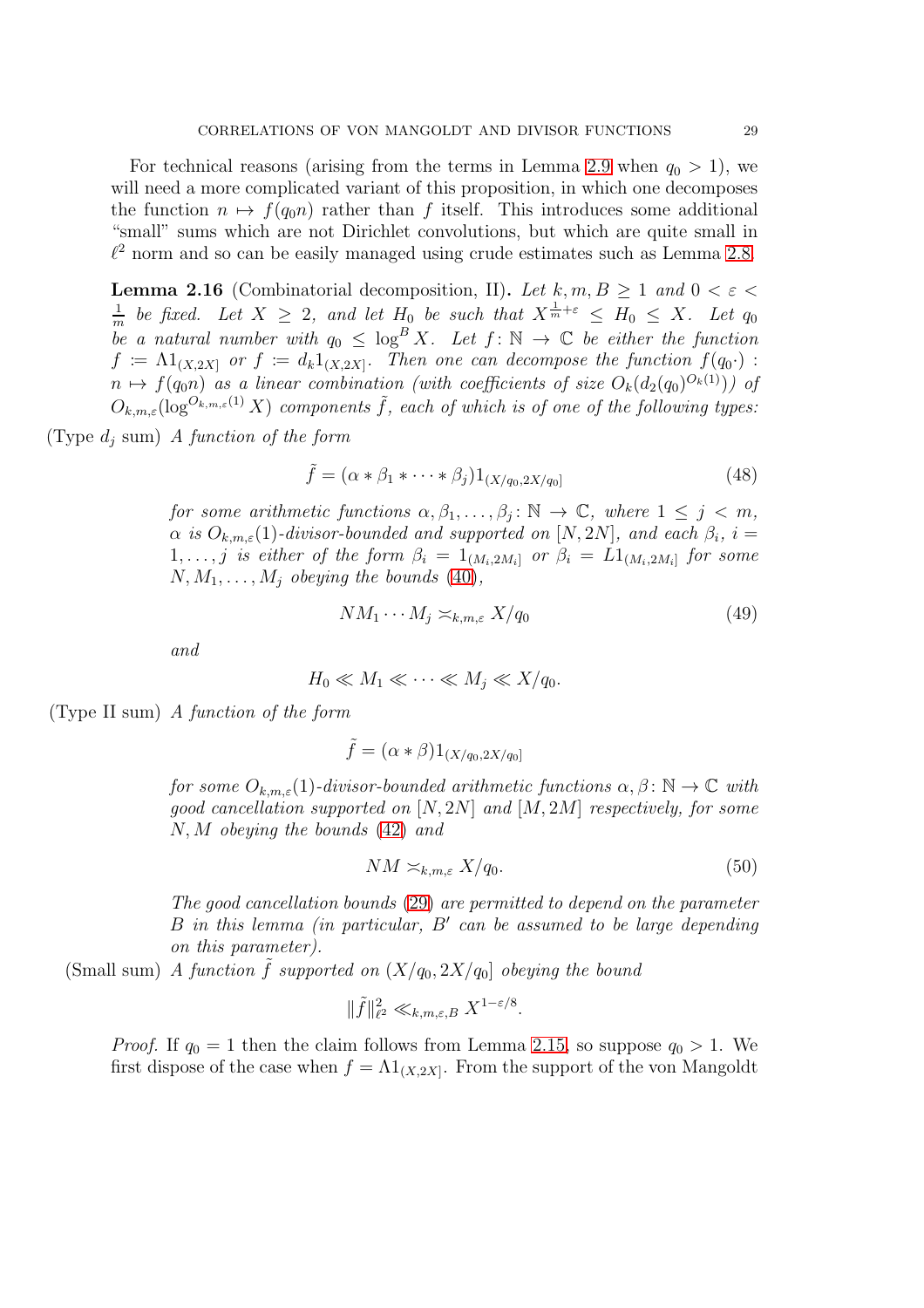For technical reasons (arising from the terms in Lemma 2.9 when $q_0 > 1$), we will need a more complicated variant of this proposition, in which one decomposes the function $n \mapsto f(q_0 n)$ rather than $f$ itself. This introduces some additional "small" sums which are not Dirichlet convolutions, but which are quite small in $\ell^2$ norm and so can be easily managed using crude estimates such as Lemma 2.8.

**Lemma 2.16** (Combinatorial decomposition, II)**.** *Let $k, m, B \geq 1$ and $0 < \varepsilon < \frac{1}{m}$ be fixed. Let $X \geq 2$, and let $H_0$ be such that $X^{\frac{1}{m}+\varepsilon} \leq H_0 \leq X$. Let $q_0$ be a natural number with $q_0 \leq \log^B X$. Let $f \colon \mathbb{N} \to \mathbb{C}$ be either the function $f \coloneqq \Lambda 1_{(X,2X]}$ or $f \coloneqq d_k 1_{(X,2X]}$. Then one can decompose the function $f(q_0 \cdot) : n \mapsto f(q_0 n)$ as a linear combination (with coefficients of size $O_k(d_2(q_0)^{O_k(1)})$) of $O_{k,m,\varepsilon}(\log^{O_{k,m,\varepsilon}(1)} X)$ components $\tilde{f}$, each of which is of one of the following types:*

(Type $d_j$ sum) *A function of the form*

$$\tilde{f} = (\alpha * \beta_1 * \cdots * \beta_j) 1_{(X/q_0, 2X/q_0]} \tag{48}$$

*for some arithmetic functions $\alpha, \beta_1, \dots, \beta_j \colon \mathbb{N} \to \mathbb{C}$, where $1 \leq j < m$, $\alpha$ is $O_{k,m,\varepsilon}(1)$-divisor-bounded and supported on $[N, 2N]$, and each $\beta_i$, $i = 1, \dots, j$ is either of the form $\beta_i = 1_{(M_i, 2M_i]}$ or $\beta_i = L 1_{(M_i, 2M_i]}$ for some $N, M_1, \dots, M_j$ obeying the bounds (40),*

$$N M_1 \cdots M_j \asymp_{k,m,\varepsilon} X/q_0 \tag{49}$$

*and*

$$H_0 \ll M_1 \ll \cdots \ll M_j \ll X/q_0.$$

(Type II sum) *A function of the form*

$$\tilde{f} = (\alpha * \beta) 1_{(X/q_0, 2X/q_0]}$$

*for some $O_{k,m,\varepsilon}(1)$-divisor-bounded arithmetic functions $\alpha, \beta \colon \mathbb{N} \to \mathbb{C}$ with good cancellation supported on $[N, 2N]$ and $[M, 2M]$ respectively, for some $N, M$ obeying the bounds (42) and*

$$NM \asymp_{k,m,\varepsilon} X/q_0. \tag{50}$$

*The good cancellation bounds (29) are permitted to depend on the parameter $B$ in this lemma (in particular, $B'$ can be assumed to be large depending on this parameter).*

(Small sum) *A function $\tilde{f}$ supported on $(X/q_0, 2X/q_0]$ obeying the bound*

$$\|\tilde{f}\|_{\ell^2}^2 \ll_{k,m,\varepsilon,B} X^{1-\varepsilon/8}.$$

*Proof.* If $q_0 = 1$ then the claim follows from Lemma 2.15, so suppose $q_0 > 1$. We first dispose of the case when $f = \Lambda 1_{(X,2X]}$. From the support of the von Mangoldt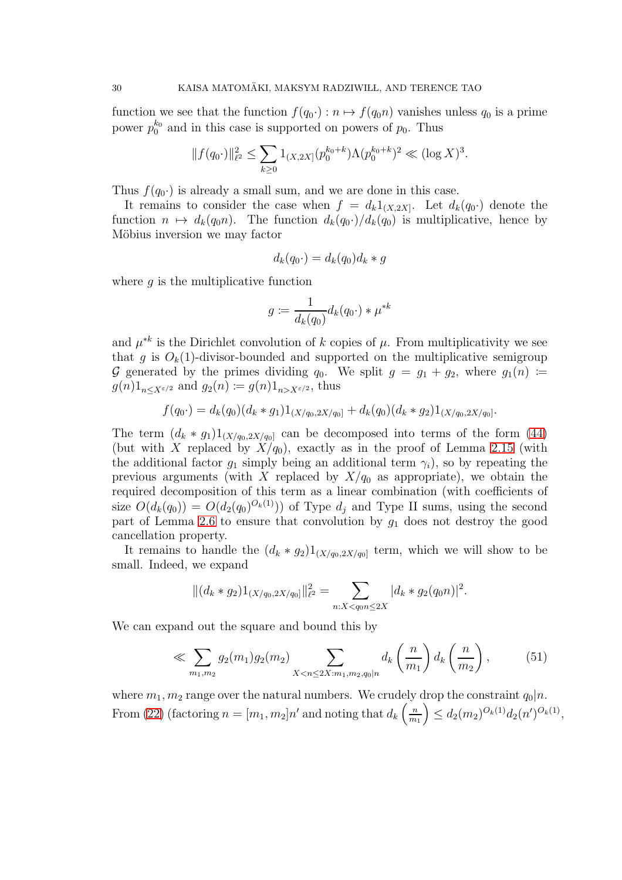function we see that the function $f(q_0\cdot) : n \mapsto f(q_0 n)$ vanishes unless $q_0$ is a prime power $p_0^{k_0}$ and in this case is supported on powers of $p_0$. Thus

$$\|f(q_0\cdot)\|_{\ell^2}^2 \leq \sum_{k\geq 0} 1_{(X,2X]}(p_0^{k_0+k})\Lambda(p_0^{k_0+k})^2 \ll (\log X)^3.$$

Thus $f(q_0\cdot)$ is already a small sum, and we are done in this case.

It remains to consider the case when $f = d_k 1_{(X,2X]}$. Let $d_k(q_0\cdot)$ denote the function $n \mapsto d_k(q_0 n)$. The function $d_k(q_0\cdot)/d_k(q_0)$ is multiplicative, hence by Möbius inversion we may factor

$$d_k(q_0\cdot) = d_k(q_0) d_k * g$$

where $g$ is the multiplicative function

$$g := \frac{1}{d_k(q_0)} d_k(q_0\cdot) * \mu^{*k}$$

and $\mu^{*k}$ is the Dirichlet convolution of $k$ copies of $\mu$. From multiplicativity we see that $g$ is $O_k(1)$-divisor-bounded and supported on the multiplicative semigroup $\mathcal{G}$ generated by the primes dividing $q_0$. We split $g = g_1 + g_2$, where $g_1(n) := g(n)1_{n\leq X^{\varepsilon/2}}$ and $g_2(n) := g(n)1_{n>X^{\varepsilon/2}}$, thus

$$f(q_0\cdot) = d_k(q_0)(d_k * g_1)1_{(X/q_0,2X/q_0]} + d_k(q_0)(d_k * g_2)1_{(X/q_0,2X/q_0]}.$$

The term $(d_k * g_1)1_{(X/q_0,2X/q_0]}$ can be decomposed into terms of the form (44) (but with $X$ replaced by $X/q_0$), exactly as in the proof of Lemma 2.15 (with the additional factor $g_1$ simply being an additional term $\gamma_i$), so by repeating the previous arguments (with $X$ replaced by $X/q_0$ as appropriate), we obtain the required decomposition of this term as a linear combination (with coefficients of size $O(d_k(q_0)) = O(d_2(q_0)^{O_k(1)})$) of Type $d_j$ and Type II sums, using the second part of Lemma 2.6 to ensure that convolution by $g_1$ does not destroy the good cancellation property.

It remains to handle the $(d_k * g_2)1_{(X/q_0,2X/q_0]}$ term, which we will show to be small. Indeed, we expand

$$\|(d_k * g_2)1_{(X/q_0,2X/q_0]}\|_{\ell^2}^2 = \sum_{n: X<q_0 n\leq 2X} |d_k * g_2(q_0 n)|^2.$$

We can expand out the square and bound this by

$$\ll \sum_{m_1,m_2} g_2(m_1)g_2(m_2) \sum_{X<n\leq 2X: m_1,m_2,q_0|n} d_k\left(\frac{n}{m_1}\right) d_k\left(\frac{n}{m_2}\right), \tag{51}$$

where $m_1, m_2$ range over the natural numbers. We crudely drop the constraint $q_0|n$. From (22) (factoring $n = [m_1,m_2]n'$ and noting that $d_k\left(\frac{n}{m_1}\right) \leq d_2(m_2)^{O_k(1)} d_2(n')^{O_k(1)}$,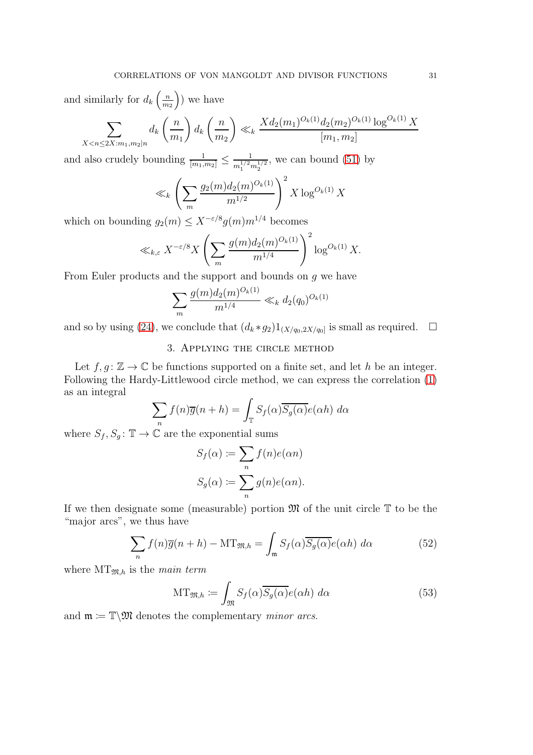and similarly for $d_k\left(\frac{n}{m_2}\right))$ we have

$$\sum_{X<n\leq 2X: m_1, m_2|n} d_k\left(\frac{n}{m_1}\right) d_k\left(\frac{n}{m_2}\right) \ll_k \frac{X d_2(m_1)^{O_k(1)} d_2(m_2)^{O_k(1)} \log^{O_k(1)} X}{[m_1, m_2]}$$

and also crudely bounding $\frac{1}{[m_1,m_2]} \leq \frac{1}{m_1^{1/2} m_2^{1/2}}$, we can bound (51) by

$$\ll_k \left(\sum_m \frac{g_2(m) d_2(m)^{O_k(1)}}{m^{1/2}}\right)^2 X \log^{O_k(1)} X$$

which on bounding $g_2(m) \leq X^{-\varepsilon/8} g(m) m^{1/4}$ becomes

$$\ll_{k,\varepsilon} X^{-\varepsilon/8} X \left(\sum_m \frac{g(m) d_2(m)^{O_k(1)}}{m^{1/4}}\right)^2 \log^{O_k(1)} X.$$

From Euler products and the support and bounds on $g$ we have

$$\sum_m \frac{g(m) d_2(m)^{O_k(1)}}{m^{1/4}} \ll_k d_2(q_0)^{O_k(1)}$$

and so by using (24), we conclude that $(d_k * g_2) 1_{(X/q_0, 2X/q_0]}$ is small as required. $\square$

## 3. Applying the circle method

Let $f, g\colon \mathbb{Z} \to \mathbb{C}$ be functions supported on a finite set, and let $h$ be an integer. Following the Hardy-Littlewood circle method, we can express the correlation (1) as an integral

$$\sum_n f(n)\overline{g}(n+h) = \int_{\mathbb{T}} S_f(\alpha)\overline{S_g(\alpha)} e(\alpha h)\ d\alpha$$

where $S_f, S_g\colon \mathbb{T} \to \mathbb{C}$ are the exponential sums

$$S_f(\alpha) := \sum_n f(n) e(\alpha n)$$
$$S_g(\alpha) := \sum_n g(n) e(\alpha n).$$

If we then designate some (measurable) portion $\mathfrak{M}$ of the unit circle $\mathbb{T}$ to be the "major arcs", we thus have

$$\sum_n f(n)\overline{g}(n+h) - \mathrm{MT}_{\mathfrak{M},h} = \int_{\mathfrak{m}} S_f(\alpha)\overline{S_g(\alpha)} e(\alpha h)\ d\alpha \tag{52}$$

where $\mathrm{MT}_{\mathfrak{M},h}$ is the *main term*

$$\mathrm{MT}_{\mathfrak{M},h} := \int_{\mathfrak{M}} S_f(\alpha)\overline{S_g(\alpha)} e(\alpha h)\ d\alpha \tag{53}$$

and $\mathfrak{m} := \mathbb{T}\backslash\mathfrak{M}$ denotes the complementary *minor arcs*.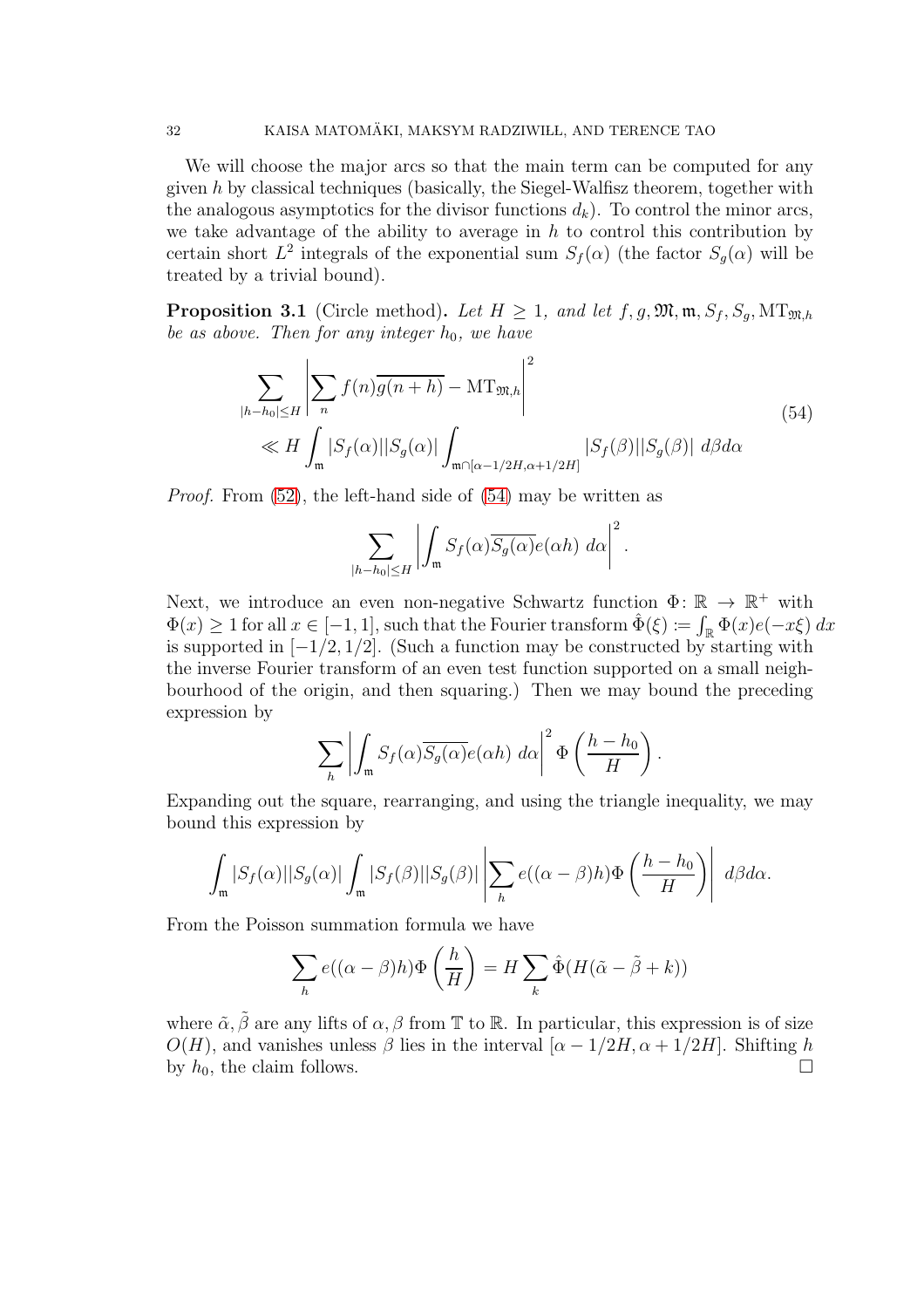We will choose the major arcs so that the main term can be computed for any given $h$ by classical techniques (basically, the Siegel-Walfisz theorem, together with the analogous asymptotics for the divisor functions $d_k$). To control the minor arcs, we take advantage of the ability to average in $h$ to control this contribution by certain short $L^2$ integrals of the exponential sum $S_f(\alpha)$ (the factor $S_g(\alpha)$ will be treated by a trivial bound).

**Proposition 3.1** (Circle method)**.** *Let $H \geq 1$, and let $f, g, \mathfrak{M}, \mathfrak{m}, S_f, S_g, \mathrm{MT}_{\mathfrak{M},h}$ be as above. Then for any integer $h_0$, we have*

$$\sum_{|h-h_0|\leq H} \left| \sum_n f(n)\overline{g(n+h)} - \mathrm{MT}_{\mathfrak{M},h} \right|^2 \ll H \int_{\mathfrak{m}} |S_f(\alpha)||S_g(\alpha)| \int_{\mathfrak{m}\cap[\alpha-1/2H,\alpha+1/2H]} |S_f(\beta)||S_g(\beta)| \ d\beta d\alpha \tag{54}$$

*Proof.* From (52), the left-hand side of (54) may be written as

$$\sum_{|h-h_0|\leq H} \left| \int_{\mathfrak{m}} S_f(\alpha)\overline{S_g(\alpha)} e(\alpha h) \ d\alpha \right|^2.$$

Next, we introduce an even non-negative Schwartz function $\Phi \colon \mathbb{R} \to \mathbb{R}^+$ with $\Phi(x) \geq 1$ for all $x \in [-1, 1]$, such that the Fourier transform $\hat{\Phi}(\xi) := \int_{\mathbb{R}} \Phi(x)e(-x\xi) \, dx$ is supported in $[-1/2, 1/2]$. (Such a function may be constructed by starting with the inverse Fourier transform of an even test function supported on a small neighbourhood of the origin, and then squaring.) Then we may bound the preceding expression by

$$\sum_h \left| \int_{\mathfrak{m}} S_f(\alpha)\overline{S_g(\alpha)} e(\alpha h) \ d\alpha \right|^2 \Phi\left(\frac{h-h_0}{H}\right).$$

Expanding out the square, rearranging, and using the triangle inequality, we may bound this expression by

$$\int_{\mathfrak{m}} |S_f(\alpha)||S_g(\alpha)| \int_{\mathfrak{m}} |S_f(\beta)||S_g(\beta)| \left| \sum_h e((\alpha-\beta)h)\Phi\left(\frac{h-h_0}{H}\right) \right| \ d\beta d\alpha.$$

From the Poisson summation formula we have

$$\sum_h e((\alpha-\beta)h)\Phi\left(\frac{h}{H}\right) = H \sum_k \hat{\Phi}(H(\tilde{\alpha} - \tilde{\beta} + k))$$

where $\tilde{\alpha}, \tilde{\beta}$ are any lifts of $\alpha, \beta$ from $\mathbb{T}$ to $\mathbb{R}$. In particular, this expression is of size $O(H)$, and vanishes unless $\beta$ lies in the interval $[\alpha - 1/2H, \alpha + 1/2H]$. Shifting $h$ by $h_0$, the claim follows. $\square$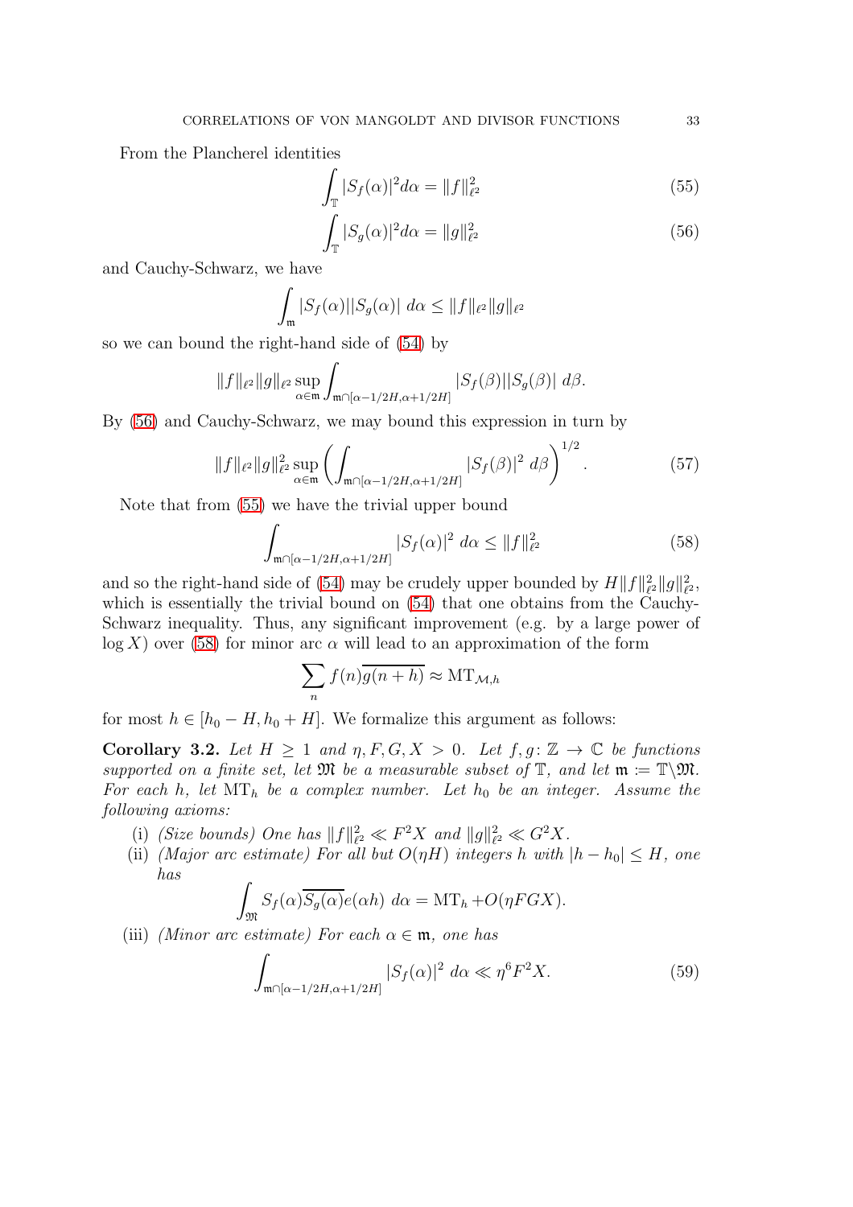From the Plancherel identities

$$\int_{\mathbb{T}} |S_f(\alpha)|^2 d\alpha = \|f\|_{\ell^2}^2 \tag{55}$$

$$\int_{\mathbb{T}} |S_g(\alpha)|^2 d\alpha = \|g\|_{\ell^2}^2 \tag{56}$$

and Cauchy-Schwarz, we have

$$\int_{\mathfrak{m}} |S_f(\alpha)||S_g(\alpha)|\ d\alpha \leq \|f\|_{\ell^2}\|g\|_{\ell^2}$$

so we can bound the right-hand side of (54) by

$$\|f\|_{\ell^2}\|g\|_{\ell^2} \sup_{\alpha\in\mathfrak{m}} \int_{\mathfrak{m}\cap[\alpha-1/2H,\alpha+1/2H]} |S_f(\beta)||S_g(\beta)|\ d\beta.$$

By (56) and Cauchy-Schwarz, we may bound this expression in turn by

$$\|f\|_{\ell^2}\|g\|_{\ell^2}^2 \sup_{\alpha\in\mathfrak{m}} \left( \int_{\mathfrak{m}\cap[\alpha-1/2H,\alpha+1/2H]} |S_f(\beta)|^2\ d\beta \right)^{1/2}. \tag{57}$$

Note that from (55) we have the trivial upper bound

$$\int_{\mathfrak{m}\cap[\alpha-1/2H,\alpha+1/2H]} |S_f(\alpha)|^2\ d\alpha \leq \|f\|_{\ell^2}^2 \tag{58}$$

and so the right-hand side of (54) may be crudely upper bounded by $H\|f\|_{\ell^2}^2\|g\|_{\ell^2}^2$, which is essentially the trivial bound on (54) that one obtains from the Cauchy-Schwarz inequality. Thus, any significant improvement (e.g. by a large power of $\log X$) over (58) for minor arc $\alpha$ will lead to an approximation of the form

$$\sum_n f(n)\overline{g(n+h)} \approx \mathrm{MT}_{\mathcal{M},h}$$

for most $h \in [h_0 - H, h_0 + H]$. We formalize this argument as follows:

**Corollary 3.2.** *Let $H \geq 1$ and $\eta, F, G, X > 0$. Let $f, g\colon \mathbb{Z} \to \mathbb{C}$ be functions supported on a finite set, let $\mathfrak{M}$ be a measurable subset of $\mathbb{T}$, and let $\mathfrak{m} := \mathbb{T}\backslash\mathfrak{M}$. For each $h$, let $\mathrm{MT}_h$ be a complex number. Let $h_0$ be an integer. Assume the following axioms:*

(i) *(Size bounds) One has $\|f\|_{\ell^2}^2 \ll F^2X$ and $\|g\|_{\ell^2}^2 \ll G^2X$.*

(ii) *(Major arc estimate) For all but $O(\eta H)$ integers $h$ with $|h - h_0| \leq H$, one has*

$$\int_{\mathfrak{M}} S_f(\alpha)\overline{S_g(\alpha)}e(\alpha h)\ d\alpha = \mathrm{MT}_h + O(\eta FGX).$$

(iii) *(Minor arc estimate) For each $\alpha \in \mathfrak{m}$, one has*

$$\int_{\mathfrak{m}\cap[\alpha-1/2H,\alpha+1/2H]} |S_f(\alpha)|^2\ d\alpha \ll \eta^6 F^2 X. \tag{59}$$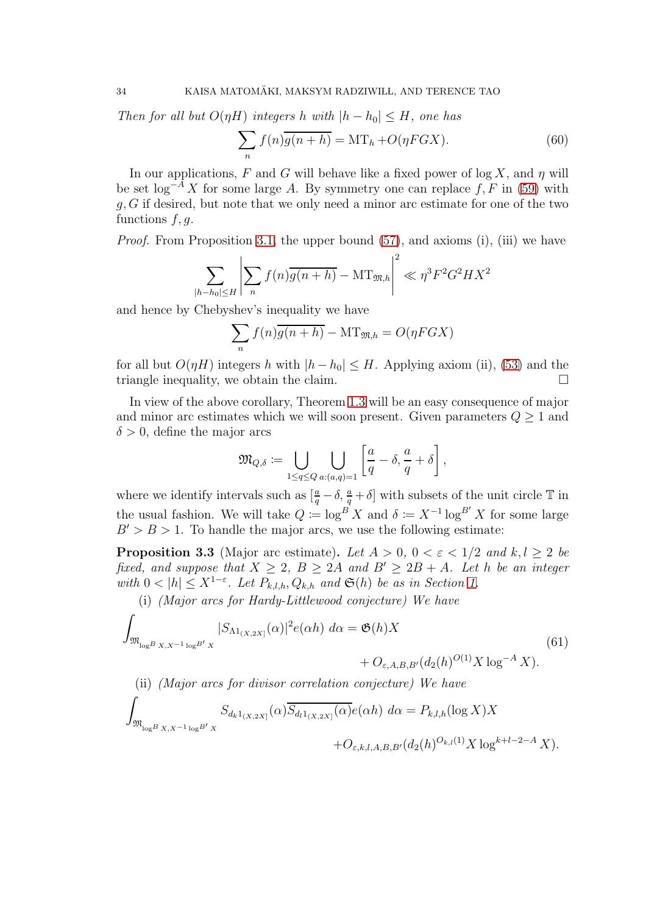*Then for all but $O(\eta H)$ integers $h$ with $|h - h_0| \leq H$, one has*

$$\sum_n f(n)\overline{g(n+h)} = \mathrm{MT}_h + O(\eta F G X). \tag{60}$$

In our applications, $F$ and $G$ will behave like a fixed power of $\log X$, and $\eta$ will be set $\log^{-A} X$ for some large $A$. By symmetry one can replace $f, F$ in (59) with $g, G$ if desired, but note that we only need a minor arc estimate for one of the two functions $f, g$.

*Proof.* From Proposition 3.1, the upper bound (57), and axioms (i), (iii) we have

$$\sum_{|h-h_0|\leq H} \left| \sum_n f(n)\overline{g(n+h)} - \mathrm{MT}_{\mathfrak{M},h} \right|^2 \ll \eta^3 F^2 G^2 H X^2$$

and hence by Chebyshev's inequality we have

$$\sum_n f(n)\overline{g(n+h)} - \mathrm{MT}_{\mathfrak{M},h} = O(\eta F G X)$$

for all but $O(\eta H)$ integers $h$ with $|h - h_0| \leq H$. Applying axiom (ii), (53) and the triangle inequality, we obtain the claim. $\square$

In view of the above corollary, Theorem 1.3 will be an easy consequence of major and minor arc estimates which we will soon present. Given parameters $Q \geq 1$ and $\delta > 0$, define the major arcs

$$\mathfrak{M}_{Q,\delta} := \bigcup_{1 \leq q \leq Q} \bigcup_{a:(a,q)=1} \left[\frac{a}{q} - \delta, \frac{a}{q} + \delta\right],$$

where we identify intervals such as $[\frac{a}{q} - \delta, \frac{a}{q} + \delta]$ with subsets of the unit circle $\mathbb{T}$ in the usual fashion. We will take $Q := \log^B X$ and $\delta := X^{-1}\log^{B'} X$ for some large $B' > B > 1$. To handle the major arcs, we use the following estimate:

**Proposition 3.3** (Major arc estimate)**.** *Let $A > 0$, $0 < \varepsilon < 1/2$ and $k, l \geq 2$ be fixed, and suppose that $X \geq 2$, $B \geq 2A$ and $B' \geq 2B + A$. Let $h$ be an integer with $0 < |h| \leq X^{1-\varepsilon}$. Let $P_{k,l,h}, Q_{k,h}$ and $\mathfrak{S}(h)$ be as in Section 1.*

(i) *(Major arcs for Hardy-Littlewood conjecture) We have*

$$\int_{\mathfrak{M}_{\log^B X, X^{-1}\log^{B'} X}} |S_{\Lambda 1_{(X,2X]}}(\alpha)|^2 e(\alpha h)\ d\alpha = \mathfrak{S}(h) X + O_{\varepsilon,A,B,B'}(d_2(h)^{O(1)} X \log^{-A} X). \tag{61}$$

(ii) *(Major arcs for divisor correlation conjecture) We have*

$$\int_{\mathfrak{M}_{\log^B X, X^{-1}\log^{B'} X}} S_{d_k 1_{(X,2X]}}(\alpha)\overline{S_{d_l 1_{(X,2X]}}(\alpha)} e(\alpha h)\ d\alpha = P_{k,l,h}(\log X) X + O_{\varepsilon,k,l,A,B,B'}(d_2(h)^{O_{k,l}(1)} X \log^{k+l-2-A} X).$$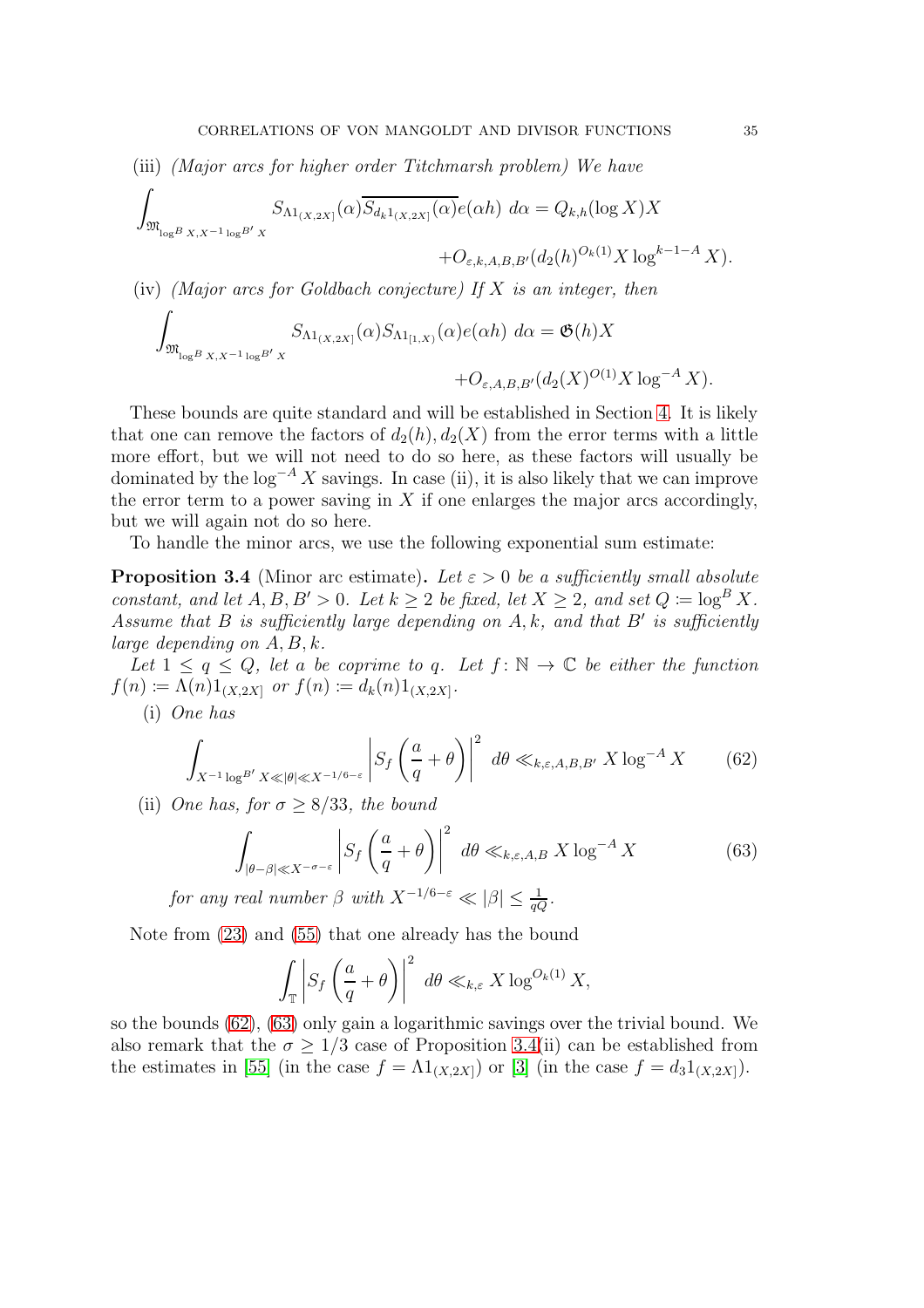(iii) *(Major arcs for higher order Titchmarsh problem) We have*

$$\int_{\mathfrak{M}_{\log^B X, X^{-1}\log^{B'} X}} S_{\Lambda 1_{(X,2X]}}(\alpha)\overline{S_{d_k 1_{(X,2X]}}(\alpha)}e(\alpha h)\ d\alpha = Q_{k,h}(\log X)X + O_{\varepsilon,k,A,B,B'}(d_2(h)^{O_k(1)} X \log^{k-1-A} X).$$

(iv) *(Major arcs for Goldbach conjecture) If $X$ is an integer, then*

$$\int_{\mathfrak{M}_{\log^B X, X^{-1}\log^{B'} X}} S_{\Lambda 1_{(X,2X]}}(\alpha) S_{\Lambda 1_{[1,X)}}(\alpha)e(\alpha h)\ d\alpha = \mathfrak{G}(h)X + O_{\varepsilon,A,B,B'}(d_2(X)^{O(1)} X \log^{-A} X).$$

These bounds are quite standard and will be established in Section 4. It is likely that one can remove the factors of $d_2(h), d_2(X)$ from the error terms with a little more effort, but we will not need to do so here, as these factors will usually be dominated by the $\log^{-A} X$ savings. In case (ii), it is also likely that we can improve the error term to a power saving in $X$ if one enlarges the major arcs accordingly, but we will again not do so here.

To handle the minor arcs, we use the following exponential sum estimate:

**Proposition 3.4** (Minor arc estimate)**.** *Let $\varepsilon > 0$ be a sufficiently small absolute constant, and let $A, B, B' > 0$. Let $k \geq 2$ be fixed, let $X \geq 2$, and set $Q := \log^B X$. Assume that $B$ is sufficiently large depending on $A, k$, and that $B'$ is sufficiently large depending on $A, B, k$.*

*Let $1 \leq q \leq Q$, let $a$ be coprime to $q$. Let $f\colon \mathbb{N} \to \mathbb{C}$ be either the function $f(n) := \Lambda(n)1_{(X,2X]}$ or $f(n) := d_k(n)1_{(X,2X]}$.*

(i) *One has*

$$\int_{X^{-1}\log^{B'} X \ll |\theta| \ll X^{-1/6-\varepsilon}} \left| S_f\left(\frac{a}{q}+\theta\right)\right|^2\ d\theta \ll_{k,\varepsilon,A,B,B'} X \log^{-A} X \tag{62}$$

(ii) *One has, for $\sigma \geq 8/33$, the bound*

$$\int_{|\theta-\beta| \ll X^{-\sigma-\varepsilon}} \left| S_f\left(\frac{a}{q}+\theta\right)\right|^2\ d\theta \ll_{k,\varepsilon,A,B} X \log^{-A} X \tag{63}$$

*for any real number $\beta$ with $X^{-1/6-\varepsilon} \ll |\beta| \leq \frac{1}{qQ}$.*

Note from (23) and (55) that one already has the bound

$$\int_{\mathbb{T}} \left| S_f\left(\frac{a}{q}+\theta\right)\right|^2\ d\theta \ll_{k,\varepsilon} X \log^{O_k(1)} X,$$

so the bounds (62), (63) only gain a logarithmic savings over the trivial bound. We also remark that the $\sigma \geq 1/3$ case of Proposition 3.4(ii) can be established from the estimates in [55] (in the case $f = \Lambda 1_{(X,2X]}$) or [3] (in the case $f = d_3 1_{(X,2X]}$).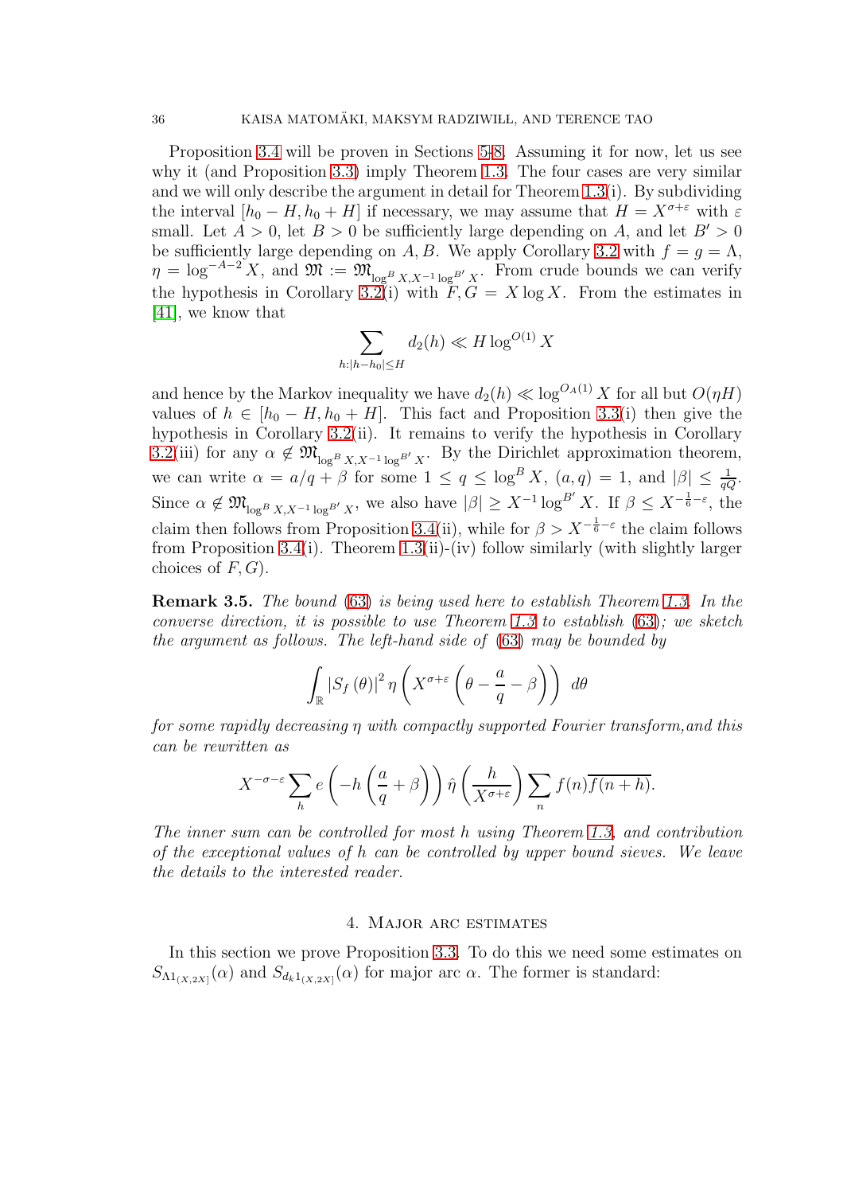Proposition 3.4 will be proven in Sections 5-8. Assuming it for now, let us see why it (and Proposition 3.3) imply Theorem 1.3. The four cases are very similar and we will only describe the argument in detail for Theorem 1.3(i). By subdividing the interval $[h_0 - H, h_0 + H]$ if necessary, we may assume that $H = X^{\sigma+\varepsilon}$ with $\varepsilon$ small. Let $A > 0$, let $B > 0$ be sufficiently large depending on $A$, and let $B' > 0$ be sufficiently large depending on $A, B$. We apply Corollary 3.2 with $f = g = \Lambda$, $\eta = \log^{-A-2} X$, and $\mathfrak{M} := \mathfrak{M}_{\log^B X, X^{-1}\log^{B'} X}$. From crude bounds we can verify the hypothesis in Corollary 3.2(i) with $F, G = X \log X$. From the estimates in [41], we know that

$$\sum_{h: |h-h_0| \leq H} d_2(h) \ll H \log^{O(1)} X$$

and hence by the Markov inequality we have $d_2(h) \ll \log^{O_A(1)} X$ for all but $O(\eta H)$ values of $h \in [h_0 - H, h_0 + H]$. This fact and Proposition 3.3(i) then give the hypothesis in Corollary 3.2(ii). It remains to verify the hypothesis in Corollary 3.2(iii) for any $\alpha \notin \mathfrak{M}_{\log^B X, X^{-1}\log^{B'} X}$. By the Dirichlet approximation theorem, we can write $\alpha = a/q + \beta$ for some $1 \leq q \leq \log^B X$, $(a,q) = 1$, and $|\beta| \leq \frac{1}{qQ}$. Since $\alpha \notin \mathfrak{M}_{\log^B X, X^{-1}\log^{B'} X}$, we also have $|\beta| \geq X^{-1}\log^{B'} X$. If $\beta \leq X^{-\frac{1}{6}-\varepsilon}$, the claim then follows from Proposition 3.4(ii), while for $\beta > X^{-\frac{1}{6}-\varepsilon}$ the claim follows from Proposition 3.4(i). Theorem 1.3(ii)-(iv) follow similarly (with slightly larger choices of $F, G$).

**Remark 3.5.** *The bound (63) is being used here to establish Theorem 1.3. In the converse direction, it is possible to use Theorem 1.3 to establish (63); we sketch the argument as follows. The left-hand side of (63) may be bounded by*

$$\int_{\mathbb{R}} |S_f(\theta)|^2 \eta\left(X^{\sigma+\varepsilon}\left(\theta - \frac{a}{q} - \beta\right)\right) \, d\theta$$

*for some rapidly decreasing $\eta$ with compactly supported Fourier transform,and this can be rewritten as*

$$X^{-\sigma-\varepsilon} \sum_h e\left(-h\left(\frac{a}{q} + \beta\right)\right) \hat{\eta}\left(\frac{h}{X^{\sigma+\varepsilon}}\right) \sum_n f(n)\overline{f(n+h)}.$$

*The inner sum can be controlled for most $h$ using Theorem 1.3, and contribution of the exceptional values of $h$ can be controlled by upper bound sieves. We leave the details to the interested reader.*

## 4. Major arc estimates

In this section we prove Proposition 3.3. To do this we need some estimates on $S_{\Lambda 1_{(X,2X]}}(\alpha)$ and $S_{d_k 1_{(X,2X]}}(\alpha)$ for major arc $\alpha$. The former is standard: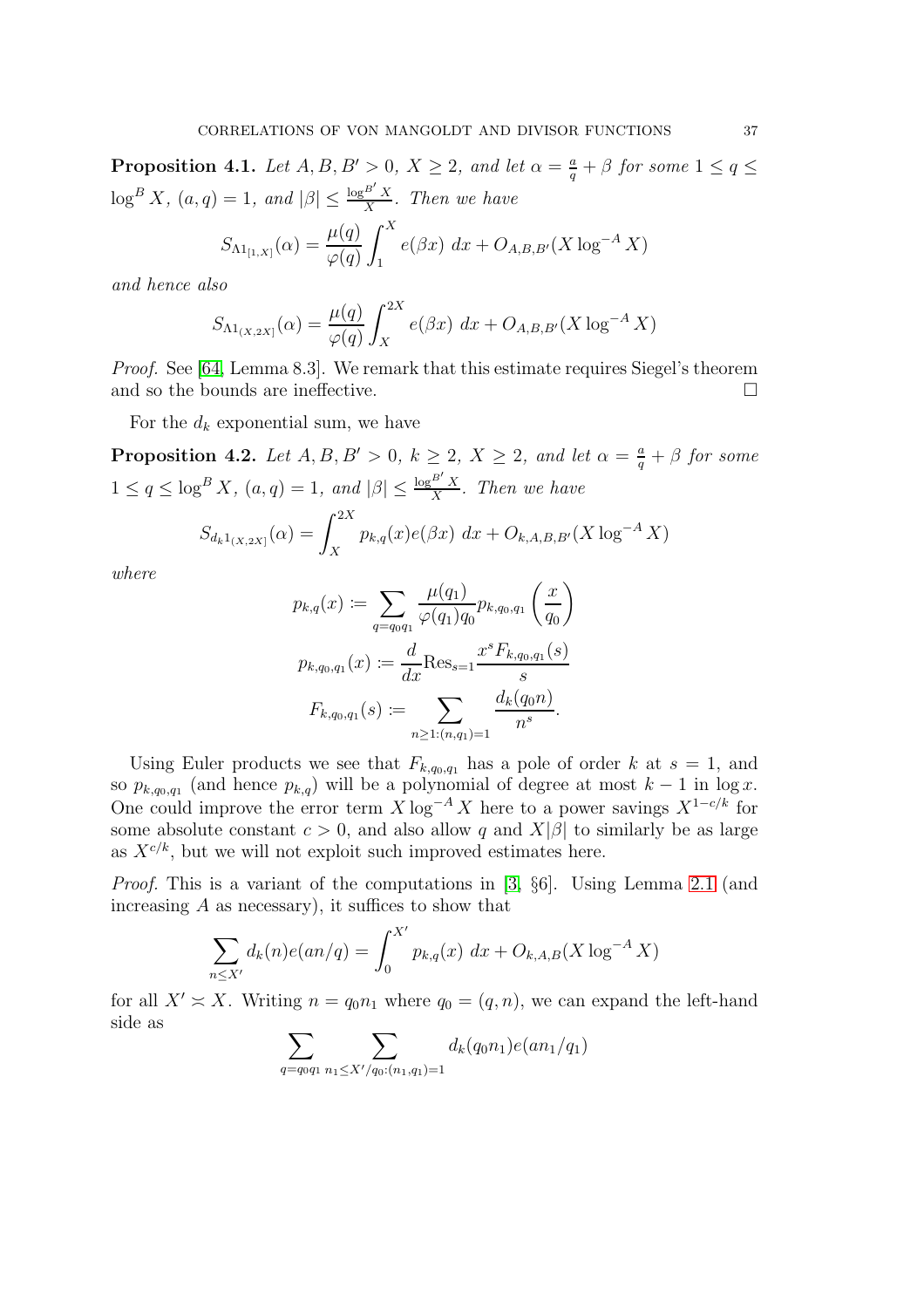**Proposition 4.1.** *Let $A, B, B' > 0$, $X \geq 2$, and let $\alpha = \frac{a}{q} + \beta$ for some $1 \leq q \leq \log^B X$, $(a,q) = 1$, and $|\beta| \leq \frac{\log^{B'} X}{X}$. Then we have*

$$S_{\Lambda 1_{[1,X]}}(\alpha) = \frac{\mu(q)}{\varphi(q)} \int_1^X e(\beta x)\ dx + O_{A,B,B'}(X \log^{-A} X)$$

*and hence also*

$$S_{\Lambda 1_{(X,2X]}}(\alpha) = \frac{\mu(q)}{\varphi(q)} \int_X^{2X} e(\beta x)\ dx + O_{A,B,B'}(X \log^{-A} X)$$

*Proof.* See [64, Lemma 8.3]. We remark that this estimate requires Siegel's theorem and so the bounds are ineffective. □

For the $d_k$ exponential sum, we have

**Proposition 4.2.** *Let $A, B, B' > 0$, $k \geq 2$, $X \geq 2$, and let $\alpha = \frac{a}{q} + \beta$ for some $1 \leq q \leq \log^B X$, $(a,q) = 1$, and $|\beta| \leq \frac{\log^{B'} X}{X}$. Then we have*

$$S_{d_k 1_{(X,2X]}}(\alpha) = \int_X^{2X} p_{k,q}(x) e(\beta x)\ dx + O_{k,A,B,B'}(X \log^{-A} X)$$

*where*

$$p_{k,q}(x) := \sum_{q = q_0 q_1} \frac{\mu(q_1)}{\varphi(q_1) q_0} p_{k,q_0,q_1}\left(\frac{x}{q_0}\right)$$

$$p_{k,q_0,q_1}(x) := \frac{d}{dx} \mathrm{Res}_{s=1} \frac{x^s F_{k,q_0,q_1}(s)}{s}$$

$$F_{k,q_0,q_1}(s) := \sum_{n \geq 1 : (n,q_1) = 1} \frac{d_k(q_0 n)}{n^s}.$$

Using Euler products we see that $F_{k,q_0,q_1}$ has a pole of order $k$ at $s = 1$, and so $p_{k,q_0,q_1}$ (and hence $p_{k,q}$) will be a polynomial of degree at most $k-1$ in $\log x$. One could improve the error term $X \log^{-A} X$ here to a power savings $X^{1-c/k}$ for some absolute constant $c > 0$, and also allow $q$ and $X|\beta|$ to similarly be as large as $X^{c/k}$, but we will not exploit such improved estimates here.

*Proof.* This is a variant of the computations in [3, §6]. Using Lemma 2.1 (and increasing $A$ as necessary), it suffices to show that

$$\sum_{n \leq X'} d_k(n) e(an/q) = \int_0^{X'} p_{k,q}(x)\ dx + O_{k,A,B}(X \log^{-A} X)$$

for all $X' \asymp X$. Writing $n = q_0 n_1$ where $q_0 = (q,n)$, we can expand the left-hand side as

$$\sum_{q = q_0 q_1} \sum_{n_1 \leq X'/q_0 : (n_1, q_1) = 1} d_k(q_0 n_1) e(a n_1 / q_1)$$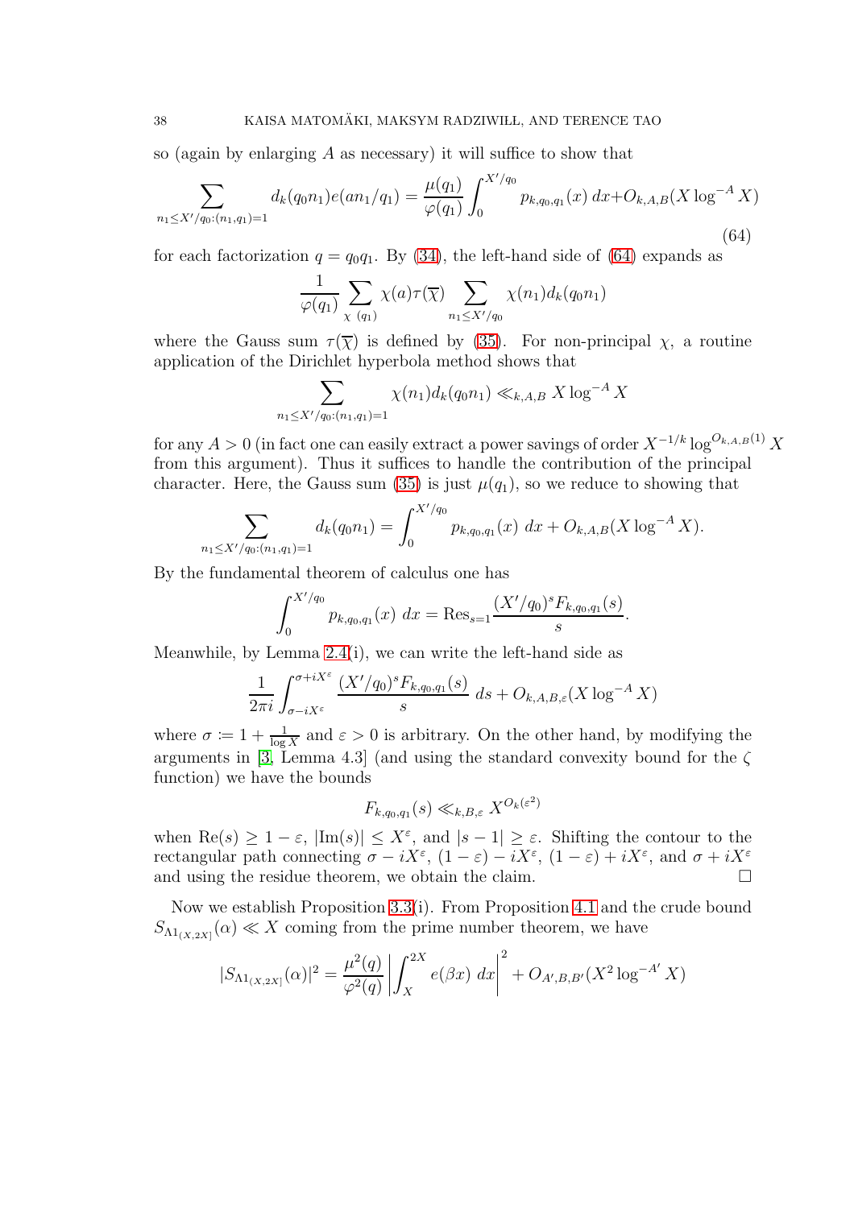so (again by enlarging $A$ as necessary) it will suffice to show that

$$\sum_{n_1 \le X'/q_0 : (n_1,q_1)=1} d_k(q_0 n_1) e(an_1/q_1) = \frac{\mu(q_1)}{\varphi(q_1)} \int_0^{X'/q_0} p_{k,q_0,q_1}(x)\, dx + O_{k,A,B}(X \log^{-A} X) \tag{64}$$

for each factorization $q = q_0 q_1$. By (34), the left-hand side of (64) expands as

$$\frac{1}{\varphi(q_1)} \sum_{\chi\ (q_1)} \chi(a)\tau(\overline{\chi}) \sum_{n_1 \le X'/q_0} \chi(n_1) d_k(q_0 n_1)$$

where the Gauss sum $\tau(\overline{\chi})$ is defined by (35). For non-principal $\chi$, a routine application of the Dirichlet hyperbola method shows that

$$\sum_{n_1 \le X'/q_0 : (n_1,q_1)=1} \chi(n_1) d_k(q_0 n_1) \ll_{k,A,B} X \log^{-A} X$$

for any $A > 0$ (in fact one can easily extract a power savings of order $X^{-1/k} \log^{O_{k,A,B}(1)} X$ from this argument). Thus it suffices to handle the contribution of the principal character. Here, the Gauss sum (35) is just $\mu(q_1)$, so we reduce to showing that

$$\sum_{n_1 \le X'/q_0 : (n_1,q_1)=1} d_k(q_0 n_1) = \int_0^{X'/q_0} p_{k,q_0,q_1}(x)\ dx + O_{k,A,B}(X \log^{-A} X).$$

By the fundamental theorem of calculus one has

$$\int_0^{X'/q_0} p_{k,q_0,q_1}(x)\ dx = \operatorname{Res}_{s=1} \frac{(X'/q_0)^s F_{k,q_0,q_1}(s)}{s}.$$

Meanwhile, by Lemma 2.4(i), we can write the left-hand side as

$$\frac{1}{2\pi i} \int_{\sigma - iX^\varepsilon}^{\sigma + iX^\varepsilon} \frac{(X'/q_0)^s F_{k,q_0,q_1}(s)}{s}\ ds + O_{k,A,B,\varepsilon}(X \log^{-A} X)$$

where $\sigma := 1 + \frac{1}{\log X}$ and $\varepsilon > 0$ is arbitrary. On the other hand, by modifying the arguments in [3, Lemma 4.3] (and using the standard convexity bound for the $\zeta$ function) we have the bounds

$$F_{k,q_0,q_1}(s) \ll_{k,B,\varepsilon} X^{O_k(\varepsilon^2)}$$

when $\mathrm{Re}(s) \ge 1 - \varepsilon$, $|\mathrm{Im}(s)| \le X^\varepsilon$, and $|s - 1| \ge \varepsilon$. Shifting the contour to the rectangular path connecting $\sigma - iX^\varepsilon$, $(1-\varepsilon) - iX^\varepsilon$, $(1-\varepsilon) + iX^\varepsilon$, and $\sigma + iX^\varepsilon$ and using the residue theorem, we obtain the claim. $\square$

Now we establish Proposition 3.3(i). From Proposition 4.1 and the crude bound $S_{\Lambda 1_{(X,2X]}}(\alpha) \ll X$ coming from the prime number theorem, we have

$$|S_{\Lambda 1_{(X,2X]}}(\alpha)|^2 = \frac{\mu^2(q)}{\varphi^2(q)} \left| \int_X^{2X} e(\beta x)\ dx \right|^2 + O_{A',B,B'}(X^2 \log^{-A'} X)$$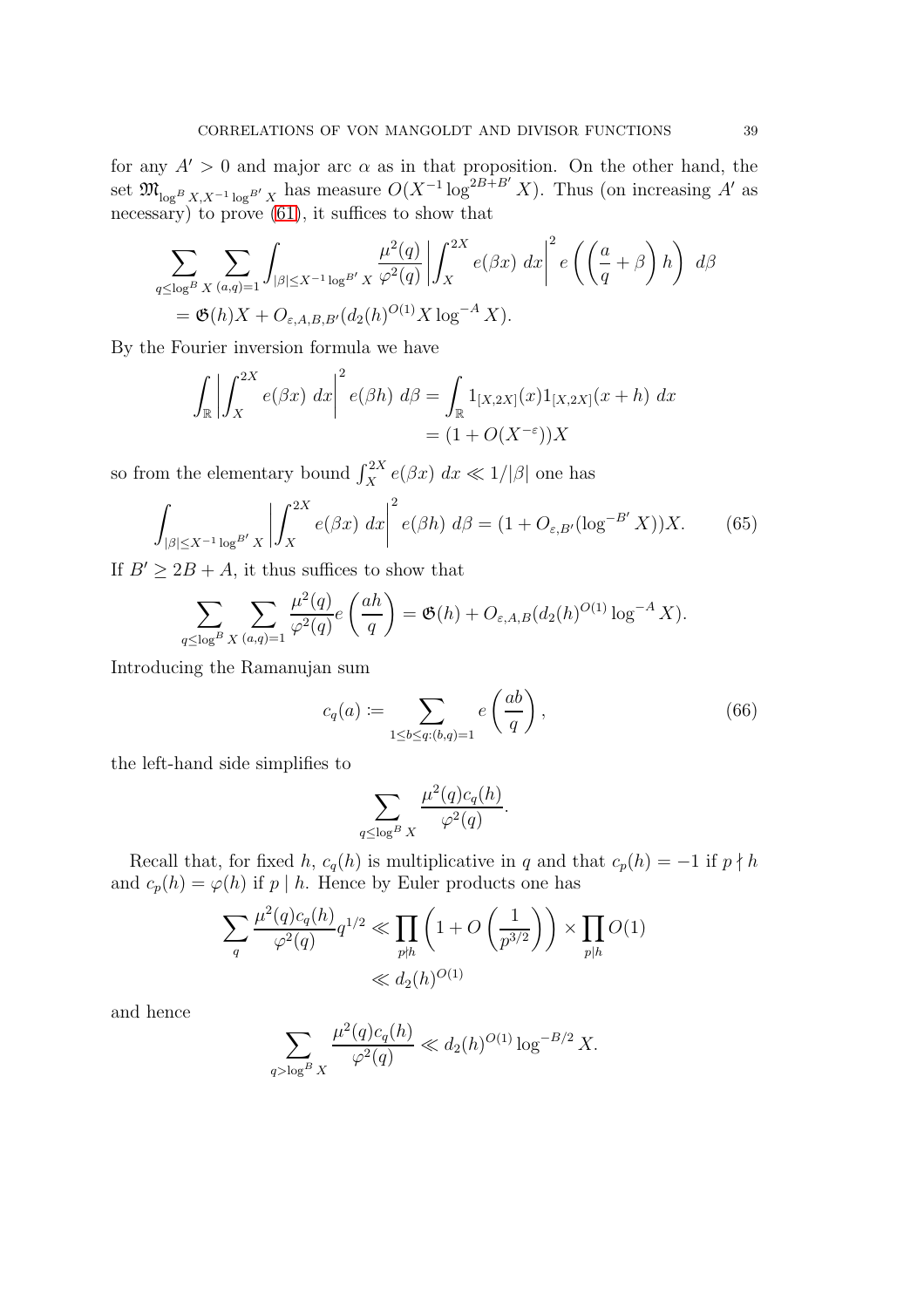for any $A' > 0$ and major arc $\alpha$ as in that proposition. On the other hand, the set $\mathfrak{M}_{\log^B X, X^{-1}\log^{B'} X}$ has measure $O(X^{-1}\log^{2B+B'} X)$. Thus (on increasing $A'$ as necessary) to prove (61), it suffices to show that

$$\sum_{q\le \log^B X}\sum_{(a,q)=1}\int_{|\beta|\le X^{-1}\log^{B'} X}\frac{\mu^2(q)}{\varphi^2(q)}\left|\int_X^{2X} e(\beta x)\ dx\right|^2 e\left(\left(\frac{a}{q}+\beta\right)h\right)\ d\beta$$
$$= \mathfrak{G}(h)X + O_{\varepsilon,A,B,B'}(d_2(h)^{O(1)}X\log^{-A} X).$$

By the Fourier inversion formula we have

$$\int_{\mathbb{R}}\left|\int_X^{2X} e(\beta x)\ dx\right|^2 e(\beta h)\ d\beta = \int_{\mathbb{R}} 1_{[X,2X]}(x)1_{[X,2X]}(x+h)\ dx$$
$$= (1+O(X^{-\varepsilon}))X$$

so from the elementary bound $\int_X^{2X} e(\beta x)\ dx \ll 1/|\beta|$ one has

$$\int_{|\beta|\le X^{-1}\log^{B'} X}\left|\int_X^{2X} e(\beta x)\ dx\right|^2 e(\beta h)\ d\beta = (1+O_{\varepsilon,B'}(\log^{-B'} X))X. \tag{65}$$

If $B' \ge 2B+A$, it thus suffices to show that

$$\sum_{q\le \log^B X}\sum_{(a,q)=1}\frac{\mu^2(q)}{\varphi^2(q)}e\left(\frac{ah}{q}\right) = \mathfrak{G}(h) + O_{\varepsilon,A,B}(d_2(h)^{O(1)}\log^{-A} X).$$

Introducing the Ramanujan sum

$$c_q(a) := \sum_{1\le b\le q:(b,q)=1} e\left(\frac{ab}{q}\right), \tag{66}$$

the left-hand side simplifies to

$$\sum_{q\le \log^B X}\frac{\mu^2(q)c_q(h)}{\varphi^2(q)}.$$

Recall that, for fixed $h$, $c_q(h)$ is multiplicative in $q$ and that $c_p(h) = -1$ if $p \nmid h$ and $c_p(h) = \varphi(h)$ if $p \mid h$. Hence by Euler products one has

$$\sum_q \frac{\mu^2(q)c_q(h)}{\varphi^2(q)}q^{1/2} \ll \prod_{p\nmid h}\left(1+O\left(\frac{1}{p^{3/2}}\right)\right)\times\prod_{p\mid h}O(1)$$
$$\ll d_2(h)^{O(1)}$$

and hence

$$\sum_{q>\log^B X}\frac{\mu^2(q)c_q(h)}{\varphi^2(q)} \ll d_2(h)^{O(1)}\log^{-B/2} X.$$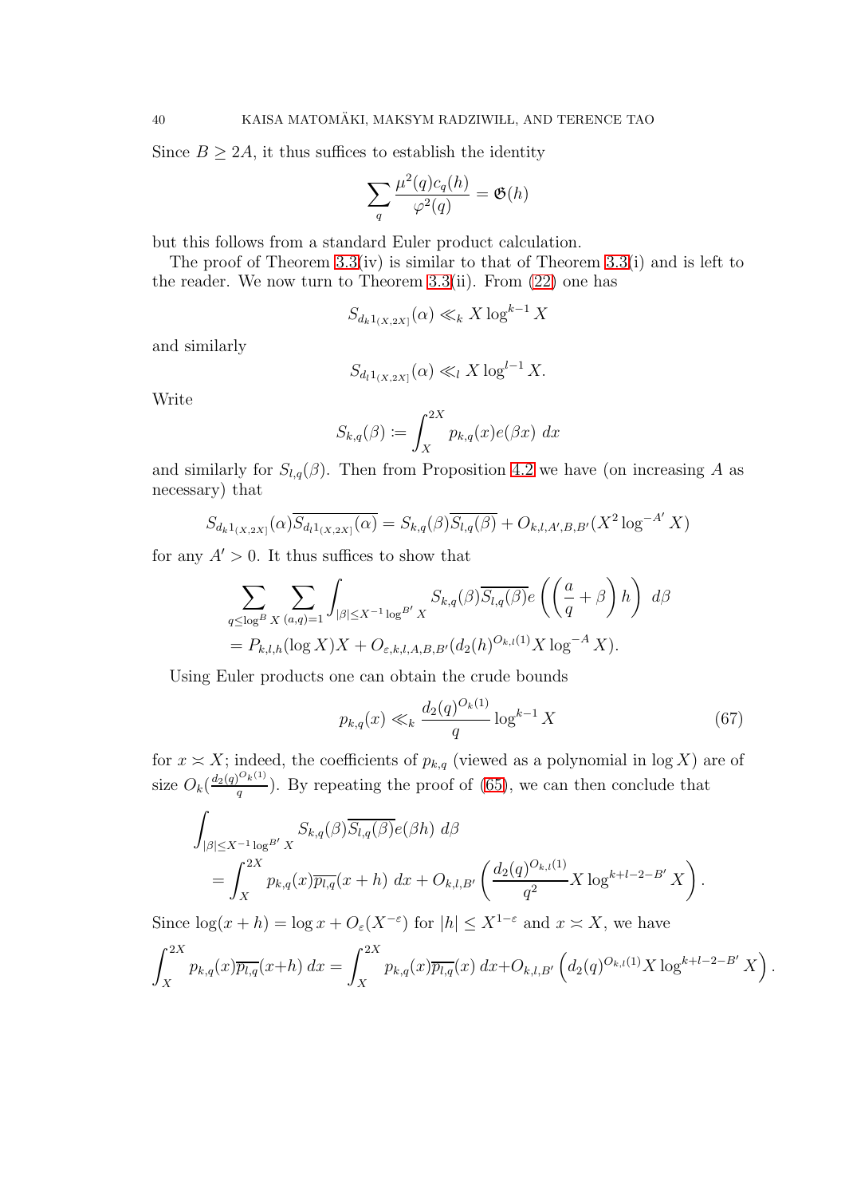Since $B \geq 2A$, it thus suffices to establish the identity

$$\sum_q \frac{\mu^2(q) c_q(h)}{\varphi^2(q)} = \mathfrak{G}(h)$$

but this follows from a standard Euler product calculation.

The proof of Theorem 3.3(iv) is similar to that of Theorem 3.3(i) and is left to the reader. We now turn to Theorem 3.3(ii). From (22) one has

$$S_{d_k 1_{(X,2X]}}(\alpha) \ll_k X \log^{k-1} X$$

and similarly

$$S_{d_l 1_{(X,2X]}}(\alpha) \ll_l X \log^{l-1} X.$$

Write

$$S_{k,q}(\beta) := \int_X^{2X} p_{k,q}(x) e(\beta x)\ dx$$

and similarly for $S_{l,q}(\beta)$. Then from Proposition 4.2 we have (on increasing $A$ as necessary) that

$$S_{d_k 1_{(X,2X]}}(\alpha) \overline{S_{d_l 1_{(X,2X]}}(\alpha)} = S_{k,q}(\beta)\overline{S_{l,q}(\beta)} + O_{k,l,A',B,B'}(X^2 \log^{-A'} X)$$

for any $A' > 0$. It thus suffices to show that

$$\begin{aligned}
&\sum_{q \leq \log^B X} \sum_{(a,q)=1} \int_{|\beta| \leq X^{-1}\log^{B'} X} S_{k,q}(\beta)\overline{S_{l,q}(\beta)} e\left(\left(\frac{a}{q} + \beta\right) h\right)\ d\beta \\
&= P_{k,l,h}(\log X) X + O_{\varepsilon,k,l,A,B,B'}(d_2(h)^{O_{k,l}(1)} X \log^{-A} X).
\end{aligned}$$

Using Euler products one can obtain the crude bounds

$$p_{k,q}(x) \ll_k \frac{d_2(q)^{O_k(1)}}{q} \log^{k-1} X \tag{67}$$

for $x \asymp X$; indeed, the coefficients of $p_{k,q}$ (viewed as a polynomial in $\log X$) are of size $O_k(\frac{d_2(q)^{O_k(1)}}{q})$. By repeating the proof of (65), we can then conclude that

$$\begin{aligned}
&\int_{|\beta| \leq X^{-1}\log^{B'} X} S_{k,q}(\beta)\overline{S_{l,q}(\beta)} e(\beta h)\ d\beta \\
&= \int_X^{2X} p_{k,q}(x)\overline{p_{l,q}}(x+h)\ dx + O_{k,l,B'}\left(\frac{d_2(q)^{O_{k,l}(1)}}{q^2} X \log^{k+l-2-B'} X\right).
\end{aligned}$$

Since $\log(x+h) = \log x + O_\varepsilon(X^{-\varepsilon})$ for $|h| \leq X^{1-\varepsilon}$ and $x \asymp X$, we have

$$\int_X^{2X} p_{k,q}(x)\overline{p_{l,q}}(x+h)\ dx = \int_X^{2X} p_{k,q}(x)\overline{p_{l,q}}(x)\ dx + O_{k,l,B'}\left(d_2(q)^{O_{k,l}(1)} X \log^{k+l-2-B'} X\right).$$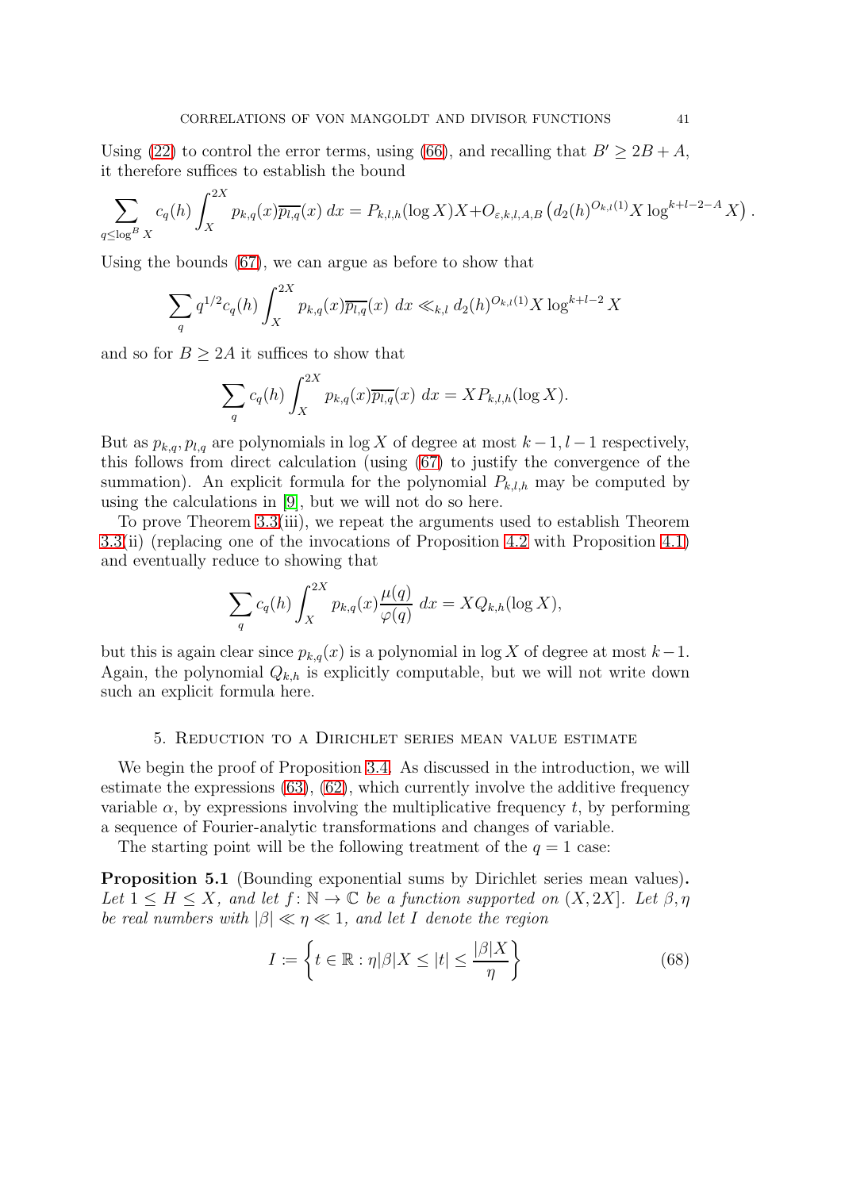Using (22) to control the error terms, using (66), and recalling that $B' \geq 2B + A$, it therefore suffices to establish the bound

$$\sum_{q \leq \log^B X} c_q(h) \int_X^{2X} p_{k,q}(x)\overline{p_{l,q}}(x)\, dx = P_{k,l,h}(\log X)X + O_{\varepsilon,k,l,A,B}\left(d_2(h)^{O_{k,l}(1)} X \log^{k+l-2-A} X\right).$$

Using the bounds (67), we can argue as before to show that

$$\sum_q q^{1/2} c_q(h) \int_X^{2X} p_{k,q}(x)\overline{p_{l,q}}(x)\, dx \ll_{k,l} d_2(h)^{O_{k,l}(1)} X \log^{k+l-2} X$$

and so for $B \geq 2A$ it suffices to show that

$$\sum_q c_q(h) \int_X^{2X} p_{k,q}(x)\overline{p_{l,q}}(x)\, dx = X P_{k,l,h}(\log X).$$

But as $p_{k,q}, p_{l,q}$ are polynomials in $\log X$ of degree at most $k-1, l-1$ respectively, this follows from direct calculation (using (67) to justify the convergence of the summation). An explicit formula for the polynomial $P_{k,l,h}$ may be computed by using the calculations in [9], but we will not do so here.

To prove Theorem 3.3(iii), we repeat the arguments used to establish Theorem 3.3(ii) (replacing one of the invocations of Proposition 4.2 with Proposition 4.1) and eventually reduce to showing that

$$\sum_q c_q(h) \int_X^{2X} p_{k,q}(x)\frac{\mu(q)}{\varphi(q)}\, dx = X Q_{k,h}(\log X),$$

but this is again clear since $p_{k,q}(x)$ is a polynomial in $\log X$ of degree at most $k-1$. Again, the polynomial $Q_{k,h}$ is explicitly computable, but we will not write down such an explicit formula here.

## 5. Reduction to a Dirichlet series mean value estimate

We begin the proof of Proposition 3.4. As discussed in the introduction, we will estimate the expressions (63), (62), which currently involve the additive frequency variable $\alpha$, by expressions involving the multiplicative frequency $t$, by performing a sequence of Fourier-analytic transformations and changes of variable.

The starting point will be the following treatment of the $q = 1$ case:

**Proposition 5.1** (Bounding exponential sums by Dirichlet series mean values)**.** *Let $1 \leq H \leq X$, and let $f \colon \mathbb{N} \to \mathbb{C}$ be a function supported on $(X, 2X]$. Let $\beta, \eta$ be real numbers with $|\beta| \ll \eta \ll 1$, and let $I$ denote the region*

$$I := \left\{ t \in \mathbb{R} : \eta|\beta|X \leq |t| \leq \frac{|\beta|X}{\eta} \right\} \tag{68}$$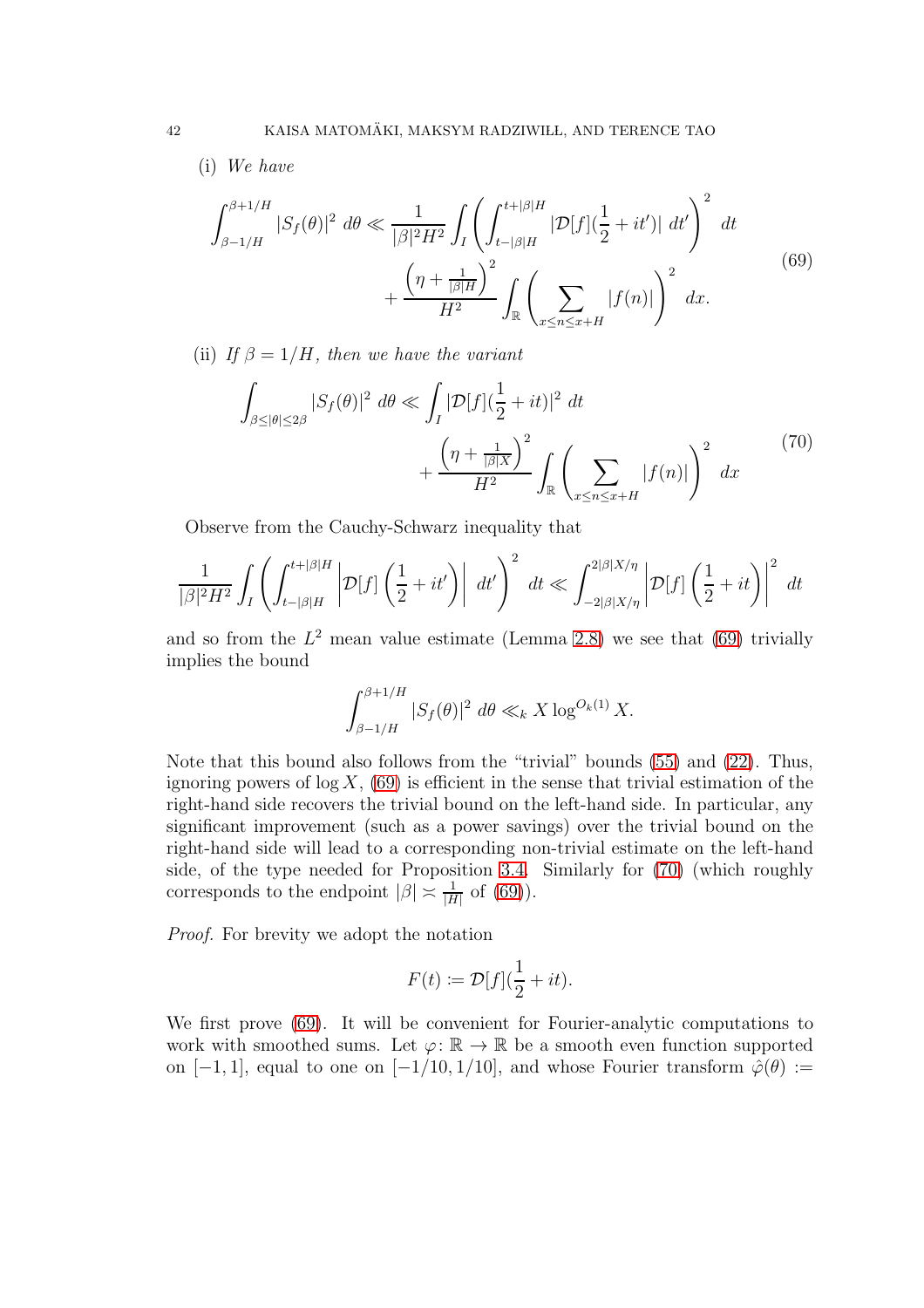(i) *We have*

$$\int_{\beta-1/H}^{\beta+1/H} |S_f(\theta)|^2 \, d\theta \ll \frac{1}{|\beta|^2 H^2} \int_I \left( \int_{t-|\beta|H}^{t+|\beta|H} |\mathcal{D}[f](\frac{1}{2}+it')| \, dt' \right)^2 \, dt + \frac{\left(\eta + \frac{1}{|\beta|H}\right)^2}{H^2} \int_{\mathbb{R}} \left( \sum_{x \le n \le x+H} |f(n)| \right)^2 \, dx. \tag{69}$$

(ii) *If $\beta = 1/H$, then we have the variant*

$$\int_{\beta \le |\theta| \le 2\beta} |S_f(\theta)|^2 \, d\theta \ll \int_I |\mathcal{D}[f](\frac{1}{2}+it)|^2 \, dt + \frac{\left(\eta + \frac{1}{|\beta|X}\right)^2}{H^2} \int_{\mathbb{R}} \left( \sum_{x \le n \le x+H} |f(n)| \right)^2 \, dx \tag{70}$$

Observe from the Cauchy-Schwarz inequality that

$$\frac{1}{|\beta|^2 H^2} \int_I \left( \int_{t-|\beta|H}^{t+|\beta|H} \left| \mathcal{D}[f]\left(\frac{1}{2}+it'\right) \right| \, dt' \right)^2 \, dt \ll \int_{-2|\beta|X/\eta}^{2|\beta|X/\eta} \left| \mathcal{D}[f]\left(\frac{1}{2}+it\right) \right|^2 \, dt$$

and so from the $L^2$ mean value estimate (Lemma 2.8) we see that (69) trivially implies the bound

$$\int_{\beta-1/H}^{\beta+1/H} |S_f(\theta)|^2 \, d\theta \ll_k X \log^{O_k(1)} X.$$

Note that this bound also follows from the "trivial" bounds (55) and (22). Thus, ignoring powers of $\log X$, (69) is efficient in the sense that trivial estimation of the right-hand side recovers the trivial bound on the left-hand side. In particular, any significant improvement (such as a power savings) over the trivial bound on the right-hand side will lead to a corresponding non-trivial estimate on the left-hand side, of the type needed for Proposition 3.4. Similarly for (70) (which roughly corresponds to the endpoint $|\beta| \asymp \frac{1}{|H|}$ of (69)).

*Proof.* For brevity we adopt the notation

$$F(t) := \mathcal{D}[f](\frac{1}{2}+it).$$

We first prove (69). It will be convenient for Fourier-analytic computations to work with smoothed sums. Let $\varphi \colon \mathbb{R} \to \mathbb{R}$ be a smooth even function supported on $[-1,1]$, equal to one on $[-1/10, 1/10]$, and whose Fourier transform $\hat{\varphi}(\theta) :=$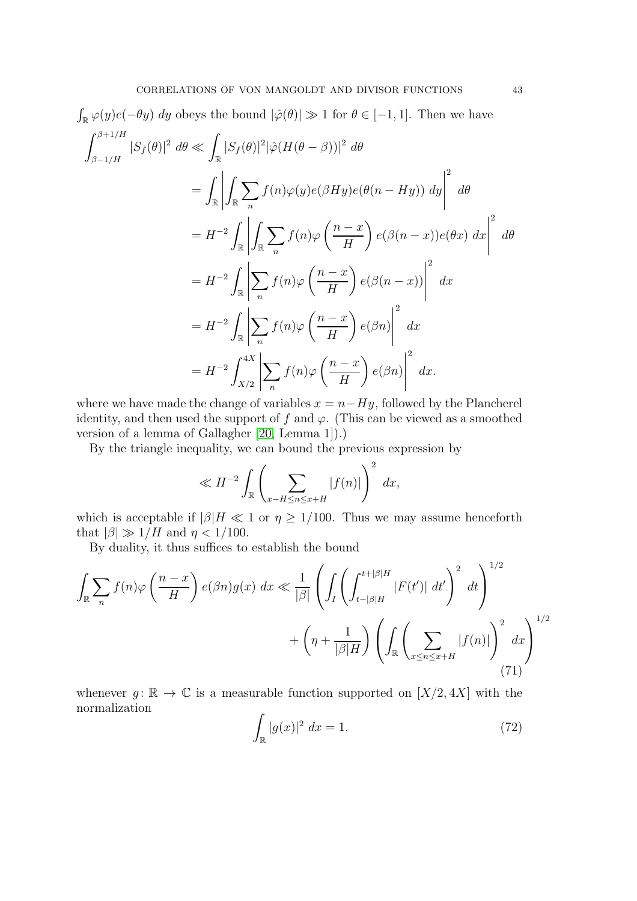$\int_{\mathbb{R}} \varphi(y) e(-\theta y)\ dy$ obeys the bound $|\hat\varphi(\theta)| \gg 1$ for $\theta \in [-1,1]$. Then we have

$$
\begin{aligned}
\int_{\beta-1/H}^{\beta+1/H} |S_f(\theta)|^2\ d\theta &\ll \int_{\mathbb{R}} |S_f(\theta)|^2 |\hat\varphi(H(\theta-\beta))|^2\ d\theta \\
&= \int_{\mathbb{R}} \left| \int_{\mathbb{R}} \sum_n f(n) \varphi(y) e(\beta H y) e(\theta(n-Hy))\ dy \right|^2\ d\theta \\
&= H^{-2} \int_{\mathbb{R}} \left| \int_{\mathbb{R}} \sum_n f(n) \varphi\left(\frac{n-x}{H}\right) e(\beta(n-x)) e(\theta x)\ dx \right|^2\ d\theta \\
&= H^{-2} \int_{\mathbb{R}} \left| \sum_n f(n) \varphi\left(\frac{n-x}{H}\right) e(\beta(n-x)) \right|^2\ dx \\
&= H^{-2} \int_{\mathbb{R}} \left| \sum_n f(n) \varphi\left(\frac{n-x}{H}\right) e(\beta n) \right|^2\ dx \\
&= H^{-2} \int_{X/2}^{4X} \left| \sum_n f(n) \varphi\left(\frac{n-x}{H}\right) e(\beta n) \right|^2\ dx.
\end{aligned}
$$

where we have made the change of variables $x = n - Hy$, followed by the Plancherel identity, and then used the support of $f$ and $\varphi$. (This can be viewed as a smoothed version of a lemma of Gallagher [20, Lemma 1]).)

By the triangle inequality, we can bound the previous expression by

$$
\ll H^{-2} \int_{\mathbb{R}} \left( \sum_{x-H \leq n \leq x+H} |f(n)| \right)^2\ dx,
$$

which is acceptable if $|\beta| H \ll 1$ or $\eta \geq 1/100$. Thus we may assume henceforth that $|\beta| \gg 1/H$ and $\eta < 1/100$.

By duality, it thus suffices to establish the bound

$$
\begin{aligned}
\int_{\mathbb{R}} \sum_n f(n) \varphi\left(\frac{n-x}{H}\right) e(\beta n) g(x)\ dx \ll \frac{1}{|\beta|} &\left( \int_I \left( \int_{t-|\beta|H}^{t+|\beta|H} |F(t')|\ dt' \right)^2\ dt \right)^{1/2} \\
&+ \left( \eta + \frac{1}{|\beta| H} \right) \left( \int_{\mathbb{R}} \left( \sum_{x \leq n \leq x+H} |f(n)| \right)^2\ dx \right)^{1/2}
\end{aligned} \tag{71}
$$

whenever $g \colon \mathbb{R} \to \mathbb{C}$ is a measurable function supported on $[X/2, 4X]$ with the normalization

$$
\int_{\mathbb{R}} |g(x)|^2\ dx = 1. \tag{72}
$$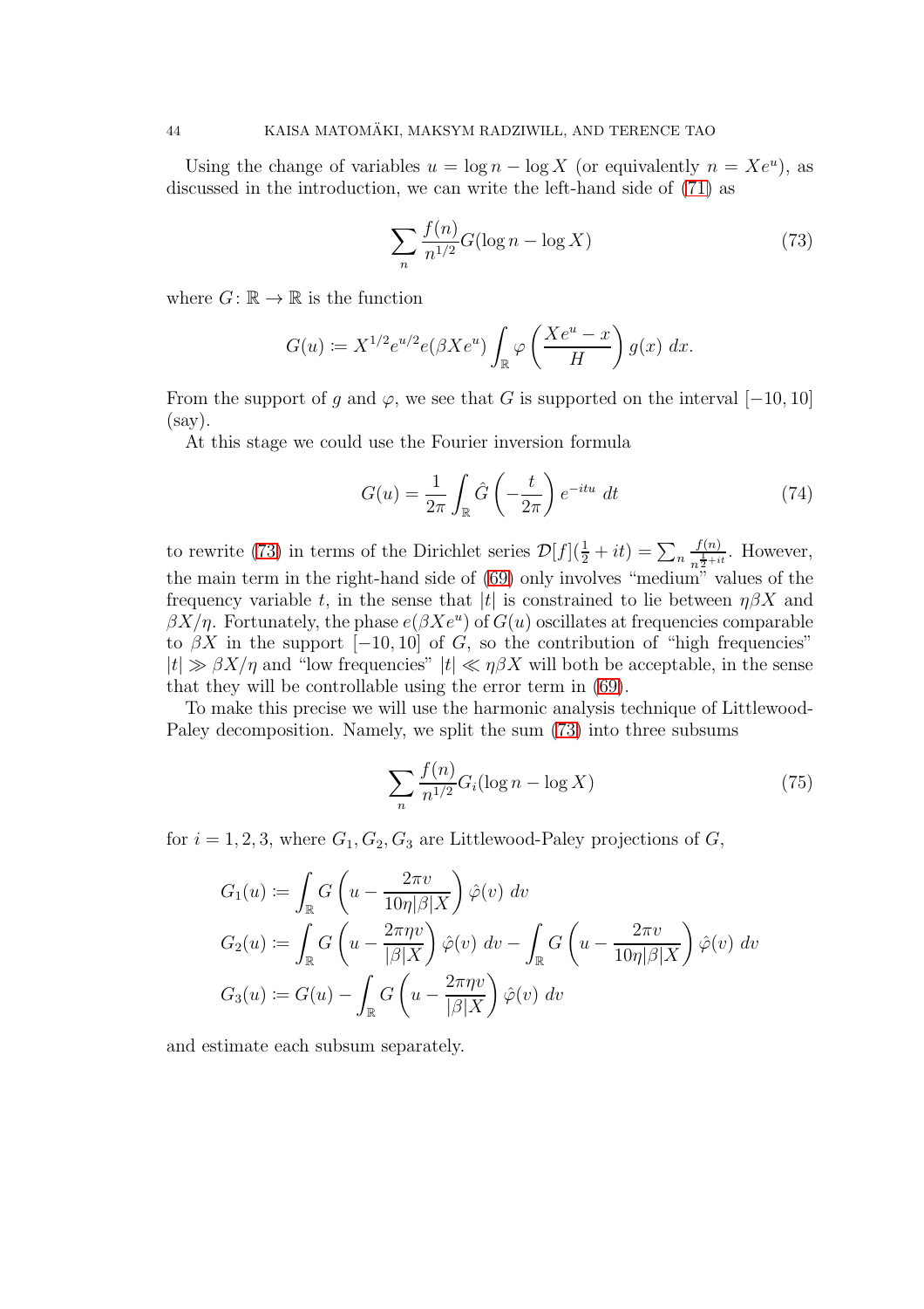Using the change of variables $u = \log n - \log X$ (or equivalently $n = Xe^u$), as discussed in the introduction, we can write the left-hand side of (71) as

$$\sum_n \frac{f(n)}{n^{1/2}} G(\log n - \log X) \tag{73}$$

where $G\colon \mathbb{R} \to \mathbb{R}$ is the function

$$G(u) := X^{1/2} e^{u/2} e(\beta X e^u) \int_{\mathbb{R}} \varphi\left(\frac{Xe^u - x}{H}\right) g(x)\ dx.$$

From the support of $g$ and $\varphi$, we see that $G$ is supported on the interval $[-10, 10]$ (say).

At this stage we could use the Fourier inversion formula

$$G(u) = \frac{1}{2\pi} \int_{\mathbb{R}} \hat{G}\left(-\frac{t}{2\pi}\right) e^{-itu}\ dt \tag{74}$$

to rewrite (73) in terms of the Dirichlet series $\mathcal{D}[f](\frac{1}{2} + it) = \sum_n \frac{f(n)}{n^{\frac{1}{2}+it}}$. However, the main term in the right-hand side of (69) only involves "medium" values of the frequency variable $t$, in the sense that $|t|$ is constrained to lie between $\eta\beta X$ and $\beta X/\eta$. Fortunately, the phase $e(\beta X e^u)$ of $G(u)$ oscillates at frequencies comparable to $\beta X$ in the support $[-10, 10]$ of $G$, so the contribution of "high frequencies" $|t| \gg \beta X/\eta$ and "low frequencies" $|t| \ll \eta\beta X$ will both be acceptable, in the sense that they will be controllable using the error term in (69).

To make this precise we will use the harmonic analysis technique of Littlewood-Paley decomposition. Namely, we split the sum (73) into three subsums

$$\sum_n \frac{f(n)}{n^{1/2}} G_i(\log n - \log X) \tag{75}$$

for $i = 1, 2, 3$, where $G_1, G_2, G_3$ are Littlewood-Paley projections of $G$,

$$\begin{aligned}
G_1(u) &:= \int_{\mathbb{R}} G\left(u - \frac{2\pi v}{10\eta|\beta|X}\right) \hat{\varphi}(v)\ dv \\
G_2(u) &:= \int_{\mathbb{R}} G\left(u - \frac{2\pi\eta v}{|\beta|X}\right) \hat{\varphi}(v)\ dv - \int_{\mathbb{R}} G\left(u - \frac{2\pi v}{10\eta|\beta|X}\right) \hat{\varphi}(v)\ dv \\
G_3(u) &:= G(u) - \int_{\mathbb{R}} G\left(u - \frac{2\pi\eta v}{|\beta|X}\right) \hat{\varphi}(v)\ dv
\end{aligned}$$

and estimate each subsum separately.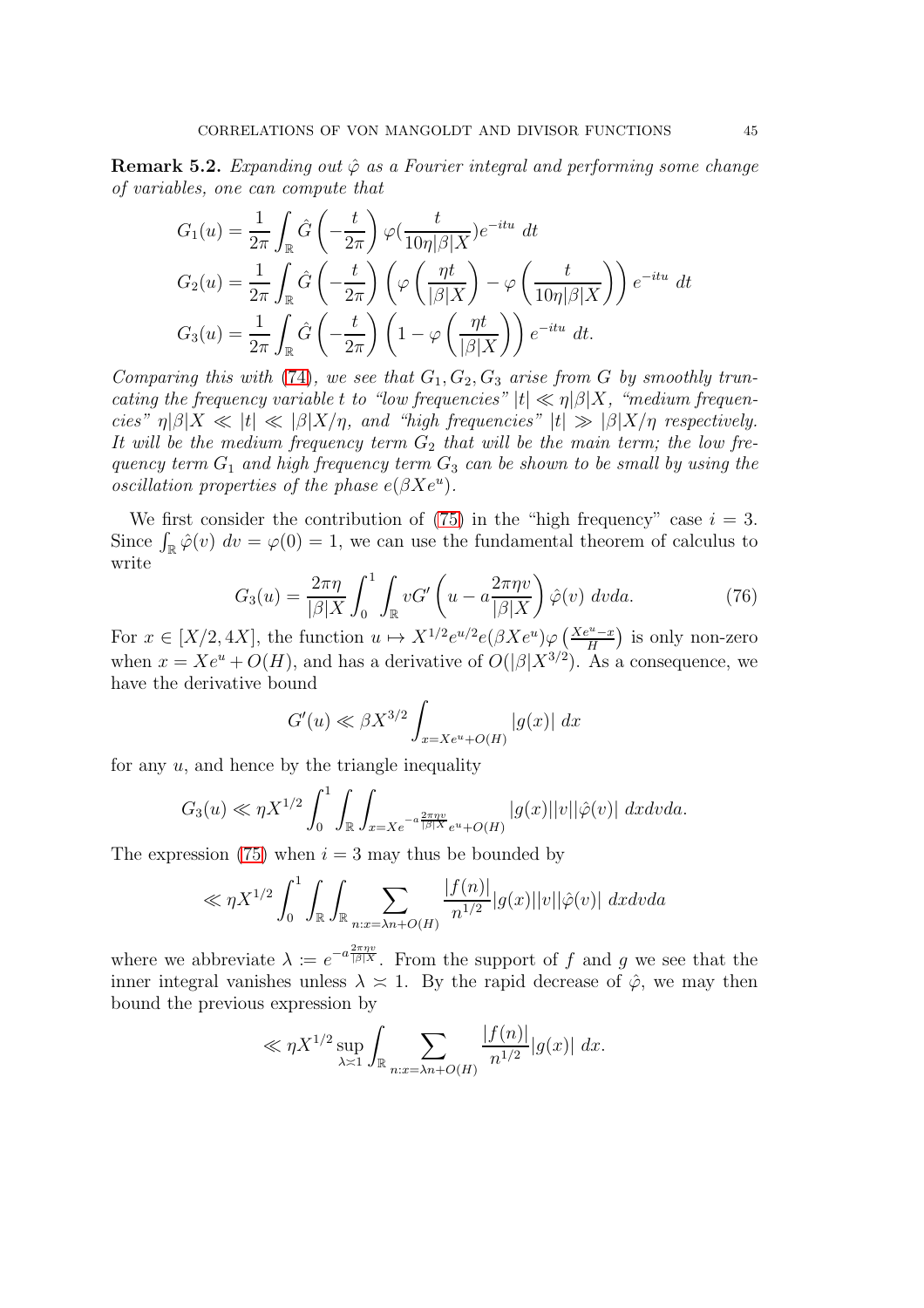**Remark 5.2.** *Expanding out $\hat{\varphi}$ as a Fourier integral and performing some change of variables, one can compute that*

$$
\begin{aligned}
G_1(u) &= \frac{1}{2\pi}\int_{\mathbb{R}} \hat{G}\left(-\frac{t}{2\pi}\right) \varphi(\frac{t}{10\eta|\beta|X}) e^{-itu}\ dt \\
G_2(u) &= \frac{1}{2\pi}\int_{\mathbb{R}} \hat{G}\left(-\frac{t}{2\pi}\right) \left(\varphi\left(\frac{\eta t}{|\beta|X}\right) - \varphi\left(\frac{t}{10\eta|\beta|X}\right)\right) e^{-itu}\ dt \\
G_3(u) &= \frac{1}{2\pi}\int_{\mathbb{R}} \hat{G}\left(-\frac{t}{2\pi}\right) \left(1 - \varphi\left(\frac{\eta t}{|\beta|X}\right)\right) e^{-itu}\ dt.
\end{aligned}
$$

*Comparing this with (74), we see that $G_1, G_2, G_3$ arise from $G$ by smoothly truncating the frequency variable $t$ to "low frequencies" $|t| \ll \eta|\beta|X$, "medium frequencies" $\eta|\beta|X \ll |t| \ll |\beta|X/\eta$, and "high frequencies" $|t| \gg |\beta|X/\eta$ respectively. It will be the medium frequency term $G_2$ that will be the main term; the low frequency term $G_1$ and high frequency term $G_3$ can be shown to be small by using the oscillation properties of the phase $e(\beta X e^u)$.*

We first consider the contribution of (75) in the "high frequency" case $i = 3$. Since $\int_{\mathbb{R}} \hat{\varphi}(v)\ dv = \varphi(0) = 1$, we can use the fundamental theorem of calculus to write

$$
G_3(u) = \frac{2\pi\eta}{|\beta|X}\int_0^1 \int_{\mathbb{R}} vG'\left(u - a\frac{2\pi\eta v}{|\beta|X}\right)\hat{\varphi}(v)\ dvda. \tag{76}
$$

For $x \in [X/2, 4X]$, the function $u \mapsto X^{1/2}e^{u/2}e(\beta X e^u)\varphi\left(\frac{Xe^u - x}{H}\right)$ is only non-zero when $x = Xe^u + O(H)$, and has a derivative of $O(|\beta|X^{3/2})$. As a consequence, we have the derivative bound

$$
G'(u) \ll \beta X^{3/2}\int_{x = Xe^u + O(H)} |g(x)|\ dx
$$

for any $u$, and hence by the triangle inequality

$$
G_3(u) \ll \eta X^{1/2}\int_0^1 \int_{\mathbb{R}} \int_{x = Xe^{-a\frac{2\pi\eta v}{|\beta|X}}e^u + O(H)} |g(x)||v||\hat{\varphi}(v)|\ dxdvda.
$$

The expression (75) when $i = 3$ may thus be bounded by

$$
\ll \eta X^{1/2}\int_0^1 \int_{\mathbb{R}} \int_{\mathbb{R}} \sum_{n : x = \lambda n + O(H)} \frac{|f(n)|}{n^{1/2}}|g(x)||v||\hat{\varphi}(v)|\ dxdvda
$$

where we abbreviate $\lambda := e^{-a\frac{2\pi\eta v}{|\beta|X}}$. From the support of $f$ and $g$ we see that the inner integral vanishes unless $\lambda \asymp 1$. By the rapid decrease of $\hat{\varphi}$, we may then bound the previous expression by

$$
\ll \eta X^{1/2}\sup_{\lambda \asymp 1}\int_{\mathbb{R}} \sum_{n : x = \lambda n + O(H)} \frac{|f(n)|}{n^{1/2}}|g(x)|\ dx.
$$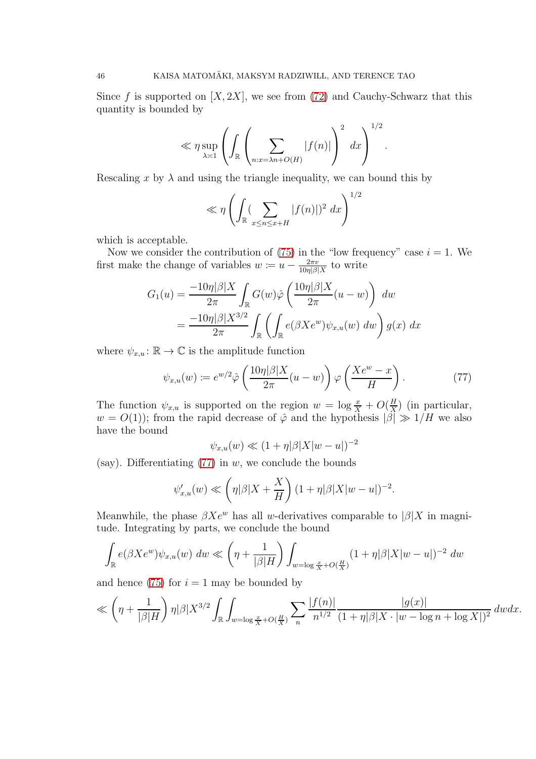Since $f$ is supported on $[X, 2X]$, we see from (72) and Cauchy-Schwarz that this quantity is bounded by

$$\ll \eta \sup_{\lambda \asymp 1} \left( \int_{\mathbb{R}} \left( \sum_{n: x = \lambda n + O(H)} |f(n)| \right)^2 \, dx \right)^{1/2}.$$

Rescaling $x$ by $\lambda$ and using the triangle inequality, we can bound this by

$$\ll \eta \left( \int_{\mathbb{R}} ( \sum_{x \leq n \leq x+H} |f(n)|)^2 \, dx \right)^{1/2}$$

which is acceptable.

Now we consider the contribution of (75) in the "low frequency" case $i = 1$. We first make the change of variables $w := u - \frac{2\pi v}{10\eta|\beta|X}$ to write

$$\begin{aligned} G_1(u) &= \frac{-10\eta|\beta|X}{2\pi} \int_{\mathbb{R}} G(w) \hat{\varphi}\left( \frac{10\eta|\beta|X}{2\pi}(u - w) \right) \, dw \\ &= \frac{-10\eta|\beta|X^{3/2}}{2\pi} \int_{\mathbb{R}} \left( \int_{\mathbb{R}} e(\beta X e^w) \psi_{x,u}(w) \, dw \right) g(x) \, dx \end{aligned}$$

where $\psi_{x,u} \colon \mathbb{R} \to \mathbb{C}$ is the amplitude function

$$\psi_{x,u}(w) := e^{w/2} \hat{\varphi}\left( \frac{10\eta|\beta|X}{2\pi}(u - w) \right) \varphi\left( \frac{Xe^w - x}{H} \right). \tag{77}$$

The function $\psi_{x,u}$ is supported on the region $w = \log \frac{x}{X} + O(\frac{H}{X})$ (in particular, $w = O(1)$); from the rapid decrease of $\hat{\varphi}$ and the hypothesis $|\beta| \gg 1/H$ we also have the bound

$$\psi_{x,u}(w) \ll (1 + \eta|\beta|X|w - u|)^{-2}$$

(say). Differentiating (77) in $w$, we conclude the bounds

$$\psi'_{x,u}(w) \ll \left( \eta|\beta|X + \frac{X}{H} \right) (1 + \eta|\beta|X|w - u|)^{-2}.$$

Meanwhile, the phase $\beta X e^w$ has all $w$-derivatives comparable to $|\beta|X$ in magnitude. Integrating by parts, we conclude the bound

$$\int_{\mathbb{R}} e(\beta X e^w) \psi_{x,u}(w) \, dw \ll \left( \eta + \frac{1}{|\beta|H} \right) \int_{w = \log \frac{x}{X} + O(\frac{H}{X})} (1 + \eta|\beta|X|w - u|)^{-2} \, dw$$

and hence (75) for $i = 1$ may be bounded by

$$\ll \left( \eta + \frac{1}{|\beta|H} \right) \eta|\beta|X^{3/2} \int_{\mathbb{R}} \int_{w = \log \frac{x}{X} + O(\frac{H}{X})} \sum_n \frac{|f(n)|}{n^{1/2}} \frac{|g(x)|}{(1 + \eta|\beta|X \cdot |w - \log n + \log X|)^2} \, dw dx.$$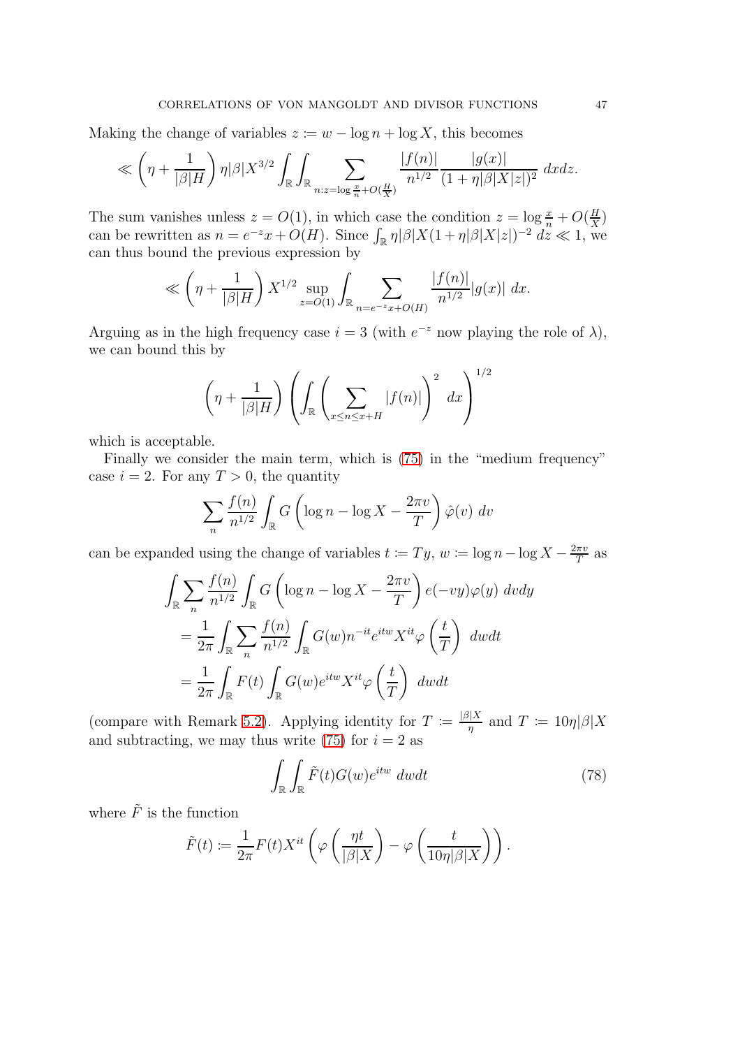Making the change of variables $z := w - \log n + \log X$, this becomes

$$\ll \left(\eta + \frac{1}{|\beta|H}\right)\eta|\beta|X^{3/2}\int_{\mathbb{R}}\int_{\mathbb{R}}\sum_{n:z=\log\frac{x}{n}+O(\frac{H}{X})}\frac{|f(n)|}{n^{1/2}}\frac{|g(x)|}{(1+\eta|\beta|X|z|)^2}\ dxdz.$$

The sum vanishes unless $z = O(1)$, in which case the condition $z = \log\frac{x}{n} + O(\frac{H}{X})$ can be rewritten as $n = e^{-z}x + O(H)$. Since $\int_{\mathbb{R}} \eta|\beta|X(1+\eta|\beta|X|z|)^{-2}\ dz \ll 1$, we can thus bound the previous expression by

$$\ll \left(\eta + \frac{1}{|\beta|H}\right)X^{1/2}\sup_{z=O(1)}\int_{\mathbb{R}}\sum_{n=e^{-z}x+O(H)}\frac{|f(n)|}{n^{1/2}}|g(x)|\ dx.$$

Arguing as in the high frequency case $i = 3$ (with $e^{-z}$ now playing the role of $\lambda$), we can bound this by

$$\left(\eta + \frac{1}{|\beta|H}\right)\left(\int_{\mathbb{R}}\left(\sum_{x\le n\le x+H}|f(n)|\right)^2\ dx\right)^{1/2}$$

which is acceptable.

Finally we consider the main term, which is (75) in the "medium frequency" case $i = 2$. For any $T > 0$, the quantity

$$\sum_n \frac{f(n)}{n^{1/2}}\int_{\mathbb{R}} G\left(\log n - \log X - \frac{2\pi v}{T}\right)\hat{\varphi}(v)\ dv$$

can be expanded using the change of variables $t := Ty$, $w := \log n - \log X - \frac{2\pi v}{T}$ as

$$\begin{aligned}
&\int_{\mathbb{R}}\sum_n \frac{f(n)}{n^{1/2}}\int_{\mathbb{R}} G\left(\log n - \log X - \frac{2\pi v}{T}\right)e(-vy)\varphi(y)\ dvdy \\
&= \frac{1}{2\pi}\int_{\mathbb{R}}\sum_n \frac{f(n)}{n^{1/2}}\int_{\mathbb{R}} G(w)n^{-it}e^{itw}X^{it}\varphi\left(\frac{t}{T}\right)\ dwdt \\
&= \frac{1}{2\pi}\int_{\mathbb{R}} F(t)\int_{\mathbb{R}} G(w)e^{itw}X^{it}\varphi\left(\frac{t}{T}\right)\ dwdt
\end{aligned}$$

(compare with Remark 5.2). Applying identity for $T := \frac{|\beta|X}{\eta}$ and $T := 10\eta|\beta|X$ and subtracting, we may thus write (75) for $i = 2$ as

$$\int_{\mathbb{R}}\int_{\mathbb{R}} \tilde{F}(t)G(w)e^{itw}\ dwdt \tag{78}$$

where $\tilde{F}$ is the function

$$\tilde{F}(t) := \frac{1}{2\pi}F(t)X^{it}\left(\varphi\left(\frac{\eta t}{|\beta|X}\right) - \varphi\left(\frac{t}{10\eta|\beta|X}\right)\right).$$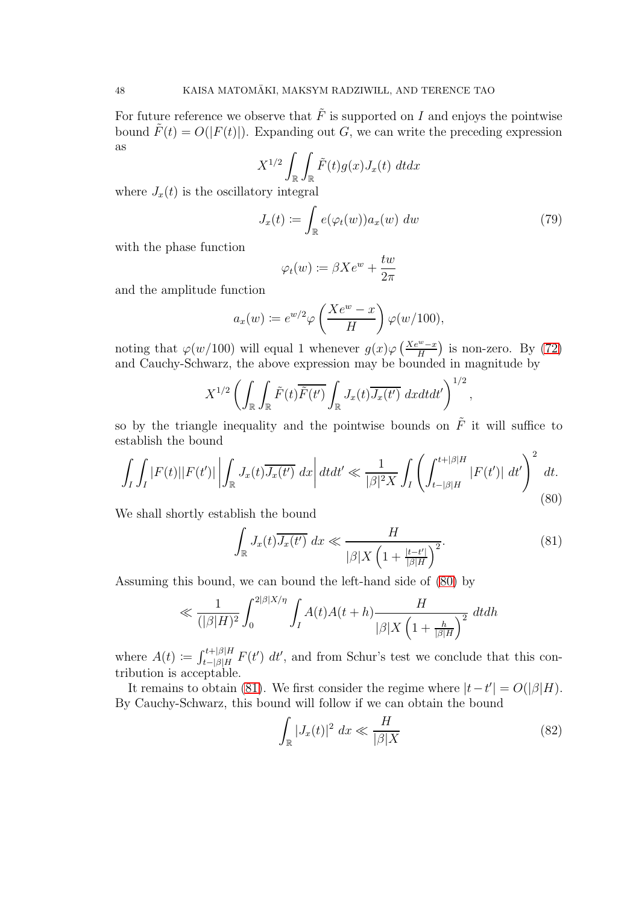For future reference we observe that $\tilde{F}$ is supported on $I$ and enjoys the pointwise bound $\tilde{F}(t) = O(|F(t)|)$. Expanding out $G$, we can write the preceding expression as

$$X^{1/2} \int_{\mathbb{R}} \int_{\mathbb{R}} \tilde{F}(t) g(x) J_x(t)\ dt dx$$

where $J_x(t)$ is the oscillatory integral

$$J_x(t) := \int_{\mathbb{R}} e(\varphi_t(w)) a_x(w)\ dw \tag{79}$$

with the phase function

$$\varphi_t(w) := \beta X e^w + \frac{tw}{2\pi}$$

and the amplitude function

$$a_x(w) := e^{w/2} \varphi\left(\frac{Xe^w - x}{H}\right) \varphi(w/100),$$

noting that $\varphi(w/100)$ will equal 1 whenever $g(x)\varphi\left(\frac{Xe^w - x}{H}\right)$ is non-zero. By (72) and Cauchy-Schwarz, the above expression may be bounded in magnitude by

$$X^{1/2} \left( \int_{\mathbb{R}} \int_{\mathbb{R}} \tilde{F}(t)\overline{\tilde{F}(t')} \int_{\mathbb{R}} J_x(t)\overline{J_x(t')}\ dx dt dt' \right)^{1/2},$$

so by the triangle inequality and the pointwise bounds on $\tilde{F}$ it will suffice to establish the bound

$$\int_I \int_I |F(t)||F(t')| \left| \int_{\mathbb{R}} J_x(t)\overline{J_x(t')}\ dx \right| dt dt' \ll \frac{1}{|\beta|^2 X} \int_I \left( \int_{t-|\beta|H}^{t+|\beta|H} |F(t')|\ dt' \right)^2\ dt. \tag{80}$$

We shall shortly establish the bound

$$\int_{\mathbb{R}} J_x(t)\overline{J_x(t')}\ dx \ll \frac{H}{|\beta| X \left(1 + \frac{|t-t'|}{|\beta| H}\right)^2}. \tag{81}$$

Assuming this bound, we can bound the left-hand side of (80) by

$$\ll \frac{1}{(|\beta|H)^2} \int_0^{2|\beta|X/\eta} \int_I A(t)A(t+h) \frac{H}{|\beta|X\left(1+\frac{h}{|\beta|H}\right)^2}\ dt dh$$

where $A(t) := \int_{t-|\beta|H}^{t+|\beta|H} F(t')\ dt'$, and from Schur's test we conclude that this contribution is acceptable.

It remains to obtain (81). We first consider the regime where $|t-t'| = O(|\beta|H)$. By Cauchy-Schwarz, this bound will follow if we can obtain the bound

$$\int_{\mathbb{R}} |J_x(t)|^2\ dx \ll \frac{H}{|\beta|X} \tag{82}$$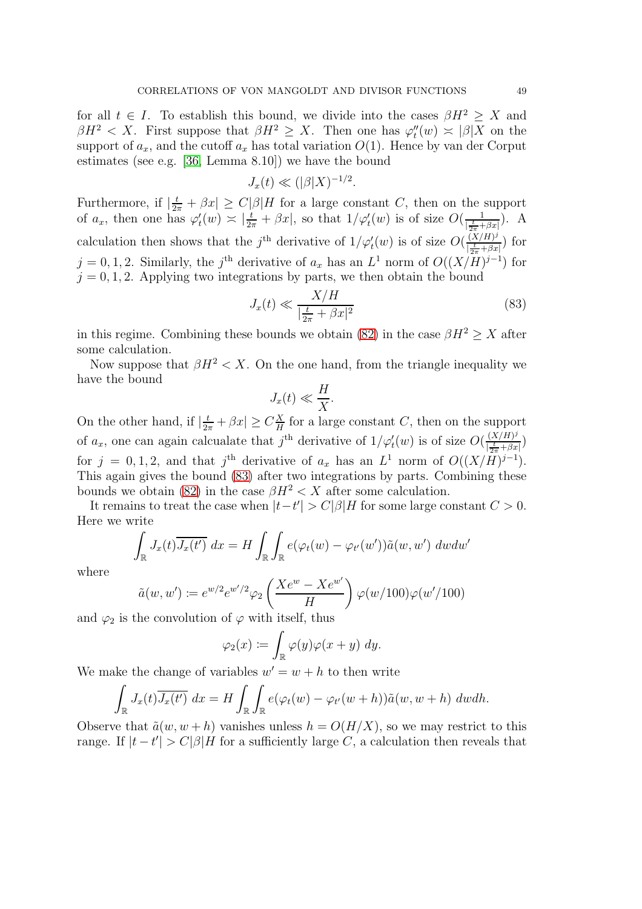for all $t \in I$. To establish this bound, we divide into the cases $\beta H^2 \geq X$ and $\beta H^2 < X$. First suppose that $\beta H^2 \geq X$. Then one has $\varphi_t''(w) \asymp |\beta| X$ on the support of $a_x$, and the cutoff $a_x$ has total variation $O(1)$. Hence by van der Corput estimates (see e.g. [36, Lemma 8.10]) we have the bound

$$J_x(t) \ll (|\beta| X)^{-1/2}.$$

Furthermore, if $|\frac{t}{2\pi} + \beta x| \geq C|\beta| H$ for a large constant $C$, then on the support of $a_x$, then one has $\varphi_t'(w) \asymp |\frac{t}{2\pi} + \beta x|$, so that $1/\varphi_t'(w)$ is of size $O(\frac{1}{|\frac{t}{2\pi}+\beta x|})$. A calculation then shows that the $j^{\text{th}}$ derivative of $1/\varphi_t'(w)$ is of size $O(\frac{(X/H)^j}{|\frac{t}{2\pi}+\beta x|})$ for $j = 0, 1, 2$. Similarly, the $j^{\text{th}}$ derivative of $a_x$ has an $L^1$ norm of $O((X/H)^{j-1})$ for $j = 0, 1, 2$. Applying two integrations by parts, we then obtain the bound

$$J_x(t) \ll \frac{X/H}{|\frac{t}{2\pi} + \beta x|^2} \tag{83}$$

in this regime. Combining these bounds we obtain (82) in the case $\beta H^2 \geq X$ after some calculation.

Now suppose that $\beta H^2 < X$. On the one hand, from the triangle inequality we have the bound

$$J_x(t) \ll \frac{H}{X}.$$

On the other hand, if $|\frac{t}{2\pi} + \beta x| \geq C \frac{X}{H}$ for a large constant $C$, then on the support of $a_x$, one can again calcualate that $j^{\text{th}}$ derivative of $1/\varphi_t'(w)$ is of size $O(\frac{(X/H)^j}{|\frac{t}{2\pi}+\beta x|})$ for $j = 0, 1, 2$, and that $j^{\text{th}}$ derivative of $a_x$ has an $L^1$ norm of $O((X/H)^{j-1})$. This again gives the bound (83) after two integrations by parts. Combining these bounds we obtain (82) in the case $\beta H^2 < X$ after some calculation.

It remains to treat the case when $|t - t'| > C|\beta| H$ for some large constant $C > 0$. Here we write

$$\int_{\mathbb{R}} J_x(t) \overline{J_x(t')}\ dx = H \int_{\mathbb{R}} \int_{\mathbb{R}} e(\varphi_t(w) - \varphi_{t'}(w')) \tilde{a}(w, w')\ dw dw'$$

where

$$\tilde{a}(w, w') := e^{w/2} e^{w'/2} \varphi_2 \left( \frac{X e^w - X e^{w'}}{H} \right) \varphi(w/100) \varphi(w'/100)$$

and $\varphi_2$ is the convolution of $\varphi$ with itself, thus

$$\varphi_2(x) := \int_{\mathbb{R}} \varphi(y) \varphi(x + y)\ dy.$$

We make the change of variables $w' = w + h$ to then write

$$\int_{\mathbb{R}} J_x(t) \overline{J_x(t')}\ dx = H \int_{\mathbb{R}} \int_{\mathbb{R}} e(\varphi_t(w) - \varphi_{t'}(w + h)) \tilde{a}(w, w + h)\ dw dh.$$

Observe that $\tilde{a}(w, w + h)$ vanishes unless $h = O(H/X)$, so we may restrict to this range. If $|t - t'| > C|\beta| H$ for a sufficiently large $C$, a calculation then reveals that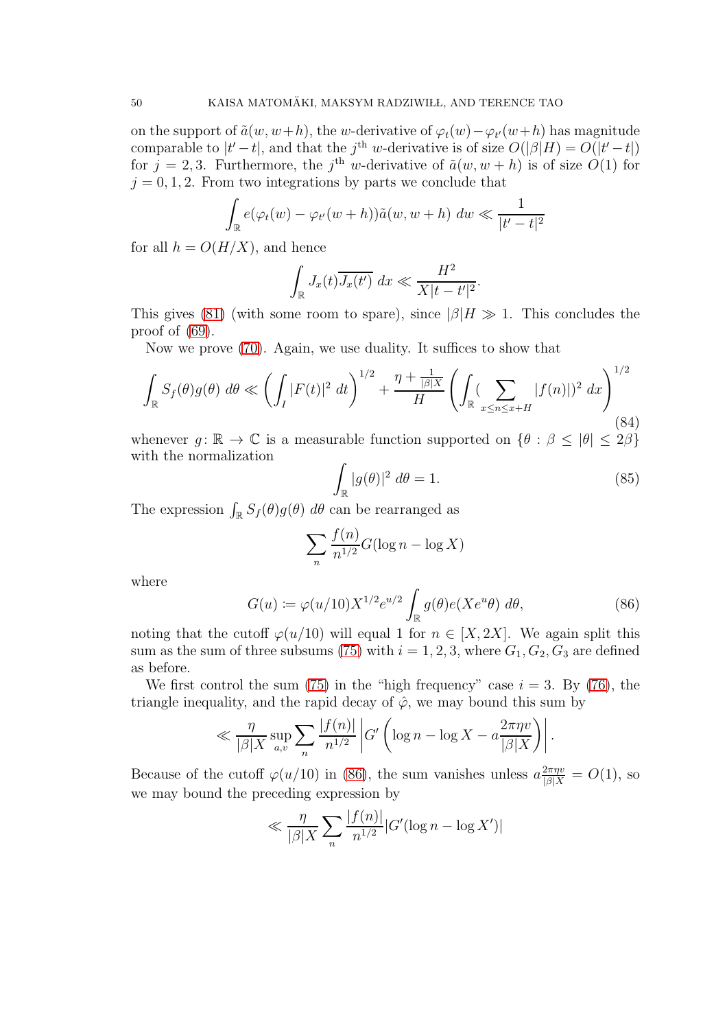on the support of $\tilde{a}(w, w+h)$, the $w$-derivative of $\varphi_t(w) - \varphi_{t'}(w+h)$ has magnitude comparable to $|t'-t|$, and that the $j^{\text{th}}$ $w$-derivative is of size $O(|\beta|H) = O(|t'-t|)$ for $j = 2, 3$. Furthermore, the $j^{\text{th}}$ $w$-derivative of $\tilde{a}(w, w+h)$ is of size $O(1)$ for $j = 0, 1, 2$. From two integrations by parts we conclude that

$$\int_{\mathbb{R}} e(\varphi_t(w) - \varphi_{t'}(w+h))\tilde{a}(w, w+h)\; dw \ll \frac{1}{|t'-t|^2}$$

for all $h = O(H/X)$, and hence

$$\int_{\mathbb{R}} J_x(t)\overline{J_x(t')}\; dx \ll \frac{H^2}{X|t-t'|^2}.$$

This gives (81) (with some room to spare), since $|\beta|H \gg 1$. This concludes the proof of (69).

Now we prove (70). Again, we use duality. It suffices to show that

$$\int_{\mathbb{R}} S_f(\theta)g(\theta)\; d\theta \ll \left(\int_I |F(t)|^2\; dt\right)^{1/2} + \frac{\eta + \frac{1}{|\beta|X}}{H}\left(\int_{\mathbb{R}} (\sum_{x \leq n \leq x+H} |f(n)|)^2\; dx\right)^{1/2} \tag{84}$$

whenever $g\colon \mathbb{R} \to \mathbb{C}$ is a measurable function supported on $\{\theta : \beta \leq |\theta| \leq 2\beta\}$ with the normalization

$$\int_{\mathbb{R}} |g(\theta)|^2\; d\theta = 1. \tag{85}$$

The expression $\int_{\mathbb{R}} S_f(\theta)g(\theta)\; d\theta$ can be rearranged as

$$\sum_n \frac{f(n)}{n^{1/2}} G(\log n - \log X)$$

where

$$G(u) := \varphi(u/10)X^{1/2}e^{u/2}\int_{\mathbb{R}} g(\theta)e(Xe^u\theta)\; d\theta, \tag{86}$$

noting that the cutoff $\varphi(u/10)$ will equal 1 for $n \in [X, 2X]$. We again split this sum as the sum of three subsums (75) with $i = 1, 2, 3$, where $G_1, G_2, G_3$ are defined as before.

We first control the sum (75) in the "high frequency" case $i = 3$. By (76), the triangle inequality, and the rapid decay of $\hat{\varphi}$, we may bound this sum by

$$\ll \frac{\eta}{|\beta|X}\sup_{a,v}\sum_n \frac{|f(n)|}{n^{1/2}}\left|G'\left(\log n - \log X - a\frac{2\pi\eta v}{|\beta|X}\right)\right|.$$

Because of the cutoff $\varphi(u/10)$ in (86), the sum vanishes unless $a\frac{2\pi\eta v}{|\beta|X} = O(1)$, so we may bound the preceding expression by

$$\ll \frac{\eta}{|\beta|X}\sum_n \frac{|f(n)|}{n^{1/2}}|G'(\log n - \log X')|$$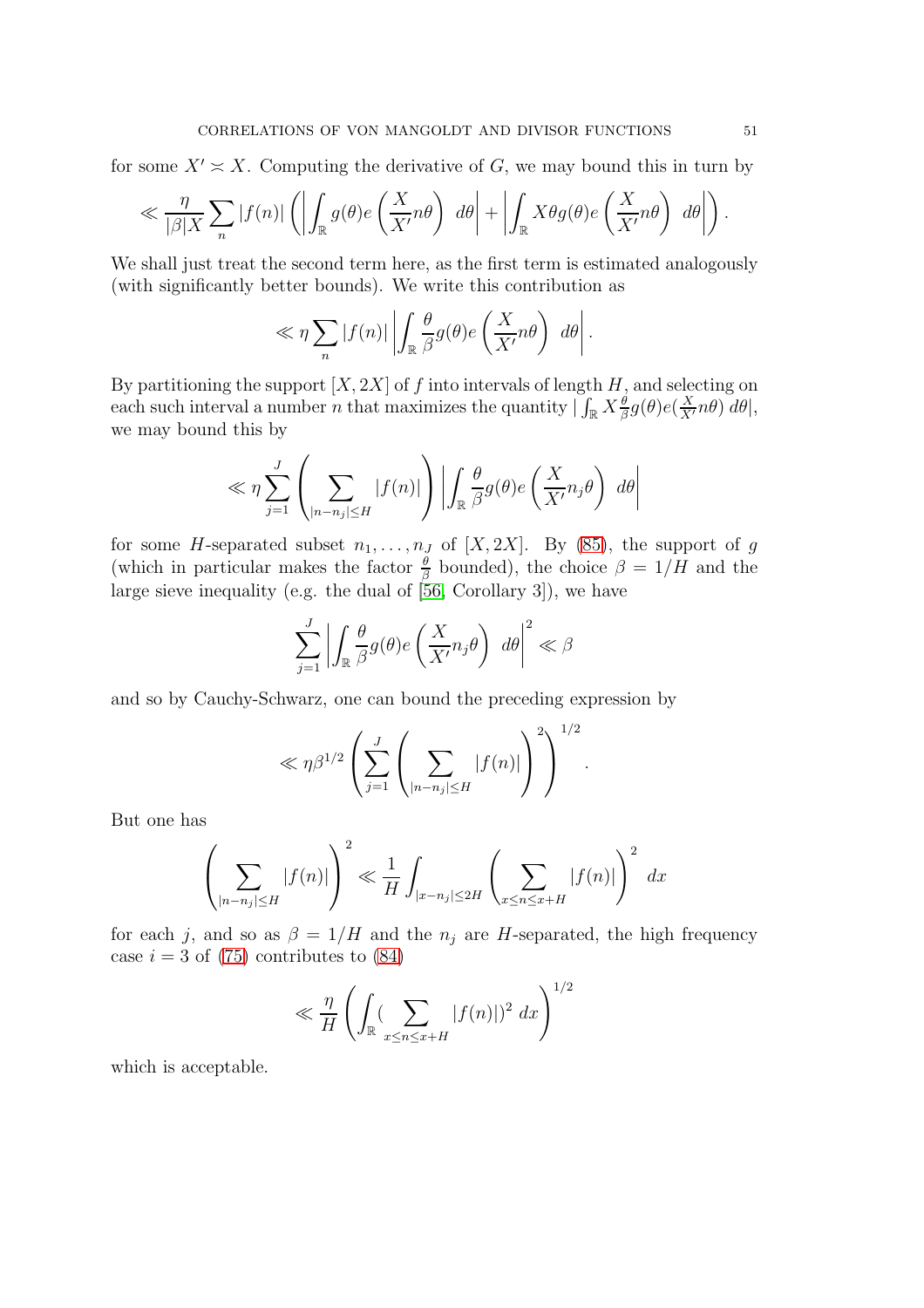for some $X' \asymp X$. Computing the derivative of $G$, we may bound this in turn by

$$\ll \frac{\eta}{|\beta| X} \sum_n |f(n)| \left( \left| \int_{\mathbb{R}} g(\theta) e\left( \frac{X}{X'} n\theta \right) \, d\theta \right| + \left| \int_{\mathbb{R}} X\theta g(\theta) e\left( \frac{X}{X'} n\theta \right) \, d\theta \right| \right).$$

We shall just treat the second term here, as the first term is estimated analogously (with significantly better bounds). We write this contribution as

$$\ll \eta \sum_n |f(n)| \left| \int_{\mathbb{R}} \frac{\theta}{\beta} g(\theta) e\left( \frac{X}{X'} n\theta \right) \, d\theta \right|.$$

By partitioning the support $[X, 2X]$ of $f$ into intervals of length $H$, and selecting on each such interval a number $n$ that maximizes the quantity $|\int_{\mathbb{R}} X \frac{\theta}{\beta} g(\theta) e(\frac{X}{X'} n\theta) \, d\theta|$, we may bound this by

$$\ll \eta \sum_{j=1}^J \left( \sum_{|n - n_j| \leq H} |f(n)| \right) \left| \int_{\mathbb{R}} \frac{\theta}{\beta} g(\theta) e\left( \frac{X}{X'} n_j \theta \right) \, d\theta \right|$$

for some $H$-separated subset $n_1, \ldots, n_J$ of $[X, 2X]$. By (85), the support of $g$ (which in particular makes the factor $\frac{\theta}{\beta}$ bounded), the choice $\beta = 1/H$ and the large sieve inequality (e.g. the dual of [56, Corollary 3]), we have

$$\sum_{j=1}^J \left| \int_{\mathbb{R}} \frac{\theta}{\beta} g(\theta) e\left( \frac{X}{X'} n_j \theta \right) \, d\theta \right|^2 \ll \beta$$

and so by Cauchy-Schwarz, one can bound the preceding expression by

$$\ll \eta \beta^{1/2} \left( \sum_{j=1}^J \left( \sum_{|n - n_j| \leq H} |f(n)| \right)^2 \right)^{1/2}.$$

But one has

$$\left( \sum_{|n - n_j| \leq H} |f(n)| \right)^2 \ll \frac{1}{H} \int_{|x - n_j| \leq 2H} \left( \sum_{x \leq n \leq x + H} |f(n)| \right)^2 \, dx$$

for each $j$, and so as $\beta = 1/H$ and the $n_j$ are $H$-separated, the high frequency case $i = 3$ of (75) contributes to (84)

$$\ll \frac{\eta}{H} \left( \int_{\mathbb{R}} ( \sum_{x \leq n \leq x + H} |f(n)|)^2 \, dx \right)^{1/2}$$

which is acceptable.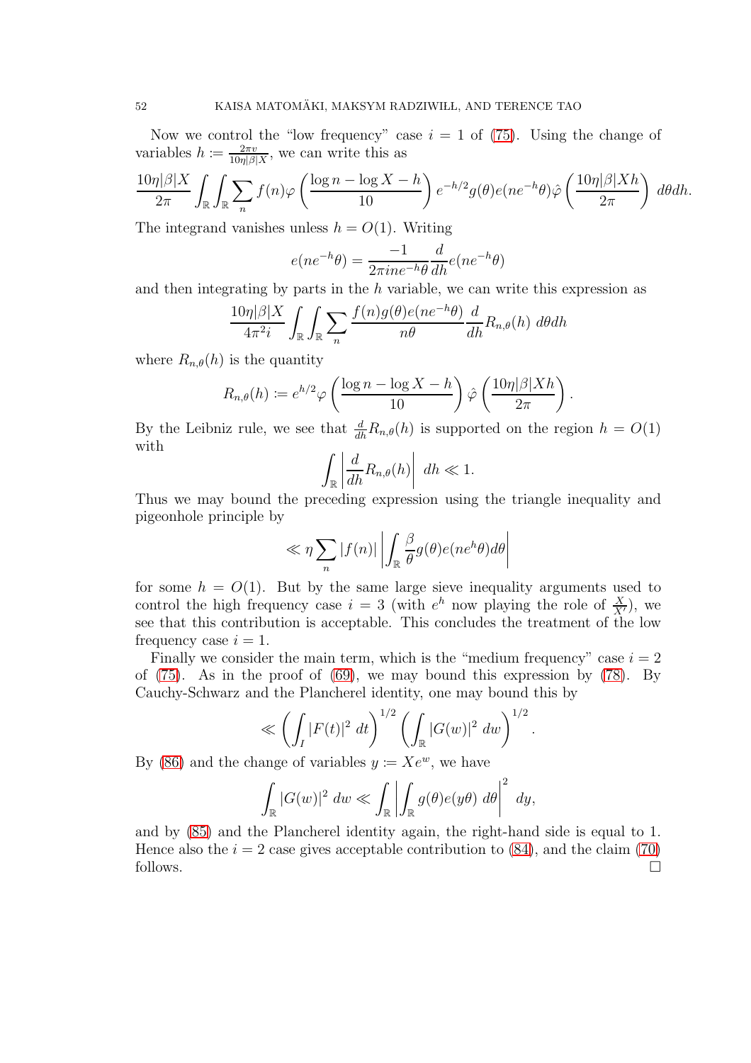Now we control the "low frequency" case $i = 1$ of (75). Using the change of variables $h := \frac{2\pi v}{10\eta|\beta|X}$, we can write this as

$$\frac{10\eta|\beta|X}{2\pi} \int_{\mathbb{R}} \int_{\mathbb{R}} \sum_n f(n) \varphi\left(\frac{\log n - \log X - h}{10}\right) e^{-h/2} g(\theta) e(ne^{-h}\theta) \hat{\varphi}\left(\frac{10\eta|\beta|Xh}{2\pi}\right)\, d\theta dh.$$

The integrand vanishes unless $h = O(1)$. Writing

$$e(ne^{-h}\theta) = \frac{-1}{2\pi i n e^{-h}\theta} \frac{d}{dh} e(ne^{-h}\theta)$$

and then integrating by parts in the $h$ variable, we can write this expression as

$$\frac{10\eta|\beta|X}{4\pi^2 i} \int_{\mathbb{R}} \int_{\mathbb{R}} \sum_n \frac{f(n) g(\theta) e(ne^{-h}\theta)}{n\theta} \frac{d}{dh} R_{n,\theta}(h)\, d\theta dh$$

where $R_{n,\theta}(h)$ is the quantity

$$R_{n,\theta}(h) := e^{h/2} \varphi\left(\frac{\log n - \log X - h}{10}\right) \hat{\varphi}\left(\frac{10\eta|\beta|Xh}{2\pi}\right).$$

By the Leibniz rule, we see that $\frac{d}{dh} R_{n,\theta}(h)$ is supported on the region $h = O(1)$ with

$$\int_{\mathbb{R}} \left|\frac{d}{dh} R_{n,\theta}(h)\right|\, dh \ll 1.$$

Thus we may bound the preceding expression using the triangle inequality and pigeonhole principle by

$$\ll \eta \sum_n |f(n)| \left|\int_{\mathbb{R}} \frac{\beta}{\theta} g(\theta) e(ne^h\theta) d\theta\right|$$

for some $h = O(1)$. But by the same large sieve inequality arguments used to control the high frequency case $i = 3$ (with $e^h$ now playing the role of $\frac{X}{X'}$), we see that this contribution is acceptable. This concludes the treatment of the low frequency case $i = 1$.

Finally we consider the main term, which is the "medium frequency" case $i = 2$ of (75). As in the proof of (69), we may bound this expression by (78). By Cauchy-Schwarz and the Plancherel identity, one may bound this by

$$\ll \left(\int_I |F(t)|^2\, dt\right)^{1/2} \left(\int_{\mathbb{R}} |G(w)|^2\, dw\right)^{1/2}.$$

By (86) and the change of variables $y := Xe^w$, we have

$$\int_{\mathbb{R}} |G(w)|^2\, dw \ll \int_{\mathbb{R}} \left|\int_{\mathbb{R}} g(\theta) e(y\theta)\, d\theta\right|^2\, dy,$$

and by (85) and the Plancherel identity again, the right-hand side is equal to 1. Hence also the $i = 2$ case gives acceptable contribution to (84), and the claim (70) follows. $\square$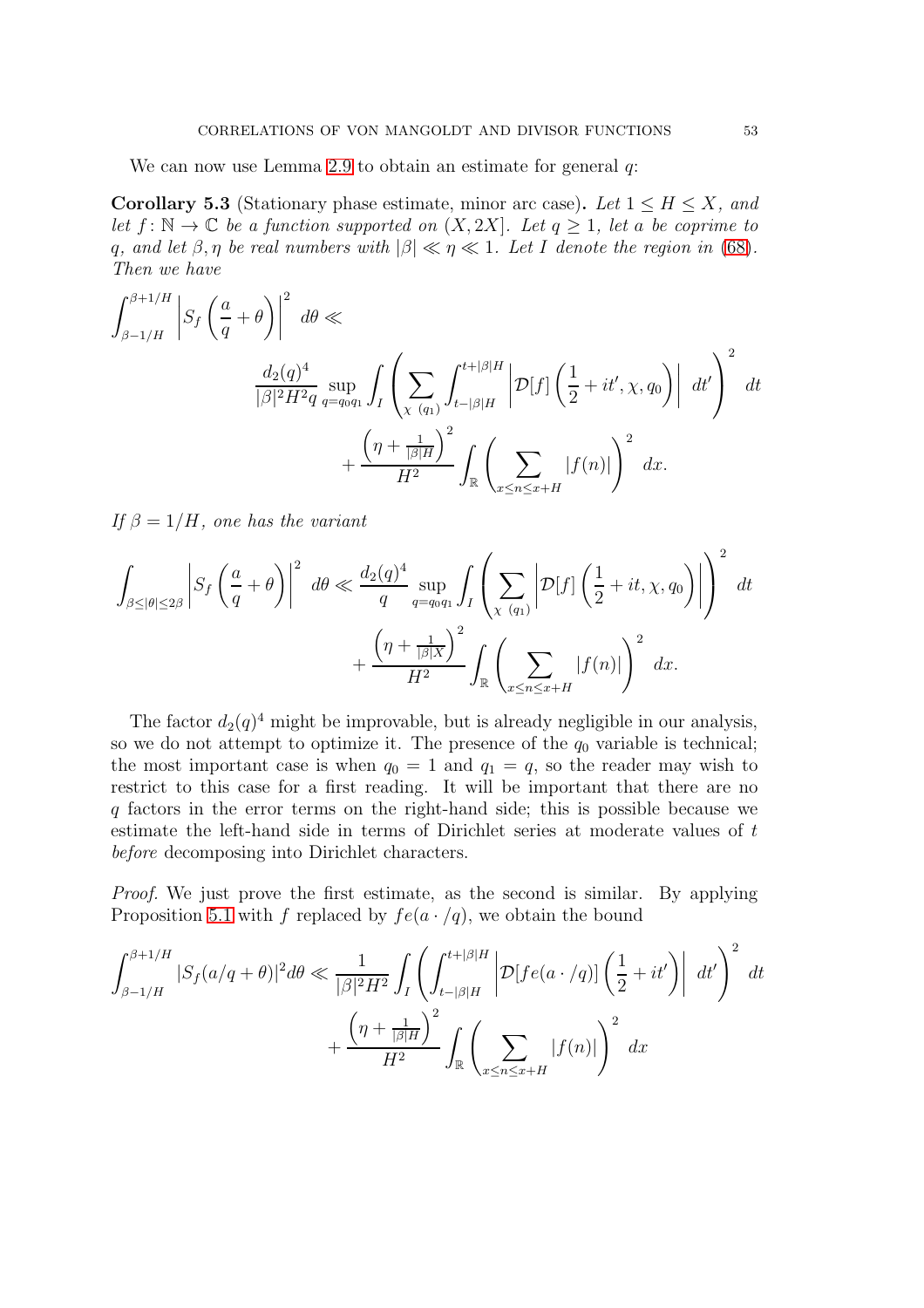We can now use Lemma 2.9 to obtain an estimate for general $q$:

**Corollary 5.3** (Stationary phase estimate, minor arc case)**.** *Let $1 \leq H \leq X$, and let $f \colon \mathbb{N} \to \mathbb{C}$ be a function supported on $(X, 2X]$. Let $q \geq 1$, let $a$ be coprime to $q$, and let $\beta, \eta$ be real numbers with $|\beta| \ll \eta \ll 1$. Let $I$ denote the region in* (68)*. Then we have*

$$\int_{\beta-1/H}^{\beta+1/H} \left| S_f\left(\frac{a}{q}+\theta\right)\right|^2 \, d\theta \ll \frac{d_2(q)^4}{|\beta|^2 H^2 q} \sup_{q=q_0q_1} \int_I \left( \sum_{\chi\ (q_1)} \int_{t-|\beta|H}^{t+|\beta|H} \left| \mathcal{D}[f]\left(\frac{1}{2}+it', \chi, q_0\right)\right| \, dt' \right)^2 \, dt + \frac{\left(\eta + \frac{1}{|\beta|H}\right)^2}{H^2} \int_{\mathbb{R}} \left( \sum_{x \leq n \leq x+H} |f(n)| \right)^2 \, dx.$$

*If $\beta = 1/H$, one has the variant*

$$\int_{\beta \leq |\theta| \leq 2\beta} \left| S_f\left(\frac{a}{q}+\theta\right)\right|^2 \, d\theta \ll \frac{d_2(q)^4}{q} \sup_{q=q_0q_1} \int_I \left( \sum_{\chi\ (q_1)} \left| \mathcal{D}[f]\left(\frac{1}{2}+it, \chi, q_0\right)\right| \right)^2 \, dt + \frac{\left(\eta + \frac{1}{|\beta|X}\right)^2}{H^2} \int_{\mathbb{R}} \left( \sum_{x \leq n \leq x+H} |f(n)| \right)^2 \, dx.$$

The factor $d_2(q)^4$ might be improvable, but is already negligible in our analysis, so we do not attempt to optimize it. The presence of the $q_0$ variable is technical; the most important case is when $q_0 = 1$ and $q_1 = q$, so the reader may wish to restrict to this case for a first reading. It will be important that there are no $q$ factors in the error terms on the right-hand side; this is possible because we estimate the left-hand side in terms of Dirichlet series at moderate values of $t$ *before* decomposing into Dirichlet characters.

*Proof.* We just prove the first estimate, as the second is similar. By applying Proposition 5.1 with $f$ replaced by $fe(a \cdot /q)$, we obtain the bound

$$\int_{\beta-1/H}^{\beta+1/H} |S_f(a/q+\theta)|^2 d\theta \ll \frac{1}{|\beta|^2 H^2} \int_I \left( \int_{t-|\beta|H}^{t+|\beta|H} \left| \mathcal{D}[fe(a \cdot /q)]\left(\frac{1}{2}+it'\right)\right| \, dt' \right)^2 \, dt + \frac{\left(\eta + \frac{1}{|\beta|H}\right)^2}{H^2} \int_{\mathbb{R}} \left( \sum_{x \leq n \leq x+H} |f(n)| \right)^2 \, dx$$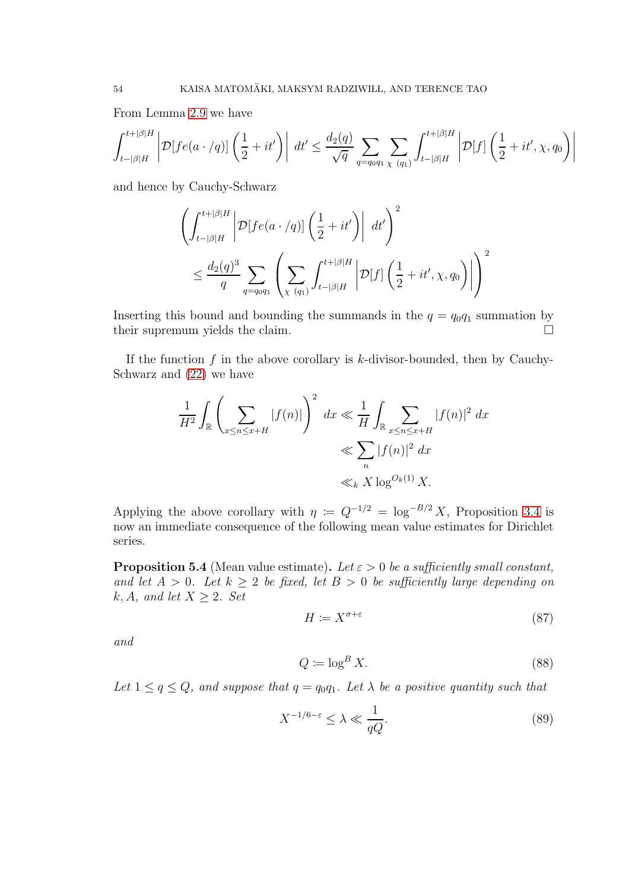From Lemma 2.9 we have

$$\int_{t-|\beta|H}^{t+|\beta|H} \left| \mathcal{D}[fe(a\cdot/q)]\left(\frac{1}{2}+it'\right)\right| \, dt' \leq \frac{d_2(q)}{\sqrt{q}} \sum_{q=q_0q_1} \sum_{\chi \ (q_1)} \int_{t-|\beta|H}^{t+|\beta|H} \left| \mathcal{D}[f]\left(\frac{1}{2}+it',\chi,q_0\right)\right|$$

and hence by Cauchy-Schwarz

$$\left(\int_{t-|\beta|H}^{t+|\beta|H} \left| \mathcal{D}[fe(a\cdot/q)]\left(\frac{1}{2}+it'\right)\right| \, dt'\right)^2$$
$$\leq \frac{d_2(q)^3}{q} \sum_{q=q_0q_1} \left(\sum_{\chi \ (q_1)} \int_{t-|\beta|H}^{t+|\beta|H} \left| \mathcal{D}[f]\left(\frac{1}{2}+it',\chi,q_0\right)\right|\right)^2$$

Inserting this bound and bounding the summands in the $q = q_0q_1$ summation by their supremum yields the claim. $\square$

If the function $f$ in the above corollary is $k$-divisor-bounded, then by Cauchy-Schwarz and (22) we have

$$\frac{1}{H^2}\int_{\mathbb{R}} \left(\sum_{x\leq n\leq x+H} |f(n)|\right)^2 \, dx \ll \frac{1}{H}\int_{\mathbb{R}} \sum_{x\leq n\leq x+H} |f(n)|^2 \, dx$$
$$\ll \sum_n |f(n)|^2 \, dx$$
$$\ll_k X\log^{O_k(1)} X.$$

Applying the above corollary with $\eta := Q^{-1/2} = \log^{-B/2} X$, Proposition 3.4 is now an immediate consequence of the following mean value estimates for Dirichlet series.

**Proposition 5.4** (Mean value estimate)**.** *Let $\varepsilon > 0$ be a sufficiently small constant, and let $A > 0$. Let $k \geq 2$ be fixed, let $B > 0$ be sufficiently large depending on $k, A$, and let $X \geq 2$. Set*

$$H := X^{\sigma+\varepsilon} \tag{87}$$

*and*

$$Q := \log^B X. \tag{88}$$

*Let $1 \leq q \leq Q$, and suppose that $q = q_0q_1$. Let $\lambda$ be a positive quantity such that*

$$X^{-1/6-\varepsilon} \leq \lambda \ll \frac{1}{qQ}. \tag{89}$$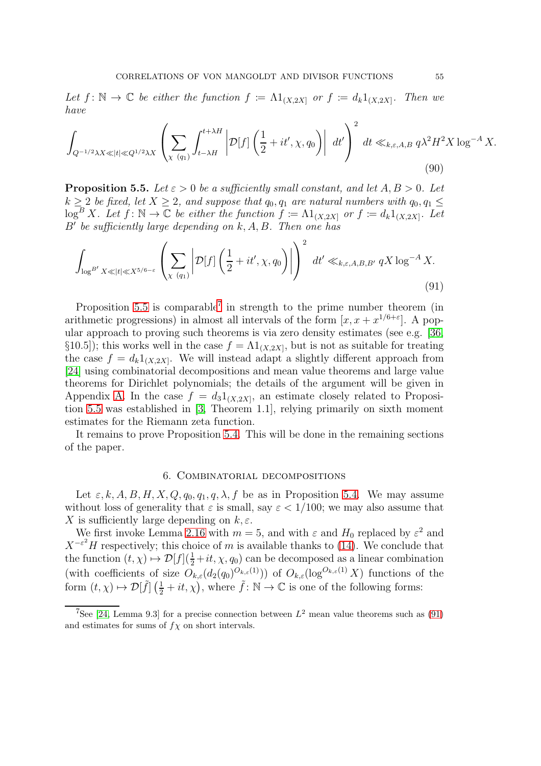*Let $f \colon \mathbb{N} \to \mathbb{C}$ be either the function $f := \Lambda 1_{(X,2X]}$ or $f := d_k 1_{(X,2X]}$. Then we have*

$$\int_{Q^{-1/2}\lambda X \ll |t| \ll Q^{1/2}\lambda X} \left( \sum_{\chi\ (q_1)} \int_{t-\lambda H}^{t+\lambda H} \left| \mathcal{D}[f]\left(\frac{1}{2}+it', \chi, q_0\right)\right| \, dt' \right)^2 dt \ll_{k,\varepsilon,A,B} q\lambda^2 H^2 X \log^{-A} X. \tag{90}$$

**Proposition 5.5.** *Let $\varepsilon > 0$ be a sufficiently small constant, and let $A, B > 0$. Let $k \geq 2$ be fixed, let $X \geq 2$, and suppose that $q_0, q_1$ are natural numbers with $q_0, q_1 \leq \log^B X$. Let $f \colon \mathbb{N} \to \mathbb{C}$ be either the function $f := \Lambda 1_{(X,2X]}$ or $f := d_k 1_{(X,2X]}$. Let $B'$ be sufficiently large depending on $k, A, B$. Then one has*

$$\int_{\log^{B'} X \ll |t| \ll X^{5/6-\varepsilon}} \left( \sum_{\chi\ (q_1)} \left| \mathcal{D}[f]\left(\frac{1}{2}+it', \chi, q_0\right)\right| \right)^2 dt' \ll_{k,\varepsilon,A,B,B'} qX \log^{-A} X. \tag{91}$$

Proposition 5.5 is comparable[7] in strength to the prime number theorem (in arithmetic progressions) in almost all intervals of the form $[x, x + x^{1/6+\varepsilon}]$. A popular approach to proving such theorems is via zero density estimates (see e.g. [36, §10.5]); this works well in the case $f = \Lambda 1_{(X,2X]}$, but is not as suitable for treating the case $f = d_k 1_{(X,2X]}$. We will instead adapt a slightly different approach from [24] using combinatorial decompositions and mean value theorems and large value theorems for Dirichlet polynomials; the details of the argument will be given in Appendix A. In the case $f = d_3 1_{(X,2X]}$, an estimate closely related to Proposition 5.5 was established in [3, Theorem 1.1], relying primarily on sixth moment estimates for the Riemann zeta function.

It remains to prove Proposition 5.4. This will be done in the remaining sections of the paper.

## 6. Combinatorial decompositions

Let $\varepsilon, k, A, B, H, X, Q, q_0, q_1, q, \lambda, f$ be as in Proposition 5.4. We may assume without loss of generality that $\varepsilon$ is small, say $\varepsilon < 1/100$; we may also assume that $X$ is sufficiently large depending on $k, \varepsilon$.

We first invoke Lemma 2.16 with $m = 5$, and with $\varepsilon$ and $H_0$ replaced by $\varepsilon^2$ and $X^{-\varepsilon^2} H$ respectively; this choice of $m$ is available thanks to (14). We conclude that the function $(t, \chi) \mapsto \mathcal{D}[f](\frac{1}{2}+it, \chi, q_0)$ can be decomposed as a linear combination (with coefficients of size $O_{k,\varepsilon}(d_2(q_0)^{O_{k,\varepsilon}(1)})$) of $O_{k,\varepsilon}(\log^{O_{k,\varepsilon}(1)} X)$ functions of the form $(t, \chi) \mapsto \mathcal{D}[\tilde{f}]\left(\frac{1}{2}+it, \chi\right)$, where $\tilde{f} \colon \mathbb{N} \to \mathbb{C}$ is one of the following forms:

[7] See [24, Lemma 9.3] for a precise connection between $L^2$ mean value theorems such as (91) and estimates for sums of $f\chi$ on short intervals.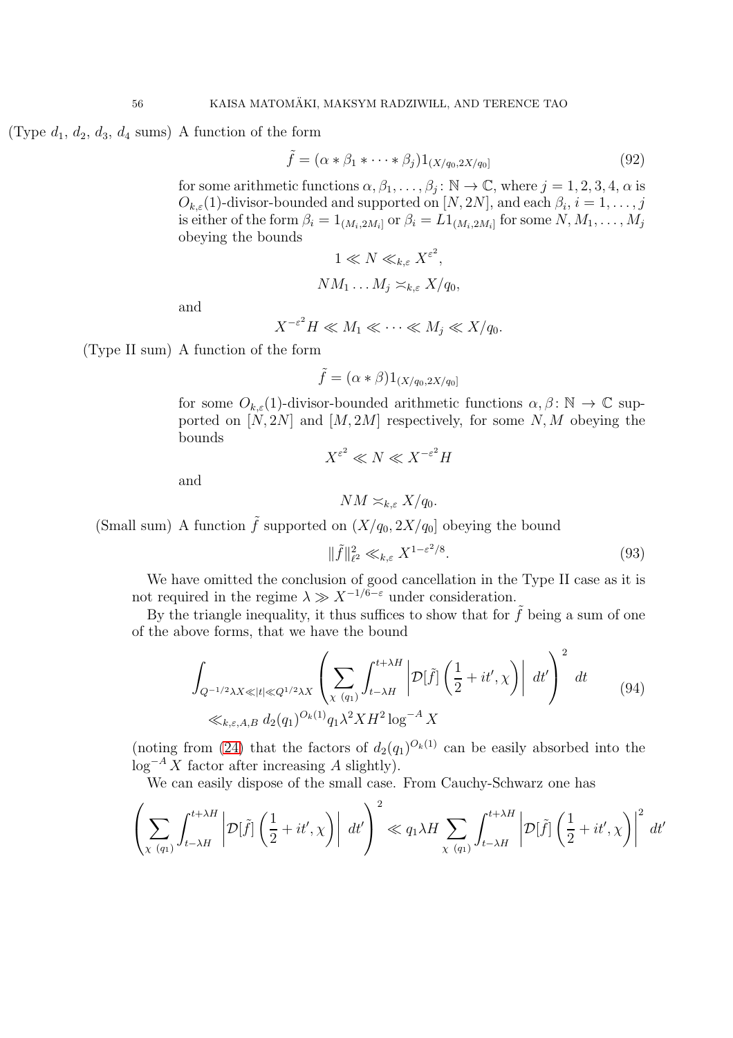(Type $d_1$, $d_2$, $d_3$, $d_4$ sums) A function of the form

$$\tilde{f} = (\alpha * \beta_1 * \cdots * \beta_j) 1_{(X/q_0, 2X/q_0]} \tag{92}$$

for some arithmetic functions $\alpha, \beta_1, \ldots, \beta_j \colon \mathbb{N} \to \mathbb{C}$, where $j = 1, 2, 3, 4$, $\alpha$ is $O_{k,\varepsilon}(1)$-divisor-bounded and supported on $[N, 2N]$, and each $\beta_i$, $i = 1, \ldots, j$ is either of the form $\beta_i = 1_{(M_i, 2M_i]}$ or $\beta_i = L 1_{(M_i, 2M_i]}$ for some $N, M_1, \ldots, M_j$ obeying the bounds

$$1 \ll N \ll_{k,\varepsilon} X^{\varepsilon^2},$$

$$N M_1 \ldots M_j \asymp_{k,\varepsilon} X/q_0,$$

and

$$X^{-\varepsilon^2} H \ll M_1 \ll \cdots \ll M_j \ll X/q_0.$$

(Type II sum) A function of the form

$$\tilde{f} = (\alpha * \beta) 1_{(X/q_0, 2X/q_0]}$$

for some $O_{k,\varepsilon}(1)$-divisor-bounded arithmetic functions $\alpha, \beta \colon \mathbb{N} \to \mathbb{C}$ supported on $[N, 2N]$ and $[M, 2M]$ respectively, for some $N, M$ obeying the bounds

$$X^{\varepsilon^2} \ll N \ll X^{-\varepsilon^2} H$$

and

$$NM \asymp_{k,\varepsilon} X/q_0.$$

(Small sum) A function $\tilde{f}$ supported on $(X/q_0, 2X/q_0]$ obeying the bound

$$\|\tilde{f}\|_{\ell^2}^2 \ll_{k,\varepsilon} X^{1-\varepsilon^2/8}. \tag{93}$$

We have omitted the conclusion of good cancellation in the Type II case as it is not required in the regime $\lambda \gg X^{-1/6-\varepsilon}$ under consideration.

By the triangle inequality, it thus suffices to show that for $\tilde{f}$ being a sum of one of the above forms, that we have the bound

$$\begin{aligned} \int_{Q^{-1/2}\lambda X \ll |t| \ll Q^{1/2}\lambda X} \left( \sum_{\chi\ (q_1)} \int_{t-\lambda H}^{t+\lambda H} \left| \mathcal{D}[\tilde{f}]\left(\frac{1}{2} + it', \chi\right) \right| \, dt' \right)^2 \, dt \\ \ll_{k,\varepsilon,A,B} d_2(q_1)^{O_k(1)} q_1 \lambda^2 X H^2 \log^{-A} X \end{aligned} \tag{94}$$

(noting from (24) that the factors of $d_2(q_1)^{O_k(1)}$ can be easily absorbed into the $\log^{-A} X$ factor after increasing $A$ slightly).

We can easily dispose of the small case. From Cauchy-Schwarz one has

$$\left( \sum_{\chi\ (q_1)} \int_{t-\lambda H}^{t+\lambda H} \left| \mathcal{D}[\tilde{f}]\left(\frac{1}{2} + it', \chi\right) \right| \, dt' \right)^2 \ll q_1 \lambda H \sum_{\chi\ (q_1)} \int_{t-\lambda H}^{t+\lambda H} \left| \mathcal{D}[\tilde{f}]\left(\frac{1}{2} + it', \chi\right) \right|^2 \, dt'$$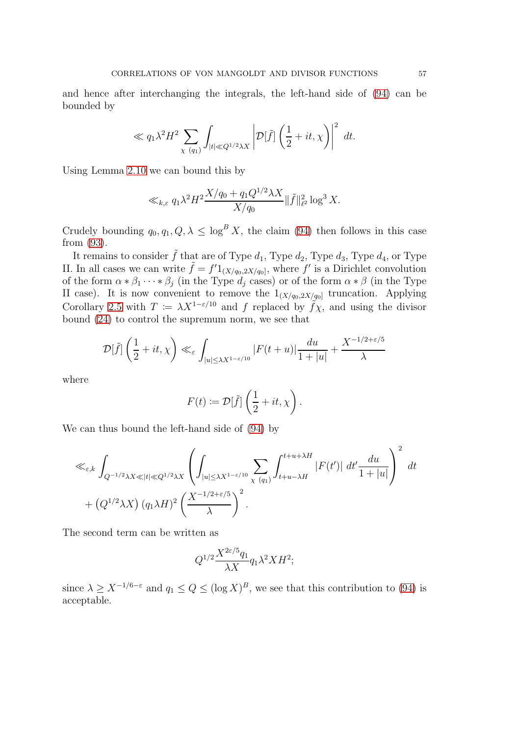and hence after interchanging the integrals, the left-hand side of (94) can be bounded by

$$\ll q_1 \lambda^2 H^2 \sum_{\chi\ (q_1)} \int_{|t| \ll Q^{1/2}\lambda X} \left| \mathcal{D}[\tilde f]\left(\frac{1}{2}+it,\chi\right)\right|^2\ dt.$$

Using Lemma 2.10 we can bound this by

$$\ll_{k,\varepsilon} q_1 \lambda^2 H^2 \frac{X/q_0 + q_1 Q^{1/2}\lambda X}{X/q_0} \|\tilde f\|_{\ell^2}^2 \log^3 X.$$

Crudely bounding $q_0, q_1, Q, \lambda \leq \log^B X$, the claim (94) then follows in this case from (93).

It remains to consider $\tilde f$ that are of Type $d_1$, Type $d_2$, Type $d_3$, Type $d_4$, or Type II. In all cases we can write $\tilde f = f' 1_{(X/q_0, 2X/q_0]}$, where $f'$ is a Dirichlet convolution of the form $\alpha * \beta_1 \cdots * \beta_j$ (in the Type $d_j$ cases) or of the form $\alpha * \beta$ (in the Type II case). It is now convenient to remove the $1_{(X/q_0,2X/q_0]}$ truncation. Applying Corollary 2.5 with $T := \lambda X^{1-\varepsilon/10}$ and $f$ replaced by $\tilde f \chi$, and using the divisor bound (24) to control the supremum norm, we see that

$$\mathcal{D}[\tilde f]\left(\frac{1}{2}+it,\chi\right) \ll_\varepsilon \int_{|u|\leq \lambda X^{1-\varepsilon/10}} |F(t+u)| \frac{du}{1+|u|} + \frac{X^{-1/2+\varepsilon/5}}{\lambda}$$

where

$$F(t) := \mathcal{D}[\tilde f]\left(\frac{1}{2}+it,\chi\right).$$

We can thus bound the left-hand side of (94) by

$$\ll_{\varepsilon,k} \int_{Q^{-1/2}\lambda X \ll |t| \ll Q^{1/2}\lambda X} \left( \int_{|u|\leq \lambda X^{1-\varepsilon/10}} \sum_{\chi\ (q_1)} \int_{t+u-\lambda H}^{t+u+\lambda H} |F(t')|\ dt' \frac{du}{1+|u|}\right)^2\ dt$$
$$+ \left(Q^{1/2}\lambda X\right)(q_1 \lambda H)^2 \left(\frac{X^{-1/2+\varepsilon/5}}{\lambda}\right)^2.$$

The second term can be written as

$$Q^{1/2} \frac{X^{2\varepsilon/5} q_1}{\lambda X} q_1 \lambda^2 X H^2;$$

since $\lambda \geq X^{-1/6-\varepsilon}$ and $q_1 \leq Q \leq (\log X)^B$, we see that this contribution to (94) is acceptable.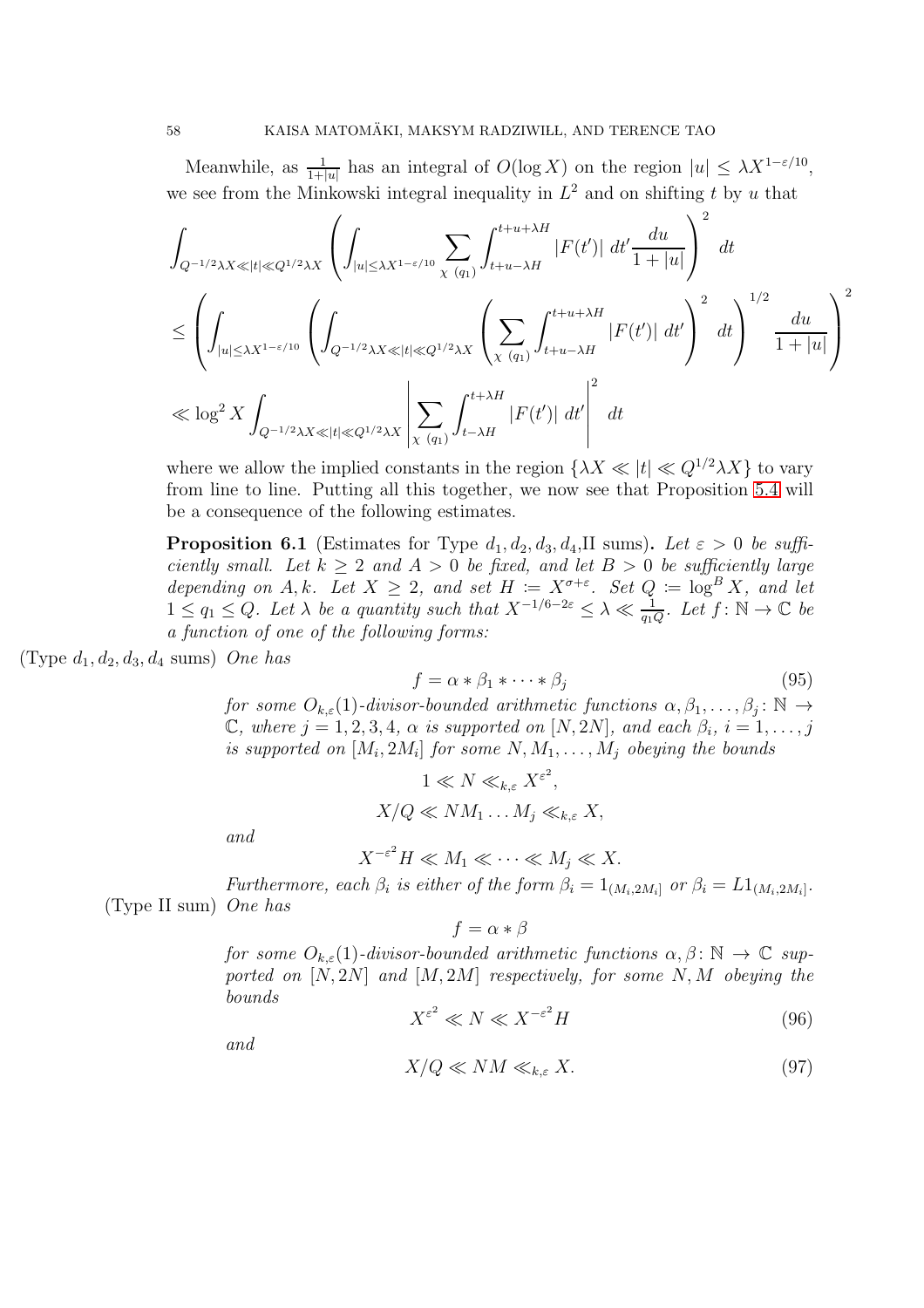Meanwhile, as $\frac{1}{1+|u|}$ has an integral of $O(\log X)$ on the region $|u| \leq \lambda X^{1-\varepsilon/10}$, we see from the Minkowski integral inequality in $L^2$ and on shifting $t$ by $u$ that

$$\int_{Q^{-1/2}\lambda X \ll |t| \ll Q^{1/2}\lambda X} \left( \int_{|u| \leq \lambda X^{1-\varepsilon/10}} \sum_{\chi\ (q_1)} \int_{t+u-\lambda H}^{t+u+\lambda H} |F(t')|\ dt' \frac{du}{1+|u|} \right)^2 dt$$

$$\leq \left( \int_{|u| \leq \lambda X^{1-\varepsilon/10}} \left( \int_{Q^{-1/2}\lambda X \ll |t| \ll Q^{1/2}\lambda X} \left( \sum_{\chi\ (q_1)} \int_{t+u-\lambda H}^{t+u+\lambda H} |F(t')|\ dt' \right)^2 dt \right)^{1/2} \frac{du}{1+|u|} \right)^2$$

$$\ll \log^2 X \int_{Q^{-1/2}\lambda X \ll |t| \ll Q^{1/2}\lambda X} \left| \sum_{\chi\ (q_1)} \int_{t-\lambda H}^{t+\lambda H} |F(t')|\ dt' \right|^2 dt$$

where we allow the implied constants in the region $\{\lambda X \ll |t| \ll Q^{1/2}\lambda X\}$ to vary from line to line. Putting all this together, we now see that Proposition 5.4 will be a consequence of the following estimates.

**Proposition 6.1** (Estimates for Type $d_1, d_2, d_3, d_4$,II sums)**.** *Let $\varepsilon > 0$ be sufficiently small. Let $k \geq 2$ and $A > 0$ be fixed, and let $B > 0$ be sufficiently large depending on $A, k$. Let $X \geq 2$, and set $H := X^{\sigma+\varepsilon}$. Set $Q := \log^B X$, and let $1 \leq q_1 \leq Q$. Let $\lambda$ be a quantity such that $X^{-1/6-2\varepsilon} \leq \lambda \ll \frac{1}{q_1 Q}$. Let $f\colon \mathbb{N} \to \mathbb{C}$ be a function of one of the following forms:*

(Type $d_1, d_2, d_3, d_4$ sums) *One has*

$$f = \alpha * \beta_1 * \cdots * \beta_j \tag{95}$$

*for some $O_{k,\varepsilon}(1)$-divisor-bounded arithmetic functions $\alpha, \beta_1, \ldots, \beta_j\colon \mathbb{N} \to \mathbb{C}$, where $j = 1, 2, 3, 4$, $\alpha$ is supported on $[N, 2N]$, and each $\beta_i$, $i = 1, \ldots, j$ is supported on $[M_i, 2M_i]$ for some $N, M_1, \ldots, M_j$ obeying the bounds*

$$1 \ll N \ll_{k,\varepsilon} X^{\varepsilon^2},$$

$$X/Q \ll NM_1 \ldots M_j \ll_{k,\varepsilon} X,$$

*and*

$$X^{-\varepsilon^2} H \ll M_1 \ll \cdots \ll M_j \ll X.$$

*Furthermore, each $\beta_i$ is either of the form $\beta_i = 1_{(M_i, 2M_i]}$ or $\beta_i = L1_{(M_i, 2M_i]}$.*

(Type II sum) *One has*

$$f = \alpha * \beta$$

*for some $O_{k,\varepsilon}(1)$-divisor-bounded arithmetic functions $\alpha, \beta\colon \mathbb{N} \to \mathbb{C}$ supported on $[N, 2N]$ and $[M, 2M]$ respectively, for some $N, M$ obeying the bounds*

$$X^{\varepsilon^2} \ll N \ll X^{-\varepsilon^2} H \tag{96}$$

*and*

$$X/Q \ll NM \ll_{k,\varepsilon} X. \tag{97}$$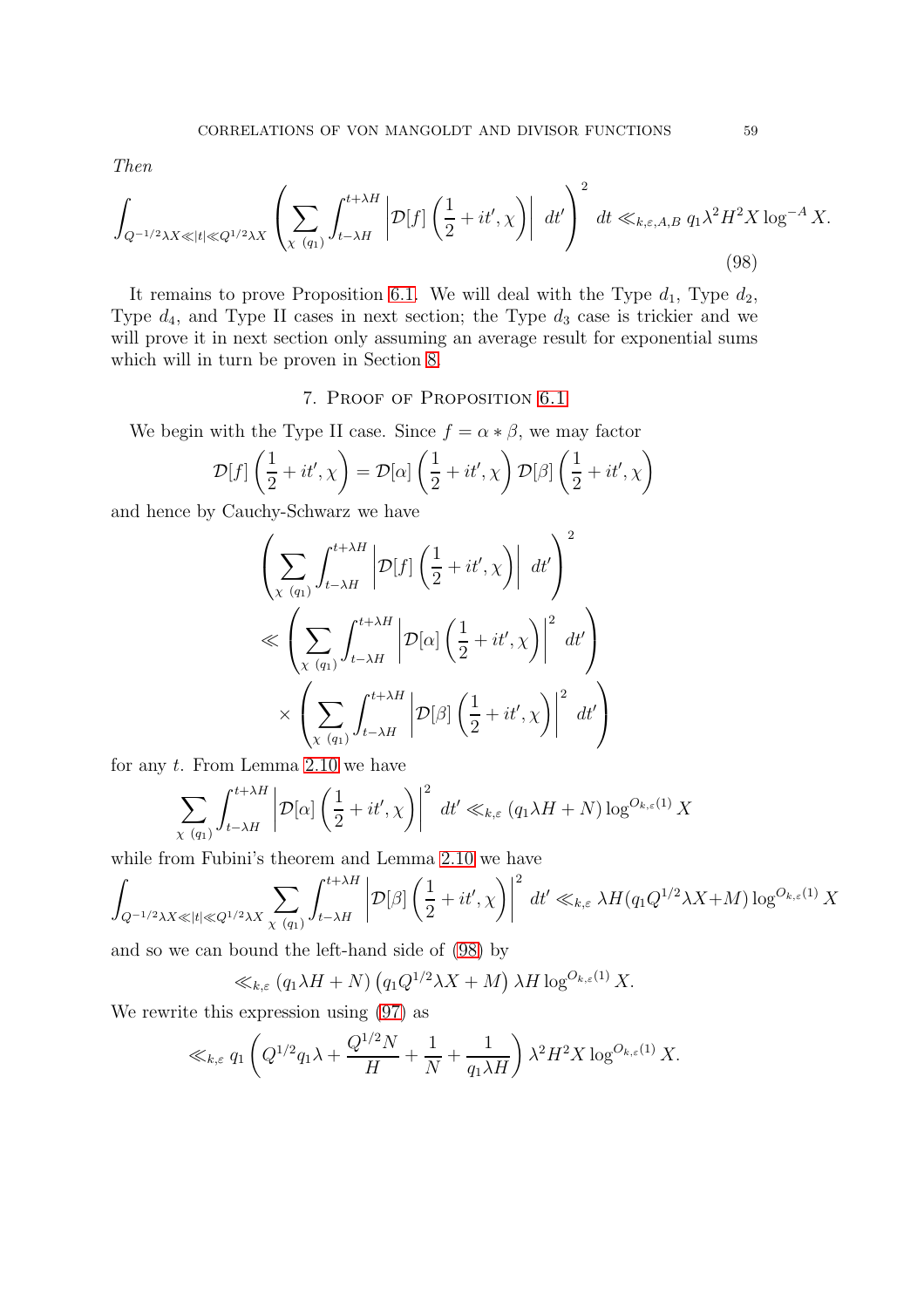*Then*

$$\int_{Q^{-1/2}\lambda X \ll |t| \ll Q^{1/2}\lambda X} \left( \sum_{\chi\ (q_1)} \int_{t-\lambda H}^{t+\lambda H} \left| \mathcal{D}[f]\left(\frac{1}{2}+it',\chi\right)\right|\ dt' \right)^2\ dt \ll_{k,\varepsilon,A,B} q_1 \lambda^2 H^2 X \log^{-A} X. \tag{98}$$

It remains to prove Proposition 6.1. We will deal with the Type $d_1$, Type $d_2$, Type $d_4$, and Type II cases in next section; the Type $d_3$ case is trickier and we will prove it in next section only assuming an average result for exponential sums which will in turn be proven in Section 8.

## 7. Proof of Proposition 6.1

We begin with the Type II case. Since $f = \alpha * \beta$, we may factor

$$\mathcal{D}[f]\left(\frac{1}{2}+it',\chi\right) = \mathcal{D}[\alpha]\left(\frac{1}{2}+it',\chi\right)\mathcal{D}[\beta]\left(\frac{1}{2}+it',\chi\right)$$

and hence by Cauchy-Schwarz we have

$$\begin{aligned}
&\left( \sum_{\chi\ (q_1)} \int_{t-\lambda H}^{t+\lambda H} \left| \mathcal{D}[f]\left(\frac{1}{2}+it',\chi\right)\right|\ dt' \right)^2 \\
&\ll \left( \sum_{\chi\ (q_1)} \int_{t-\lambda H}^{t+\lambda H} \left| \mathcal{D}[\alpha]\left(\frac{1}{2}+it',\chi\right)\right|^2\ dt' \right) \\
&\quad \times \left( \sum_{\chi\ (q_1)} \int_{t-\lambda H}^{t+\lambda H} \left| \mathcal{D}[\beta]\left(\frac{1}{2}+it',\chi\right)\right|^2\ dt' \right)
\end{aligned}$$

for any $t$. From Lemma 2.10 we have

$$\sum_{\chi\ (q_1)} \int_{t-\lambda H}^{t+\lambda H} \left| \mathcal{D}[\alpha]\left(\frac{1}{2}+it',\chi\right)\right|^2\ dt' \ll_{k,\varepsilon} (q_1\lambda H + N)\log^{O_{k,\varepsilon}(1)} X$$

while from Fubini's theorem and Lemma 2.10 we have

$$\int_{Q^{-1/2}\lambda X \ll |t| \ll Q^{1/2}\lambda X} \sum_{\chi\ (q_1)} \int_{t-\lambda H}^{t+\lambda H} \left| \mathcal{D}[\beta]\left(\frac{1}{2}+it',\chi\right)\right|^2\ dt' \ll_{k,\varepsilon} \lambda H (q_1 Q^{1/2}\lambda X + M)\log^{O_{k,\varepsilon}(1)} X$$

and so we can bound the left-hand side of (98) by

$$\ll_{k,\varepsilon} (q_1\lambda H + N)\left(q_1 Q^{1/2}\lambda X + M\right)\lambda H \log^{O_{k,\varepsilon}(1)} X.$$

We rewrite this expression using (97) as

$$\ll_{k,\varepsilon} q_1\left(Q^{1/2}q_1\lambda + \frac{Q^{1/2}N}{H} + \frac{1}{N} + \frac{1}{q_1\lambda H}\right)\lambda^2 H^2 X \log^{O_{k,\varepsilon}(1)} X.$$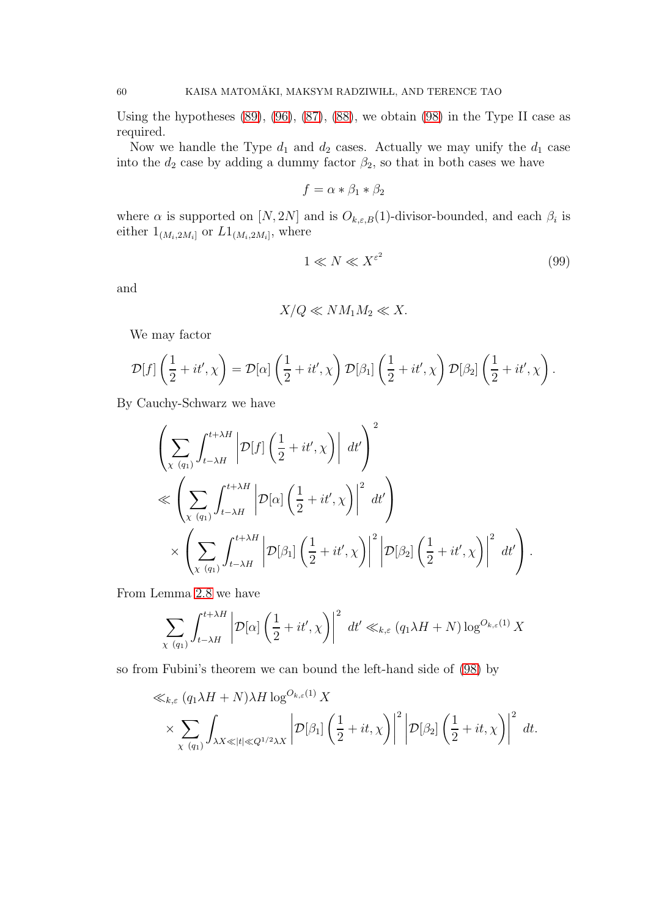Using the hypotheses (89), (96), (87), (88), we obtain (98) in the Type II case as required.

Now we handle the Type $d_1$ and $d_2$ cases. Actually we may unify the $d_1$ case into the $d_2$ case by adding a dummy factor $\beta_2$, so that in both cases we have

$$f = \alpha * \beta_1 * \beta_2$$

where $\alpha$ is supported on $[N, 2N]$ and is $O_{k,\varepsilon,B}(1)$-divisor-bounded, and each $\beta_i$ is either $1_{(M_i, 2M_i]}$ or $L1_{(M_i,2M_i]}$, where

$$1 \ll N \ll X^{\varepsilon^2} \tag{99}$$

and

$$X/Q \ll NM_1M_2 \ll X.$$

We may factor

$$\mathcal{D}[f]\left(\frac{1}{2}+it',\chi\right) = \mathcal{D}[\alpha]\left(\frac{1}{2}+it',\chi\right)\mathcal{D}[\beta_1]\left(\frac{1}{2}+it',\chi\right)\mathcal{D}[\beta_2]\left(\frac{1}{2}+it',\chi\right).$$

By Cauchy-Schwarz we have

$$\begin{aligned}
&\left(\sum_{\chi\ (q_1)} \int_{t-\lambda H}^{t+\lambda H} \left|\mathcal{D}[f]\left(\frac{1}{2}+it',\chi\right)\right|\ dt'\right)^2 \\
&\ll \left(\sum_{\chi\ (q_1)} \int_{t-\lambda H}^{t+\lambda H} \left|\mathcal{D}[\alpha]\left(\frac{1}{2}+it',\chi\right)\right|^2\ dt'\right) \\
&\quad\times \left(\sum_{\chi\ (q_1)} \int_{t-\lambda H}^{t+\lambda H} \left|\mathcal{D}[\beta_1]\left(\frac{1}{2}+it',\chi\right)\right|^2 \left|\mathcal{D}[\beta_2]\left(\frac{1}{2}+it',\chi\right)\right|^2\ dt'\right).
\end{aligned}$$

From Lemma 2.8 we have

$$\sum_{\chi\ (q_1)} \int_{t-\lambda H}^{t+\lambda H} \left|\mathcal{D}[\alpha]\left(\frac{1}{2}+it',\chi\right)\right|^2\ dt' \ll_{k,\varepsilon} (q_1\lambda H + N)\log^{O_{k,\varepsilon}(1)} X$$

so from Fubini's theorem we can bound the left-hand side of (98) by

$$\begin{aligned}
&\ll_{k,\varepsilon} (q_1\lambda H + N)\lambda H \log^{O_{k,\varepsilon}(1)} X \\
&\quad\times \sum_{\chi\ (q_1)} \int_{\lambda X \ll |t| \ll Q^{1/2}\lambda X} \left|\mathcal{D}[\beta_1]\left(\frac{1}{2}+it,\chi\right)\right|^2 \left|\mathcal{D}[\beta_2]\left(\frac{1}{2}+it,\chi\right)\right|^2\ dt.
\end{aligned}$$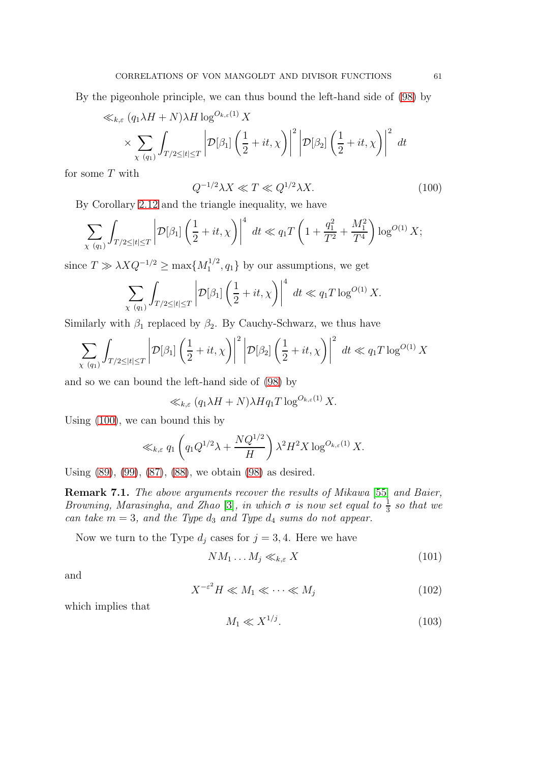By the pigeonhole principle, we can thus bound the left-hand side of (98) by

$$\ll_{k,\varepsilon} (q_1 \lambda H + N)\lambda H \log^{O_{k,\varepsilon}(1)} X$$
$$\times \sum_{\chi\ (q_1)} \int_{T/2 \leq |t| \leq T} \left| \mathcal{D}[\beta_1]\left(\frac{1}{2} + it, \chi\right)\right|^2 \left| \mathcal{D}[\beta_2]\left(\frac{1}{2} + it, \chi\right)\right|^2 \, dt$$

for some $T$ with

$$Q^{-1/2}\lambda X \ll T \ll Q^{1/2}\lambda X. \tag{100}$$

By Corollary 2.12 and the triangle inequality, we have

$$\sum_{\chi\ (q_1)} \int_{T/2 \leq |t| \leq T} \left| \mathcal{D}[\beta_1]\left(\frac{1}{2} + it, \chi\right)\right|^4 \, dt \ll q_1 T \left(1 + \frac{q_1^2}{T^2} + \frac{M_1^2}{T^4}\right) \log^{O(1)} X;$$

since $T \gg \lambda X Q^{-1/2} \geq \max\{M_1^{1/2}, q_1\}$ by our assumptions, we get

$$\sum_{\chi\ (q_1)} \int_{T/2 \leq |t| \leq T} \left| \mathcal{D}[\beta_1]\left(\frac{1}{2} + it, \chi\right)\right|^4 \, dt \ll q_1 T \log^{O(1)} X.$$

Similarly with $\beta_1$ replaced by $\beta_2$. By Cauchy-Schwarz, we thus have

$$\sum_{\chi\ (q_1)} \int_{T/2 \leq |t| \leq T} \left| \mathcal{D}[\beta_1]\left(\frac{1}{2} + it, \chi\right)\right|^2 \left| \mathcal{D}[\beta_2]\left(\frac{1}{2} + it, \chi\right)\right|^2 \, dt \ll q_1 T \log^{O(1)} X$$

and so we can bound the left-hand side of (98) by

$$\ll_{k,\varepsilon} (q_1 \lambda H + N)\lambda H q_1 T \log^{O_{k,\varepsilon}(1)} X.$$

Using (100), we can bound this by

$$\ll_{k,\varepsilon} q_1 \left(q_1 Q^{1/2}\lambda + \frac{N Q^{1/2}}{H}\right) \lambda^2 H^2 X \log^{O_{k,\varepsilon}(1)} X.$$

Using (89), (99), (87), (88), we obtain (98) as desired.

**Remark 7.1.** *The above arguments recover the results of Mikawa [55] and Baier, Browning, Marasingha, and Zhao [3], in which $\sigma$ is now set equal to $\frac{1}{3}$ so that we can take $m = 3$, and the Type $d_3$ and Type $d_4$ sums do not appear.*

Now we turn to the Type $d_j$ cases for $j = 3, 4$. Here we have

$$N M_1 \dots M_j \ll_{k,\varepsilon} X \tag{101}$$

and

$$X^{-\varepsilon^2} H \ll M_1 \ll \dots \ll M_j \tag{102}$$

which implies that

$$M_1 \ll X^{1/j}. \tag{103}$$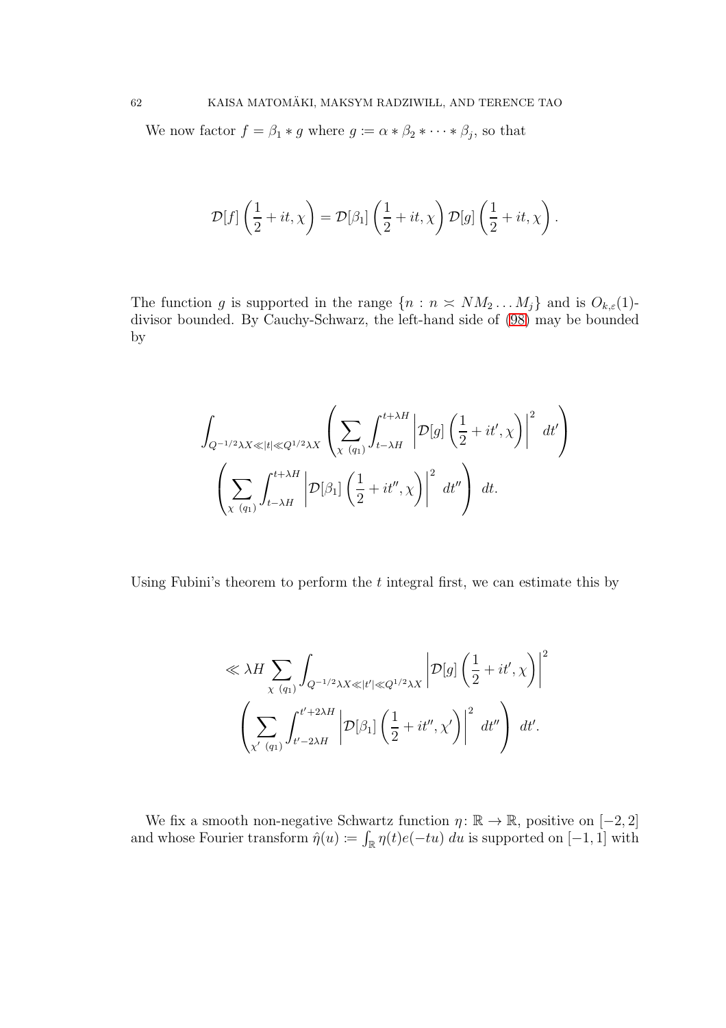We now factor $f = \beta_1 * g$ where $g := \alpha * \beta_2 * \cdots * \beta_j$, so that

$$\mathcal{D}[f]\left(\frac{1}{2}+it,\chi\right) = \mathcal{D}[\beta_1]\left(\frac{1}{2}+it,\chi\right)\mathcal{D}[g]\left(\frac{1}{2}+it,\chi\right).$$

The function $g$ is supported in the range $\{n : n \asymp NM_2 \dots M_j\}$ and is $O_{k,\varepsilon}(1)$-divisor bounded. By Cauchy-Schwarz, the left-hand side of (98) may be bounded by

$$\int_{Q^{-1/2}\lambda X \ll |t| \ll Q^{1/2}\lambda X} \left( \sum_{\chi\ (q_1)} \int_{t-\lambda H}^{t+\lambda H} \left| \mathcal{D}[g]\left(\frac{1}{2}+it',\chi\right)\right|^2 \, dt' \right) \left( \sum_{\chi\ (q_1)} \int_{t-\lambda H}^{t+\lambda H} \left| \mathcal{D}[\beta_1]\left(\frac{1}{2}+it'',\chi\right)\right|^2 \, dt'' \right) \, dt.$$

Using Fubini's theorem to perform the $t$ integral first, we can estimate this by

$$\ll \lambda H \sum_{\chi\ (q_1)} \int_{Q^{-1/2}\lambda X \ll |t'| \ll Q^{1/2}\lambda X} \left| \mathcal{D}[g]\left(\frac{1}{2}+it',\chi\right)\right|^2 \left( \sum_{\chi'\ (q_1)} \int_{t'-2\lambda H}^{t'+2\lambda H} \left| \mathcal{D}[\beta_1]\left(\frac{1}{2}+it'',\chi'\right)\right|^2 \, dt'' \right) \, dt'.$$

We fix a smooth non-negative Schwartz function $\eta\colon \mathbb{R} \to \mathbb{R}$, positive on $[-2,2]$ and whose Fourier transform $\hat{\eta}(u) := \int_{\mathbb{R}} \eta(t) e(-tu)\, du$ is supported on $[-1,1]$ with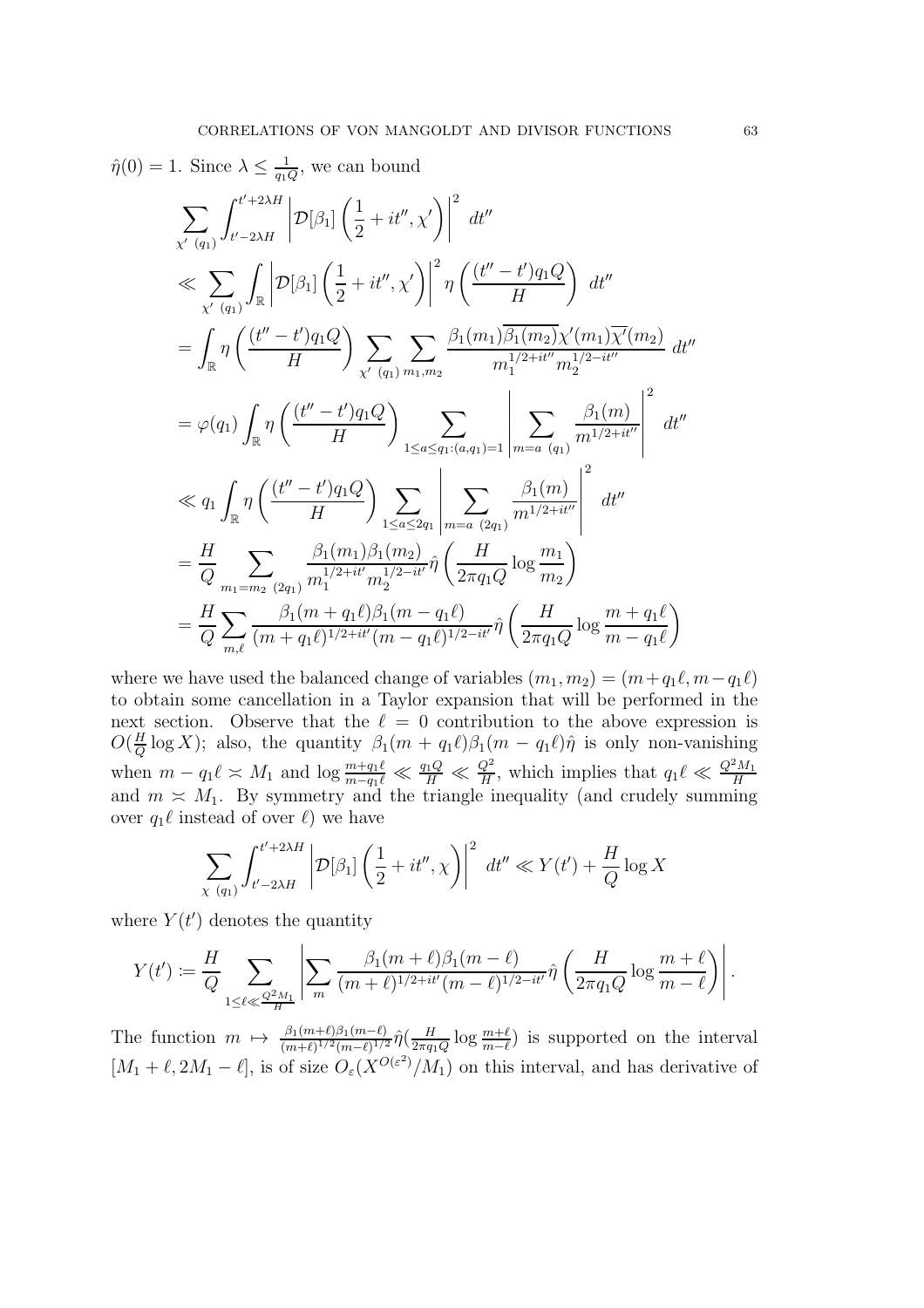$\hat{\eta}(0) = 1$. Since $\lambda \leq \frac{1}{q_1 Q}$, we can bound

$$
\begin{aligned}
&\sum_{\chi' \ (q_1)} \int_{t'-2\lambda H}^{t'+2\lambda H} \left| \mathcal{D}[\beta_1]\left(\frac{1}{2}+it'', \chi'\right)\right|^2 \ dt'' \\
&\ll \sum_{\chi' \ (q_1)} \int_{\mathbb{R}} \left| \mathcal{D}[\beta_1]\left(\frac{1}{2}+it'', \chi'\right)\right|^2 \eta\left(\frac{(t''-t')q_1 Q}{H}\right) \ dt'' \\
&= \int_{\mathbb{R}} \eta\left(\frac{(t''-t')q_1 Q}{H}\right) \sum_{\chi' \ (q_1)} \sum_{m_1, m_2} \frac{\beta_1(m_1)\overline{\beta_1(m_2)}\chi'(m_1)\overline{\chi'}(m_2)}{m_1^{1/2+it''} m_2^{1/2-it''}} \ dt'' \\
&= \varphi(q_1) \int_{\mathbb{R}} \eta\left(\frac{(t''-t')q_1 Q}{H}\right) \sum_{1 \leq a \leq q_1 : (a, q_1)=1} \left| \sum_{m = a \ (q_1)} \frac{\beta_1(m)}{m^{1/2+it''}}\right|^2 \ dt'' \\
&\ll q_1 \int_{\mathbb{R}} \eta\left(\frac{(t''-t')q_1 Q}{H}\right) \sum_{1 \leq a \leq 2q_1} \left| \sum_{m = a \ (2q_1)} \frac{\beta_1(m)}{m^{1/2+it''}}\right|^2 \ dt'' \\
&= \frac{H}{Q} \sum_{m_1 = m_2 \ (2q_1)} \frac{\beta_1(m_1)\beta_1(m_2)}{m_1^{1/2+it'} m_2^{1/2-it'}} \hat{\eta}\left(\frac{H}{2\pi q_1 Q} \log \frac{m_1}{m_2}\right) \\
&= \frac{H}{Q} \sum_{m, \ell} \frac{\beta_1(m+q_1\ell)\beta_1(m-q_1\ell)}{(m+q_1\ell)^{1/2+it'}(m-q_1\ell)^{1/2-it'}} \hat{\eta}\left(\frac{H}{2\pi q_1 Q} \log \frac{m+q_1\ell}{m-q_1\ell}\right)
\end{aligned}
$$

where we have used the balanced change of variables $(m_1, m_2) = (m+q_1\ell, m-q_1\ell)$ to obtain some cancellation in a Taylor expansion that will be performed in the next section. Observe that the $\ell = 0$ contribution to the above expression is $O(\frac{H}{Q}\log X)$; also, the quantity $\beta_1(m+q_1\ell)\beta_1(m-q_1\ell)\hat{\eta}$ is only non-vanishing when $m - q_1\ell \asymp M_1$ and $\log \frac{m+q_1\ell}{m-q_1\ell} \ll \frac{q_1 Q}{H} \ll \frac{Q^2}{H}$, which implies that $q_1\ell \ll \frac{Q^2 M_1}{H}$ and $m \asymp M_1$. By symmetry and the triangle inequality (and crudely summing over $q_1\ell$ instead of over $\ell$) we have

$$
\sum_{\chi \ (q_1)} \int_{t'-2\lambda H}^{t'+2\lambda H} \left| \mathcal{D}[\beta_1]\left(\frac{1}{2}+it'', \chi\right)\right|^2 \ dt'' \ll Y(t') + \frac{H}{Q}\log X
$$

where $Y(t')$ denotes the quantity

$$
Y(t') := \frac{H}{Q} \sum_{1 \leq \ell \ll \frac{Q^2 M_1}{H}} \left| \sum_m \frac{\beta_1(m+\ell)\beta_1(m-\ell)}{(m+\ell)^{1/2+it'}(m-\ell)^{1/2-it'}} \hat{\eta}\left(\frac{H}{2\pi q_1 Q} \log \frac{m+\ell}{m-\ell}\right)\right|.
$$

The function $m \mapsto \frac{\beta_1(m+\ell)\beta_1(m-\ell)}{(m+\ell)^{1/2}(m-\ell)^{1/2}} \hat{\eta}(\frac{H}{2\pi q_1 Q} \log \frac{m+\ell}{m-\ell})$ is supported on the interval $[M_1+\ell, 2M_1-\ell]$, is of size $O_\varepsilon(X^{O(\varepsilon^2)}/M_1)$ on this interval, and has derivative of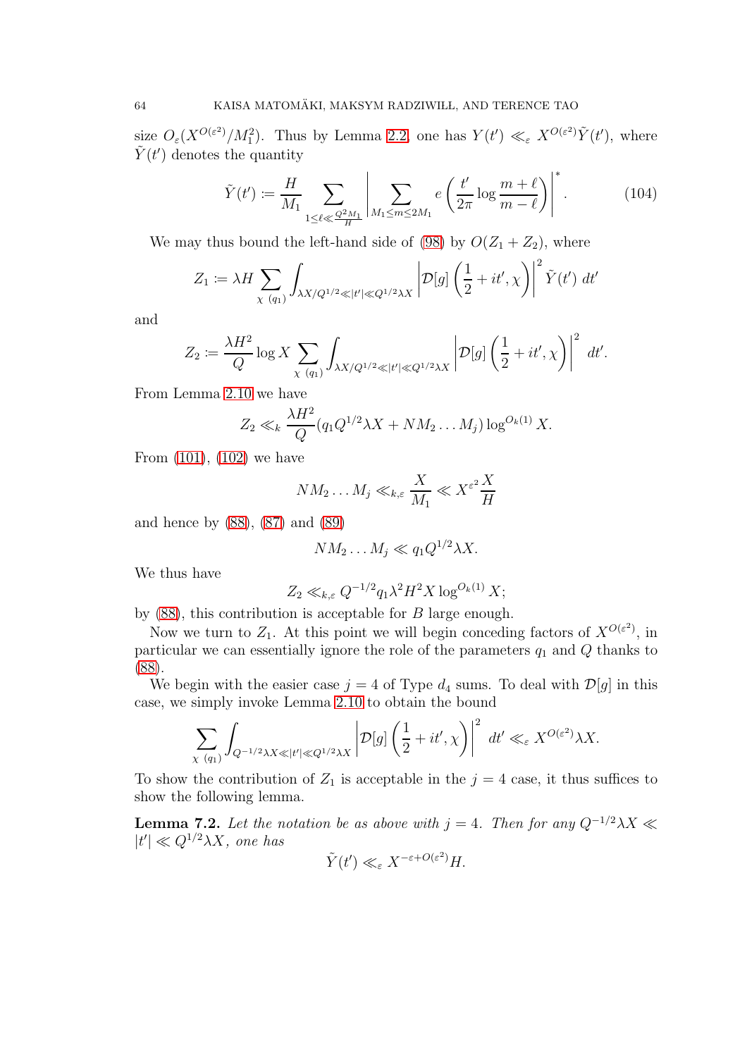size $O_\varepsilon(X^{O(\varepsilon^2)}/M_1^2)$. Thus by Lemma 2.2, one has $Y(t') \ll_\varepsilon X^{O(\varepsilon^2)}\tilde{Y}(t')$, where $\tilde{Y}(t')$ denotes the quantity

$$\tilde{Y}(t') := \frac{H}{M_1} \sum_{1 \leq \ell \ll \frac{Q^2 M_1}{H}} \left| \sum_{M_1 \leq m \leq 2M_1} e\left(\frac{t'}{2\pi} \log \frac{m+\ell}{m-\ell}\right) \right|^*. \tag{104}$$

We may thus bound the left-hand side of (98) by $O(Z_1 + Z_2)$, where

$$Z_1 := \lambda H \sum_{\chi\ (q_1)} \int_{\lambda X/Q^{1/2} \ll |t'| \ll Q^{1/2}\lambda X} \left| \mathcal{D}[g]\left(\frac{1}{2} + it', \chi\right) \right|^2 \tilde{Y}(t')\, dt'$$

and

$$Z_2 := \frac{\lambda H^2}{Q} \log X \sum_{\chi\ (q_1)} \int_{\lambda X/Q^{1/2} \ll |t'| \ll Q^{1/2}\lambda X} \left| \mathcal{D}[g]\left(\frac{1}{2} + it', \chi\right) \right|^2\, dt'.$$

From Lemma 2.10 we have

$$Z_2 \ll_k \frac{\lambda H^2}{Q} (q_1 Q^{1/2} \lambda X + N M_2 \dots M_j) \log^{O_k(1)} X.$$

From (101), (102) we have

$$N M_2 \dots M_j \ll_{k,\varepsilon} \frac{X}{M_1} \ll X^{\varepsilon^2} \frac{X}{H}$$

and hence by (88), (87) and (89)

$$N M_2 \dots M_j \ll q_1 Q^{1/2} \lambda X.$$

We thus have

$$Z_2 \ll_{k,\varepsilon} Q^{-1/2} q_1 \lambda^2 H^2 X \log^{O_k(1)} X;$$

by (88), this contribution is acceptable for $B$ large enough.

Now we turn to $Z_1$. At this point we will begin conceding factors of $X^{O(\varepsilon^2)}$, in particular we can essentially ignore the role of the parameters $q_1$ and $Q$ thanks to (88).

We begin with the easier case $j = 4$ of Type $d_4$ sums. To deal with $\mathcal{D}[g]$ in this case, we simply invoke Lemma 2.10 to obtain the bound

$$\sum_{\chi\ (q_1)} \int_{Q^{-1/2}\lambda X \ll |t'| \ll Q^{1/2}\lambda X} \left| \mathcal{D}[g]\left(\frac{1}{2} + it', \chi\right) \right|^2\, dt' \ll_\varepsilon X^{O(\varepsilon^2)} \lambda X.$$

To show the contribution of $Z_1$ is acceptable in the $j = 4$ case, it thus suffices to show the following lemma.

**Lemma 7.2.** *Let the notation be as above with $j = 4$. Then for any $Q^{-1/2}\lambda X \ll |t'| \ll Q^{1/2}\lambda X$, one has*

$$\tilde{Y}(t') \ll_\varepsilon X^{-\varepsilon + O(\varepsilon^2)} H.$$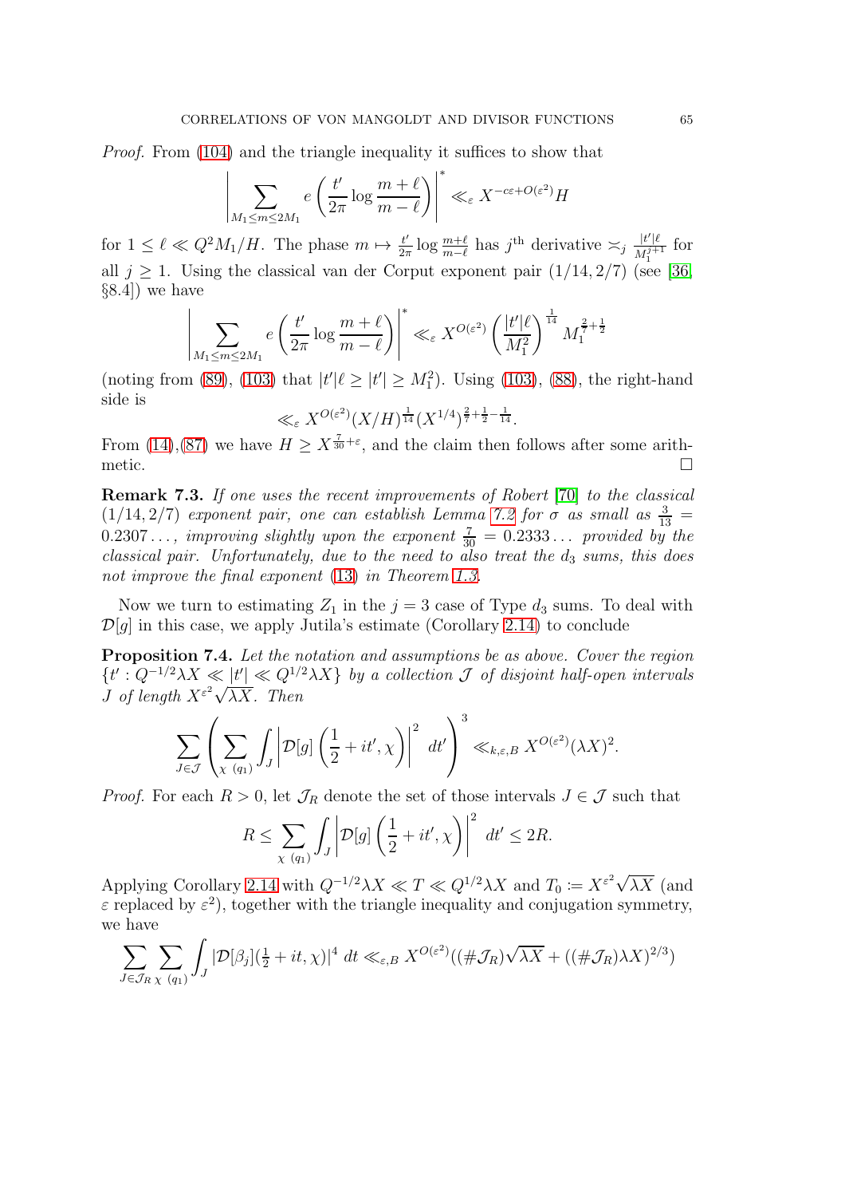*Proof.* From (104) and the triangle inequality it suffices to show that

$$\left| \sum_{M_1 \leq m \leq 2M_1} e\left( \frac{t'}{2\pi} \log \frac{m+\ell}{m-\ell} \right) \right|^* \ll_\varepsilon X^{-c\varepsilon + O(\varepsilon^2)} H$$

for $1 \leq \ell \ll Q^2 M_1 / H$. The phase $m \mapsto \frac{t'}{2\pi} \log \frac{m+\ell}{m-\ell}$ has $j^{\text{th}}$ derivative $\asymp_j \frac{|t'|\ell}{M_1^{j+1}}$ for all $j \geq 1$. Using the classical van der Corput exponent pair $(1/14, 2/7)$ (see [36, §8.4]) we have

$$\left| \sum_{M_1 \leq m \leq 2M_1} e\left( \frac{t'}{2\pi} \log \frac{m+\ell}{m-\ell} \right) \right|^* \ll_\varepsilon X^{O(\varepsilon^2)} \left( \frac{|t'|\ell}{M_1^2} \right)^{\frac{1}{14}} M_1^{\frac{2}{7} + \frac{1}{2}}$$

(noting from (89), (103) that $|t'|\ell \geq |t'| \geq M_1^2$). Using (103), (88), the right-hand side is

$$\ll_\varepsilon X^{O(\varepsilon^2)} (X/H)^{\frac{1}{14}} (X^{1/4})^{\frac{2}{7} + \frac{1}{2} - \frac{1}{14}}.$$

From (14),(87) we have $H \geq X^{\frac{7}{30} + \varepsilon}$, and the claim then follows after some arithmetic. $\square$

**Remark 7.3.** *If one uses the recent improvements of Robert [70] to the classical $(1/14, 2/7)$ exponent pair, one can establish Lemma 7.2 for $\sigma$ as small as $\frac{3}{13} = 0.2307\ldots$, improving slightly upon the exponent $\frac{7}{30} = 0.2333\ldots$ provided by the classical pair. Unfortunately, due to the need to also treat the $d_3$ sums, this does not improve the final exponent (13) in Theorem 1.3.*

Now we turn to estimating $Z_1$ in the $j = 3$ case of Type $d_3$ sums. To deal with $\mathcal{D}[g]$ in this case, we apply Jutila's estimate (Corollary 2.14) to conclude

**Proposition 7.4.** *Let the notation and assumptions be as above. Cover the region $\{t' : Q^{-1/2}\lambda X \ll |t'| \ll Q^{1/2}\lambda X\}$ by a collection $\mathcal{J}$ of disjoint half-open intervals $J$ of length $X^{\varepsilon^2}\sqrt{\lambda X}$. Then*

$$\sum_{J \in \mathcal{J}} \left( \sum_{\chi\ (q_1)} \int_J \left| \mathcal{D}[g]\left( \frac{1}{2} + it', \chi \right) \right|^2 \, dt' \right)^3 \ll_{k,\varepsilon,B} X^{O(\varepsilon^2)} (\lambda X)^2.$$

*Proof.* For each $R > 0$, let $\mathcal{J}_R$ denote the set of those intervals $J \in \mathcal{J}$ such that

$$R \leq \sum_{\chi\ (q_1)} \int_J \left| \mathcal{D}[g]\left( \frac{1}{2} + it', \chi \right) \right|^2 \, dt' \leq 2R.$$

Applying Corollary 2.14 with $Q^{-1/2}\lambda X \ll T \ll Q^{1/2}\lambda X$ and $T_0 := X^{\varepsilon^2}\sqrt{\lambda X}$ (and $\varepsilon$ replaced by $\varepsilon^2$), together with the triangle inequality and conjugation symmetry, we have

$$\sum_{J \in \mathcal{J}_R} \sum_{\chi\ (q_1)} \int_J |\mathcal{D}[\beta_j](\tfrac{1}{2} + it, \chi)|^4 \, dt \ll_{\varepsilon,B} X^{O(\varepsilon^2)} ((\#\mathcal{J}_R)\sqrt{\lambda X} + ((\#\mathcal{J}_R)\lambda X)^{2/3})$$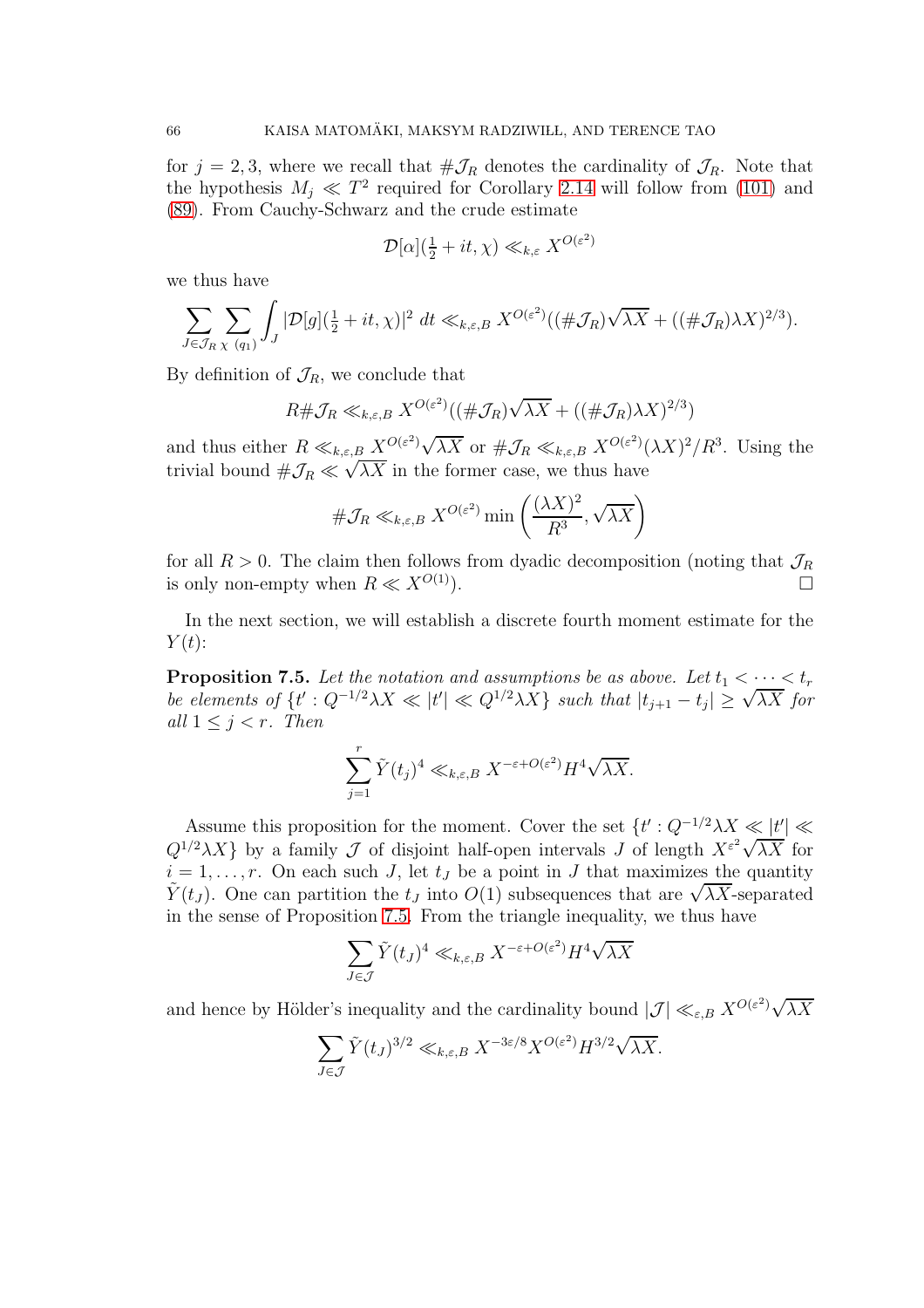for $j = 2, 3$, where we recall that $\#\mathcal{J}_R$ denotes the cardinality of $\mathcal{J}_R$. Note that the hypothesis $M_j \ll T^2$ required for Corollary 2.14 will follow from (101) and (89). From Cauchy-Schwarz and the crude estimate

$$\mathcal{D}[\alpha](\tfrac{1}{2} + it, \chi) \ll_{k,\varepsilon} X^{O(\varepsilon^2)}$$

we thus have

$$\sum_{J \in \mathcal{J}_R} \sum_{\chi\ (q_1)} \int_J |\mathcal{D}[g](\tfrac{1}{2} + it, \chi)|^2\ dt \ll_{k,\varepsilon,B} X^{O(\varepsilon^2)}((\#\mathcal{J}_R)\sqrt{\lambda X} + ((\#\mathcal{J}_R)\lambda X)^{2/3}).$$

By definition of $\mathcal{J}_R$, we conclude that

$$R\#\mathcal{J}_R \ll_{k,\varepsilon,B} X^{O(\varepsilon^2)}((\#\mathcal{J}_R)\sqrt{\lambda X} + ((\#\mathcal{J}_R)\lambda X)^{2/3})$$

and thus either $R \ll_{k,\varepsilon,B} X^{O(\varepsilon^2)}\sqrt{\lambda X}$ or $\#\mathcal{J}_R \ll_{k,\varepsilon,B} X^{O(\varepsilon^2)}(\lambda X)^2/R^3$. Using the trivial bound $\#\mathcal{J}_R \ll \sqrt{\lambda X}$ in the former case, we thus have

$$\#\mathcal{J}_R \ll_{k,\varepsilon,B} X^{O(\varepsilon^2)} \min\left(\frac{(\lambda X)^2}{R^3}, \sqrt{\lambda X}\right)$$

for all $R > 0$. The claim then follows from dyadic decomposition (noting that $\mathcal{J}_R$ is only non-empty when $R \ll X^{O(1)}$). □

In the next section, we will establish a discrete fourth moment estimate for the $Y(t)$:

**Proposition 7.5.** *Let the notation and assumptions be as above. Let $t_1 < \cdots < t_r$ be elements of $\{t' : Q^{-1/2}\lambda X \ll |t'| \ll Q^{1/2}\lambda X\}$ such that $|t_{j+1} - t_j| \geq \sqrt{\lambda X}$ for all $1 \leq j < r$. Then*

$$\sum_{j=1}^{r} \tilde{Y}(t_j)^4 \ll_{k,\varepsilon,B} X^{-\varepsilon + O(\varepsilon^2)} H^4 \sqrt{\lambda X}.$$

Assume this proposition for the moment. Cover the set $\{t' : Q^{-1/2}\lambda X \ll |t'| \ll Q^{1/2}\lambda X\}$ by a family $\mathcal{J}$ of disjoint half-open intervals $J$ of length $X^{\varepsilon^2}\sqrt{\lambda X}$ for $i = 1, \ldots, r$. On each such $J$, let $t_J$ be a point in $J$ that maximizes the quantity $\tilde{Y}(t_J)$. One can partition the $t_J$ into $O(1)$ subsequences that are $\sqrt{\lambda X}$-separated in the sense of Proposition 7.5. From the triangle inequality, we thus have

$$\sum_{J \in \mathcal{J}} \tilde{Y}(t_J)^4 \ll_{k,\varepsilon,B} X^{-\varepsilon + O(\varepsilon^2)} H^4 \sqrt{\lambda X}$$

and hence by Hölder's inequality and the cardinality bound $|\mathcal{J}| \ll_{\varepsilon,B} X^{O(\varepsilon^2)}\sqrt{\lambda X}$

$$\sum_{J \in \mathcal{J}} \tilde{Y}(t_J)^{3/2} \ll_{k,\varepsilon,B} X^{-3\varepsilon/8} X^{O(\varepsilon^2)} H^{3/2} \sqrt{\lambda X}.$$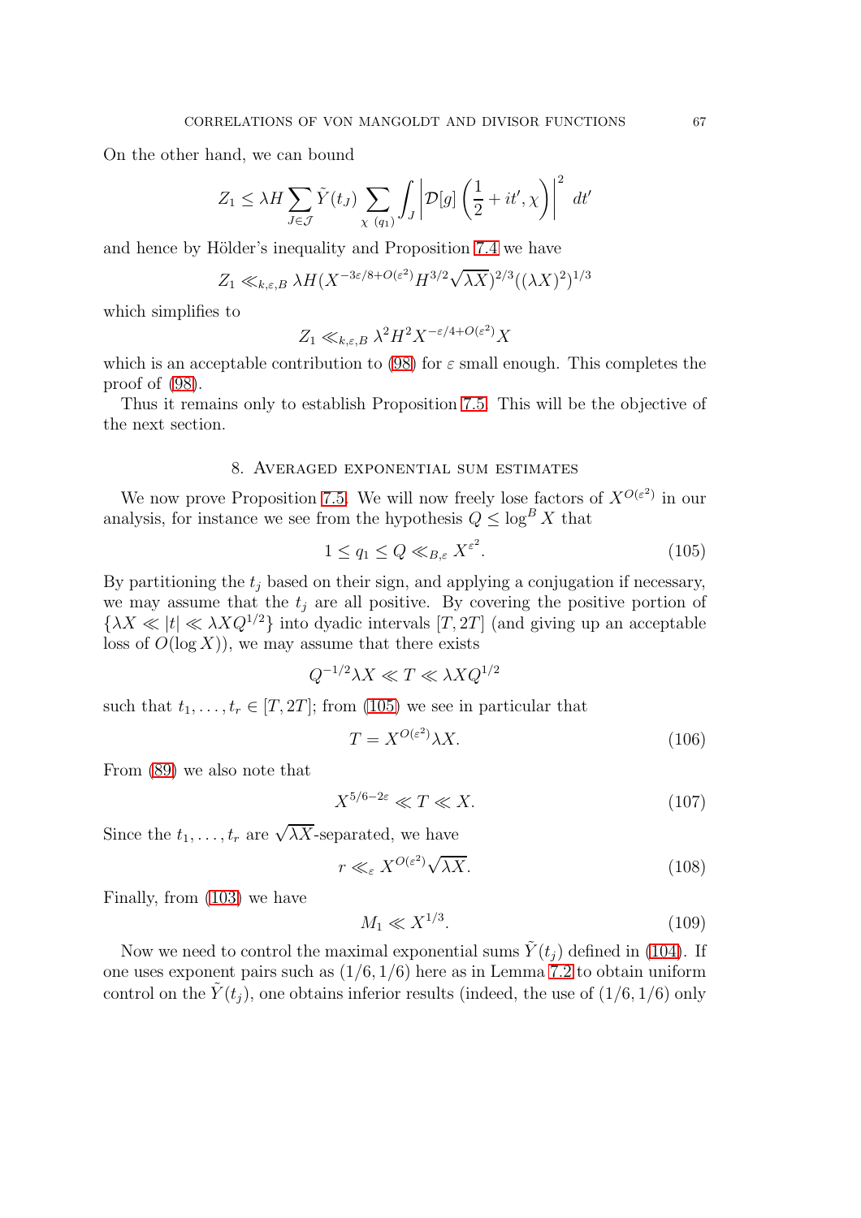On the other hand, we can bound

$$Z_1 \leq \lambda H \sum_{J \in \mathcal{J}} \tilde{Y}(t_J) \sum_{\chi\ (q_1)} \int_J \left| \mathcal{D}[g]\left(\frac{1}{2}+it',\chi\right)\right|^2\ dt'$$

and hence by Hölder's inequality and Proposition 7.4 we have

$$Z_1 \ll_{k,\varepsilon,B} \lambda H (X^{-3\varepsilon/8+O(\varepsilon^2)} H^{3/2}\sqrt{\lambda X})^{2/3}((\lambda X)^2)^{1/3}$$

which simplifies to

$$Z_1 \ll_{k,\varepsilon,B} \lambda^2 H^2 X^{-\varepsilon/4+O(\varepsilon^2)} X$$

which is an acceptable contribution to (98) for $\varepsilon$ small enough. This completes the proof of (98).

Thus it remains only to establish Proposition 7.5. This will be the objective of the next section.

## 8. Averaged exponential sum estimates

We now prove Proposition 7.5. We will now freely lose factors of $X^{O(\varepsilon^2)}$ in our analysis, for instance we see from the hypothesis $Q \leq \log^B X$ that

$$1 \leq q_1 \leq Q \ll_{B,\varepsilon} X^{\varepsilon^2}. \tag{105}$$

By partitioning the $t_j$ based on their sign, and applying a conjugation if necessary, we may assume that the $t_j$ are all positive. By covering the positive portion of $\{\lambda X \ll |t| \ll \lambda X Q^{1/2}\}$ into dyadic intervals $[T, 2T]$ (and giving up an acceptable loss of $O(\log X)$), we may assume that there exists

$$Q^{-1/2}\lambda X \ll T \ll \lambda X Q^{1/2}$$

such that $t_1, \ldots, t_r \in [T, 2T]$; from (105) we see in particular that

$$T = X^{O(\varepsilon^2)}\lambda X. \tag{106}$$

From (89) we also note that

$$X^{5/6-2\varepsilon} \ll T \ll X. \tag{107}$$

Since the $t_1, \ldots, t_r$ are $\sqrt{\lambda X}$-separated, we have

$$r \ll_\varepsilon X^{O(\varepsilon^2)}\sqrt{\lambda X}. \tag{108}$$

Finally, from (103) we have

$$M_1 \ll X^{1/3}. \tag{109}$$

Now we need to control the maximal exponential sums $\tilde{Y}(t_j)$ defined in (104). If one uses exponent pairs such as $(1/6, 1/6)$ here as in Lemma 7.2 to obtain uniform control on the $\tilde{Y}(t_j)$, one obtains inferior results (indeed, the use of $(1/6, 1/6)$ only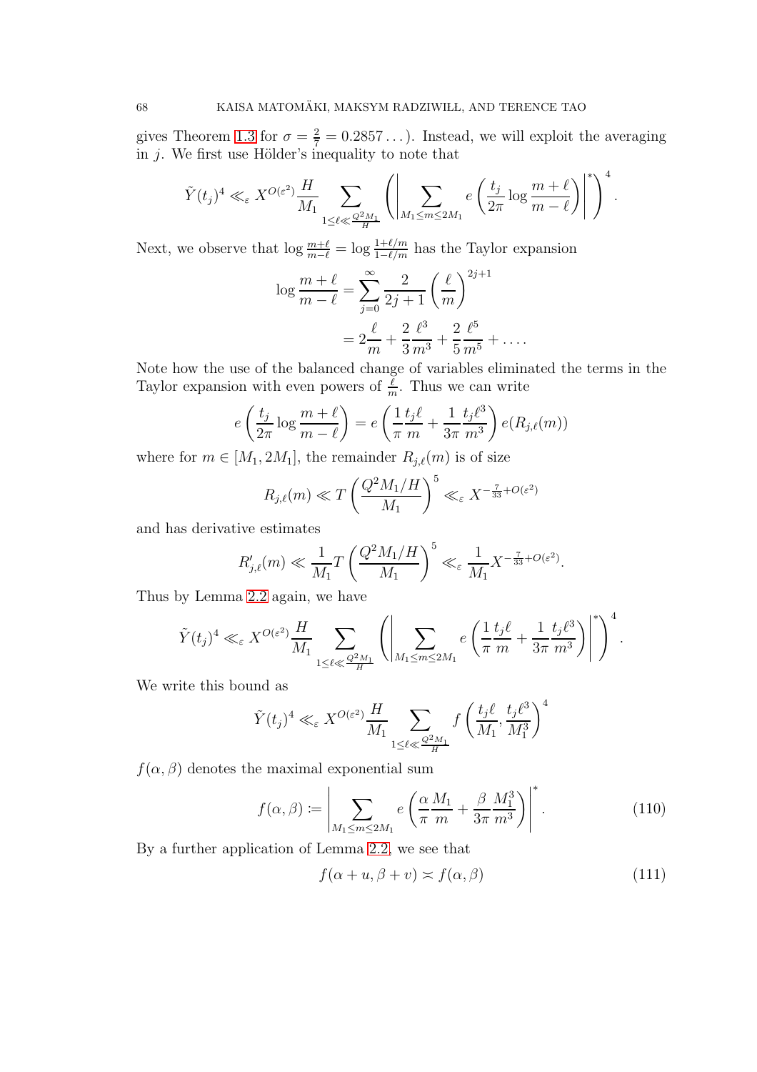gives Theorem 1.3 for $\sigma = \frac{2}{7} = 0.2857\dots$). Instead, we will exploit the averaging in $j$. We first use Hölder's inequality to note that

$$\tilde{Y}(t_j)^4 \ll_\varepsilon X^{O(\varepsilon^2)} \frac{H}{M_1} \sum_{1 \leq \ell \ll \frac{Q^2 M_1}{H}} \left( \left| \sum_{M_1 \leq m \leq 2M_1} e\left( \frac{t_j}{2\pi} \log \frac{m+\ell}{m-\ell} \right) \right|^* \right)^4.$$

Next, we observe that $\log \frac{m+\ell}{m-\ell} = \log \frac{1+\ell/m}{1-\ell/m}$ has the Taylor expansion

$$\begin{aligned} \log \frac{m+\ell}{m-\ell} &= \sum_{j=0}^{\infty} \frac{2}{2j+1} \left( \frac{\ell}{m} \right)^{2j+1} \\ &= 2\frac{\ell}{m} + \frac{2}{3}\frac{\ell^3}{m^3} + \frac{2}{5}\frac{\ell^5}{m^5} + \dots. \end{aligned}$$

Note how the use of the balanced change of variables eliminated the terms in the Taylor expansion with even powers of $\frac{\ell}{m}$. Thus we can write

$$e\left( \frac{t_j}{2\pi} \log \frac{m+\ell}{m-\ell} \right) = e\left( \frac{1}{\pi} \frac{t_j \ell}{m} + \frac{1}{3\pi} \frac{t_j \ell^3}{m^3} \right) e(R_{j,\ell}(m))$$

where for $m \in [M_1, 2M_1]$, the remainder $R_{j,\ell}(m)$ is of size

$$R_{j,\ell}(m) \ll T \left( \frac{Q^2 M_1 / H}{M_1} \right)^5 \ll_\varepsilon X^{-\frac{7}{33} + O(\varepsilon^2)}$$

and has derivative estimates

$$R'_{j,\ell}(m) \ll \frac{1}{M_1} T \left( \frac{Q^2 M_1 / H}{M_1} \right)^5 \ll_\varepsilon \frac{1}{M_1} X^{-\frac{7}{33} + O(\varepsilon^2)}.$$

Thus by Lemma 2.2 again, we have

$$\tilde{Y}(t_j)^4 \ll_\varepsilon X^{O(\varepsilon^2)} \frac{H}{M_1} \sum_{1 \leq \ell \ll \frac{Q^2 M_1}{H}} \left( \left| \sum_{M_1 \leq m \leq 2M_1} e\left( \frac{1}{\pi} \frac{t_j \ell}{m} + \frac{1}{3\pi} \frac{t_j \ell^3}{m^3} \right) \right|^* \right)^4.$$

We write this bound as

$$\tilde{Y}(t_j)^4 \ll_\varepsilon X^{O(\varepsilon^2)} \frac{H}{M_1} \sum_{1 \leq \ell \ll \frac{Q^2 M_1}{H}} f\left( \frac{t_j \ell}{M_1}, \frac{t_j \ell^3}{M_1^3} \right)^4$$

$f(\alpha, \beta)$ denotes the maximal exponential sum

$$f(\alpha, \beta) := \left| \sum_{M_1 \leq m \leq 2M_1} e\left( \frac{\alpha}{\pi} \frac{M_1}{m} + \frac{\beta}{3\pi} \frac{M_1^3}{m^3} \right) \right|^*. \tag{110}$$

By a further application of Lemma 2.2, we see that

$$f(\alpha + u, \beta + v) \asymp f(\alpha, \beta) \tag{111}$$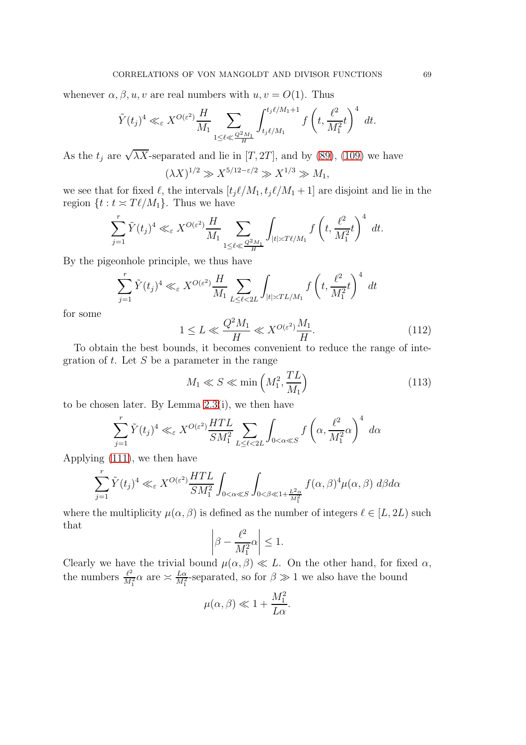whenever $\alpha, \beta, u, v$ are real numbers with $u, v = O(1)$. Thus

$$\tilde{Y}(t_j)^4 \ll_\varepsilon X^{O(\varepsilon^2)} \frac{H}{M_1} \sum_{1 \leq \ell \ll \frac{Q^2 M_1}{H}} \int_{t_j \ell / M_1}^{t_j \ell / M_1 + 1} f\left(t, \frac{\ell^2}{M_1^2} t\right)^4 \, dt.$$

As the $t_j$ are $\sqrt{\lambda X}$-separated and lie in $[T, 2T]$, and by (89), (109) we have

$$(\lambda X)^{1/2} \gg X^{5/12 - \varepsilon/2} \gg X^{1/3} \gg M_1,$$

we see that for fixed $\ell$, the intervals $[t_j \ell / M_1, t_j \ell / M_1 + 1]$ are disjoint and lie in the region $\{t : t \asymp T\ell / M_1\}$. Thus we have

$$\sum_{j=1}^{r} \tilde{Y}(t_j)^4 \ll_\varepsilon X^{O(\varepsilon^2)} \frac{H}{M_1} \sum_{1 \leq \ell \ll \frac{Q^2 M_1}{H}} \int_{|t| \asymp T\ell / M_1} f\left(t, \frac{\ell^2}{M_1^2} t\right)^4 \, dt.$$

By the pigeonhole principle, we thus have

$$\sum_{j=1}^{r} \tilde{Y}(t_j)^4 \ll_\varepsilon X^{O(\varepsilon^2)} \frac{H}{M_1} \sum_{L \leq \ell < 2L} \int_{|t| \asymp TL / M_1} f\left(t, \frac{\ell^2}{M_1^2} t\right)^4 \, dt$$

for some

$$1 \leq L \ll \frac{Q^2 M_1}{H} \ll X^{O(\varepsilon^2)} \frac{M_1}{H}. \tag{112}$$

To obtain the best bounds, it becomes convenient to reduce the range of integration of $t$. Let $S$ be a parameter in the range

$$M_1 \ll S \ll \min\left(M_1^2, \frac{TL}{M_1}\right) \tag{113}$$

to be chosen later. By Lemma 2.3(i), we then have

$$\sum_{j=1}^{r} \tilde{Y}(t_j)^4 \ll_\varepsilon X^{O(\varepsilon^2)} \frac{HTL}{SM_1^2} \sum_{L \leq \ell < 2L} \int_{0 < \alpha \ll S} f\left(\alpha, \frac{\ell^2}{M_1^2} \alpha\right)^4 \, d\alpha$$

Applying (111), we then have

$$\sum_{j=1}^{r} \tilde{Y}(t_j)^4 \ll_\varepsilon X^{O(\varepsilon^2)} \frac{HTL}{SM_1^2} \int_{0 < \alpha \ll S} \int_{0 < \beta \ll 1 + \frac{L^2 \alpha}{M_1^2}} f(\alpha, \beta)^4 \mu(\alpha, \beta) \, d\beta d\alpha$$

where the multiplicity $\mu(\alpha, \beta)$ is defined as the number of integers $\ell \in [L, 2L)$ such that

$$\left| \beta - \frac{\ell^2}{M_1^2} \alpha \right| \leq 1.$$

Clearly we have the trivial bound $\mu(\alpha, \beta) \ll L$. On the other hand, for fixed $\alpha$, the numbers $\frac{\ell^2}{M_1^2} \alpha$ are $\asymp \frac{L\alpha}{M_1^2}$-separated, so for $\beta \gg 1$ we also have the bound

$$\mu(\alpha, \beta) \ll 1 + \frac{M_1^2}{L\alpha}.$$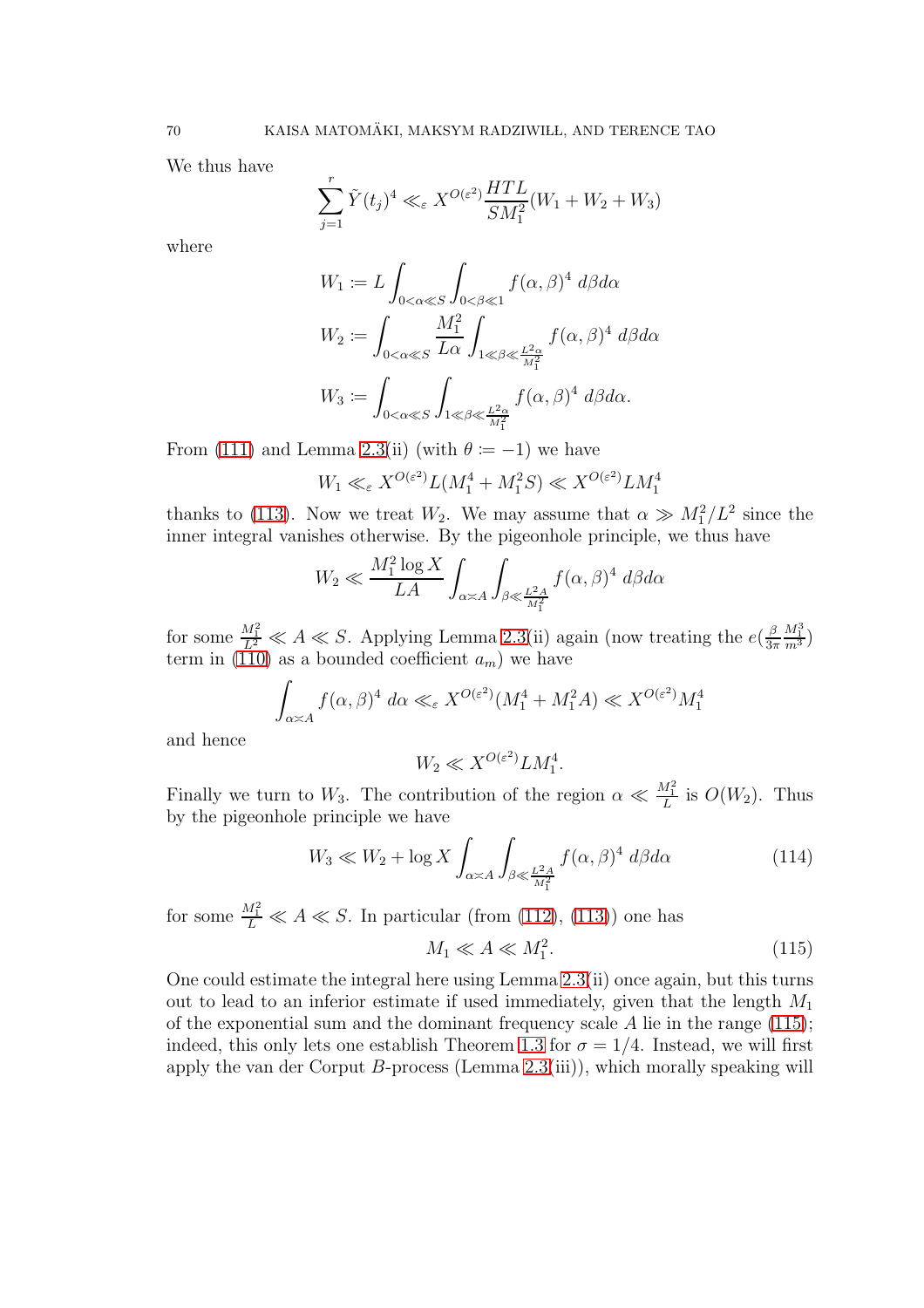We thus have

$$\sum_{j=1}^{r} \tilde{Y}(t_j)^4 \ll_\varepsilon X^{O(\varepsilon^2)} \frac{HTL}{SM_1^2}(W_1 + W_2 + W_3)$$

where

$$W_1 := L \int_{0<\alpha \ll S} \int_{0<\beta \ll 1} f(\alpha,\beta)^4 \, d\beta d\alpha$$

$$W_2 := \int_{0<\alpha \ll S} \frac{M_1^2}{L\alpha} \int_{1 \ll \beta \ll \frac{L^2\alpha}{M_1^2}} f(\alpha,\beta)^4 \, d\beta d\alpha$$

$$W_3 := \int_{0<\alpha \ll S} \int_{1 \ll \beta \ll \frac{L^2\alpha}{M_1^2}} f(\alpha,\beta)^4 \, d\beta d\alpha.$$

From (111) and Lemma 2.3(ii) (with $\theta := -1$) we have

$$W_1 \ll_\varepsilon X^{O(\varepsilon^2)} L(M_1^4 + M_1^2 S) \ll X^{O(\varepsilon^2)} L M_1^4$$

thanks to (113). Now we treat $W_2$. We may assume that $\alpha \gg M_1^2/L^2$ since the inner integral vanishes otherwise. By the pigeonhole principle, we thus have

$$W_2 \ll \frac{M_1^2 \log X}{LA} \int_{\alpha \asymp A} \int_{\beta \ll \frac{L^2 A}{M_1^2}} f(\alpha,\beta)^4 \, d\beta d\alpha$$

for some $\frac{M_1^2}{L^2} \ll A \ll S$. Applying Lemma 2.3(ii) again (now treating the $e(\frac{\beta}{3\pi}\frac{M_1^3}{m^3})$ term in (110) as a bounded coefficient $a_m$) we have

$$\int_{\alpha \asymp A} f(\alpha,\beta)^4 \, d\alpha \ll_\varepsilon X^{O(\varepsilon^2)}(M_1^4 + M_1^2 A) \ll X^{O(\varepsilon^2)} M_1^4$$

and hence

$$W_2 \ll X^{O(\varepsilon^2)} L M_1^4.$$

Finally we turn to $W_3$. The contribution of the region $\alpha \ll \frac{M_1^2}{L}$ is $O(W_2)$. Thus by the pigeonhole principle we have

$$W_3 \ll W_2 + \log X \int_{\alpha \asymp A} \int_{\beta \ll \frac{L^2 A}{M_1^2}} f(\alpha,\beta)^4 \, d\beta d\alpha \tag{114}$$

for some $\frac{M_1^2}{L} \ll A \ll S$. In particular (from (112), (113)) one has

$$M_1 \ll A \ll M_1^2. \tag{115}$$

One could estimate the integral here using Lemma 2.3(ii) once again, but this turns out to lead to an inferior estimate if used immediately, given that the length $M_1$ of the exponential sum and the dominant frequency scale $A$ lie in the range (115); indeed, this only lets one establish Theorem 1.3 for $\sigma = 1/4$. Instead, we will first apply the van der Corput $B$-process (Lemma 2.3(iii)), which morally speaking will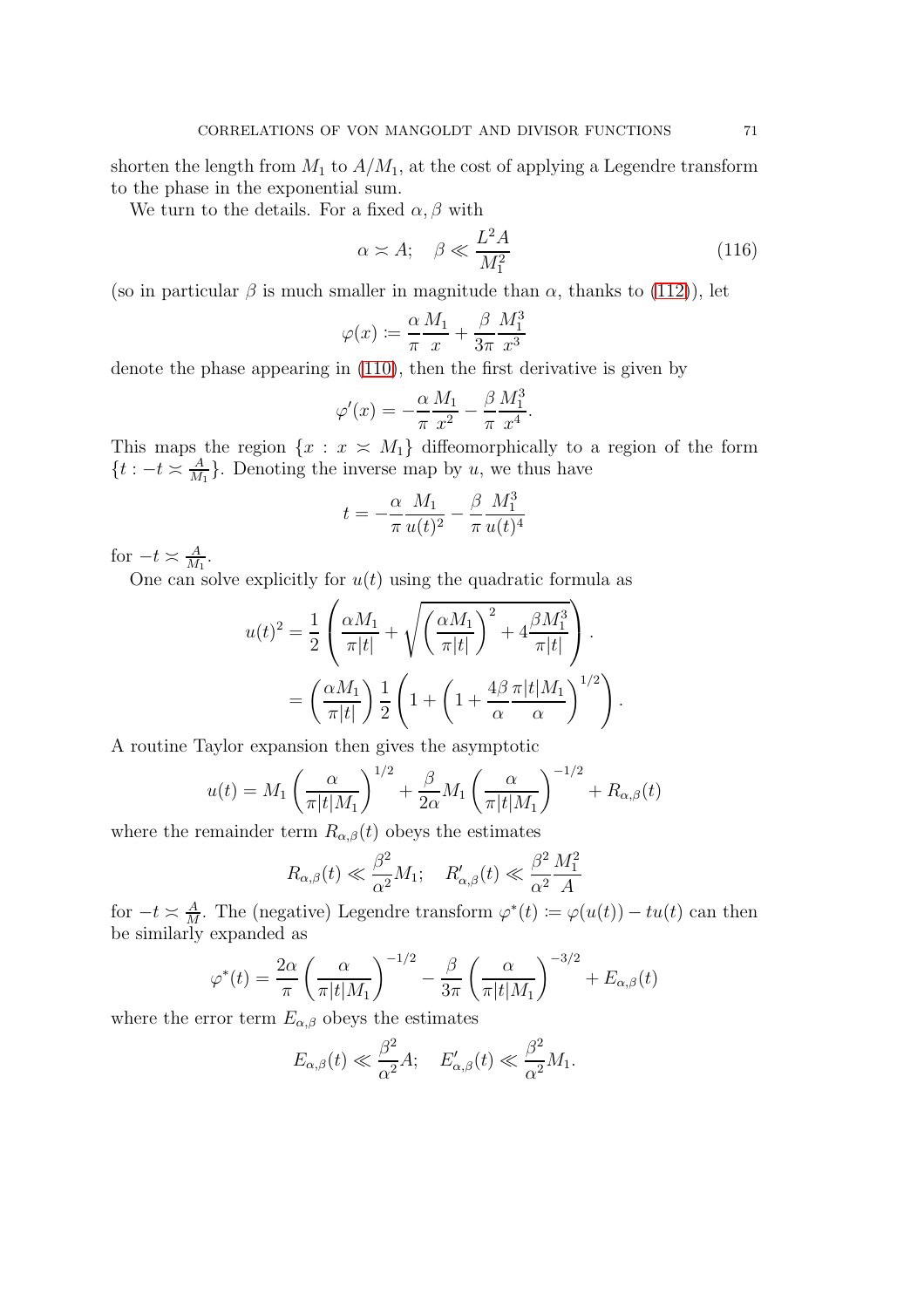shorten the length from $M_1$ to $A/M_1$, at the cost of applying a Legendre transform to the phase in the exponential sum.

We turn to the details. For a fixed $\alpha, \beta$ with

$$\alpha \asymp A; \quad \beta \ll \frac{L^2 A}{M_1^2} \tag{116}$$

(so in particular $\beta$ is much smaller in magnitude than $\alpha$, thanks to (112)), let

$$\varphi(x) := \frac{\alpha}{\pi}\frac{M_1}{x} + \frac{\beta}{3\pi}\frac{M_1^3}{x^3}$$

denote the phase appearing in (110), then the first derivative is given by

$$\varphi'(x) = -\frac{\alpha}{\pi}\frac{M_1}{x^2} - \frac{\beta}{\pi}\frac{M_1^3}{x^4}.$$

This maps the region $\{x : x \asymp M_1\}$ diffeomorphically to a region of the form $\{t : -t \asymp \frac{A}{M_1}\}$. Denoting the inverse map by $u$, we thus have

$$t = -\frac{\alpha}{\pi}\frac{M_1}{u(t)^2} - \frac{\beta}{\pi}\frac{M_1^3}{u(t)^4}$$

for $-t \asymp \frac{A}{M_1}$.

One can solve explicitly for $u(t)$ using the quadratic formula as

$$\begin{aligned} u(t)^2 &= \frac{1}{2}\left(\frac{\alpha M_1}{\pi |t|} + \sqrt{\left(\frac{\alpha M_1}{\pi |t|}\right)^2 + 4\frac{\beta M_1^3}{\pi |t|}}\right). \\ &= \left(\frac{\alpha M_1}{\pi |t|}\right)\frac{1}{2}\left(1 + \left(1 + \frac{4\beta}{\alpha}\frac{\pi |t| M_1}{\alpha}\right)^{1/2}\right). \end{aligned}$$

A routine Taylor expansion then gives the asymptotic

$$u(t) = M_1\left(\frac{\alpha}{\pi |t| M_1}\right)^{1/2} + \frac{\beta}{2\alpha}M_1\left(\frac{\alpha}{\pi |t| M_1}\right)^{-1/2} + R_{\alpha,\beta}(t)$$

where the remainder term $R_{\alpha,\beta}(t)$ obeys the estimates

$$R_{\alpha,\beta}(t) \ll \frac{\beta^2}{\alpha^2}M_1; \quad R'_{\alpha,\beta}(t) \ll \frac{\beta^2}{\alpha^2}\frac{M_1^2}{A}$$

for $-t \asymp \frac{A}{M}$. The (negative) Legendre transform $\varphi^*(t) := \varphi(u(t)) - tu(t)$ can then be similarly expanded as

$$\varphi^*(t) = \frac{2\alpha}{\pi}\left(\frac{\alpha}{\pi |t| M_1}\right)^{-1/2} - \frac{\beta}{3\pi}\left(\frac{\alpha}{\pi |t| M_1}\right)^{-3/2} + E_{\alpha,\beta}(t)$$

where the error term $E_{\alpha,\beta}$ obeys the estimates

$$E_{\alpha,\beta}(t) \ll \frac{\beta^2}{\alpha^2}A; \quad E'_{\alpha,\beta}(t) \ll \frac{\beta^2}{\alpha^2}M_1.$$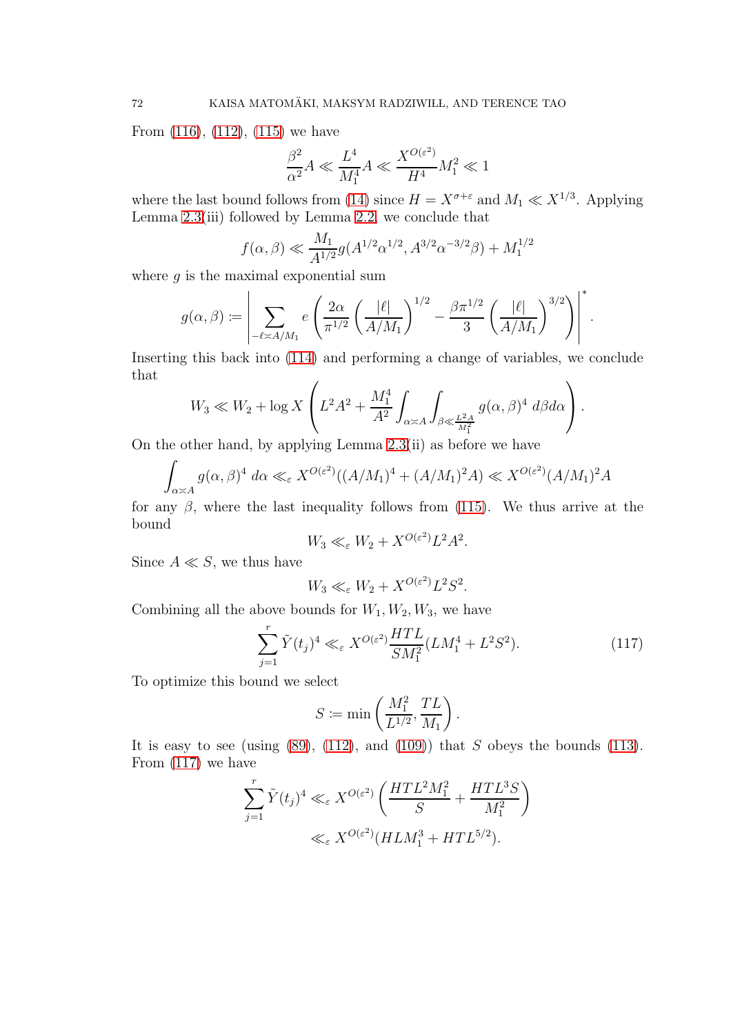From (116), (112), (115) we have

$$\frac{\beta^2}{\alpha^2} A \ll \frac{L^4}{M_1^4} A \ll \frac{X^{O(\varepsilon^2)}}{H^4} M_1^2 \ll 1$$

where the last bound follows from (14) since $H = X^{\sigma+\varepsilon}$ and $M_1 \ll X^{1/3}$. Applying Lemma 2.3(iii) followed by Lemma 2.2, we conclude that

$$f(\alpha, \beta) \ll \frac{M_1}{A^{1/2}} g(A^{1/2}\alpha^{1/2}, A^{3/2}\alpha^{-3/2}\beta) + M_1^{1/2}$$

where $g$ is the maximal exponential sum

$$g(\alpha, \beta) := \left| \sum_{-\ell \asymp A/M_1} e\left( \frac{2\alpha}{\pi^{1/2}} \left( \frac{|\ell|}{A/M_1} \right)^{1/2} - \frac{\beta \pi^{1/2}}{3} \left( \frac{|\ell|}{A/M_1} \right)^{3/2} \right) \right|^*.$$

Inserting this back into (114) and performing a change of variables, we conclude that

$$W_3 \ll W_2 + \log X \left( L^2 A^2 + \frac{M_1^4}{A^2} \int_{\alpha \asymp A} \int_{\beta \ll \frac{L^2 A}{M_1^2}} g(\alpha, \beta)^4 \, d\beta d\alpha \right).$$

On the other hand, by applying Lemma 2.3(ii) as before we have

$$\int_{\alpha \asymp A} g(\alpha, \beta)^4 \, d\alpha \ll_\varepsilon X^{O(\varepsilon^2)}((A/M_1)^4 + (A/M_1)^2 A) \ll X^{O(\varepsilon^2)}(A/M_1)^2 A$$

for any $\beta$, where the last inequality follows from (115). We thus arrive at the bound

$$W_3 \ll_\varepsilon W_2 + X^{O(\varepsilon^2)} L^2 A^2.$$

Since $A \ll S$, we thus have

$$W_3 \ll_\varepsilon W_2 + X^{O(\varepsilon^2)} L^2 S^2.$$

Combining all the above bounds for $W_1, W_2, W_3$, we have

$$\sum_{j=1}^r \tilde{Y}(t_j)^4 \ll_\varepsilon X^{O(\varepsilon^2)} \frac{HTL}{SM_1^2} (LM_1^4 + L^2 S^2). \tag{117}$$

To optimize this bound we select

$$S := \min\left( \frac{M_1^2}{L^{1/2}}, \frac{TL}{M_1} \right).$$

It is easy to see (using (89), (112), and (109)) that $S$ obeys the bounds (113). From (117) we have

$$\begin{aligned}
\sum_{j=1}^r \tilde{Y}(t_j)^4 &\ll_\varepsilon X^{O(\varepsilon^2)} \left( \frac{HTL^2 M_1^2}{S} + \frac{HTL^3 S}{M_1^2} \right) \\
&\ll_\varepsilon X^{O(\varepsilon^2)} (HLM_1^3 + HTL^{5/2}).
\end{aligned}$$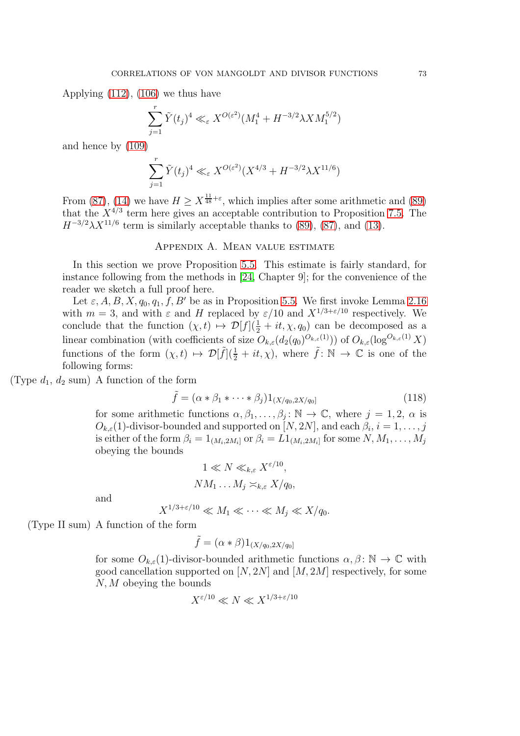Applying (112), (106) we thus have

$$\sum_{j=1}^{r} \tilde{Y}(t_j)^4 \ll_\varepsilon X^{O(\varepsilon^2)}(M_1^4 + H^{-3/2}\lambda X M_1^{5/2})$$

and hence by (109)

$$\sum_{j=1}^{r} \tilde{Y}(t_j)^4 \ll_\varepsilon X^{O(\varepsilon^2)}(X^{4/3} + H^{-3/2}\lambda X^{11/6})$$

From (87), (14) we have $H \geq X^{\frac{11}{48}+\varepsilon}$, which implies after some arithmetic and (89) that the $X^{4/3}$ term here gives an acceptable contribution to Proposition 7.5. The $H^{-3/2}\lambda X^{11/6}$ term is similarly acceptable thanks to (89), (87), and (13).

## Appendix A. Mean value estimate

In this section we prove Proposition 5.5. This estimate is fairly standard, for instance following from the methods in [24, Chapter 9]; for the convenience of the reader we sketch a full proof here.

Let $\varepsilon, A, B, X, q_0, q_1, f, B'$ be as in Proposition 5.5. We first invoke Lemma 2.16 with $m = 3$, and with $\varepsilon$ and $H$ replaced by $\varepsilon/10$ and $X^{1/3+\varepsilon/10}$ respectively. We conclude that the function $(\chi, t) \mapsto \mathcal{D}[f](\frac{1}{2}+it, \chi, q_0)$ can be decomposed as a linear combination (with coefficients of size $O_{k,\varepsilon}(d_2(q_0)^{O_{k,\varepsilon}(1)})$) of $O_{k,\varepsilon}(\log^{O_{k,\varepsilon}(1)} X)$ functions of the form $(\chi, t) \mapsto \mathcal{D}[\tilde{f}](\frac{1}{2}+it, \chi)$, where $\tilde{f}\colon \mathbb{N} \to \mathbb{C}$ is one of the following forms:

(Type $d_1$, $d_2$ sum) A function of the form

$$\tilde{f} = (\alpha * \beta_1 * \cdots * \beta_j)1_{(X/q_0, 2X/q_0]} \tag{118}$$

for some arithmetic functions $\alpha, \beta_1, \ldots, \beta_j\colon \mathbb{N} \to \mathbb{C}$, where $j = 1, 2$, $\alpha$ is $O_{k,\varepsilon}(1)$-divisor-bounded and supported on $[N, 2N]$, and each $\beta_i$, $i = 1, \ldots, j$ is either of the form $\beta_i = 1_{(M_i, 2M_i]}$ or $\beta_i = L1_{(M_i, 2M_i]}$ for some $N, M_1, \ldots, M_j$ obeying the bounds

$$1 \ll N \ll_{k,\varepsilon} X^{\varepsilon/10},$$

$$NM_1 \ldots M_j \asymp_{k,\varepsilon} X/q_0,$$

and

$$X^{1/3+\varepsilon/10} \ll M_1 \ll \cdots \ll M_j \ll X/q_0.$$

(Type II sum) A function of the form

$$\tilde{f} = (\alpha * \beta)1_{(X/q_0, 2X/q_0]}$$

for some $O_{k,\varepsilon}(1)$-divisor-bounded arithmetic functions $\alpha, \beta\colon \mathbb{N} \to \mathbb{C}$ with good cancellation supported on $[N, 2N]$ and $[M, 2M]$ respectively, for some $N, M$ obeying the bounds

$$X^{\varepsilon/10} \ll N \ll X^{1/3+\varepsilon/10}$$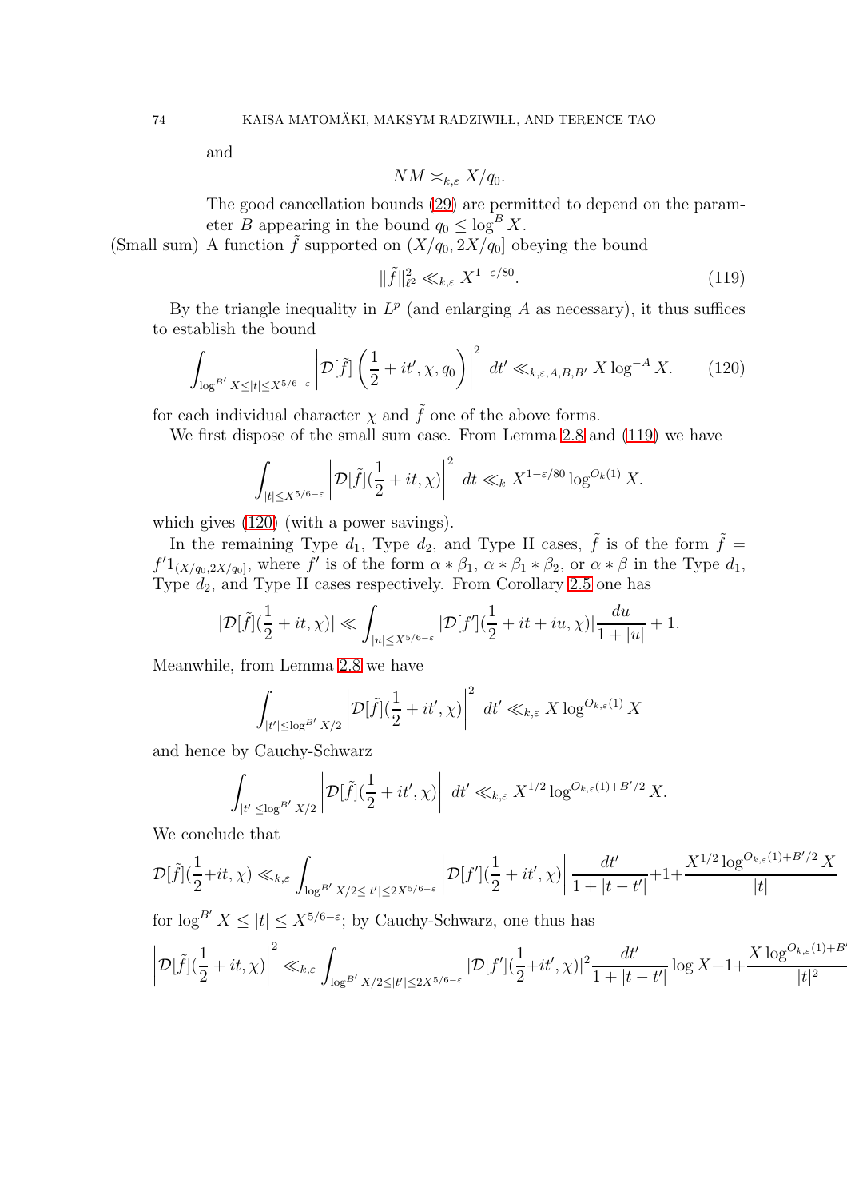and

$$NM \asymp_{k,\varepsilon} X/q_0.$$

The good cancellation bounds (29) are permitted to depend on the parameter $B$ appearing in the bound $q_0 \leq \log^B X$.

(Small sum) A function $\tilde f$ supported on $(X/q_0, 2X/q_0]$ obeying the bound

$$\|\tilde f\|_{\ell^2}^2 \ll_{k,\varepsilon} X^{1-\varepsilon/80}. \tag{119}$$

By the triangle inequality in $L^p$ (and enlarging $A$ as necessary), it thus suffices to establish the bound

$$\int_{\log^{B'} X \leq |t| \leq X^{5/6-\varepsilon}} \left| \mathcal{D}[\tilde f]\left(\frac{1}{2}+it', \chi, q_0\right)\right|^2\ dt' \ll_{k,\varepsilon,A,B,B'} X \log^{-A} X. \tag{120}$$

for each individual character $\chi$ and $\tilde f$ one of the above forms.

We first dispose of the small sum case. From Lemma 2.8 and (119) we have

$$\int_{|t| \leq X^{5/6-\varepsilon}} \left|\mathcal{D}[\tilde f](\frac{1}{2}+it, \chi)\right|^2\ dt \ll_k X^{1-\varepsilon/80} \log^{O_k(1)} X.$$

which gives (120) (with a power savings).

In the remaining Type $d_1$, Type $d_2$, and Type II cases, $\tilde f$ is of the form $\tilde f = f' 1_{(X/q_0, 2X/q_0]}$, where $f'$ is of the form $\alpha * \beta_1$, $\alpha * \beta_1 * \beta_2$, or $\alpha * \beta$ in the Type $d_1$, Type $d_2$, and Type II cases respectively. From Corollary 2.5 one has

$$|\mathcal{D}[\tilde f](\frac{1}{2}+it, \chi)| \ll \int_{|u| \leq X^{5/6-\varepsilon}} |\mathcal{D}[f'](\frac{1}{2}+it+iu, \chi)| \frac{du}{1+|u|} + 1.$$

Meanwhile, from Lemma 2.8 we have

$$\int_{|t'| \leq \log^{B'} X/2} \left|\mathcal{D}[\tilde f](\frac{1}{2}+it', \chi)\right|^2\ dt' \ll_{k,\varepsilon} X \log^{O_{k,\varepsilon}(1)} X$$

and hence by Cauchy-Schwarz

$$\int_{|t'| \leq \log^{B'} X/2} \left|\mathcal{D}[\tilde f](\frac{1}{2}+it', \chi)\right|\ dt' \ll_{k,\varepsilon} X^{1/2} \log^{O_{k,\varepsilon}(1)+B'/2} X.$$

We conclude that

$$\mathcal{D}[\tilde f](\frac{1}{2}+it, \chi) \ll_{k,\varepsilon} \int_{\log^{B'} X/2 \leq |t'| \leq 2X^{5/6-\varepsilon}} \left|\mathcal{D}[f'](\frac{1}{2}+it', \chi)\right| \frac{dt'}{1+|t-t'|} + 1 + \frac{X^{1/2}\log^{O_{k,\varepsilon}(1)+B'/2} X}{|t|}$$

for $\log^{B'} X \leq |t| \leq X^{5/6-\varepsilon}$; by Cauchy-Schwarz, one thus has

$$\left|\mathcal{D}[\tilde f](\frac{1}{2}+it, \chi)\right|^2 \ll_{k,\varepsilon} \int_{\log^{B'} X/2 \leq |t'| \leq 2X^{5/6-\varepsilon}} |\mathcal{D}[f'](\frac{1}{2}+it', \chi)|^2 \frac{dt'}{1+|t-t'|} \log X + 1 + \frac{X \log^{O_{k,\varepsilon}(1)+B'} X}{|t|^2}$$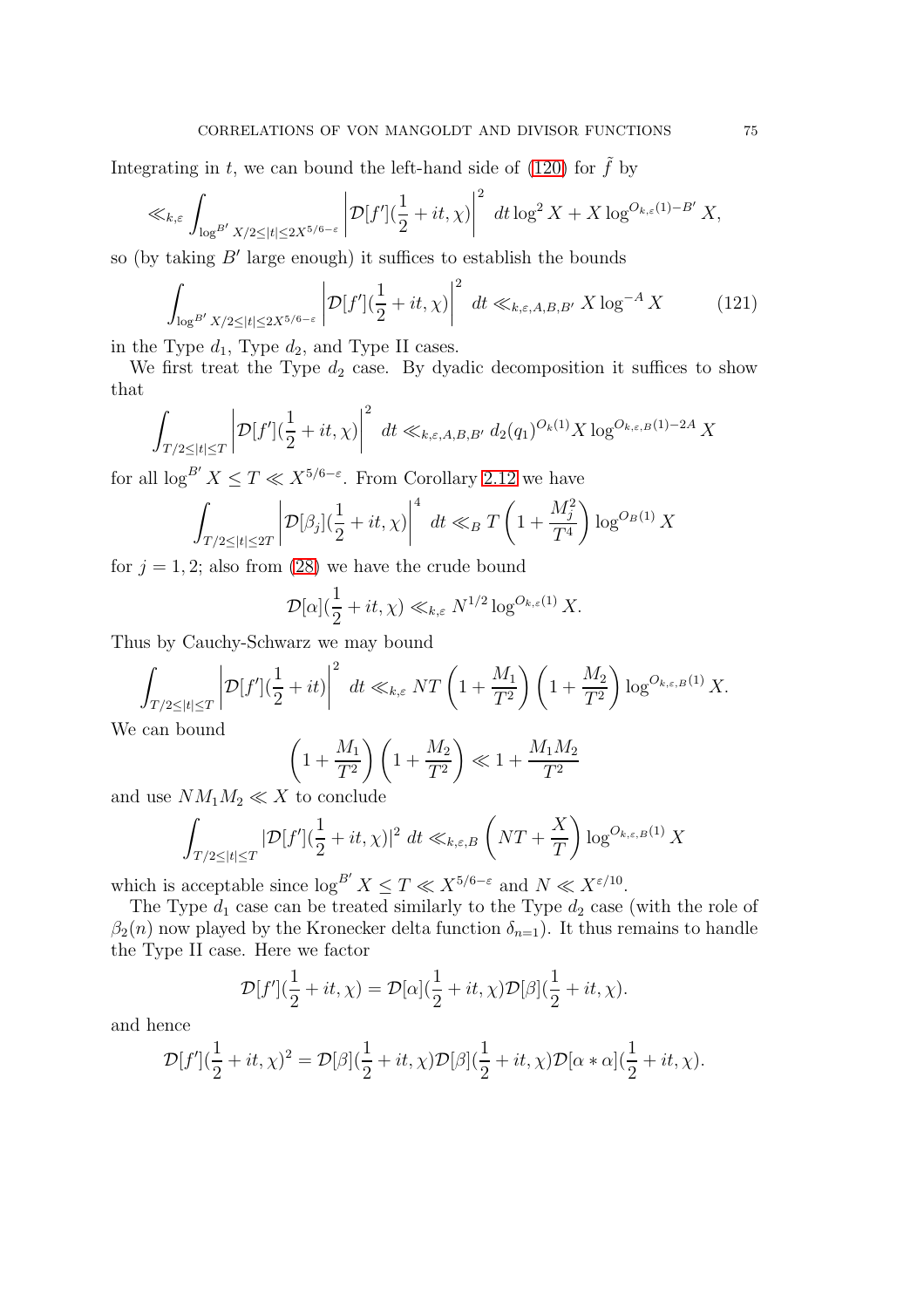Integrating in $t$, we can bound the left-hand side of (120) for $\tilde{f}$ by

$$\ll_{k,\varepsilon} \int_{\log^{B'} X/2 \leq |t| \leq 2X^{5/6-\varepsilon}} \left| \mathcal{D}[f'](\frac{1}{2}+it,\chi) \right|^2 \, dt \log^2 X + X \log^{O_{k,\varepsilon}(1)-B'} X,$$

so (by taking $B'$ large enough) it suffices to establish the bounds

$$\int_{\log^{B'} X/2 \leq |t| \leq 2X^{5/6-\varepsilon}} \left| \mathcal{D}[f'](\frac{1}{2}+it,\chi) \right|^2 \, dt \ll_{k,\varepsilon,A,B,B'} X \log^{-A} X \tag{121}$$

in the Type $d_1$, Type $d_2$, and Type II cases.

We first treat the Type $d_2$ case. By dyadic decomposition it suffices to show that

$$\int_{T/2 \leq |t| \leq T} \left| \mathcal{D}[f'](\frac{1}{2}+it,\chi) \right|^2 \, dt \ll_{k,\varepsilon,A,B,B'} d_2(q_1)^{O_k(1)} X \log^{O_{k,\varepsilon,B}(1)-2A} X$$

for all $\log^{B'} X \leq T \ll X^{5/6-\varepsilon}$. From Corollary 2.12 we have

$$\int_{T/2 \leq |t| \leq 2T} \left| \mathcal{D}[\beta_j](\frac{1}{2}+it,\chi) \right|^4 \, dt \ll_B T \left(1 + \frac{M_j^2}{T^4}\right) \log^{O_B(1)} X$$

for $j = 1,2$; also from (28) we have the crude bound

$$\mathcal{D}[\alpha](\frac{1}{2}+it,\chi) \ll_{k,\varepsilon} N^{1/2} \log^{O_{k,\varepsilon}(1)} X.$$

Thus by Cauchy-Schwarz we may bound

$$\int_{T/2 \leq |t| \leq T} \left| \mathcal{D}[f'](\frac{1}{2}+it) \right|^2 \, dt \ll_{k,\varepsilon} NT \left(1 + \frac{M_1}{T^2}\right)\left(1 + \frac{M_2}{T^2}\right) \log^{O_{k,\varepsilon,B}(1)} X.$$

We can bound

$$\left(1 + \frac{M_1}{T^2}\right)\left(1 + \frac{M_2}{T^2}\right) \ll 1 + \frac{M_1 M_2}{T^2}$$

and use $NM_1M_2 \ll X$ to conclude

$$\int_{T/2 \leq |t| \leq T} |\mathcal{D}[f'](\frac{1}{2}+it,\chi)|^2 \, dt \ll_{k,\varepsilon,B} \left(NT + \frac{X}{T}\right) \log^{O_{k,\varepsilon,B}(1)} X$$

which is acceptable since $\log^{B'} X \leq T \ll X^{5/6-\varepsilon}$ and $N \ll X^{\varepsilon/10}$.

The Type $d_1$ case can be treated similarly to the Type $d_2$ case (with the role of $\beta_2(n)$ now played by the Kronecker delta function $\delta_{n=1}$). It thus remains to handle the Type II case. Here we factor

$$\mathcal{D}[f'](\frac{1}{2}+it,\chi) = \mathcal{D}[\alpha](\frac{1}{2}+it,\chi)\mathcal{D}[\beta](\frac{1}{2}+it,\chi).$$

and hence

$$\mathcal{D}[f'](\frac{1}{2}+it,\chi)^2 = \mathcal{D}[\beta](\frac{1}{2}+it,\chi)\mathcal{D}[\beta](\frac{1}{2}+it,\chi)\mathcal{D}[\alpha * \alpha](\frac{1}{2}+it,\chi).$$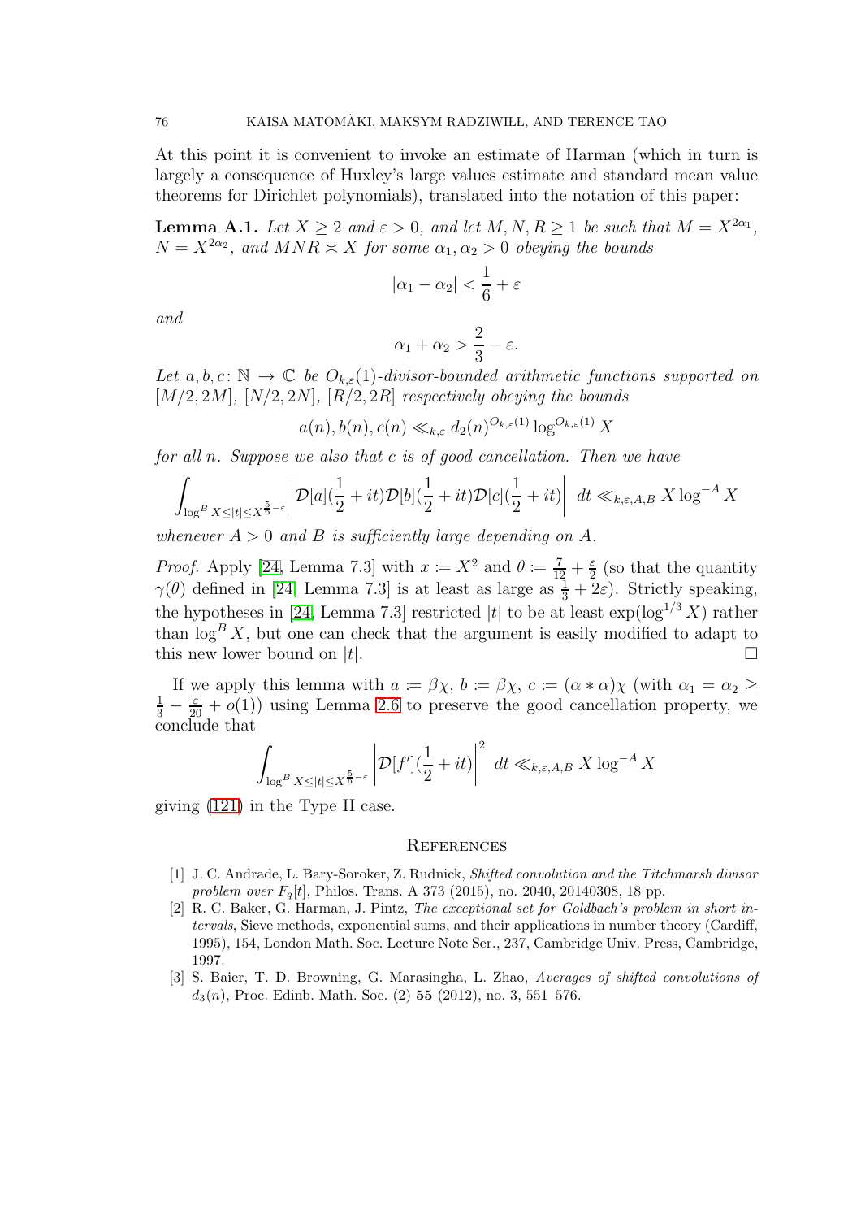At this point it is convenient to invoke an estimate of Harman (which in turn is largely a consequence of Huxley's large values estimate and standard mean value theorems for Dirichlet polynomials), translated into the notation of this paper:

**Lemma A.1.** *Let $X \geq 2$ and $\varepsilon > 0$, and let $M, N, R \geq 1$ be such that $M = X^{2\alpha_1}$, $N = X^{2\alpha_2}$, and $MNR \asymp X$ for some $\alpha_1, \alpha_2 > 0$ obeying the bounds*

$$|\alpha_1 - \alpha_2| < \frac{1}{6} + \varepsilon$$

*and*

$$\alpha_1 + \alpha_2 > \frac{2}{3} - \varepsilon.$$

*Let $a, b, c \colon \mathbb{N} \to \mathbb{C}$ be $O_{k,\varepsilon}(1)$-divisor-bounded arithmetic functions supported on $[M/2, 2M]$, $[N/2, 2N]$, $[R/2, 2R]$ respectively obeying the bounds*

$$a(n), b(n), c(n) \ll_{k,\varepsilon} d_2(n)^{O_{k,\varepsilon}(1)} \log^{O_{k,\varepsilon}(1)} X$$

*for all $n$. Suppose we also that $c$ is of good cancellation. Then we have*

$$\int_{\log^B X \leq |t| \leq X^{\frac{5}{6}-\varepsilon}} \left| \mathcal{D}[a](\frac{1}{2}+it)\mathcal{D}[b](\frac{1}{2}+it)\mathcal{D}[c](\frac{1}{2}+it) \right| \, dt \ll_{k,\varepsilon,A,B} X \log^{-A} X$$

*whenever $A > 0$ and $B$ is sufficiently large depending on $A$.*

*Proof.* Apply [24, Lemma 7.3] with $x := X^2$ and $\theta := \frac{7}{12} + \frac{\varepsilon}{2}$ (so that the quantity $\gamma(\theta)$ defined in [24, Lemma 7.3] is at least as large as $\frac{1}{3} + 2\varepsilon$). Strictly speaking, the hypotheses in [24, Lemma 7.3] restricted $|t|$ to be at least $\exp(\log^{1/3} X)$ rather than $\log^B X$, but one can check that the argument is easily modified to adapt to this new lower bound on $|t|$. □

If we apply this lemma with $a := \beta\chi$, $b := \beta\chi$, $c := (\alpha * \alpha)\chi$ (with $\alpha_1 = \alpha_2 \geq \frac{1}{3} - \frac{\varepsilon}{20} + o(1)$) using Lemma 2.6 to preserve the good cancellation property, we conclude that

$$\int_{\log^B X \leq |t| \leq X^{\frac{5}{6}-\varepsilon}} \left| \mathcal{D}[f'](\frac{1}{2}+it) \right|^2 \, dt \ll_{k,\varepsilon,A,B} X \log^{-A} X$$

giving (121) in the Type II case.

## References

[1] J. C. Andrade, L. Bary-Soroker, Z. Rudnick, *Shifted convolution and the Titchmarsh divisor problem over $F_q[t]$*, Philos. Trans. A 373 (2015), no. 2040, 20140308, 18 pp.

[2] R. C. Baker, G. Harman, J. Pintz, *The exceptional set for Goldbach's problem in short intervals*, Sieve methods, exponential sums, and their applications in number theory (Cardiff, 1995), 154, London Math. Soc. Lecture Note Ser., 237, Cambridge Univ. Press, Cambridge, 1997.

[3] S. Baier, T. D. Browning, G. Marasingha, L. Zhao, *Averages of shifted convolutions of $d_3(n)$*, Proc. Edinb. Math. Soc. (2) **55** (2012), no. 3, 551–576.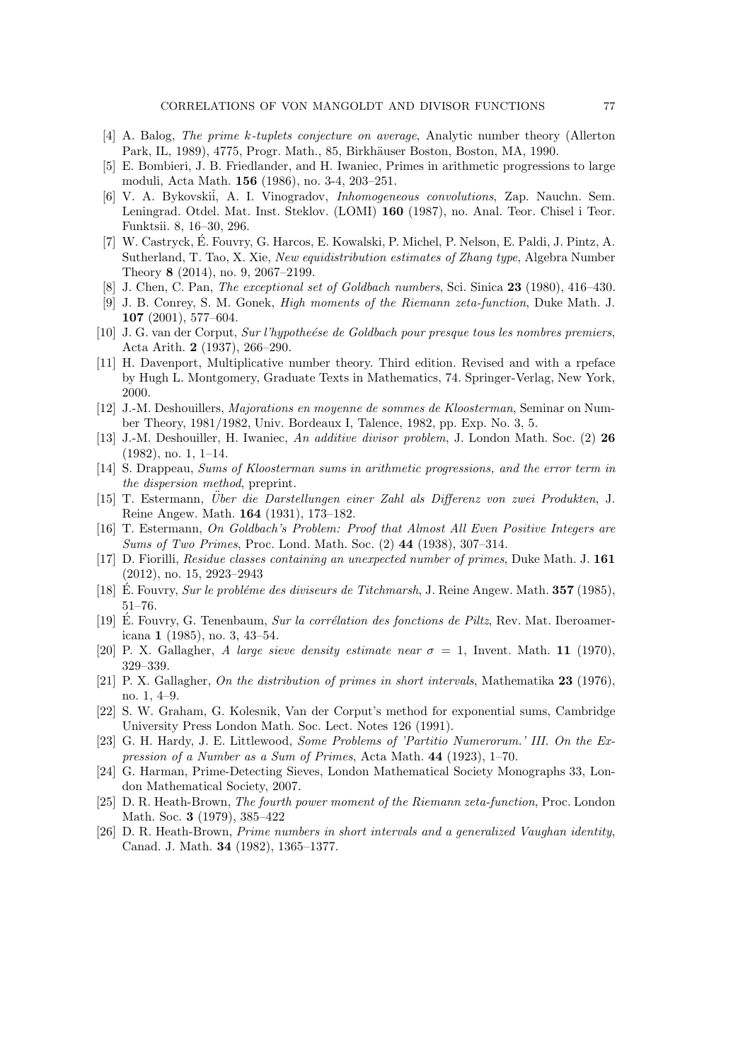[4] A. Balog, *The prime k-tuplets conjecture on average*, Analytic number theory (Allerton Park, IL, 1989), 4775, Progr. Math., 85, Birkhäuser Boston, Boston, MA, 1990.

[5] E. Bombieri, J. B. Friedlander, and H. Iwaniec, Primes in arithmetic progressions to large moduli, Acta Math. **156** (1986), no. 3-4, 203–251.

[6] V. A. Bykovskiĭ, A. I. Vinogradov, *Inhomogeneous convolutions*, Zap. Nauchn. Sem. Leningrad. Otdel. Mat. Inst. Steklov. (LOMI) **160** (1987), no. Anal. Teor. Chisel i Teor. Funktsii. 8, 16–30, 296.

[7] W. Castryck, É. Fouvry, G. Harcos, E. Kowalski, P. Michel, P. Nelson, E. Paldi, J. Pintz, A. Sutherland, T. Tao, X. Xie, *New equidistribution estimates of Zhang type*, Algebra Number Theory **8** (2014), no. 9, 2067–2199.

[8] J. Chen, C. Pan, *The exceptional set of Goldbach numbers*, Sci. Sinica **23** (1980), 416–430.

[9] J. B. Conrey, S. M. Gonek, *High moments of the Riemann zeta-function*, Duke Math. J. **107** (2001), 577–604.

[10] J. G. van der Corput, *Sur l'hypotheése de Goldbach pour presque tous les nombres premiers*, Acta Arith. **2** (1937), 266–290.

[11] H. Davenport, Multiplicative number theory. Third edition. Revised and with a rpeface by Hugh L. Montgomery, Graduate Texts in Mathematics, 74. Springer-Verlag, New York, 2000.

[12] J.-M. Deshouillers, *Majorations en moyenne de sommes de Kloosterman*, Seminar on Number Theory, 1981/1982, Univ. Bordeaux I, Talence, 1982, pp. Exp. No. 3, 5.

[13] J.-M. Deshouiller, H. Iwaniec, *An additive divisor problem*, J. London Math. Soc. (2) **26** (1982), no. 1, 1–14.

[14] S. Drappeau, *Sums of Kloosterman sums in arithmetic progressions, and the error term in the dispersion method*, preprint.

[15] T. Estermann, *Über die Darstellungen einer Zahl als Differenz von zwei Produkten*, J. Reine Angew. Math. **164** (1931), 173–182.

[16] T. Estermann, *On Goldbach's Problem: Proof that Almost All Even Positive Integers are Sums of Two Primes*, Proc. Lond. Math. Soc. (2) **44** (1938), 307–314.

[17] D. Fiorilli, *Residue classes containing an unexpected number of primes*, Duke Math. J. **161** (2012), no. 15, 2923–2943

[18] É. Fouvry, *Sur le probléme des diviseurs de Titchmarsh*, J. Reine Angew. Math. **357** (1985), 51–76.

[19] É. Fouvry, G. Tenenbaum, *Sur la corrélation des fonctions de Piltz*, Rev. Mat. Iberoamericana **1** (1985), no. 3, 43–54.

[20] P. X. Gallagher, *A large sieve density estimate near $\sigma = 1$*, Invent. Math. **11** (1970), 329–339.

[21] P. X. Gallagher, *On the distribution of primes in short intervals*, Mathematika **23** (1976), no. 1, 4–9.

[22] S. W. Graham, G. Kolesnik, Van der Corput's method for exponential sums, Cambridge University Press London Math. Soc. Lect. Notes 126 (1991).

[23] G. H. Hardy, J. E. Littlewood, *Some Problems of 'Partitio Numerorum.' III. On the Expression of a Number as a Sum of Primes*, Acta Math. **44** (1923), 1–70.

[24] G. Harman, Prime-Detecting Sieves, London Mathematical Society Monographs 33, London Mathematical Society, 2007.

[25] D. R. Heath-Brown, *The fourth power moment of the Riemann zeta-function*, Proc. London Math. Soc. **3** (1979), 385–422

[26] D. R. Heath-Brown, *Prime numbers in short intervals and a generalized Vaughan identity*, Canad. J. Math. **34** (1982), 1365–1377.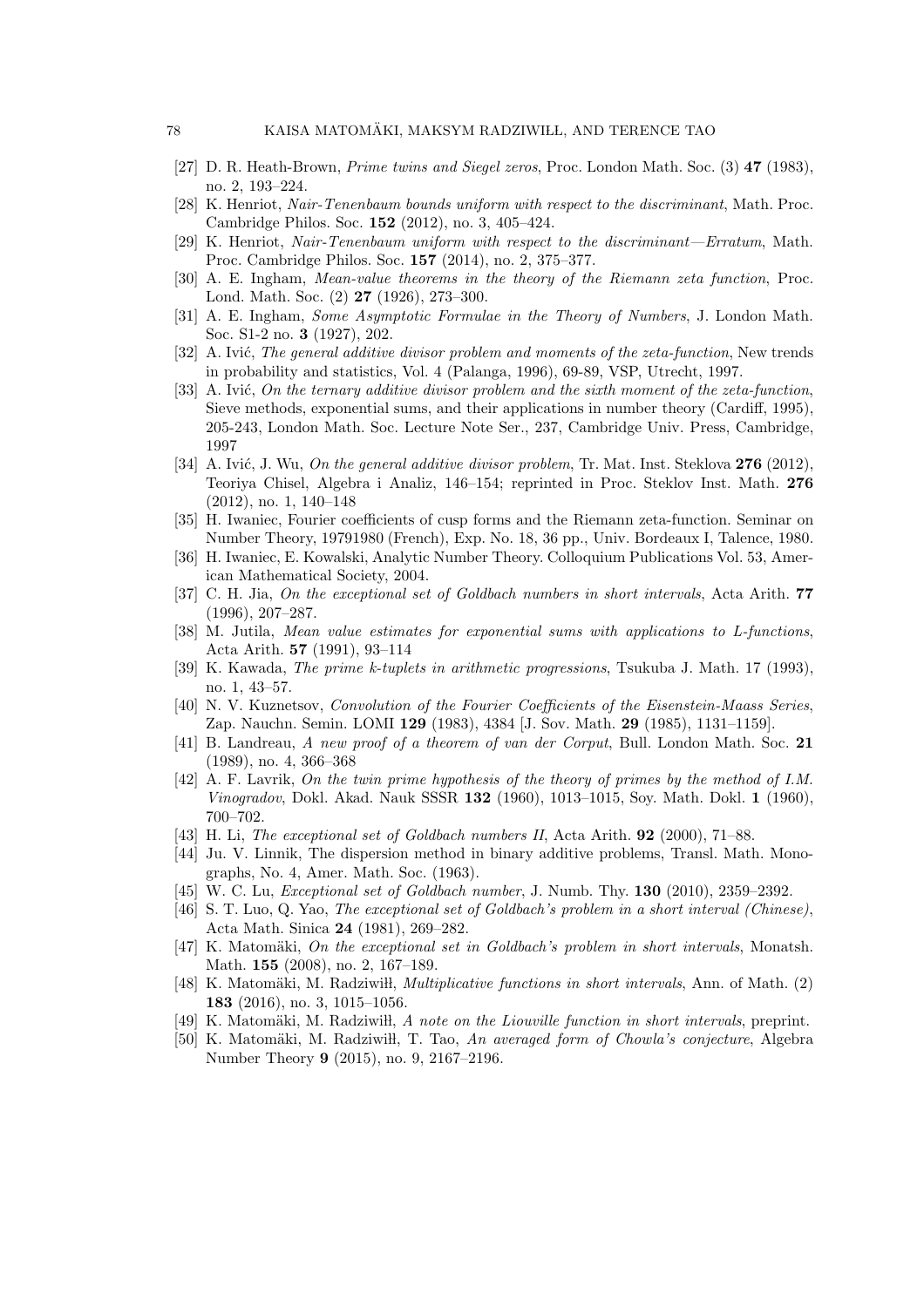[27] D. R. Heath-Brown, *Prime twins and Siegel zeros*, Proc. London Math. Soc. (3) **47** (1983), no. 2, 193–224.

[28] K. Henriot, *Nair-Tenenbaum bounds uniform with respect to the discriminant*, Math. Proc. Cambridge Philos. Soc. **152** (2012), no. 3, 405–424.

[29] K. Henriot, *Nair-Tenenbaum uniform with respect to the discriminant—Erratum*, Math. Proc. Cambridge Philos. Soc. **157** (2014), no. 2, 375–377.

[30] A. E. Ingham, *Mean-value theorems in the theory of the Riemann zeta function*, Proc. Lond. Math. Soc. (2) **27** (1926), 273–300.

[31] A. E. Ingham, *Some Asymptotic Formulae in the Theory of Numbers*, J. London Math. Soc. S1-2 no. **3** (1927), 202.

[32] A. Ivić, *The general additive divisor problem and moments of the zeta-function*, New trends in probability and statistics, Vol. 4 (Palanga, 1996), 69-89, VSP, Utrecht, 1997.

[33] A. Ivić, *On the ternary additive divisor problem and the sixth moment of the zeta-function*, Sieve methods, exponential sums, and their applications in number theory (Cardiff, 1995), 205-243, London Math. Soc. Lecture Note Ser., 237, Cambridge Univ. Press, Cambridge, 1997

[34] A. Ivić, J. Wu, *On the general additive divisor problem*, Tr. Mat. Inst. Steklova **276** (2012), Teoriya Chisel, Algebra i Analiz, 146–154; reprinted in Proc. Steklov Inst. Math. **276** (2012), no. 1, 140–148

[35] H. Iwaniec, Fourier coefficients of cusp forms and the Riemann zeta-function. Seminar on Number Theory, 19791980 (French), Exp. No. 18, 36 pp., Univ. Bordeaux I, Talence, 1980.

[36] H. Iwaniec, E. Kowalski, Analytic Number Theory. Colloquium Publications Vol. 53, American Mathematical Society, 2004.

[37] C. H. Jia, *On the exceptional set of Goldbach numbers in short intervals*, Acta Arith. **77** (1996), 207–287.

[38] M. Jutila, *Mean value estimates for exponential sums with applications to L-functions*, Acta Arith. **57** (1991), 93–114

[39] K. Kawada, *The prime k-tuplets in arithmetic progressions*, Tsukuba J. Math. 17 (1993), no. 1, 43–57.

[40] N. V. Kuznetsov, *Convolution of the Fourier Coefficients of the Eisenstein-Maass Series*, Zap. Nauchn. Semin. LOMI **129** (1983), 4384 [J. Sov. Math. **29** (1985), 1131–1159].

[41] B. Landreau, *A new proof of a theorem of van der Corput*, Bull. London Math. Soc. **21** (1989), no. 4, 366–368

[42] A. F. Lavrik, *On the twin prime hypothesis of the theory of primes by the method of I.M. Vinogradov*, Dokl. Akad. Nauk SSSR **132** (1960), 1013–1015, Soy. Math. Dokl. **1** (1960), 700–702.

[43] H. Li, *The exceptional set of Goldbach numbers II*, Acta Arith. **92** (2000), 71–88.

[44] Ju. V. Linnik, The dispersion method in binary additive problems, Transl. Math. Monographs, No. 4, Amer. Math. Soc. (1963).

[45] W. C. Lu, *Exceptional set of Goldbach number*, J. Numb. Thy. **130** (2010), 2359–2392.

[46] S. T. Luo, Q. Yao, *The exceptional set of Goldbach's problem in a short interval (Chinese)*, Acta Math. Sinica **24** (1981), 269–282.

[47] K. Matomäki, *On the exceptional set in Goldbach's problem in short intervals*, Monatsh. Math. **155** (2008), no. 2, 167–189.

[48] K. Matomäki, M. Radziwiłł, *Multiplicative functions in short intervals*, Ann. of Math. (2) **183** (2016), no. 3, 1015–1056.

[49] K. Matomäki, M. Radziwiłł, *A note on the Liouville function in short intervals*, preprint.

[50] K. Matomäki, M. Radziwiłł, T. Tao, *An averaged form of Chowla's conjecture*, Algebra Number Theory **9** (2015), no. 9, 2167–2196.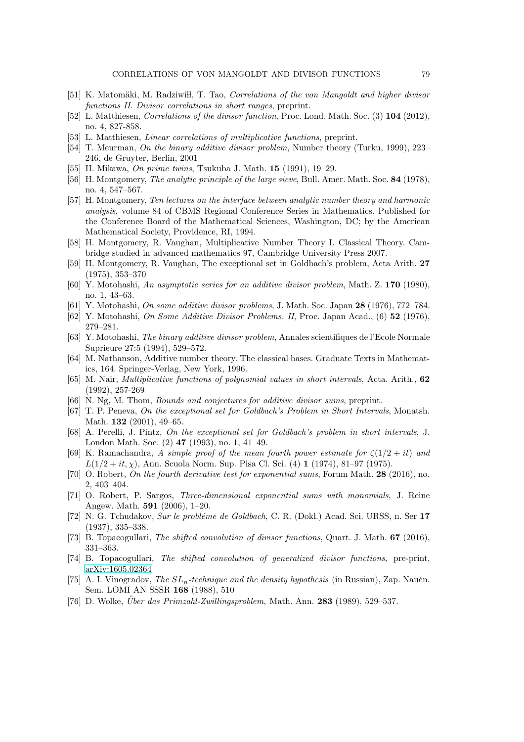[51] K. Matomäki, M. Radziwiłł, T. Tao, *Correlations of the von Mangoldt and higher divisor functions II. Divisor correlations in short ranges*, preprint.

[52] L. Matthiesen, *Correlations of the divisor function*, Proc. Lond. Math. Soc. (3) **104** (2012), no. 4, 827-858.

[53] L. Matthiesen, *Linear correlations of multiplicative functions*, preprint.

[54] T. Meurman, *On the binary additive divisor problem*, Number theory (Turku, 1999), 223–246, de Gruyter, Berlin, 2001

[55] H. Mikawa, *On prime twins*, Tsukuba J. Math. **15** (1991), 19–29.

[56] H. Montgomery, *The analytic principle of the large sieve*, Bull. Amer. Math. Soc. **84** (1978), no. 4, 547–567.

[57] H. Montgomery, *Ten lectures on the interface between analytic number theory and harmonic analysis*, volume 84 of CBMS Regional Conference Series in Mathematics. Published for the Conference Board of the Mathematical Sciences, Washington, DC; by the American Mathematical Society, Providence, RI, 1994.

[58] H. Montgomery, R. Vaughan, Multiplicative Number Theory I. Classical Theory. Cambridge studied in advanced mathematics 97, Cambridge University Press 2007.

[59] H. Montgomery, R. Vaughan, The exceptional set in Goldbach's problem, Acta Arith. **27** (1975), 353–370

[60] Y. Motohashi, *An asymptotic series for an additive divisor problem*, Math. Z. **170** (1980), no. 1, 43–63.

[61] Y. Motohashi, *On some additive divisor problems*, J. Math. Soc. Japan **28** (1976), 772–784.

[62] Y. Motohashi, *On Some Additive Divisor Problems. II*, Proc. Japan Acad., (6) **52** (1976), 279–281.

[63] Y. Motohashi, *The binary additive divisor problem*, Annales scientifiques de l'Ecole Normale Suprieure 27:5 (1994), 529–572.

[64] M. Nathanson, Additive number theory. The classical bases. Graduate Texts in Mathematics, 164. Springer-Verlag, New York, 1996.

[65] M. Nair, *Multiplicative functions of polynomial values in short intervals*, Acta. Arith., **62** (1992), 257-269

[66] N. Ng, M. Thom, *Bounds and conjectures for additive divisor sums*, preprint.

[67] T. P. Peneva, *On the exceptional set for Goldbach's Problem in Short Intervals*, Monatsh. Math. **132** (2001), 49–65.

[68] A. Perelli, J. Pintz, *On the exceptional set for Goldbach's problem in short intervals*, J. London Math. Soc. (2) **47** (1993), no. 1, 41–49.

[69] K. Ramachandra, *A simple proof of the mean fourth power estimate for $\zeta(1/2+it)$ and $L(1/2+it,\chi)$*, Ann. Scuola Norm. Sup. Pisa Cl. Sci. (4) **1** (1974), 81–97 (1975).

[70] O. Robert, *On the fourth derivative test for exponential sums*, Forum Math. **28** (2016), no. 2, 403–404.

[71] O. Robert, P. Sargos, *Three-dimensional exponential sums with monomials*, J. Reine Angew. Math. **591** (2006), 1–20.

[72] N. G. Tchudakov, *Sur le probléme de Goldbach*, C. R. (Dokl.) Acad. Sci. URSS, n. Ser **17** (1937), 335–338.

[73] B. Topacogullari, *The shifted convolution of divisor functions*, Quart. J. Math. **67** (2016), 331–363.

[74] B. Topacogullari, *The shifted convolution of generalized divisor functions*, pre-print, arXiv:1605.02364

[75] A. I. Vinogradov, *The $SL_n$-technique and the density hypothesis* (in Russian), Zap. Naučn. Sem. LOMI AN SSSR **168** (1988), 510

[76] D. Wolke, *Über das Primzahl-Zwillingsproblem*, Math. Ann. **283** (1989), 529–537.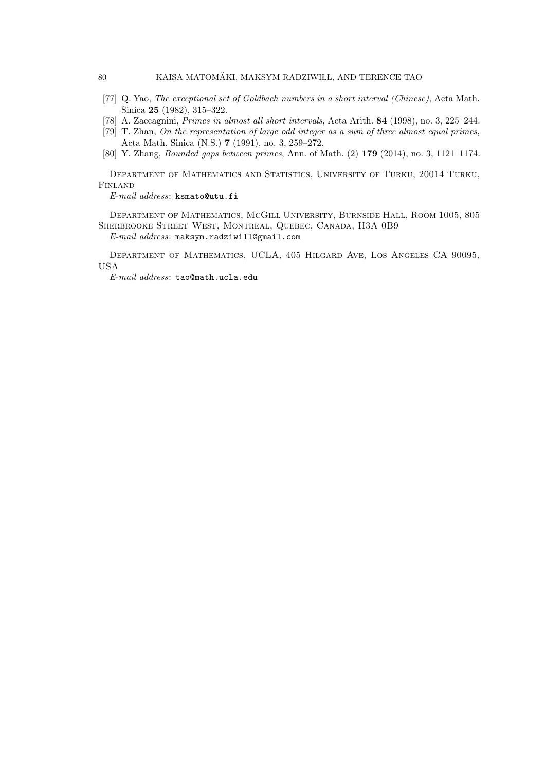[77] Q. Yao, *The exceptional set of Goldbach numbers in a short interval (Chinese)*, Acta Math. Sinica **25** (1982), 315–322.

[78] A. Zaccagnini, *Primes in almost all short intervals*, Acta Arith. **84** (1998), no. 3, 225–244.

[79] T. Zhan, *On the representation of large odd integer as a sum of three almost equal primes*, Acta Math. Sinica (N.S.) **7** (1991), no. 3, 259–272.

[80] Y. Zhang, *Bounded gaps between primes*, Ann. of Math. (2) **179** (2014), no. 3, 1121–1174.

Department of Mathematics and Statistics, University of Turku, 20014 Turku, Finland

*E-mail address*: ksmato@utu.fi

Department of Mathematics, McGill University, Burnside Hall, Room 1005, 805 Sherbrooke Street West, Montreal, Quebec, Canada, H3A 0B9

*E-mail address*: maksym.radziwill@gmail.com

Department of Mathematics, UCLA, 405 Hilgard Ave, Los Angeles CA 90095, USA

*E-mail address*: tao@math.ucla.edu